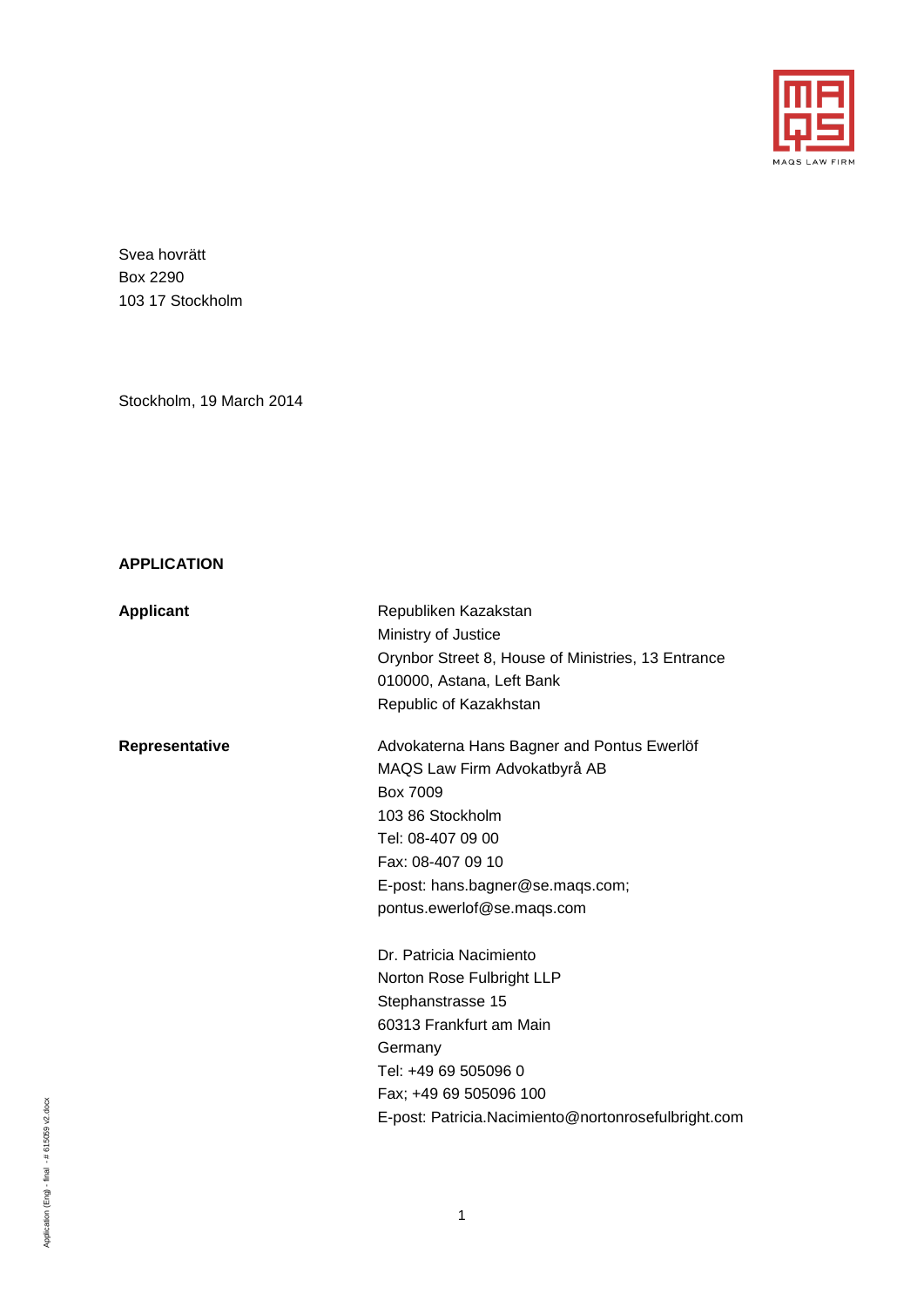Svea hovrätt
Box 2290
103 17 Stockholm

Stockholm, 19 March 2014

**APPLICATION**

| | |
|---|---|
| **Applicant** | Republiken Kazakstan<br>Ministry of Justice<br>Orynbor Street 8, House of Ministries, 13 Entrance<br>010000, Astana, Left Bank<br>Republic of Kazakhstan |
| **Representative** | Advokaterna Hans Bagner and Pontus Ewerlöf<br>MAQS Law Firm Advokatbyrå AB<br>Box 7009<br>103 86 Stockholm<br>Tel: 08-407 09 00<br>Fax: 08-407 09 10<br>E-post: hans.bagner@se.maqs.com;<br>pontus.ewerlof@se.maqs.com<br><br>Dr. Patricia Nacimiento<br>Norton Rose Fulbright LLP<br>Stephanstrasse 15<br>60313 Frankfurt am Main<br>Germany<br>Tel: +49 69 505096 0<br>Fax; +49 69 505096 100<br>E-post: Patricia.Nacimiento@nortonrosefulbright.com |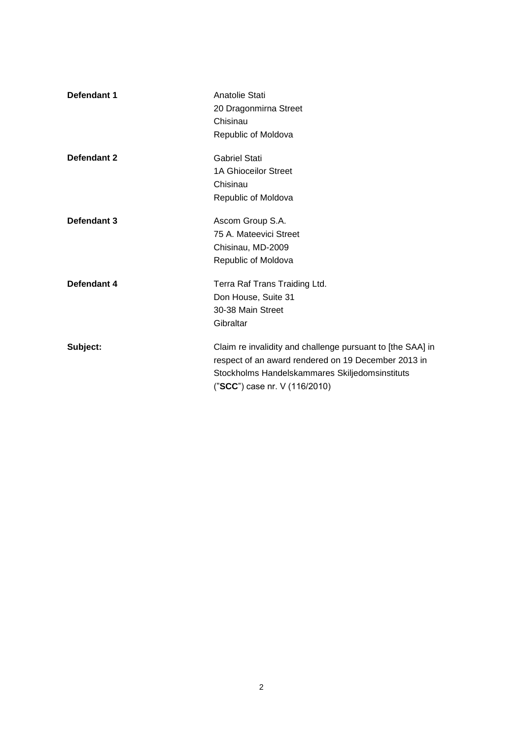**Defendant 1** Anatolie Stati
20 Dragonmirna Street
Chisinau
Republic of Moldova

**Defendant 2** Gabriel Stati
1A Ghioceilor Street
Chisinau
Republic of Moldova

**Defendant 3** Ascom Group S.A.
75 A. Mateevici Street
Chisinau, MD-2009
Republic of Moldova

**Defendant 4** Terra Raf Trans Traiding Ltd.
Don House, Suite 31
30-38 Main Street
Gibraltar

**Subject:** Claim re invalidity and challenge pursuant to [the SAA] in respect of an award rendered on 19 December 2013 in Stockholms Handelskammares Skiljedomsinstituts ("**SCC**") case nr. V (116/2010)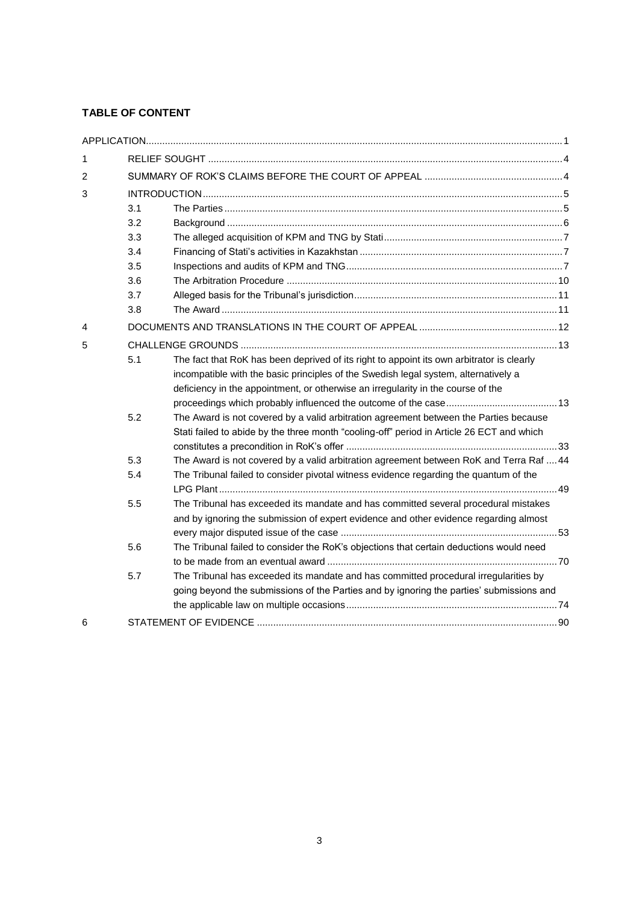**TABLE OF CONTENT**

| | | | |
|---|---|---|---|
| APPLICATION | | | 1 |
| 1 | RELIEF SOUGHT | | 4 |
| 2 | SUMMARY OF ROK'S CLAIMS BEFORE THE COURT OF APPEAL | | 4 |
| 3 | INTRODUCTION | | 5 |
| | 3.1 | The Parties | 5 |
| | 3.2 | Background | 6 |
| | 3.3 | The alleged acquisition of KPM and TNG by Stati | 7 |
| | 3.4 | Financing of Stati's activities in Kazakhstan | 7 |
| | 3.5 | Inspections and audits of KPM and TNG | 7 |
| | 3.6 | The Arbitration Procedure | 10 |
| | 3.7 | Alleged basis for the Tribunal's jurisdiction | 11 |
| | 3.8 | The Award | 11 |
| 4 | DOCUMENTS AND TRANSLATIONS IN THE COURT OF APPEAL | | 12 |
| 5 | CHALLENGE GROUNDS | | 13 |
| | 5.1 | The fact that RoK has been deprived of its right to appoint its own arbitrator is clearly incompatible with the basic principles of the Swedish legal system, alternatively a deficiency in the appointment, or otherwise an irregularity in the course of the proceedings which probably influenced the outcome of the case | 13 |
| | 5.2 | The Award is not covered by a valid arbitration agreement between the Parties because Stati failed to abide by the three month "cooling-off" period in Article 26 ECT and which constitutes a precondition in RoK's offer | 33 |
| | 5.3 | The Award is not covered by a valid arbitration agreement between RoK and Terra Raf | 44 |
| | 5.4 | The Tribunal failed to consider pivotal witness evidence regarding the quantum of the LPG Plant | 49 |
| | 5.5 | The Tribunal has exceeded its mandate and has committed several procedural mistakes and by ignoring the submission of expert evidence and other evidence regarding almost every major disputed issue of the case | 53 |
| | 5.6 | The Tribunal failed to consider the RoK's objections that certain deductions would need to be made from an eventual award | 70 |
| | 5.7 | The Tribunal has exceeded its mandate and has committed procedural irregularities by going beyond the submissions of the Parties and by ignoring the parties' submissions and the applicable law on multiple occasions | 74 |
| 6 | STATEMENT OF EVIDENCE | | 90 |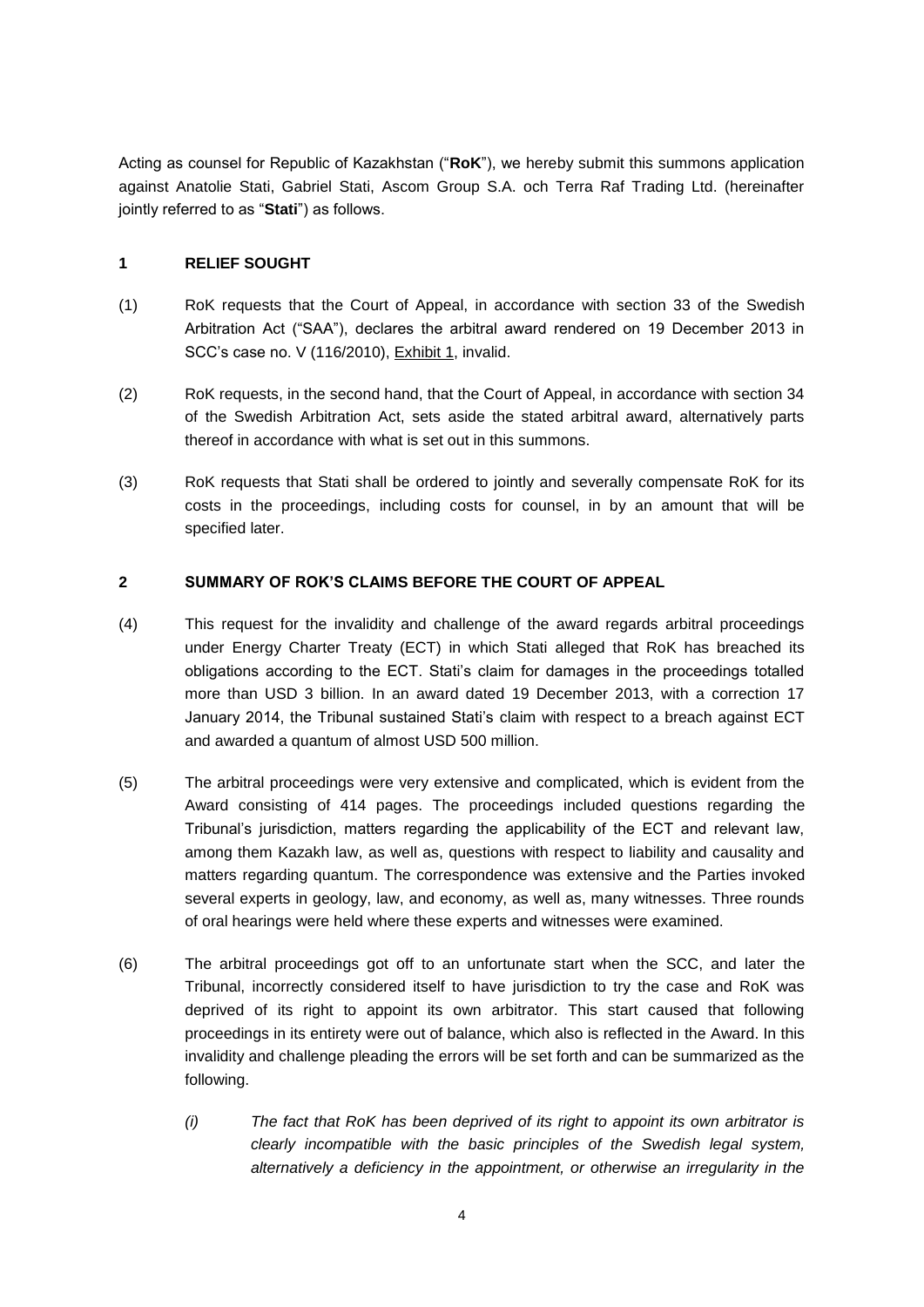Acting as counsel for Republic of Kazakhstan ("**RoK**"), we hereby submit this summons application against Anatolie Stati, Gabriel Stati, Ascom Group S.A. och Terra Raf Trading Ltd. (hereinafter jointly referred to as "**Stati**") as follows.

## 1 RELIEF SOUGHT

(1) RoK requests that the Court of Appeal, in accordance with section 33 of the Swedish Arbitration Act ("SAA"), declares the arbitral award rendered on 19 December 2013 in SCC's case no. V (116/2010), Exhibit 1, invalid.

(2) RoK requests, in the second hand, that the Court of Appeal, in accordance with section 34 of the Swedish Arbitration Act, sets aside the stated arbitral award, alternatively parts thereof in accordance with what is set out in this summons.

(3) RoK requests that Stati shall be ordered to jointly and severally compensate RoK for its costs in the proceedings, including costs for counsel, in by an amount that will be specified later.

## 2 SUMMARY OF ROK'S CLAIMS BEFORE THE COURT OF APPEAL

(4) This request for the invalidity and challenge of the award regards arbitral proceedings under Energy Charter Treaty (ECT) in which Stati alleged that RoK has breached its obligations according to the ECT. Stati's claim for damages in the proceedings totalled more than USD 3 billion. In an award dated 19 December 2013, with a correction 17 January 2014, the Tribunal sustained Stati's claim with respect to a breach against ECT and awarded a quantum of almost USD 500 million.

(5) The arbitral proceedings were very extensive and complicated, which is evident from the Award consisting of 414 pages. The proceedings included questions regarding the Tribunal's jurisdiction, matters regarding the applicability of the ECT and relevant law, among them Kazakh law, as well as, questions with respect to liability and causality and matters regarding quantum. The correspondence was extensive and the Parties invoked several experts in geology, law, and economy, as well as, many witnesses. Three rounds of oral hearings were held where these experts and witnesses were examined.

(6) The arbitral proceedings got off to an unfortunate start when the SCC, and later the Tribunal, incorrectly considered itself to have jurisdiction to try the case and RoK was deprived of its right to appoint its own arbitrator. This start caused that following proceedings in its entirety were out of balance, which also is reflected in the Award. In this invalidity and challenge pleading the errors will be set forth and can be summarized as the following.

*(i) The fact that RoK has been deprived of its right to appoint its own arbitrator is clearly incompatible with the basic principles of the Swedish legal system, alternatively a deficiency in the appointment, or otherwise an irregularity in the*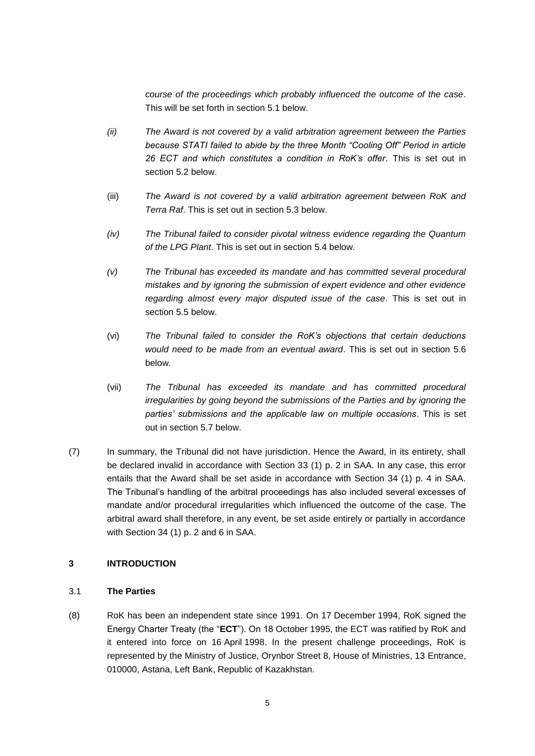*course of the proceedings which probably influenced the outcome of the case*. This will be set forth in section 5.1 below.

*(ii)* *The Award is not covered by a valid arbitration agreement between the Parties because STATI failed to abide by the three Month "Cooling Off" Period in article 26 ECT and which constitutes a condition in RoK's offer*. This is set out in section 5.2 below.

(iii) *The Award is not covered by a valid arbitration agreement between RoK and Terra Raf*. This is set out in section 5.3 below.

*(iv)* *The Tribunal failed to consider pivotal witness evidence regarding the Quantum of the LPG Plant*. This is set out in section 5.4 below.

*(v)* *The Tribunal has exceeded its mandate and has committed several procedural mistakes and by ignoring the submission of expert evidence and other evidence regarding almost every major disputed issue of the case*. This is set out in section 5.5 below.

(vi) *The Tribunal failed to consider the RoK's objections that certain deductions would need to be made from an eventual award*. This is set out in section 5.6 below.

(vii) *The Tribunal has exceeded its mandate and has committed procedural irregularities by going beyond the submissions of the Parties and by ignoring the parties' submissions and the applicable law on multiple occasions*. This is set out in section 5.7 below.

(7) In summary, the Tribunal did not have jurisdiction. Hence the Award, in its entirety, shall be declared invalid in accordance with Section 33 (1) p. 2 in SAA. In any case, this error entails that the Award shall be set aside in accordance with Section 34 (1) p. 4 in SAA. The Tribunal's handling of the arbitral proceedings has also included several excesses of mandate and/or procedural irregularities which influenced the outcome of the case. The arbitral award shall therefore, in any event, be set aside entirely or partially in accordance with Section 34 (1) p. 2 and 6 in SAA.

## 3 INTRODUCTION

### 3.1 The Parties

(8) RoK has been an independent state since 1991. On 17 December 1994, RoK signed the Energy Charter Treaty (the "**ECT**"). On 18 October 1995, the ECT was ratified by RoK and it entered into force on 16 April 1998. In the present challenge proceedings, RoK is represented by the Ministry of Justice, Orynbor Street 8, House of Ministries, 13 Entrance, 010000, Astana, Left Bank, Republic of Kazakhstan.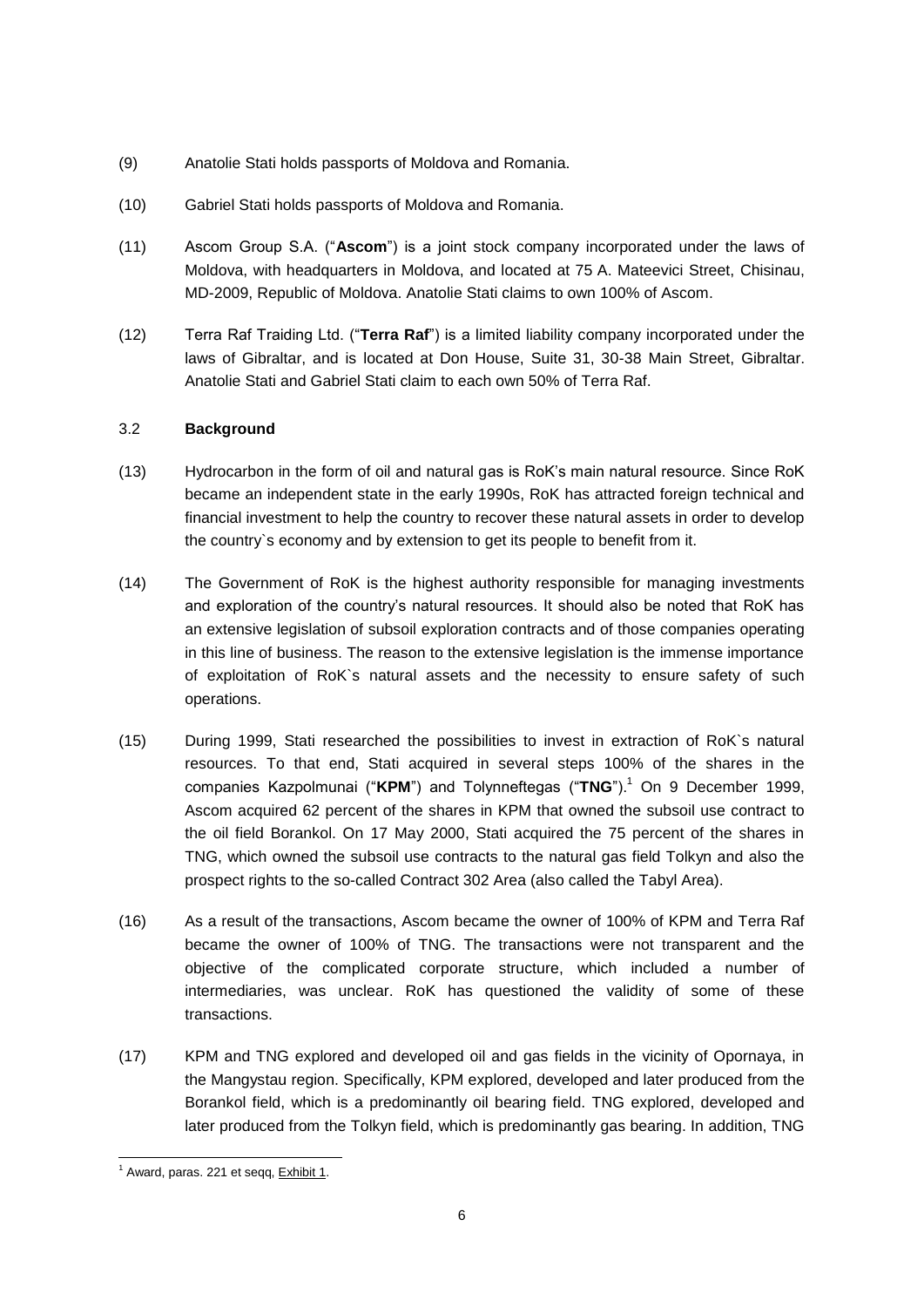(9) Anatolie Stati holds passports of Moldova and Romania.

(10) Gabriel Stati holds passports of Moldova and Romania.

(11) Ascom Group S.A. ("**Ascom**") is a joint stock company incorporated under the laws of Moldova, with headquarters in Moldova, and located at 75 A. Mateevici Street, Chisinau, MD-2009, Republic of Moldova. Anatolie Stati claims to own 100% of Ascom.

(12) Terra Raf Traiding Ltd. ("**Terra Raf**") is a limited liability company incorporated under the laws of Gibraltar, and is located at Don House, Suite 31, 30-38 Main Street, Gibraltar. Anatolie Stati and Gabriel Stati claim to each own 50% of Terra Raf.

### 3.2 **Background**

(13) Hydrocarbon in the form of oil and natural gas is RoK's main natural resource. Since RoK became an independent state in the early 1990s, RoK has attracted foreign technical and financial investment to help the country to recover these natural assets in order to develop the country`s economy and by extension to get its people to benefit from it.

(14) The Government of RoK is the highest authority responsible for managing investments and exploration of the country's natural resources. It should also be noted that RoK has an extensive legislation of subsoil exploration contracts and of those companies operating in this line of business. The reason to the extensive legislation is the immense importance of exploitation of RoK`s natural assets and the necessity to ensure safety of such operations.

(15) During 1999, Stati researched the possibilities to invest in extraction of RoK`s natural resources. To that end, Stati acquired in several steps 100% of the shares in the companies Kazpolmunai ("**KPM**") and Tolynneftegas ("**TNG**").[1] On 9 December 1999, Ascom acquired 62 percent of the shares in KPM that owned the subsoil use contract to the oil field Borankol. On 17 May 2000, Stati acquired the 75 percent of the shares in TNG, which owned the subsoil use contracts to the natural gas field Tolkyn and also the prospect rights to the so-called Contract 302 Area (also called the Tabyl Area).

(16) As a result of the transactions, Ascom became the owner of 100% of KPM and Terra Raf became the owner of 100% of TNG. The transactions were not transparent and the objective of the complicated corporate structure, which included a number of intermediaries, was unclear. RoK has questioned the validity of some of these transactions.

(17) KPM and TNG explored and developed oil and gas fields in the vicinity of Opornaya, in the Mangystau region. Specifically, KPM explored, developed and later produced from the Borankol field, which is a predominantly oil bearing field. TNG explored, developed and later produced from the Tolkyn field, which is predominantly gas bearing. In addition, TNG

---

[1] Award, paras. 221 et seqq, Exhibit 1.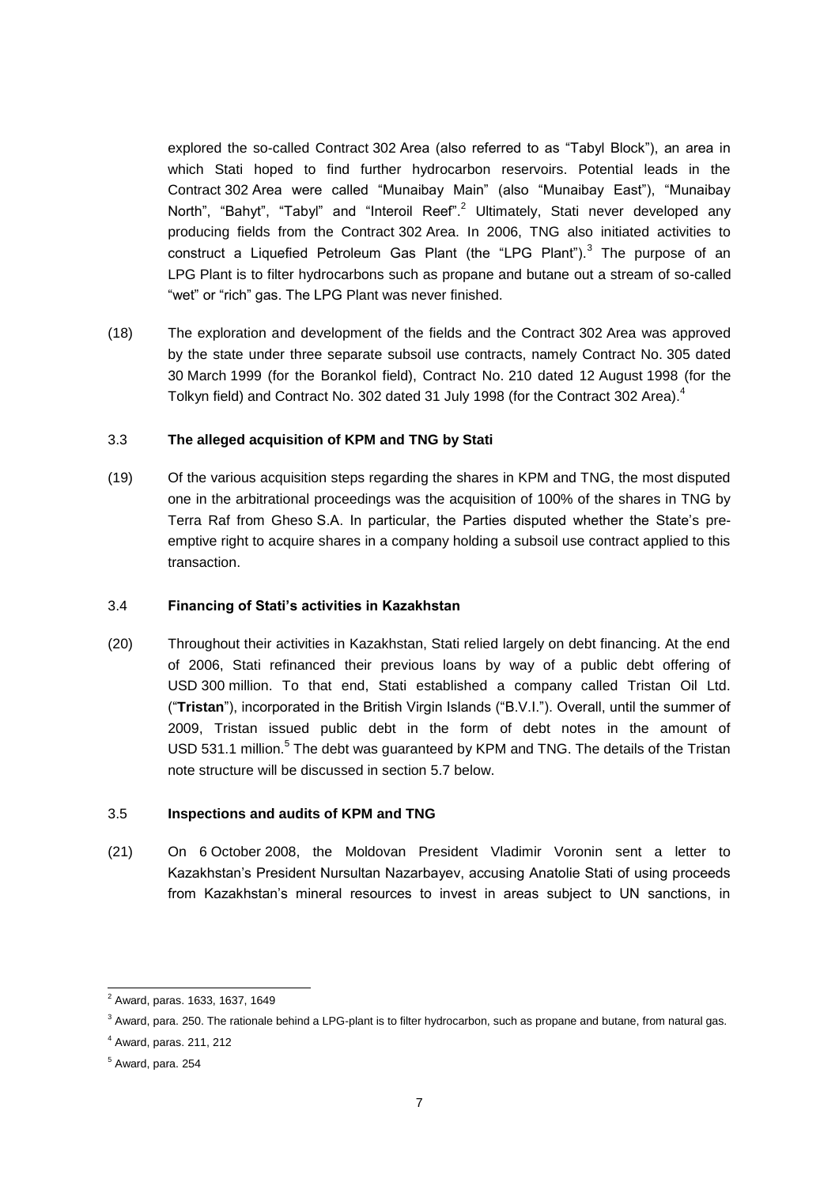explored the so-called Contract 302 Area (also referred to as "Tabyl Block"), an area in which Stati hoped to find further hydrocarbon reservoirs. Potential leads in the Contract 302 Area were called "Munaibay Main" (also "Munaibay East"), "Munaibay North", "Bahyt", "Tabyl" and "Interoil Reef".[2] Ultimately, Stati never developed any producing fields from the Contract 302 Area. In 2006, TNG also initiated activities to construct a Liquefied Petroleum Gas Plant (the "LPG Plant").[3] The purpose of an LPG Plant is to filter hydrocarbons such as propane and butane out a stream of so-called "wet" or "rich" gas. The LPG Plant was never finished.

(18) The exploration and development of the fields and the Contract 302 Area was approved by the state under three separate subsoil use contracts, namely Contract No. 305 dated 30 March 1999 (for the Borankol field), Contract No. 210 dated 12 August 1998 (for the Tolkyn field) and Contract No. 302 dated 31 July 1998 (for the Contract 302 Area).[4]

### 3.3 **The alleged acquisition of KPM and TNG by Stati**

(19) Of the various acquisition steps regarding the shares in KPM and TNG, the most disputed one in the arbitrational proceedings was the acquisition of 100% of the shares in TNG by Terra Raf from Gheso S.A. In particular, the Parties disputed whether the State's pre-emptive right to acquire shares in a company holding a subsoil use contract applied to this transaction.

### 3.4 **Financing of Stati's activities in Kazakhstan**

(20) Throughout their activities in Kazakhstan, Stati relied largely on debt financing. At the end of 2006, Stati refinanced their previous loans by way of a public debt offering of USD 300 million. To that end, Stati established a company called Tristan Oil Ltd. ("**Tristan**"), incorporated in the British Virgin Islands ("B.V.I."). Overall, until the summer of 2009, Tristan issued public debt in the form of debt notes in the amount of USD 531.1 million.[5] The debt was guaranteed by KPM and TNG. The details of the Tristan note structure will be discussed in section 5.7 below.

### 3.5 **Inspections and audits of KPM and TNG**

(21) On 6 October 2008, the Moldovan President Vladimir Voronin sent a letter to Kazakhstan's President Nursultan Nazarbayev, accusing Anatolie Stati of using proceeds from Kazakhstan's mineral resources to invest in areas subject to UN sanctions, in

---

[2] Award, paras. 1633, 1637, 1649

[3] Award, para. 250. The rationale behind a LPG-plant is to filter hydrocarbon, such as propane and butane, from natural gas.

[4] Award, paras. 211, 212

[5] Award, para. 254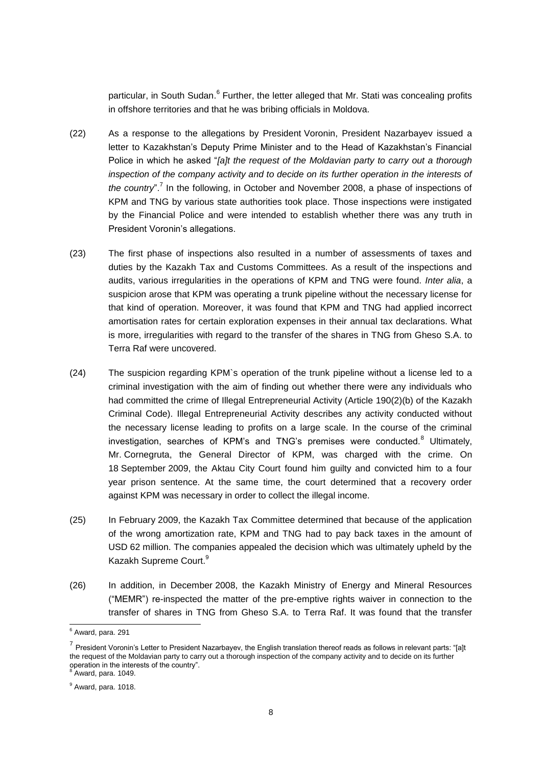particular, in South Sudan.[6] Further, the letter alleged that Mr. Stati was concealing profits in offshore territories and that he was bribing officials in Moldova.

(22) As a response to the allegations by President Voronin, President Nazarbayev issued a letter to Kazakhstan's Deputy Prime Minister and to the Head of Kazakhstan's Financial Police in which he asked "*[a]t the request of the Moldavian party to carry out a thorough inspection of the company activity and to decide on its further operation in the interests of the country*".[7] In the following, in October and November 2008, a phase of inspections of KPM and TNG by various state authorities took place. Those inspections were instigated by the Financial Police and were intended to establish whether there was any truth in President Voronin's allegations.

(23) The first phase of inspections also resulted in a number of assessments of taxes and duties by the Kazakh Tax and Customs Committees. As a result of the inspections and audits, various irregularities in the operations of KPM and TNG were found. *Inter alia*, a suspicion arose that KPM was operating a trunk pipeline without the necessary license for that kind of operation. Moreover, it was found that KPM and TNG had applied incorrect amortisation rates for certain exploration expenses in their annual tax declarations. What is more, irregularities with regard to the transfer of the shares in TNG from Gheso S.A. to Terra Raf were uncovered.

(24) The suspicion regarding KPM`s operation of the trunk pipeline without a license led to a criminal investigation with the aim of finding out whether there were any individuals who had committed the crime of Illegal Entrepreneurial Activity (Article 190(2)(b) of the Kazakh Criminal Code). Illegal Entrepreneurial Activity describes any activity conducted without the necessary license leading to profits on a large scale. In the course of the criminal investigation, searches of KPM's and TNG's premises were conducted.[8] Ultimately, Mr. Cornegruta, the General Director of KPM, was charged with the crime. On 18 September 2009, the Aktau City Court found him guilty and convicted him to a four year prison sentence. At the same time, the court determined that a recovery order against KPM was necessary in order to collect the illegal income.

(25) In February 2009, the Kazakh Tax Committee determined that because of the application of the wrong amortization rate, KPM and TNG had to pay back taxes in the amount of USD 62 million. The companies appealed the decision which was ultimately upheld by the Kazakh Supreme Court.[9]

(26) In addition, in December 2008, the Kazakh Ministry of Energy and Mineral Resources ("MEMR") re-inspected the matter of the pre-emptive rights waiver in connection to the transfer of shares in TNG from Gheso S.A. to Terra Raf. It was found that the transfer

---

[6] Award, para. 291

[7] President Voronin's Letter to President Nazarbayev, the English translation thereof reads as follows in relevant parts: "[a]t the request of the Moldavian party to carry out a thorough inspection of the company activity and to decide on its further operation in the interests of the country".

[8] Award, para. 1049.

[9] Award, para. 1018.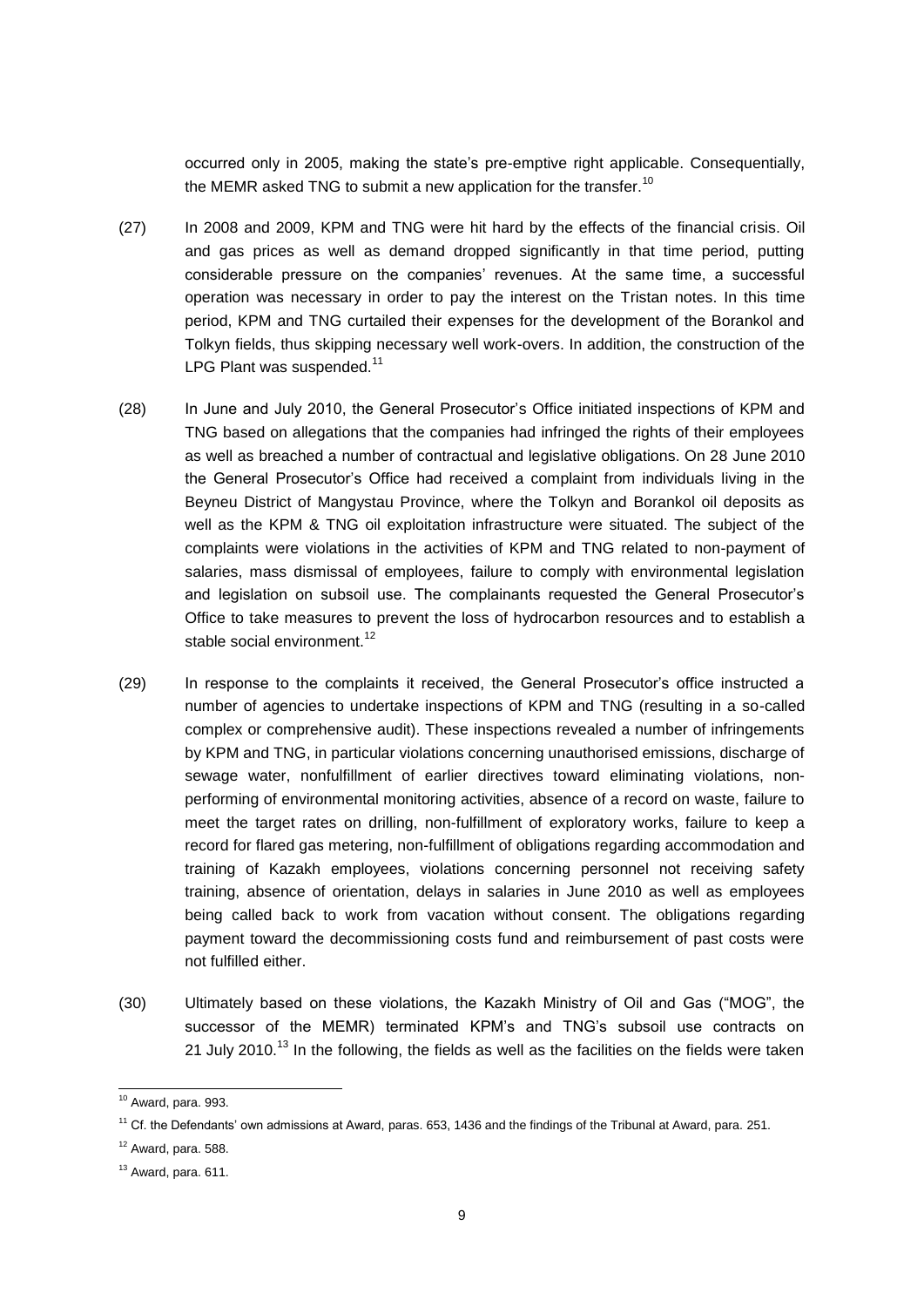occurred only in 2005, making the state's pre-emptive right applicable. Consequentially, the MEMR asked TNG to submit a new application for the transfer.[10]

(27) In 2008 and 2009, KPM and TNG were hit hard by the effects of the financial crisis. Oil and gas prices as well as demand dropped significantly in that time period, putting considerable pressure on the companies' revenues. At the same time, a successful operation was necessary in order to pay the interest on the Tristan notes. In this time period, KPM and TNG curtailed their expenses for the development of the Borankol and Tolkyn fields, thus skipping necessary well work-overs. In addition, the construction of the LPG Plant was suspended.[11]

(28) In June and July 2010, the General Prosecutor's Office initiated inspections of KPM and TNG based on allegations that the companies had infringed the rights of their employees as well as breached a number of contractual and legislative obligations. On 28 June 2010 the General Prosecutor's Office had received a complaint from individuals living in the Beyneu District of Mangystau Province, where the Tolkyn and Borankol oil deposits as well as the KPM & TNG oil exploitation infrastructure were situated. The subject of the complaints were violations in the activities of KPM and TNG related to non-payment of salaries, mass dismissal of employees, failure to comply with environmental legislation and legislation on subsoil use. The complainants requested the General Prosecutor's Office to take measures to prevent the loss of hydrocarbon resources and to establish a stable social environment.[12]

(29) In response to the complaints it received, the General Prosecutor's office instructed a number of agencies to undertake inspections of KPM and TNG (resulting in a so-called complex or comprehensive audit). These inspections revealed a number of infringements by KPM and TNG, in particular violations concerning unauthorised emissions, discharge of sewage water, nonfulfillment of earlier directives toward eliminating violations, non-performing of environmental monitoring activities, absence of a record on waste, failure to meet the target rates on drilling, non-fulfillment of exploratory works, failure to keep a record for flared gas metering, non-fulfillment of obligations regarding accommodation and training of Kazakh employees, violations concerning personnel not receiving safety training, absence of orientation, delays in salaries in June 2010 as well as employees being called back to work from vacation without consent. The obligations regarding payment toward the decommissioning costs fund and reimbursement of past costs were not fulfilled either.

(30) Ultimately based on these violations, the Kazakh Ministry of Oil and Gas ("MOG", the successor of the MEMR) terminated KPM's and TNG's subsoil use contracts on 21 July 2010.[13] In the following, the fields as well as the facilities on the fields were taken

---

[10] Award, para. 993.

[11] Cf. the Defendants' own admissions at Award, paras. 653, 1436 and the findings of the Tribunal at Award, para. 251.

[12] Award, para. 588.

[13] Award, para. 611.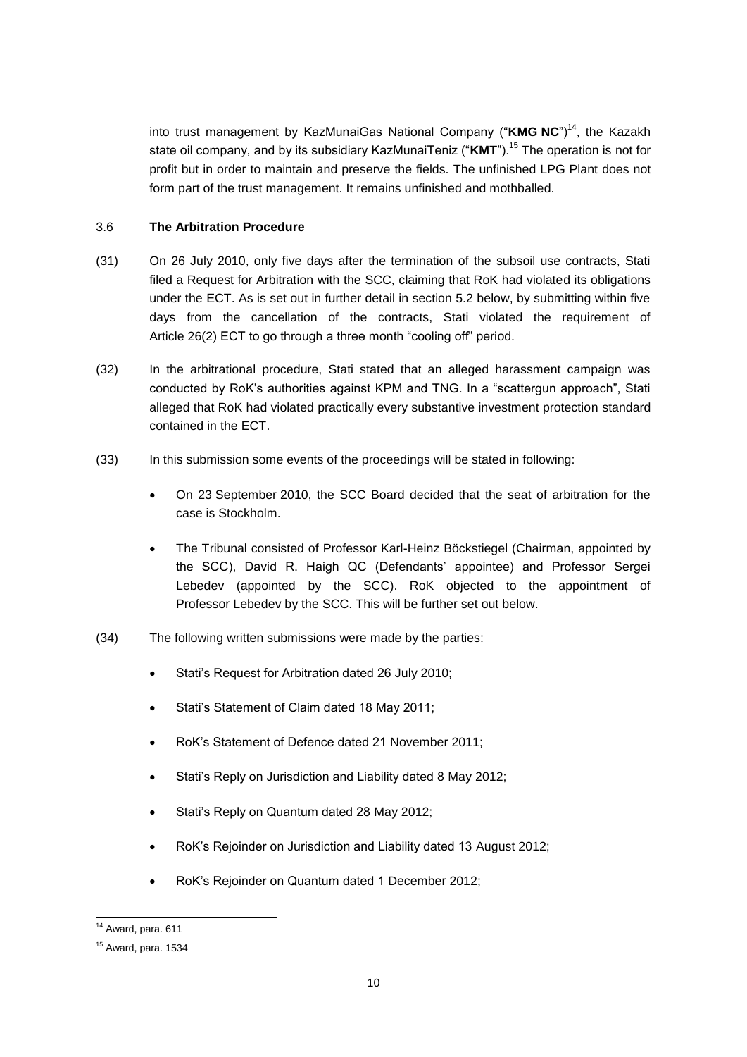into trust management by KazMunaiGas National Company ("**KMG NC**")[14], the Kazakh state oil company, and by its subsidiary KazMunaiTeniz ("**KMT**").[15] The operation is not for profit but in order to maintain and preserve the fields. The unfinished LPG Plant does not form part of the trust management. It remains unfinished and mothballed.

### 3.6 **The Arbitration Procedure**

(31) On 26 July 2010, only five days after the termination of the subsoil use contracts, Stati filed a Request for Arbitration with the SCC, claiming that RoK had violated its obligations under the ECT. As is set out in further detail in section 5.2 below, by submitting within five days from the cancellation of the contracts, Stati violated the requirement of Article 26(2) ECT to go through a three month "cooling off" period.

(32) In the arbitrational procedure, Stati stated that an alleged harassment campaign was conducted by RoK's authorities against KPM and TNG. In a "scattergun approach", Stati alleged that RoK had violated practically every substantive investment protection standard contained in the ECT.

(33) In this submission some events of the proceedings will be stated in following:

- On 23 September 2010, the SCC Board decided that the seat of arbitration for the case is Stockholm.
- The Tribunal consisted of Professor Karl-Heinz Böckstiegel (Chairman, appointed by the SCC), David R. Haigh QC (Defendants' appointee) and Professor Sergei Lebedev (appointed by the SCC). RoK objected to the appointment of Professor Lebedev by the SCC. This will be further set out below.

(34) The following written submissions were made by the parties:

- Stati's Request for Arbitration dated 26 July 2010;
- Stati's Statement of Claim dated 18 May 2011;
- RoK's Statement of Defence dated 21 November 2011;
- Stati's Reply on Jurisdiction and Liability dated 8 May 2012;
- Stati's Reply on Quantum dated 28 May 2012;
- RoK's Rejoinder on Jurisdiction and Liability dated 13 August 2012;
- RoK's Rejoinder on Quantum dated 1 December 2012;

---

[14] Award, para. 611

[15] Award, para. 1534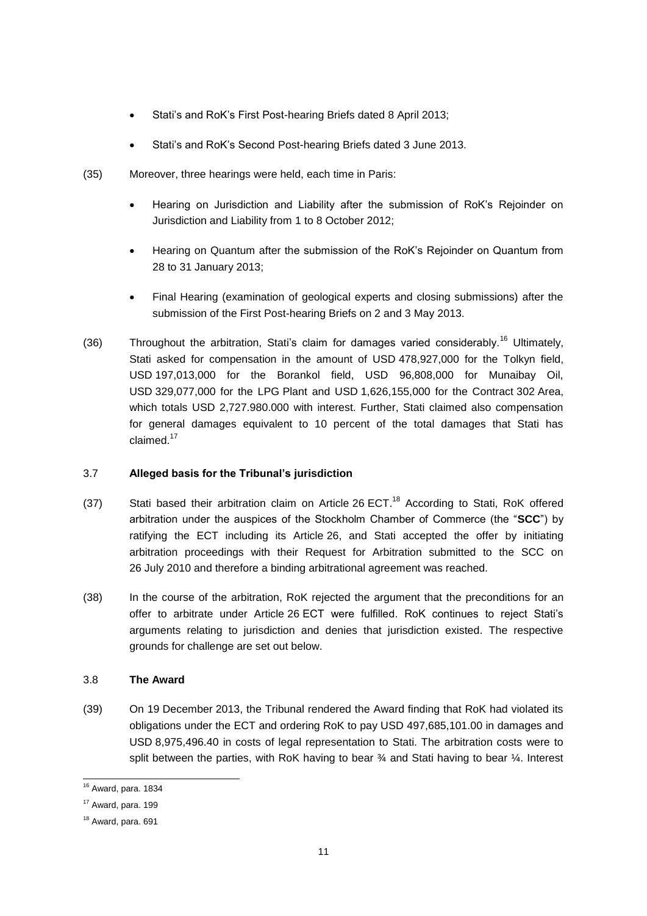- Stati's and RoK's First Post-hearing Briefs dated 8 April 2013;
- Stati's and RoK's Second Post-hearing Briefs dated 3 June 2013.

(35) Moreover, three hearings were held, each time in Paris:

- Hearing on Jurisdiction and Liability after the submission of RoK's Rejoinder on Jurisdiction and Liability from 1 to 8 October 2012;
- Hearing on Quantum after the submission of the RoK's Rejoinder on Quantum from 28 to 31 January 2013;
- Final Hearing (examination of geological experts and closing submissions) after the submission of the First Post-hearing Briefs on 2 and 3 May 2013.

(36) Throughout the arbitration, Stati's claim for damages varied considerably.[16] Ultimately, Stati asked for compensation in the amount of USD 478,927,000 for the Tolkyn field, USD 197,013,000 for the Borankol field, USD 96,808,000 for Munaibay Oil, USD 329,077,000 for the LPG Plant and USD 1,626,155,000 for the Contract 302 Area, which totals USD 2,727.980.000 with interest. Further, Stati claimed also compensation for general damages equivalent to 10 percent of the total damages that Stati has claimed.[17]

### 3.7 Alleged basis for the Tribunal's jurisdiction

(37) Stati based their arbitration claim on Article 26 ECT.[18] According to Stati, RoK offered arbitration under the auspices of the Stockholm Chamber of Commerce (the "**SCC**") by ratifying the ECT including its Article 26, and Stati accepted the offer by initiating arbitration proceedings with their Request for Arbitration submitted to the SCC on 26 July 2010 and therefore a binding arbitrational agreement was reached.

(38) In the course of the arbitration, RoK rejected the argument that the preconditions for an offer to arbitrate under Article 26 ECT were fulfilled. RoK continues to reject Stati's arguments relating to jurisdiction and denies that jurisdiction existed. The respective grounds for challenge are set out below.

### 3.8 The Award

(39) On 19 December 2013, the Tribunal rendered the Award finding that RoK had violated its obligations under the ECT and ordering RoK to pay USD 497,685,101.00 in damages and USD 8,975,496.40 in costs of legal representation to Stati. The arbitration costs were to split between the parties, with RoK having to bear ¾ and Stati having to bear ¼. Interest

---

[16] Award, para. 1834

[17] Award, para. 199

[18] Award, para. 691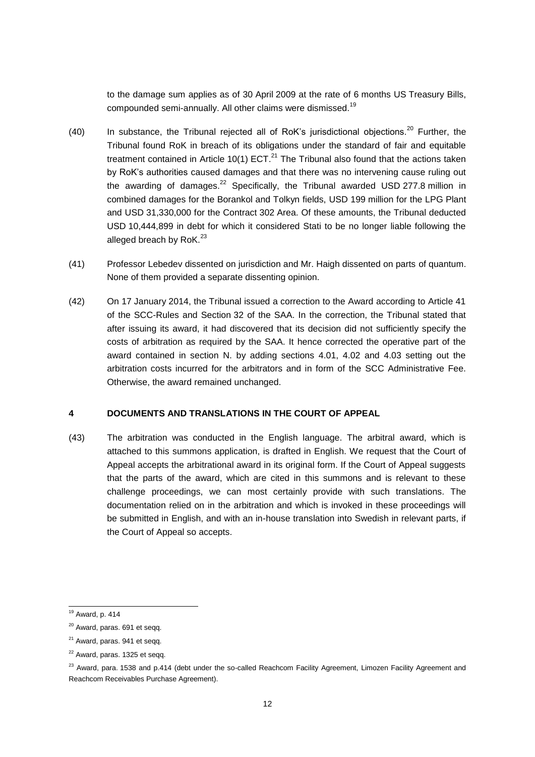to the damage sum applies as of 30 April 2009 at the rate of 6 months US Treasury Bills, compounded semi-annually. All other claims were dismissed.[19]

(40) In substance, the Tribunal rejected all of RoK's jurisdictional objections.[20] Further, the Tribunal found RoK in breach of its obligations under the standard of fair and equitable treatment contained in Article 10(1) ECT.[21] The Tribunal also found that the actions taken by RoK's authorities caused damages and that there was no intervening cause ruling out the awarding of damages.[22] Specifically, the Tribunal awarded USD 277.8 million in combined damages for the Borankol and Tolkyn fields, USD 199 million for the LPG Plant and USD 31,330,000 for the Contract 302 Area. Of these amounts, the Tribunal deducted USD 10,444,899 in debt for which it considered Stati to be no longer liable following the alleged breach by RoK.[23]

(41) Professor Lebedev dissented on jurisdiction and Mr. Haigh dissented on parts of quantum. None of them provided a separate dissenting opinion.

(42) On 17 January 2014, the Tribunal issued a correction to the Award according to Article 41 of the SCC-Rules and Section 32 of the SAA. In the correction, the Tribunal stated that after issuing its award, it had discovered that its decision did not sufficiently specify the costs of arbitration as required by the SAA. It hence corrected the operative part of the award contained in section N. by adding sections 4.01, 4.02 and 4.03 setting out the arbitration costs incurred for the arbitrators and in form of the SCC Administrative Fee. Otherwise, the award remained unchanged.

## 4 DOCUMENTS AND TRANSLATIONS IN THE COURT OF APPEAL

(43) The arbitration was conducted in the English language. The arbitral award, which is attached to this summons application, is drafted in English. We request that the Court of Appeal accepts the arbitrational award in its original form. If the Court of Appeal suggests that the parts of the award, which are cited in this summons and is relevant to these challenge proceedings, we can most certainly provide with such translations. The documentation relied on in the arbitration and which is invoked in these proceedings will be submitted in English, and with an in-house translation into Swedish in relevant parts, if the Court of Appeal so accepts.

---

[19] Award, p. 414

[20] Award, paras. 691 et seqq.

[21] Award, paras. 941 et seqq.

[22] Award, paras. 1325 et seqq.

[23] Award, para. 1538 and p.414 (debt under the so-called Reachcom Facility Agreement, Limozen Facility Agreement and Reachcom Receivables Purchase Agreement).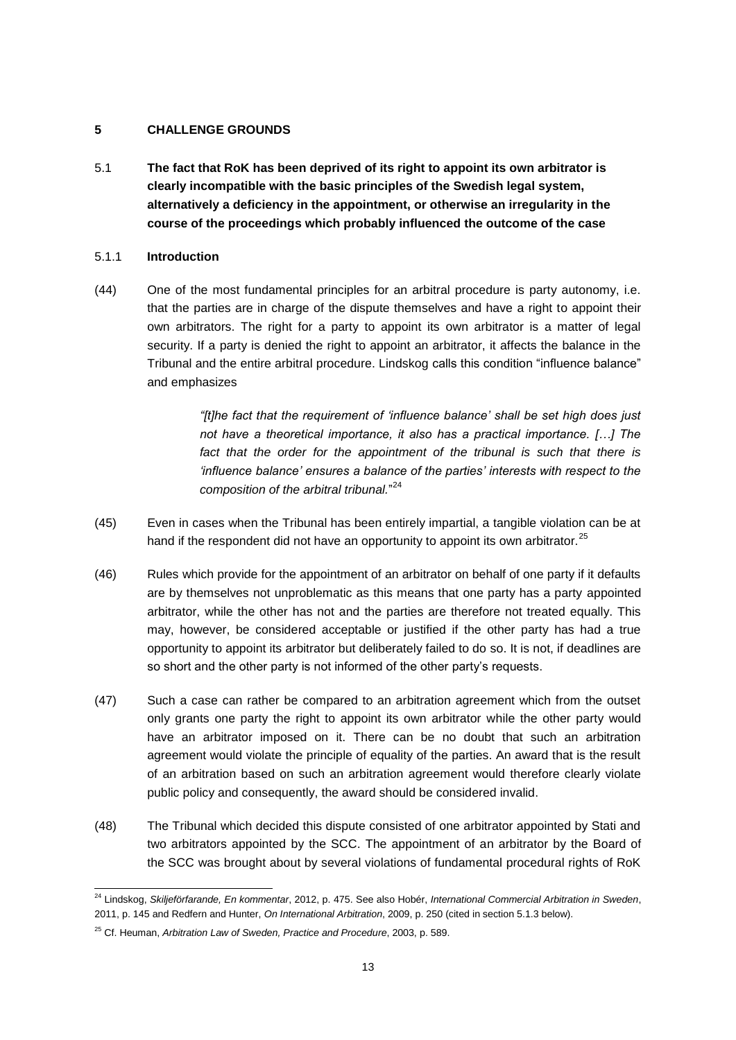## 5 CHALLENGE GROUNDS

### 5.1 The fact that RoK has been deprived of its right to appoint its own arbitrator is clearly incompatible with the basic principles of the Swedish legal system, alternatively a deficiency in the appointment, or otherwise an irregularity in the course of the proceedings which probably influenced the outcome of the case

#### 5.1.1 Introduction

(44) One of the most fundamental principles for an arbitral procedure is party autonomy, i.e. that the parties are in charge of the dispute themselves and have a right to appoint their own arbitrators. The right for a party to appoint its own arbitrator is a matter of legal security. If a party is denied the right to appoint an arbitrator, it affects the balance in the Tribunal and the entire arbitral procedure. Lindskog calls this condition "influence balance" and emphasizes

> *"[t]he fact that the requirement of 'influence balance' shall be set high does just not have a theoretical importance, it also has a practical importance. […] The fact that the order for the appointment of the tribunal is such that there is 'influence balance' ensures a balance of the parties' interests with respect to the composition of the arbitral tribunal."*[24]

(45) Even in cases when the Tribunal has been entirely impartial, a tangible violation can be at hand if the respondent did not have an opportunity to appoint its own arbitrator.[25]

(46) Rules which provide for the appointment of an arbitrator on behalf of one party if it defaults are by themselves not unproblematic as this means that one party has a party appointed arbitrator, while the other has not and the parties are therefore not treated equally. This may, however, be considered acceptable or justified if the other party has had a true opportunity to appoint its arbitrator but deliberately failed to do so. It is not, if deadlines are so short and the other party is not informed of the other party's requests.

(47) Such a case can rather be compared to an arbitration agreement which from the outset only grants one party the right to appoint its own arbitrator while the other party would have an arbitrator imposed on it. There can be no doubt that such an arbitration agreement would violate the principle of equality of the parties. An award that is the result of an arbitration based on such an arbitration agreement would therefore clearly violate public policy and consequently, the award should be considered invalid.

(48) The Tribunal which decided this dispute consisted of one arbitrator appointed by Stati and two arbitrators appointed by the SCC. The appointment of an arbitrator by the Board of the SCC was brought about by several violations of fundamental procedural rights of RoK

---

[24] Lindskog, *Skiljeförfarande, En kommentar*, 2012, p. 475. See also Hobér, *International Commercial Arbitration in Sweden*, 2011, p. 145 and Redfern and Hunter, *On International Arbitration*, 2009, p. 250 (cited in section 5.1.3 below).

[25] Cf. Heuman, *Arbitration Law of Sweden, Practice and Procedure*, 2003, p. 589.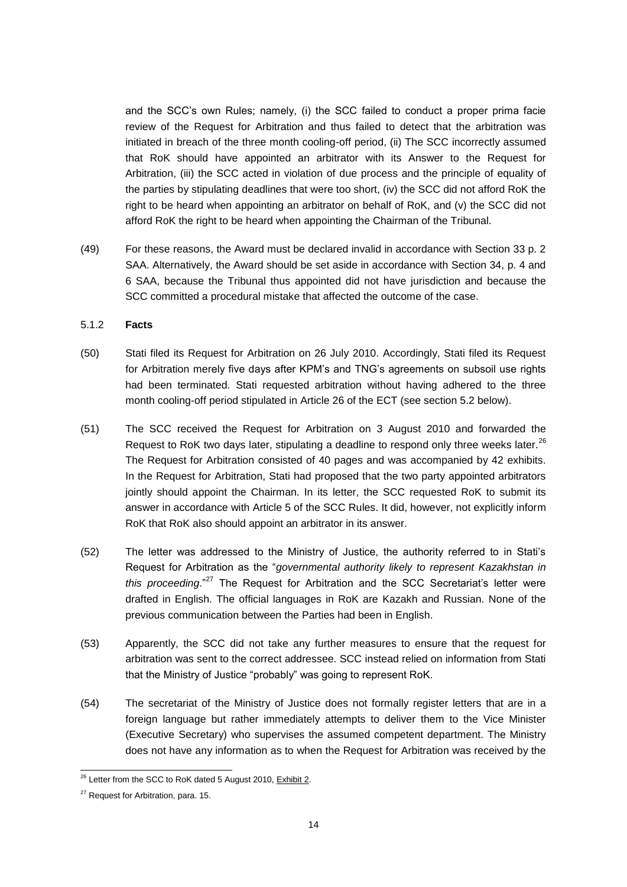and the SCC's own Rules; namely, (i) the SCC failed to conduct a proper prima facie review of the Request for Arbitration and thus failed to detect that the arbitration was initiated in breach of the three month cooling-off period, (ii) The SCC incorrectly assumed that RoK should have appointed an arbitrator with its Answer to the Request for Arbitration, (iii) the SCC acted in violation of due process and the principle of equality of the parties by stipulating deadlines that were too short, (iv) the SCC did not afford RoK the right to be heard when appointing an arbitrator on behalf of RoK, and (v) the SCC did not afford RoK the right to be heard when appointing the Chairman of the Tribunal.

(49) For these reasons, the Award must be declared invalid in accordance with Section 33 p. 2 SAA. Alternatively, the Award should be set aside in accordance with Section 34, p. 4 and 6 SAA, because the Tribunal thus appointed did not have jurisdiction and because the SCC committed a procedural mistake that affected the outcome of the case.

### 5.1.2 **Facts**

(50) Stati filed its Request for Arbitration on 26 July 2010. Accordingly, Stati filed its Request for Arbitration merely five days after KPM's and TNG's agreements on subsoil use rights had been terminated. Stati requested arbitration without having adhered to the three month cooling-off period stipulated in Article 26 of the ECT (see section 5.2 below).

(51) The SCC received the Request for Arbitration on 3 August 2010 and forwarded the Request to RoK two days later, stipulating a deadline to respond only three weeks later.[26] The Request for Arbitration consisted of 40 pages and was accompanied by 42 exhibits. In the Request for Arbitration, Stati had proposed that the two party appointed arbitrators jointly should appoint the Chairman. In its letter, the SCC requested RoK to submit its answer in accordance with Article 5 of the SCC Rules. It did, however, not explicitly inform RoK that RoK also should appoint an arbitrator in its answer.

(52) The letter was addressed to the Ministry of Justice, the authority referred to in Stati's Request for Arbitration as the "*governmental authority likely to represent Kazakhstan in this proceeding*."[27] The Request for Arbitration and the SCC Secretariat's letter were drafted in English. The official languages in RoK are Kazakh and Russian. None of the previous communication between the Parties had been in English.

(53) Apparently, the SCC did not take any further measures to ensure that the request for arbitration was sent to the correct addressee. SCC instead relied on information from Stati that the Ministry of Justice "probably" was going to represent RoK.

(54) The secretariat of the Ministry of Justice does not formally register letters that are in a foreign language but rather immediately attempts to deliver them to the Vice Minister (Executive Secretary) who supervises the assumed competent department. The Ministry does not have any information as to when the Request for Arbitration was received by the

---

[26] Letter from the SCC to RoK dated 5 August 2010, Exhibit 2.

[27] Request for Arbitration, para. 15.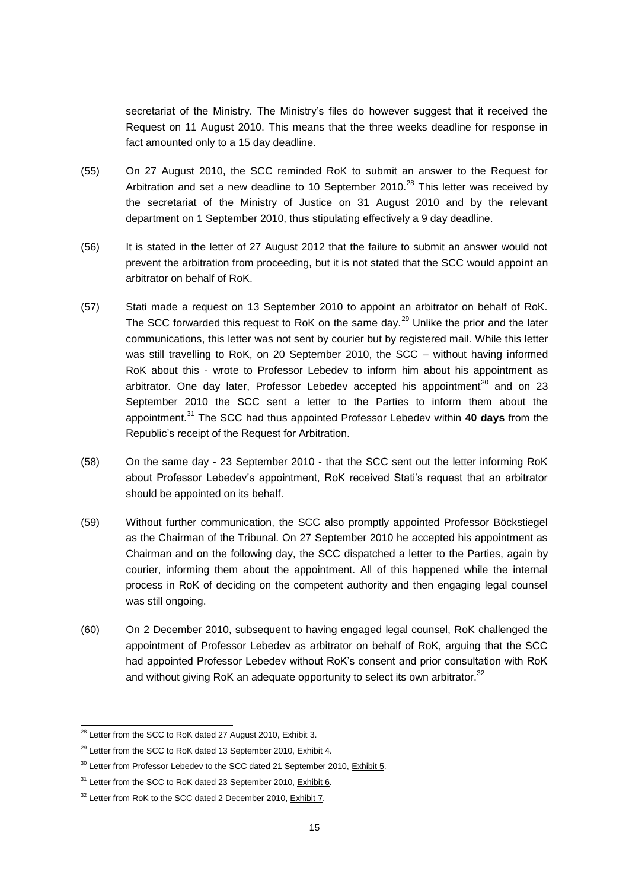secretariat of the Ministry. The Ministry's files do however suggest that it received the Request on 11 August 2010. This means that the three weeks deadline for response in fact amounted only to a 15 day deadline.

(55) On 27 August 2010, the SCC reminded RoK to submit an answer to the Request for Arbitration and set a new deadline to 10 September 2010.[28] This letter was received by the secretariat of the Ministry of Justice on 31 August 2010 and by the relevant department on 1 September 2010, thus stipulating effectively a 9 day deadline.

(56) It is stated in the letter of 27 August 2012 that the failure to submit an answer would not prevent the arbitration from proceeding, but it is not stated that the SCC would appoint an arbitrator on behalf of RoK.

(57) Stati made a request on 13 September 2010 to appoint an arbitrator on behalf of RoK. The SCC forwarded this request to RoK on the same day.[29] Unlike the prior and the later communications, this letter was not sent by courier but by registered mail. While this letter was still travelling to RoK, on 20 September 2010, the SCC – without having informed RoK about this - wrote to Professor Lebedev to inform him about his appointment as arbitrator. One day later, Professor Lebedev accepted his appointment[30] and on 23 September 2010 the SCC sent a letter to the Parties to inform them about the appointment.[31] The SCC had thus appointed Professor Lebedev within **40 days** from the Republic's receipt of the Request for Arbitration.

(58) On the same day - 23 September 2010 - that the SCC sent out the letter informing RoK about Professor Lebedev's appointment, RoK received Stati's request that an arbitrator should be appointed on its behalf.

(59) Without further communication, the SCC also promptly appointed Professor Böckstiegel as the Chairman of the Tribunal. On 27 September 2010 he accepted his appointment as Chairman and on the following day, the SCC dispatched a letter to the Parties, again by courier, informing them about the appointment. All of this happened while the internal process in RoK of deciding on the competent authority and then engaging legal counsel was still ongoing.

(60) On 2 December 2010, subsequent to having engaged legal counsel, RoK challenged the appointment of Professor Lebedev as arbitrator on behalf of RoK, arguing that the SCC had appointed Professor Lebedev without RoK's consent and prior consultation with RoK and without giving RoK an adequate opportunity to select its own arbitrator.[32]

---

[28] Letter from the SCC to RoK dated 27 August 2010, Exhibit 3.

[29] Letter from the SCC to RoK dated 13 September 2010, Exhibit 4.

[30] Letter from Professor Lebedev to the SCC dated 21 September 2010, Exhibit 5.

[31] Letter from the SCC to RoK dated 23 September 2010, Exhibit 6.

[32] Letter from RoK to the SCC dated 2 December 2010, Exhibit 7.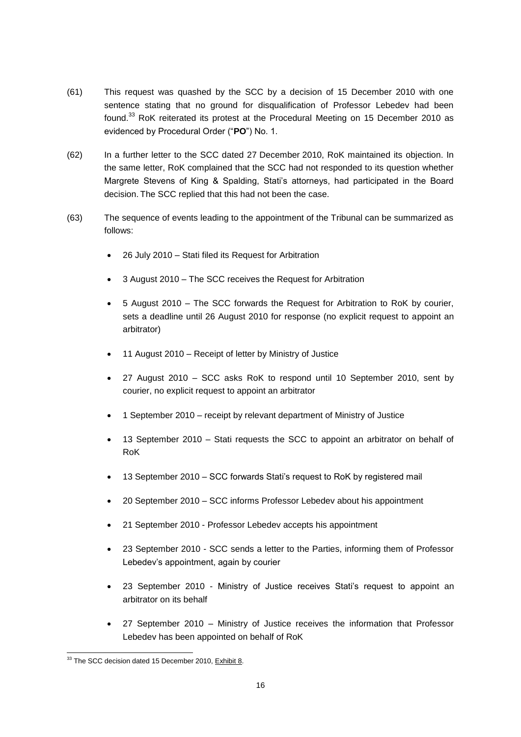(61) This request was quashed by the SCC by a decision of 15 December 2010 with one sentence stating that no ground for disqualification of Professor Lebedev had been found.[33] RoK reiterated its protest at the Procedural Meeting on 15 December 2010 as evidenced by Procedural Order ("**PO**") No. 1.

(62) In a further letter to the SCC dated 27 December 2010, RoK maintained its objection. In the same letter, RoK complained that the SCC had not responded to its question whether Margrete Stevens of King & Spalding, Stati's attorneys, had participated in the Board decision. The SCC replied that this had not been the case.

(63) The sequence of events leading to the appointment of the Tribunal can be summarized as follows:

- 26 July 2010 – Stati filed its Request for Arbitration
- 3 August 2010 – The SCC receives the Request for Arbitration
- 5 August 2010 – The SCC forwards the Request for Arbitration to RoK by courier, sets a deadline until 26 August 2010 for response (no explicit request to appoint an arbitrator)
- 11 August 2010 – Receipt of letter by Ministry of Justice
- 27 August 2010 – SCC asks RoK to respond until 10 September 2010, sent by courier, no explicit request to appoint an arbitrator
- 1 September 2010 – receipt by relevant department of Ministry of Justice
- 13 September 2010 – Stati requests the SCC to appoint an arbitrator on behalf of RoK
- 13 September 2010 – SCC forwards Stati's request to RoK by registered mail
- 20 September 2010 – SCC informs Professor Lebedev about his appointment
- 21 September 2010 - Professor Lebedev accepts his appointment
- 23 September 2010 - SCC sends a letter to the Parties, informing them of Professor Lebedev's appointment, again by courier
- 23 September 2010 - Ministry of Justice receives Stati's request to appoint an arbitrator on its behalf
- 27 September 2010 – Ministry of Justice receives the information that Professor Lebedev has been appointed on behalf of RoK

[33] The SCC decision dated 15 December 2010, Exhibit 8.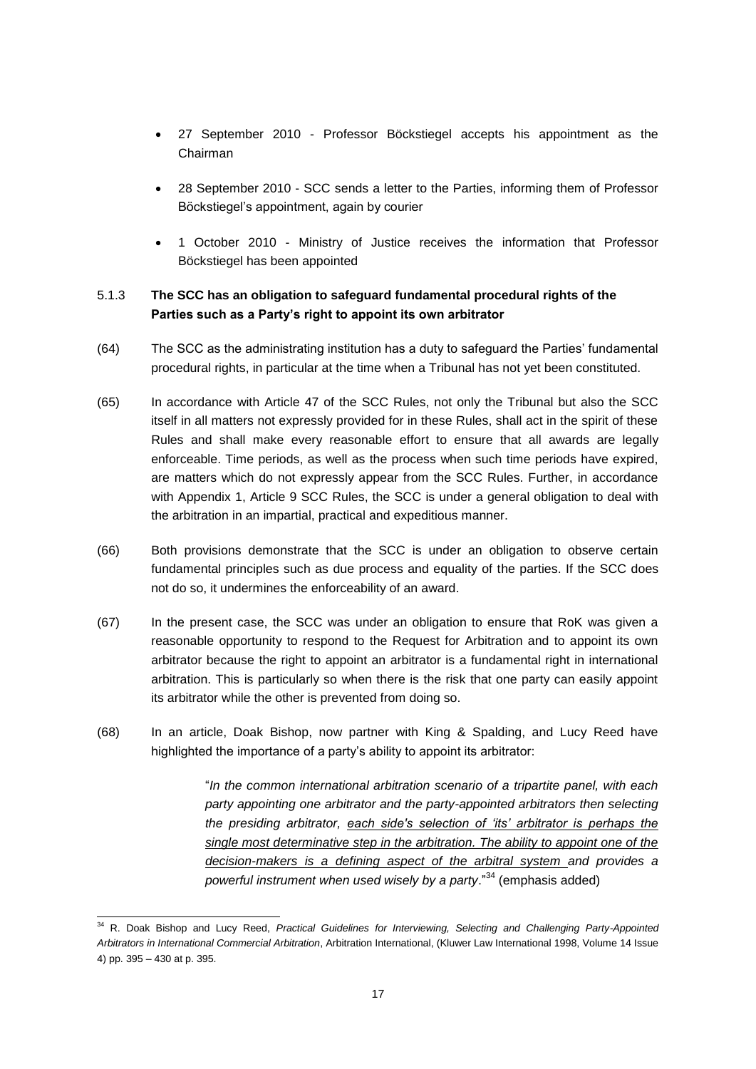- 27 September 2010 - Professor Böckstiegel accepts his appointment as the Chairman
- 28 September 2010 - SCC sends a letter to the Parties, informing them of Professor Böckstiegel's appointment, again by courier
- 1 October 2010 - Ministry of Justice receives the information that Professor Böckstiegel has been appointed

### 5.1.3 **The SCC has an obligation to safeguard fundamental procedural rights of the Parties such as a Party's right to appoint its own arbitrator**

(64) The SCC as the administrating institution has a duty to safeguard the Parties' fundamental procedural rights, in particular at the time when a Tribunal has not yet been constituted.

(65) In accordance with Article 47 of the SCC Rules, not only the Tribunal but also the SCC itself in all matters not expressly provided for in these Rules, shall act in the spirit of these Rules and shall make every reasonable effort to ensure that all awards are legally enforceable. Time periods, as well as the process when such time periods have expired, are matters which do not expressly appear from the SCC Rules. Further, in accordance with Appendix 1, Article 9 SCC Rules, the SCC is under a general obligation to deal with the arbitration in an impartial, practical and expeditious manner.

(66) Both provisions demonstrate that the SCC is under an obligation to observe certain fundamental principles such as due process and equality of the parties. If the SCC does not do so, it undermines the enforceability of an award.

(67) In the present case, the SCC was under an obligation to ensure that RoK was given a reasonable opportunity to respond to the Request for Arbitration and to appoint its own arbitrator because the right to appoint an arbitrator is a fundamental right in international arbitration. This is particularly so when there is the risk that one party can easily appoint its arbitrator while the other is prevented from doing so.

(68) In an article, Doak Bishop, now partner with King & Spalding, and Lucy Reed have highlighted the importance of a party's ability to appoint its arbitrator:

> "*In the common international arbitration scenario of a tripartite panel, with each party appointing one arbitrator and the party-appointed arbitrators then selecting the presiding arbitrator, each side's selection of 'its' arbitrator is perhaps the single most determinative step in the arbitration. The ability to appoint one of the decision-makers is a defining aspect of the arbitral system and provides a powerful instrument when used wisely by a party*."[34] (emphasis added)

[34] R. Doak Bishop and Lucy Reed, *Practical Guidelines for Interviewing, Selecting and Challenging Party-Appointed Arbitrators in International Commercial Arbitration*, Arbitration International, (Kluwer Law International 1998, Volume 14 Issue 4) pp. 395 – 430 at p. 395.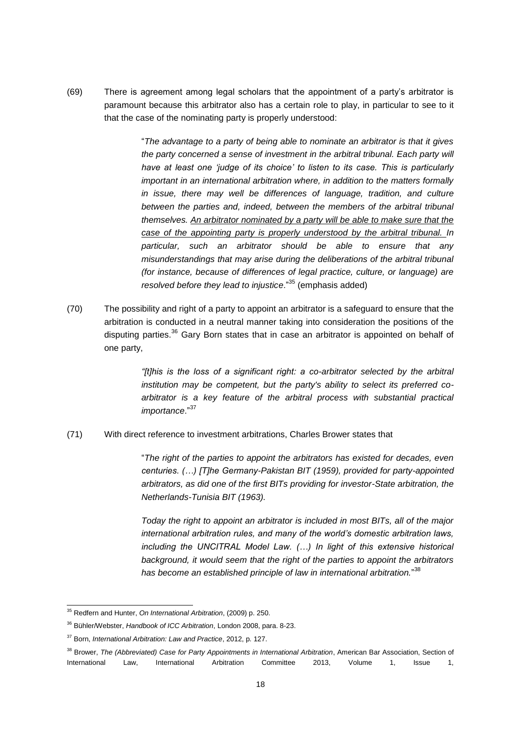(69) There is agreement among legal scholars that the appointment of a party's arbitrator is paramount because this arbitrator also has a certain role to play, in particular to see to it that the case of the nominating party is properly understood:

> "*The advantage to a party of being able to nominate an arbitrator is that it gives the party concerned a sense of investment in the arbitral tribunal. Each party will have at least one 'judge of its choice' to listen to its case. This is particularly important in an international arbitration where, in addition to the matters formally in issue, there may well be differences of language, tradition, and culture between the parties and, indeed, between the members of the arbitral tribunal themselves. <u>An arbitrator nominated by a party will be able to make sure that the case of the appointing party is properly understood by the arbitral tribunal.</u> In particular, such an arbitrator should be able to ensure that any misunderstandings that may arise during the deliberations of the arbitral tribunal (for instance, because of differences of legal practice, culture, or language) are resolved before they lead to injustice*."[35] (emphasis added)

(70) The possibility and right of a party to appoint an arbitrator is a safeguard to ensure that the arbitration is conducted in a neutral manner taking into consideration the positions of the disputing parties.[36] Gary Born states that in case an arbitrator is appointed on behalf of one party,

> *"[t]his is the loss of a significant right: a co-arbitrator selected by the arbitral institution may be competent, but the party's ability to select its preferred co-arbitrator is a key feature of the arbitral process with substantial practical importance*."[37]

(71) With direct reference to investment arbitrations, Charles Brower states that

> "*The right of the parties to appoint the arbitrators has existed for decades, even centuries. (…) [T]he Germany-Pakistan BIT (1959), provided for party-appointed arbitrators, as did one of the first BITs providing for investor-State arbitration, the Netherlands-Tunisia BIT (1963).*
>
> *Today the right to appoint an arbitrator is included in most BITs, all of the major international arbitration rules, and many of the world's domestic arbitration laws, including the UNCITRAL Model Law. (…) In light of this extensive historical background, it would seem that the right of the parties to appoint the arbitrators has become an established principle of law in international arbitration.*"[38]

---

[35] Redfern and Hunter, *On International Arbitration*, (2009) p. 250.

[36] Bühler/Webster, *Handbook of ICC Arbitration*, London 2008, para. 8-23.

[37] Born, *International Arbitration: Law and Practice*, 2012, p. 127.

[38] Brower, *The (Abbreviated) Case for Party Appointments in International Arbitration*, American Bar Association, Section of International Law, International Arbitration Committee 2013, Volume 1, Issue 1,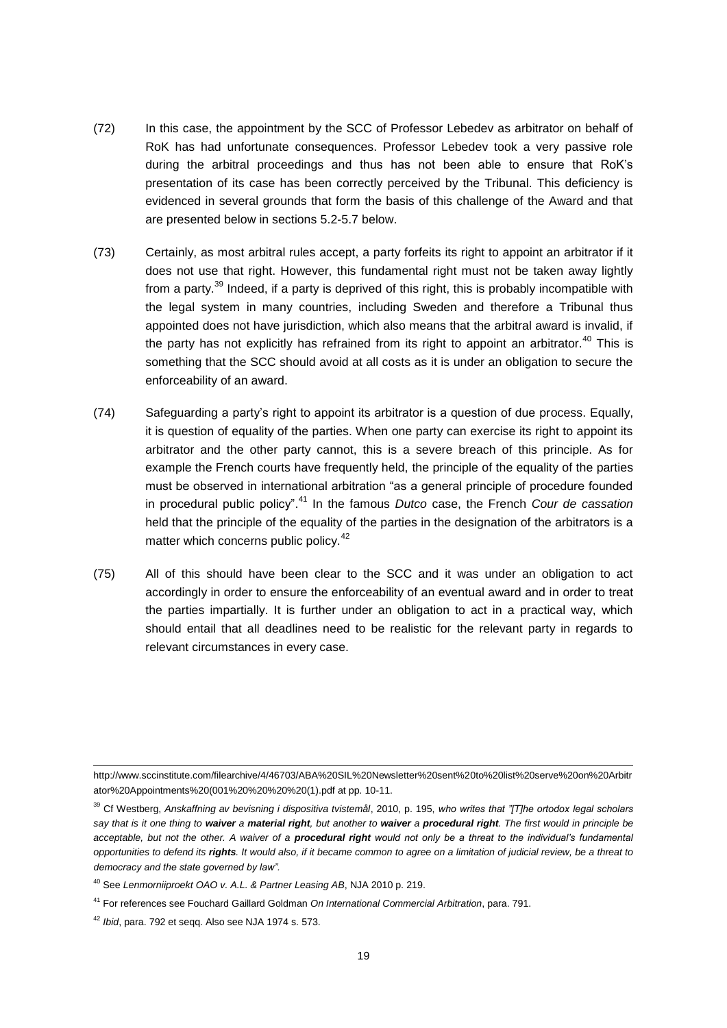(72) In this case, the appointment by the SCC of Professor Lebedev as arbitrator on behalf of RoK has had unfortunate consequences. Professor Lebedev took a very passive role during the arbitral proceedings and thus has not been able to ensure that RoK's presentation of its case has been correctly perceived by the Tribunal. This deficiency is evidenced in several grounds that form the basis of this challenge of the Award and that are presented below in sections 5.2-5.7 below.

(73) Certainly, as most arbitral rules accept, a party forfeits its right to appoint an arbitrator if it does not use that right. However, this fundamental right must not be taken away lightly from a party.[39] Indeed, if a party is deprived of this right, this is probably incompatible with the legal system in many countries, including Sweden and therefore a Tribunal thus appointed does not have jurisdiction, which also means that the arbitral award is invalid, if the party has not explicitly has refrained from its right to appoint an arbitrator.[40] This is something that the SCC should avoid at all costs as it is under an obligation to secure the enforceability of an award.

(74) Safeguarding a party's right to appoint its arbitrator is a question of due process. Equally, it is question of equality of the parties. When one party can exercise its right to appoint its arbitrator and the other party cannot, this is a severe breach of this principle. As for example the French courts have frequently held, the principle of the equality of the parties must be observed in international arbitration "as a general principle of procedure founded in procedural public policy".[41] In the famous *Dutco* case, the French *Cour de cassation* held that the principle of the equality of the parties in the designation of the arbitrators is a matter which concerns public policy.[42]

(75) All of this should have been clear to the SCC and it was under an obligation to act accordingly in order to ensure the enforceability of an eventual award and in order to treat the parties impartially. It is further under an obligation to act in a practical way, which should entail that all deadlines need to be realistic for the relevant party in regards to relevant circumstances in every case.

---

http://www.sccinstitute.com/filearchive/4/46703/ABA%20SIL%20Newsletter%20sent%20to%20list%20serve%20on%20Arbitrator%20Appointments%20(001%20%20%20%20(1).pdf at pp. 10-11.

[39] Cf Westberg, *Anskaffning av bevisning i dispositiva tvistemål*, 2010, p. 195, *who writes that "[T]he ortodox legal scholars say that is it one thing to* ***waiver*** *a* ***material right****, but another to* ***waiver*** *a* ***procedural right****. The first would in principle be acceptable, but not the other. A waiver of a* ***procedural right*** *would not only be a threat to the individual's fundamental opportunities to defend its* ***rights****. It would also, if it became common to agree on a limitation of judicial review, be a threat to democracy and the state governed by law".*

[40] See *Lenmorniiproekt OAO v. A.L. & Partner Leasing AB*, NJA 2010 p. 219.

[41] For references see Fouchard Gaillard Goldman *On International Commercial Arbitration*, para. 791.

[42] *Ibid*, para. 792 et seqq. Also see NJA 1974 s. 573.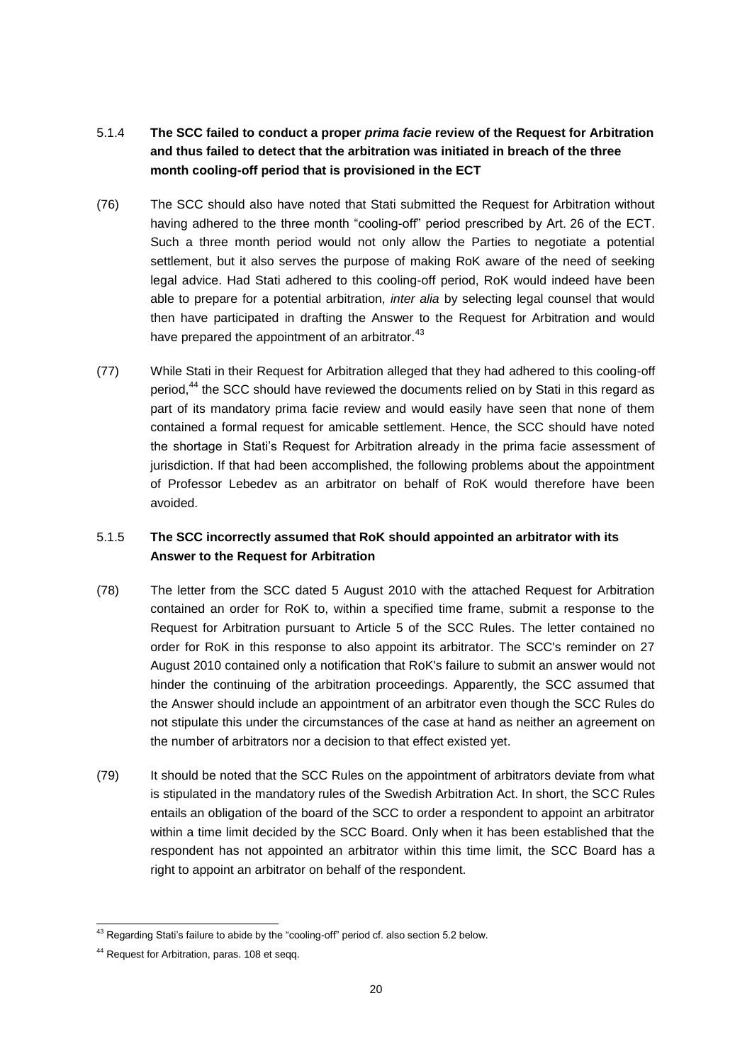### 5.1.4 **The SCC failed to conduct a proper *prima facie* review of the Request for Arbitration and thus failed to detect that the arbitration was initiated in breach of the three month cooling-off period that is provisioned in the ECT**

(76) The SCC should also have noted that Stati submitted the Request for Arbitration without having adhered to the three month "cooling-off" period prescribed by Art. 26 of the ECT. Such a three month period would not only allow the Parties to negotiate a potential settlement, but it also serves the purpose of making RoK aware of the need of seeking legal advice. Had Stati adhered to this cooling-off period, RoK would indeed have been able to prepare for a potential arbitration, *inter alia* by selecting legal counsel that would then have participated in drafting the Answer to the Request for Arbitration and would have prepared the appointment of an arbitrator.[43]

(77) While Stati in their Request for Arbitration alleged that they had adhered to this cooling-off period,[44] the SCC should have reviewed the documents relied on by Stati in this regard as part of its mandatory prima facie review and would easily have seen that none of them contained a formal request for amicable settlement. Hence, the SCC should have noted the shortage in Stati's Request for Arbitration already in the prima facie assessment of jurisdiction. If that had been accomplished, the following problems about the appointment of Professor Lebedev as an arbitrator on behalf of RoK would therefore have been avoided.

### 5.1.5 **The SCC incorrectly assumed that RoK should appointed an arbitrator with its Answer to the Request for Arbitration**

(78) The letter from the SCC dated 5 August 2010 with the attached Request for Arbitration contained an order for RoK to, within a specified time frame, submit a response to the Request for Arbitration pursuant to Article 5 of the SCC Rules. The letter contained no order for RoK in this response to also appoint its arbitrator. The SCC's reminder on 27 August 2010 contained only a notification that RoK's failure to submit an answer would not hinder the continuing of the arbitration proceedings. Apparently, the SCC assumed that the Answer should include an appointment of an arbitrator even though the SCC Rules do not stipulate this under the circumstances of the case at hand as neither an agreement on the number of arbitrators nor a decision to that effect existed yet.

(79) It should be noted that the SCC Rules on the appointment of arbitrators deviate from what is stipulated in the mandatory rules of the Swedish Arbitration Act. In short, the SCC Rules entails an obligation of the board of the SCC to order a respondent to appoint an arbitrator within a time limit decided by the SCC Board. Only when it has been established that the respondent has not appointed an arbitrator within this time limit, the SCC Board has a right to appoint an arbitrator on behalf of the respondent.

---

[43] Regarding Stati's failure to abide by the "cooling-off" period cf. also section 5.2 below.

[44] Request for Arbitration, paras. 108 et seqq.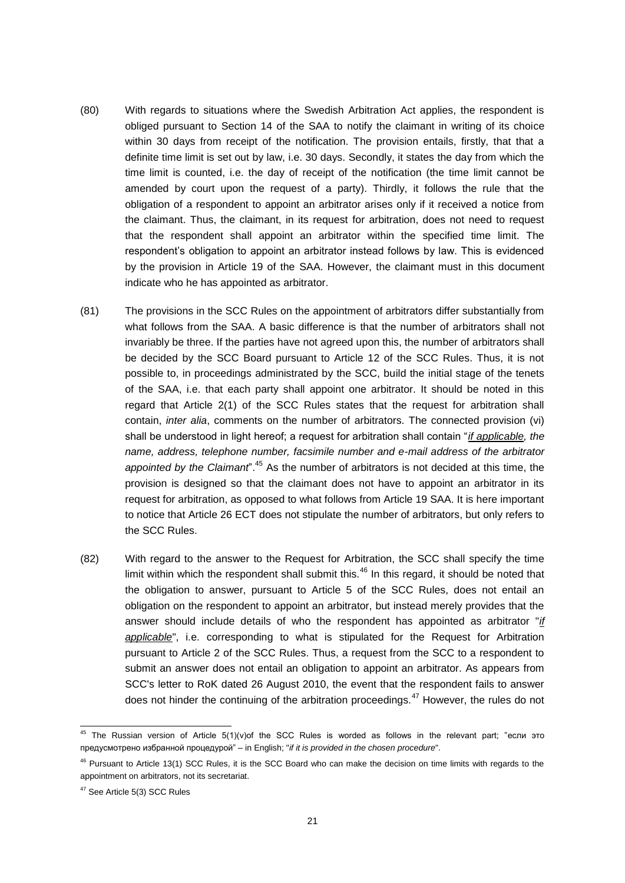(80) With regards to situations where the Swedish Arbitration Act applies, the respondent is obliged pursuant to Section 14 of the SAA to notify the claimant in writing of its choice within 30 days from receipt of the notification. The provision entails, firstly, that that a definite time limit is set out by law, i.e. 30 days. Secondly, it states the day from which the time limit is counted, i.e. the day of receipt of the notification (the time limit cannot be amended by court upon the request of a party). Thirdly, it follows the rule that the obligation of a respondent to appoint an arbitrator arises only if it received a notice from the claimant. Thus, the claimant, in its request for arbitration, does not need to request that the respondent shall appoint an arbitrator within the specified time limit. The respondent's obligation to appoint an arbitrator instead follows by law. This is evidenced by the provision in Article 19 of the SAA. However, the claimant must in this document indicate who he has appointed as arbitrator.

(81) The provisions in the SCC Rules on the appointment of arbitrators differ substantially from what follows from the SAA. A basic difference is that the number of arbitrators shall not invariably be three. If the parties have not agreed upon this, the number of arbitrators shall be decided by the SCC Board pursuant to Article 12 of the SCC Rules. Thus, it is not possible to, in proceedings administrated by the SCC, build the initial stage of the tenets of the SAA, i.e. that each party shall appoint one arbitrator. It should be noted in this regard that Article 2(1) of the SCC Rules states that the request for arbitration shall contain, *inter alia*, comments on the number of arbitrators. The connected provision (vi) shall be understood in light hereof; a request for arbitration shall contain "*if applicable, the name, address, telephone number, facsimile number and e-mail address of the arbitrator appointed by the Claimant*".[45] As the number of arbitrators is not decided at this time, the provision is designed so that the claimant does not have to appoint an arbitrator in its request for arbitration, as opposed to what follows from Article 19 SAA. It is here important to notice that Article 26 ECT does not stipulate the number of arbitrators, but only refers to the SCC Rules.

(82) With regard to the answer to the Request for Arbitration, the SCC shall specify the time limit within which the respondent shall submit this.[46] In this regard, it should be noted that the obligation to answer, pursuant to Article 5 of the SCC Rules, does not entail an obligation on the respondent to appoint an arbitrator, but instead merely provides that the answer should include details of who the respondent has appointed as arbitrator "*if applicable*", i.e. corresponding to what is stipulated for the Request for Arbitration pursuant to Article 2 of the SCC Rules. Thus, a request from the SCC to a respondent to submit an answer does not entail an obligation to appoint an arbitrator. As appears from SCC's letter to RoK dated 26 August 2010, the event that the respondent fails to answer does not hinder the continuing of the arbitration proceedings.[47] However, the rules do not

---

[45] The Russian version of Article 5(1)(v)of the SCC Rules is worded as follows in the relevant part; "если это предусмотрено избранной процедурой" – in English; "*if it is provided in the chosen procedure*".

[46] Pursuant to Article 13(1) SCC Rules, it is the SCC Board who can make the decision on time limits with regards to the appointment on arbitrators, not its secretariat.

[47] See Article 5(3) SCC Rules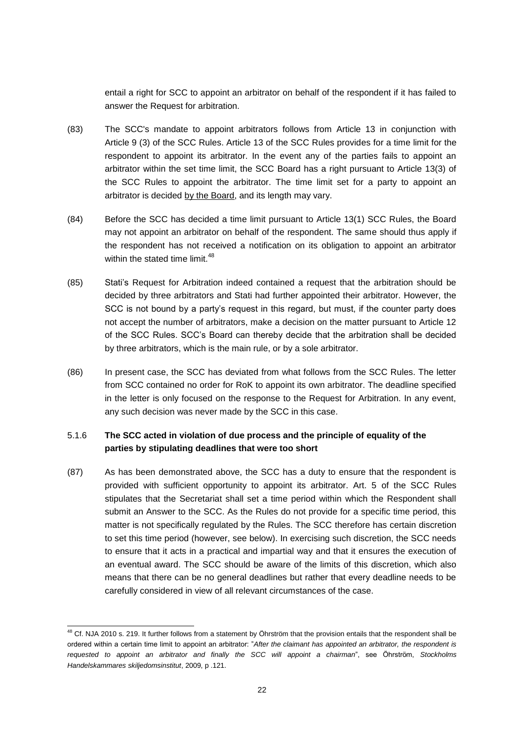entail a right for SCC to appoint an arbitrator on behalf of the respondent if it has failed to answer the Request for arbitration.

(83) The SCC's mandate to appoint arbitrators follows from Article 13 in conjunction with Article 9 (3) of the SCC Rules. Article 13 of the SCC Rules provides for a time limit for the respondent to appoint its arbitrator. In the event any of the parties fails to appoint an arbitrator within the set time limit, the SCC Board has a right pursuant to Article 13(3) of the SCC Rules to appoint the arbitrator. The time limit set for a party to appoint an arbitrator is decided <u>by the Board</u>, and its length may vary.

(84) Before the SCC has decided a time limit pursuant to Article 13(1) SCC Rules, the Board may not appoint an arbitrator on behalf of the respondent. The same should thus apply if the respondent has not received a notification on its obligation to appoint an arbitrator within the stated time limit.[48]

(85) Stati's Request for Arbitration indeed contained a request that the arbitration should be decided by three arbitrators and Stati had further appointed their arbitrator. However, the SCC is not bound by a party's request in this regard, but must, if the counter party does not accept the number of arbitrators, make a decision on the matter pursuant to Article 12 of the SCC Rules. SCC's Board can thereby decide that the arbitration shall be decided by three arbitrators, which is the main rule, or by a sole arbitrator.

(86) In present case, the SCC has deviated from what follows from the SCC Rules. The letter from SCC contained no order for RoK to appoint its own arbitrator. The deadline specified in the letter is only focused on the response to the Request for Arbitration. In any event, any such decision was never made by the SCC in this case.

### 5.1.6 **The SCC acted in violation of due process and the principle of equality of the parties by stipulating deadlines that were too short**

(87) As has been demonstrated above, the SCC has a duty to ensure that the respondent is provided with sufficient opportunity to appoint its arbitrator. Art. 5 of the SCC Rules stipulates that the Secretariat shall set a time period within which the Respondent shall submit an Answer to the SCC. As the Rules do not provide for a specific time period, this matter is not specifically regulated by the Rules. The SCC therefore has certain discretion to set this time period (however, see below). In exercising such discretion, the SCC needs to ensure that it acts in a practical and impartial way and that it ensures the execution of an eventual award. The SCC should be aware of the limits of this discretion, which also means that there can be no general deadlines but rather that every deadline needs to be carefully considered in view of all relevant circumstances of the case.

---

[48] Cf. NJA 2010 s. 219. It further follows from a statement by Öhrström that the provision entails that the respondent shall be ordered within a certain time limit to appoint an arbitrator: "*After the claimant has appointed an arbitrator, the respondent is requested to appoint an arbitrator and finally the SCC will appoint a chairman*", see Öhrström, *Stockholms Handelskammares skiljedomsinstitut*, 2009, p .121.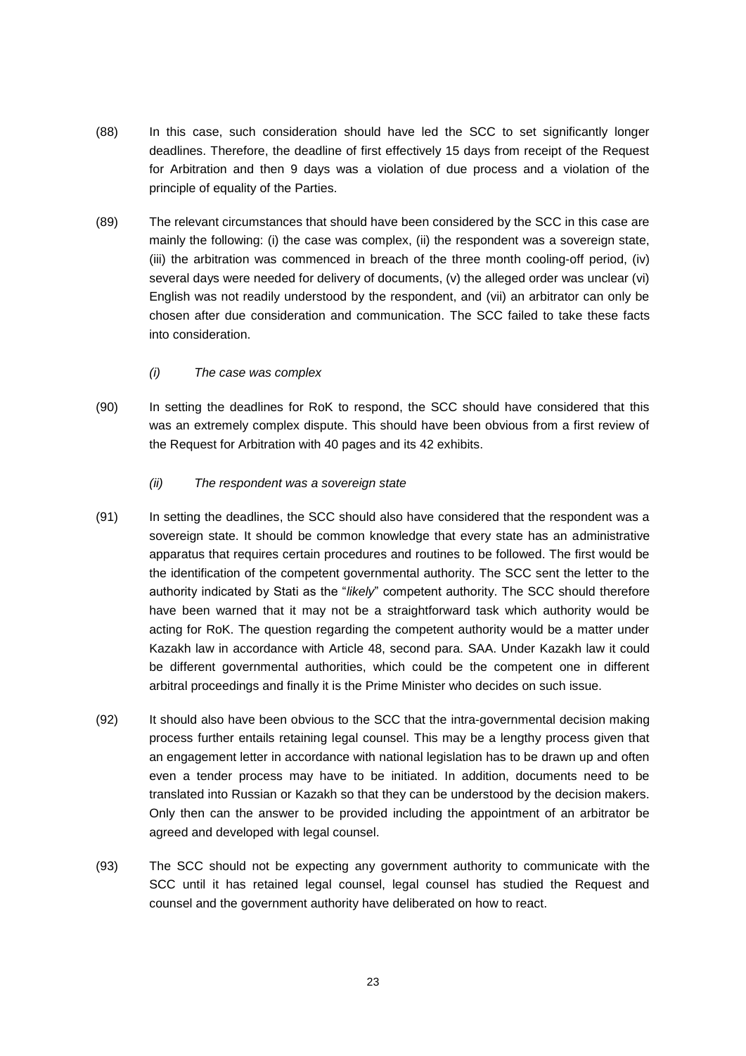(88) In this case, such consideration should have led the SCC to set significantly longer deadlines. Therefore, the deadline of first effectively 15 days from receipt of the Request for Arbitration and then 9 days was a violation of due process and a violation of the principle of equality of the Parties.

(89) The relevant circumstances that should have been considered by the SCC in this case are mainly the following: (i) the case was complex, (ii) the respondent was a sovereign state, (iii) the arbitration was commenced in breach of the three month cooling-off period, (iv) several days were needed for delivery of documents, (v) the alleged order was unclear (vi) English was not readily understood by the respondent, and (vii) an arbitrator can only be chosen after due consideration and communication. The SCC failed to take these facts into consideration.

*(i) The case was complex*

(90) In setting the deadlines for RoK to respond, the SCC should have considered that this was an extremely complex dispute. This should have been obvious from a first review of the Request for Arbitration with 40 pages and its 42 exhibits.

*(ii) The respondent was a sovereign state*

(91) In setting the deadlines, the SCC should also have considered that the respondent was a sovereign state. It should be common knowledge that every state has an administrative apparatus that requires certain procedures and routines to be followed. The first would be the identification of the competent governmental authority. The SCC sent the letter to the authority indicated by Stati as the "*likely*" competent authority. The SCC should therefore have been warned that it may not be a straightforward task which authority would be acting for RoK. The question regarding the competent authority would be a matter under Kazakh law in accordance with Article 48, second para. SAA. Under Kazakh law it could be different governmental authorities, which could be the competent one in different arbitral proceedings and finally it is the Prime Minister who decides on such issue.

(92) It should also have been obvious to the SCC that the intra-governmental decision making process further entails retaining legal counsel. This may be a lengthy process given that an engagement letter in accordance with national legislation has to be drawn up and often even a tender process may have to be initiated. In addition, documents need to be translated into Russian or Kazakh so that they can be understood by the decision makers. Only then can the answer to be provided including the appointment of an arbitrator be agreed and developed with legal counsel.

(93) The SCC should not be expecting any government authority to communicate with the SCC until it has retained legal counsel, legal counsel has studied the Request and counsel and the government authority have deliberated on how to react.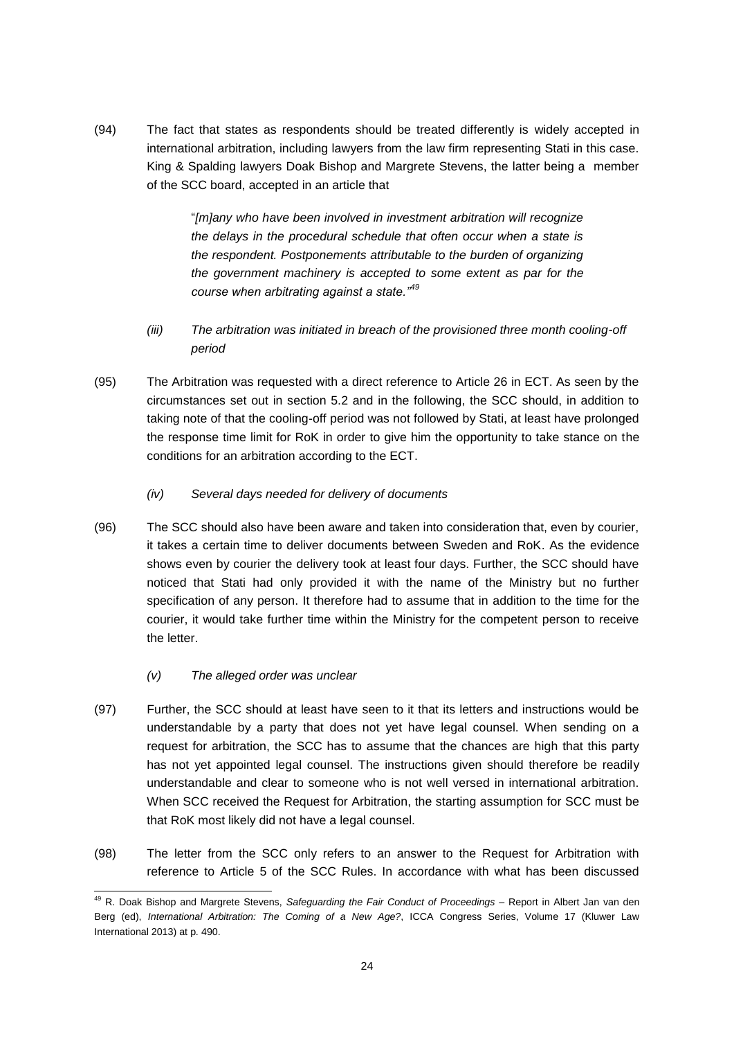(94) The fact that states as respondents should be treated differently is widely accepted in international arbitration, including lawyers from the law firm representing Stati in this case. King & Spalding lawyers Doak Bishop and Margrete Stevens, the latter being a member of the SCC board, accepted in an article that

> "*[m]any who have been involved in investment arbitration will recognize the delays in the procedural schedule that often occur when a state is the respondent. Postponements attributable to the burden of organizing the government machinery is accepted to some extent as par for the course when arbitrating against a state.*"[49]

*(iii) The arbitration was initiated in breach of the provisioned three month cooling-off period*

(95) The Arbitration was requested with a direct reference to Article 26 in ECT. As seen by the circumstances set out in section 5.2 and in the following, the SCC should, in addition to taking note of that the cooling-off period was not followed by Stati, at least have prolonged the response time limit for RoK in order to give him the opportunity to take stance on the conditions for an arbitration according to the ECT.

*(iv) Several days needed for delivery of documents*

(96) The SCC should also have been aware and taken into consideration that, even by courier, it takes a certain time to deliver documents between Sweden and RoK. As the evidence shows even by courier the delivery took at least four days. Further, the SCC should have noticed that Stati had only provided it with the name of the Ministry but no further specification of any person. It therefore had to assume that in addition to the time for the courier, it would take further time within the Ministry for the competent person to receive the letter.

*(v) The alleged order was unclear*

(97) Further, the SCC should at least have seen to it that its letters and instructions would be understandable by a party that does not yet have legal counsel. When sending on a request for arbitration, the SCC has to assume that the chances are high that this party has not yet appointed legal counsel. The instructions given should therefore be readily understandable and clear to someone who is not well versed in international arbitration. When SCC received the Request for Arbitration, the starting assumption for SCC must be that RoK most likely did not have a legal counsel.

(98) The letter from the SCC only refers to an answer to the Request for Arbitration with reference to Article 5 of the SCC Rules. In accordance with what has been discussed

---

[49] R. Doak Bishop and Margrete Stevens, *Safeguarding the Fair Conduct of Proceedings* – Report in Albert Jan van den Berg (ed), *International Arbitration: The Coming of a New Age?*, ICCA Congress Series, Volume 17 (Kluwer Law International 2013) at p. 490.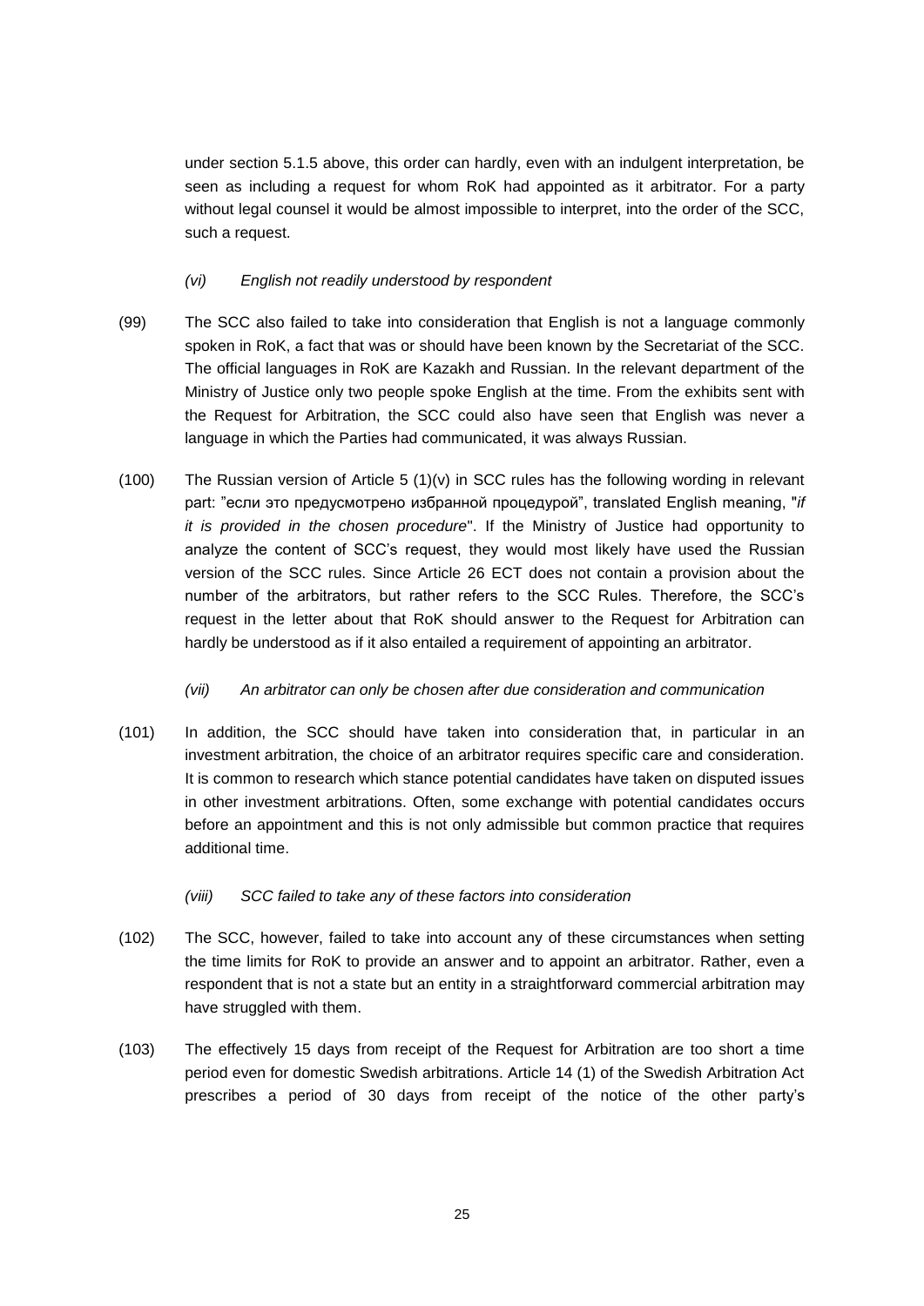under section 5.1.5 above, this order can hardly, even with an indulgent interpretation, be seen as including a request for whom RoK had appointed as it arbitrator. For a party without legal counsel it would be almost impossible to interpret, into the order of the SCC, such a request.

*(vi) English not readily understood by respondent*

(99) The SCC also failed to take into consideration that English is not a language commonly spoken in RoK, a fact that was or should have been known by the Secretariat of the SCC. The official languages in RoK are Kazakh and Russian. In the relevant department of the Ministry of Justice only two people spoke English at the time. From the exhibits sent with the Request for Arbitration, the SCC could also have seen that English was never a language in which the Parties had communicated, it was always Russian.

(100) The Russian version of Article 5 (1)(v) in SCC rules has the following wording in relevant part: "если это предусмотрено избранной процедурой", translated English meaning, "*if it is provided in the chosen procedure*". If the Ministry of Justice had opportunity to analyze the content of SCC's request, they would most likely have used the Russian version of the SCC rules. Since Article 26 ECT does not contain a provision about the number of the arbitrators, but rather refers to the SCC Rules. Therefore, the SCC's request in the letter about that RoK should answer to the Request for Arbitration can hardly be understood as if it also entailed a requirement of appointing an arbitrator.

*(vii) An arbitrator can only be chosen after due consideration and communication*

(101) In addition, the SCC should have taken into consideration that, in particular in an investment arbitration, the choice of an arbitrator requires specific care and consideration. It is common to research which stance potential candidates have taken on disputed issues in other investment arbitrations. Often, some exchange with potential candidates occurs before an appointment and this is not only admissible but common practice that requires additional time.

*(viii) SCC failed to take any of these factors into consideration*

(102) The SCC, however, failed to take into account any of these circumstances when setting the time limits for RoK to provide an answer and to appoint an arbitrator. Rather, even a respondent that is not a state but an entity in a straightforward commercial arbitration may have struggled with them.

(103) The effectively 15 days from receipt of the Request for Arbitration are too short a time period even for domestic Swedish arbitrations. Article 14 (1) of the Swedish Arbitration Act prescribes a period of 30 days from receipt of the notice of the other party's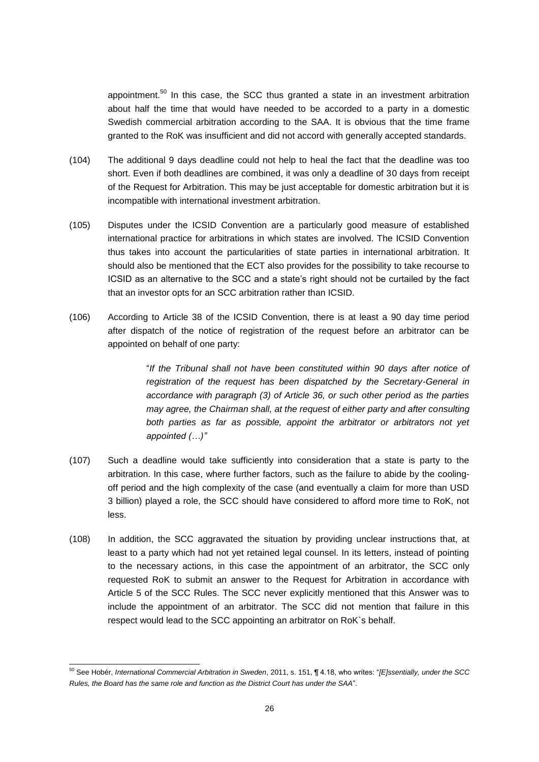appointment.[50] In this case, the SCC thus granted a state in an investment arbitration about half the time that would have needed to be accorded to a party in a domestic Swedish commercial arbitration according to the SAA. It is obvious that the time frame granted to the RoK was insufficient and did not accord with generally accepted standards.

(104) The additional 9 days deadline could not help to heal the fact that the deadline was too short. Even if both deadlines are combined, it was only a deadline of 30 days from receipt of the Request for Arbitration. This may be just acceptable for domestic arbitration but it is incompatible with international investment arbitration.

(105) Disputes under the ICSID Convention are a particularly good measure of established international practice for arbitrations in which states are involved. The ICSID Convention thus takes into account the particularities of state parties in international arbitration. It should also be mentioned that the ECT also provides for the possibility to take recourse to ICSID as an alternative to the SCC and a state's right should not be curtailed by the fact that an investor opts for an SCC arbitration rather than ICSID.

(106) According to Article 38 of the ICSID Convention, there is at least a 90 day time period after dispatch of the notice of registration of the request before an arbitrator can be appointed on behalf of one party:

> "*If the Tribunal shall not have been constituted within 90 days after notice of registration of the request has been dispatched by the Secretary-General in accordance with paragraph (3) of Article 36, or such other period as the parties may agree, the Chairman shall, at the request of either party and after consulting both parties as far as possible, appoint the arbitrator or arbitrators not yet appointed (…)"*

(107) Such a deadline would take sufficiently into consideration that a state is party to the arbitration. In this case, where further factors, such as the failure to abide by the cooling-off period and the high complexity of the case (and eventually a claim for more than USD 3 billion) played a role, the SCC should have considered to afford more time to RoK, not less.

(108) In addition, the SCC aggravated the situation by providing unclear instructions that, at least to a party which had not yet retained legal counsel. In its letters, instead of pointing to the necessary actions, in this case the appointment of an arbitrator, the SCC only requested RoK to submit an answer to the Request for Arbitration in accordance with Article 5 of the SCC Rules. The SCC never explicitly mentioned that this Answer was to include the appointment of an arbitrator. The SCC did not mention that failure in this respect would lead to the SCC appointing an arbitrator on RoK`s behalf.

---

[50] See Hobér, *International Commercial Arbitration in Sweden*, 2011, s. 151, ¶ 4.18, who writes: "*[E]ssentially, under the SCC Rules, the Board has the same role and function as the District Court has under the SAA*".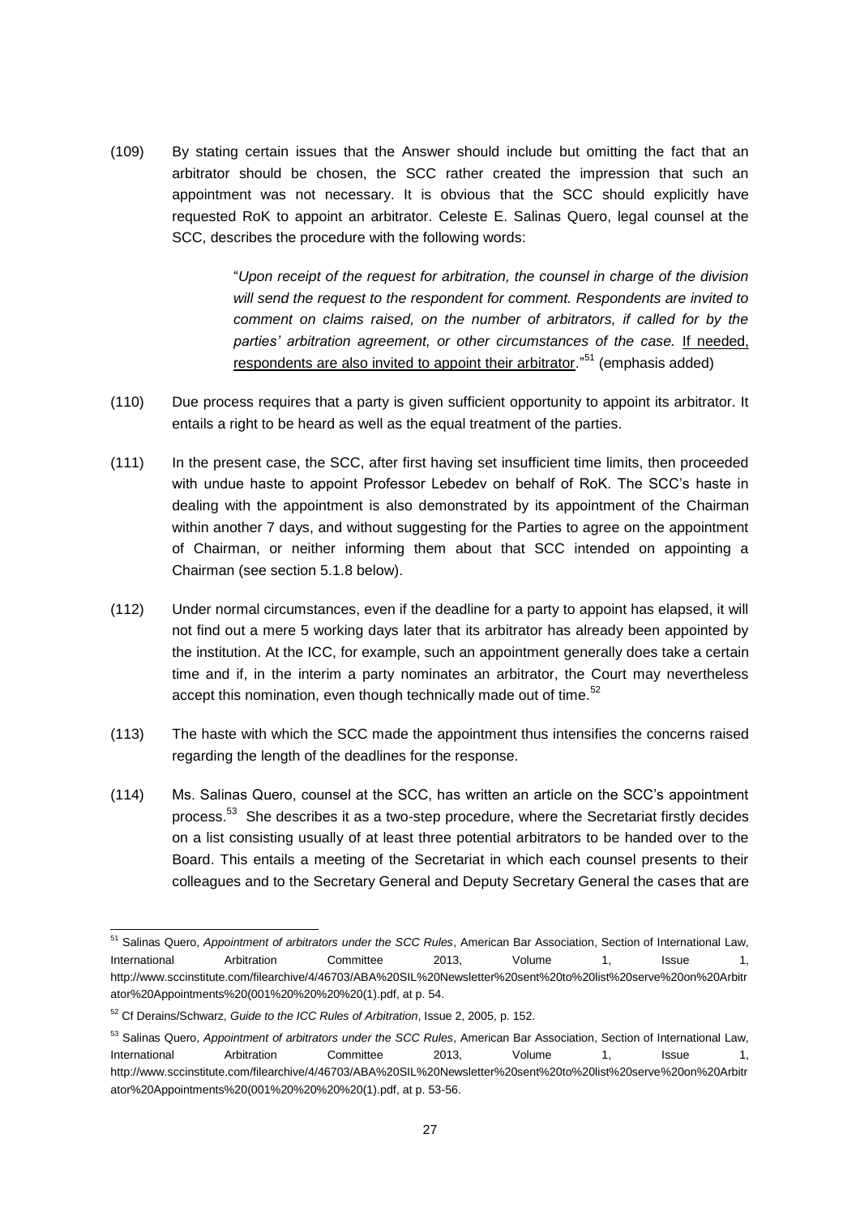(109) By stating certain issues that the Answer should include but omitting the fact that an arbitrator should be chosen, the SCC rather created the impression that such an appointment was not necessary. It is obvious that the SCC should explicitly have requested RoK to appoint an arbitrator. Celeste E. Salinas Quero, legal counsel at the SCC, describes the procedure with the following words:

> "*Upon receipt of the request for arbitration, the counsel in charge of the division will send the request to the respondent for comment. Respondents are invited to comment on claims raised, on the number of arbitrators, if called for by the parties' arbitration agreement, or other circumstances of the case.* <u>If needed, respondents are also invited to appoint their arbitrator</u>."[51] (emphasis added)

(110) Due process requires that a party is given sufficient opportunity to appoint its arbitrator. It entails a right to be heard as well as the equal treatment of the parties.

(111) In the present case, the SCC, after first having set insufficient time limits, then proceeded with undue haste to appoint Professor Lebedev on behalf of RoK. The SCC's haste in dealing with the appointment is also demonstrated by its appointment of the Chairman within another 7 days, and without suggesting for the Parties to agree on the appointment of Chairman, or neither informing them about that SCC intended on appointing a Chairman (see section 5.1.8 below).

(112) Under normal circumstances, even if the deadline for a party to appoint has elapsed, it will not find out a mere 5 working days later that its arbitrator has already been appointed by the institution. At the ICC, for example, such an appointment generally does take a certain time and if, in the interim a party nominates an arbitrator, the Court may nevertheless accept this nomination, even though technically made out of time.[52]

(113) The haste with which the SCC made the appointment thus intensifies the concerns raised regarding the length of the deadlines for the response.

(114) Ms. Salinas Quero, counsel at the SCC, has written an article on the SCC's appointment process.[53] She describes it as a two-step procedure, where the Secretariat firstly decides on a list consisting usually of at least three potential arbitrators to be handed over to the Board. This entails a meeting of the Secretariat in which each counsel presents to their colleagues and to the Secretary General and Deputy Secretary General the cases that are

---

[51] Salinas Quero, *Appointment of arbitrators under the SCC Rules*, American Bar Association, Section of International Law, International Arbitration Committee 2013, Volume 1, Issue 1, http://www.sccinstitute.com/filearchive/4/46703/ABA%20SIL%20Newsletter%20sent%20to%20list%20serve%20on%20Arbitrator%20Appointments%20(001%20%20%20%20(1).pdf, at p. 54.

[52] Cf Derains/Schwarz, *Guide to the ICC Rules of Arbitration*, Issue 2, 2005, p. 152.

[53] Salinas Quero, *Appointment of arbitrators under the SCC Rules*, American Bar Association, Section of International Law, International Arbitration Committee 2013, Volume 1, Issue 1, http://www.sccinstitute.com/filearchive/4/46703/ABA%20SIL%20Newsletter%20sent%20to%20list%20serve%20on%20Arbitrator%20Appointments%20(001%20%20%20%20(1).pdf, at p. 53-56.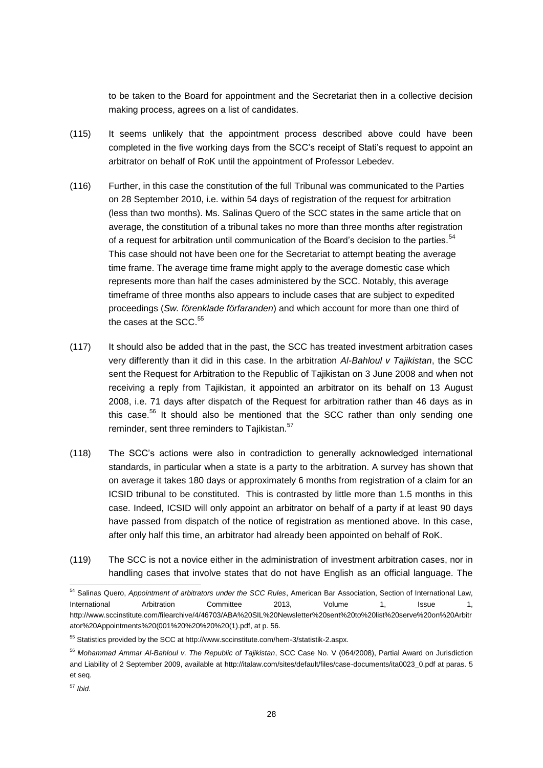to be taken to the Board for appointment and the Secretariat then in a collective decision making process, agrees on a list of candidates.

(115) It seems unlikely that the appointment process described above could have been completed in the five working days from the SCC's receipt of Stati's request to appoint an arbitrator on behalf of RoK until the appointment of Professor Lebedev.

(116) Further, in this case the constitution of the full Tribunal was communicated to the Parties on 28 September 2010, i.e. within 54 days of registration of the request for arbitration (less than two months). Ms. Salinas Quero of the SCC states in the same article that on average, the constitution of a tribunal takes no more than three months after registration of a request for arbitration until communication of the Board's decision to the parties.[54] This case should not have been one for the Secretariat to attempt beating the average time frame. The average time frame might apply to the average domestic case which represents more than half the cases administered by the SCC. Notably, this average timeframe of three months also appears to include cases that are subject to expedited proceedings (*Sw. förenklade förfaranden*) and which account for more than one third of the cases at the SCC.[55]

(117) It should also be added that in the past, the SCC has treated investment arbitration cases very differently than it did in this case. In the arbitration *Al-Bahloul v Tajikistan*, the SCC sent the Request for Arbitration to the Republic of Tajikistan on 3 June 2008 and when not receiving a reply from Tajikistan, it appointed an arbitrator on its behalf on 13 August 2008, i.e. 71 days after dispatch of the Request for arbitration rather than 46 days as in this case.[56] It should also be mentioned that the SCC rather than only sending one reminder, sent three reminders to Tajikistan.[57]

(118) The SCC's actions were also in contradiction to generally acknowledged international standards, in particular when a state is a party to the arbitration. A survey has shown that on average it takes 180 days or approximately 6 months from registration of a claim for an ICSID tribunal to be constituted. This is contrasted by little more than 1.5 months in this case. Indeed, ICSID will only appoint an arbitrator on behalf of a party if at least 90 days have passed from dispatch of the notice of registration as mentioned above. In this case, after only half this time, an arbitrator had already been appointed on behalf of RoK.

(119) The SCC is not a novice either in the administration of investment arbitration cases, nor in handling cases that involve states that do not have English as an official language. The

---

[54] Salinas Quero, *Appointment of arbitrators under the SCC Rules*, American Bar Association, Section of International Law, International Arbitration Committee 2013, Volume 1, Issue 1, http://www.sccinstitute.com/filearchive/4/46703/ABA%20SIL%20Newsletter%20sent%20to%20list%20serve%20on%20Arbitrator%20Appointments%20(001%20%20%20%20(1).pdf, at p. 56.

[55] Statistics provided by the SCC at http://www.sccinstitute.com/hem-3/statistik-2.aspx.

[56] *Mohammad Ammar Al-Bahloul v. The Republic of Tajikistan*, SCC Case No. V (064/2008), Partial Award on Jurisdiction and Liability of 2 September 2009, available at http://italaw.com/sites/default/files/case-documents/ita0023_0.pdf at paras. 5 et seq.

[57] *Ibid.*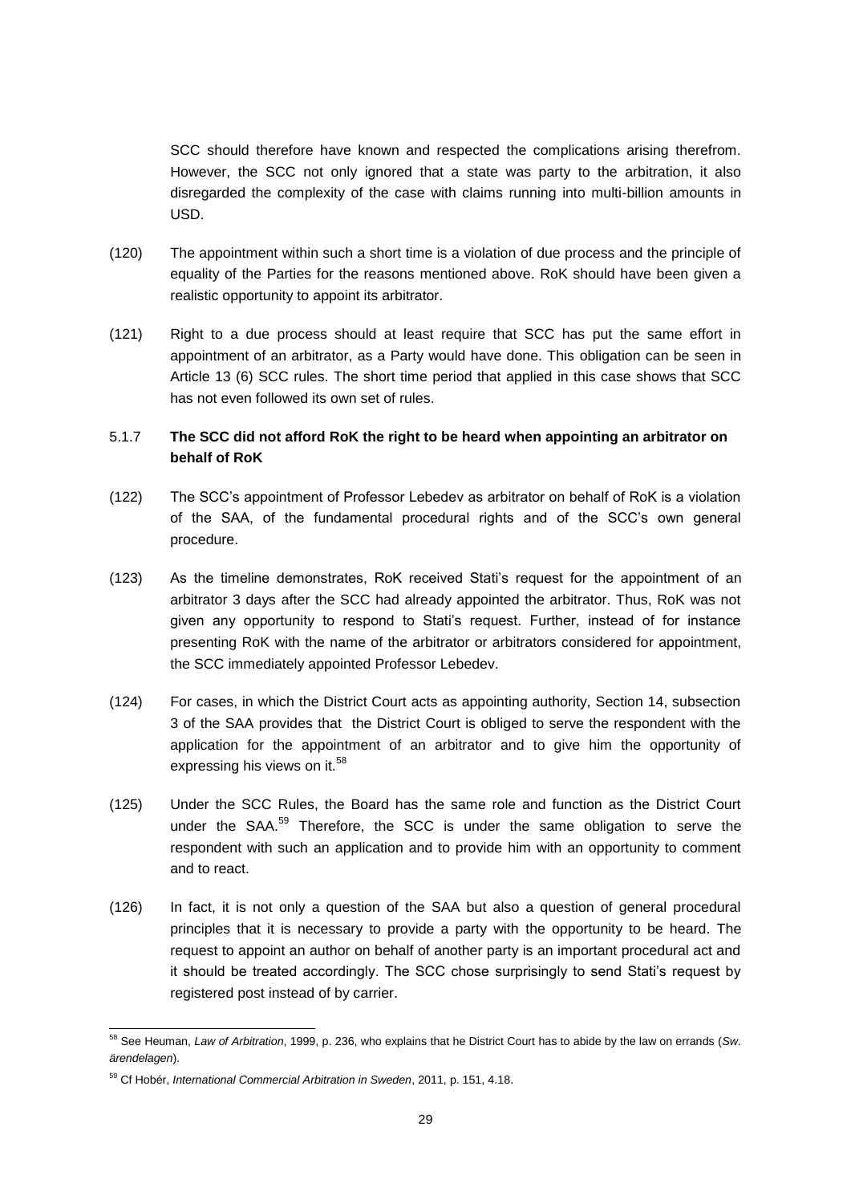SCC should therefore have known and respected the complications arising therefrom. However, the SCC not only ignored that a state was party to the arbitration, it also disregarded the complexity of the case with claims running into multi-billion amounts in USD.

(120) The appointment within such a short time is a violation of due process and the principle of equality of the Parties for the reasons mentioned above. RoK should have been given a realistic opportunity to appoint its arbitrator.

(121) Right to a due process should at least require that SCC has put the same effort in appointment of an arbitrator, as a Party would have done. This obligation can be seen in Article 13 (6) SCC rules. The short time period that applied in this case shows that SCC has not even followed its own set of rules.

### 5.1.7 **The SCC did not afford RoK the right to be heard when appointing an arbitrator on behalf of RoK**

(122) The SCC's appointment of Professor Lebedev as arbitrator on behalf of RoK is a violation of the SAA, of the fundamental procedural rights and of the SCC's own general procedure.

(123) As the timeline demonstrates, RoK received Stati's request for the appointment of an arbitrator 3 days after the SCC had already appointed the arbitrator. Thus, RoK was not given any opportunity to respond to Stati's request. Further, instead of for instance presenting RoK with the name of the arbitrator or arbitrators considered for appointment, the SCC immediately appointed Professor Lebedev.

(124) For cases, in which the District Court acts as appointing authority, Section 14, subsection 3 of the SAA provides that the District Court is obliged to serve the respondent with the application for the appointment of an arbitrator and to give him the opportunity of expressing his views on it.[58]

(125) Under the SCC Rules, the Board has the same role and function as the District Court under the SAA.[59] Therefore, the SCC is under the same obligation to serve the respondent with such an application and to provide him with an opportunity to comment and to react.

(126) In fact, it is not only a question of the SAA but also a question of general procedural principles that it is necessary to provide a party with the opportunity to be heard. The request to appoint an author on behalf of another party is an important procedural act and it should be treated accordingly. The SCC chose surprisingly to send Stati's request by registered post instead of by carrier.

---

[58] See Heuman, *Law of Arbitration*, 1999, p. 236, who explains that he District Court has to abide by the law on errands (*Sw. ärendelagen*).

[59] Cf Hobér, *International Commercial Arbitration in Sweden*, 2011, p. 151, 4.18.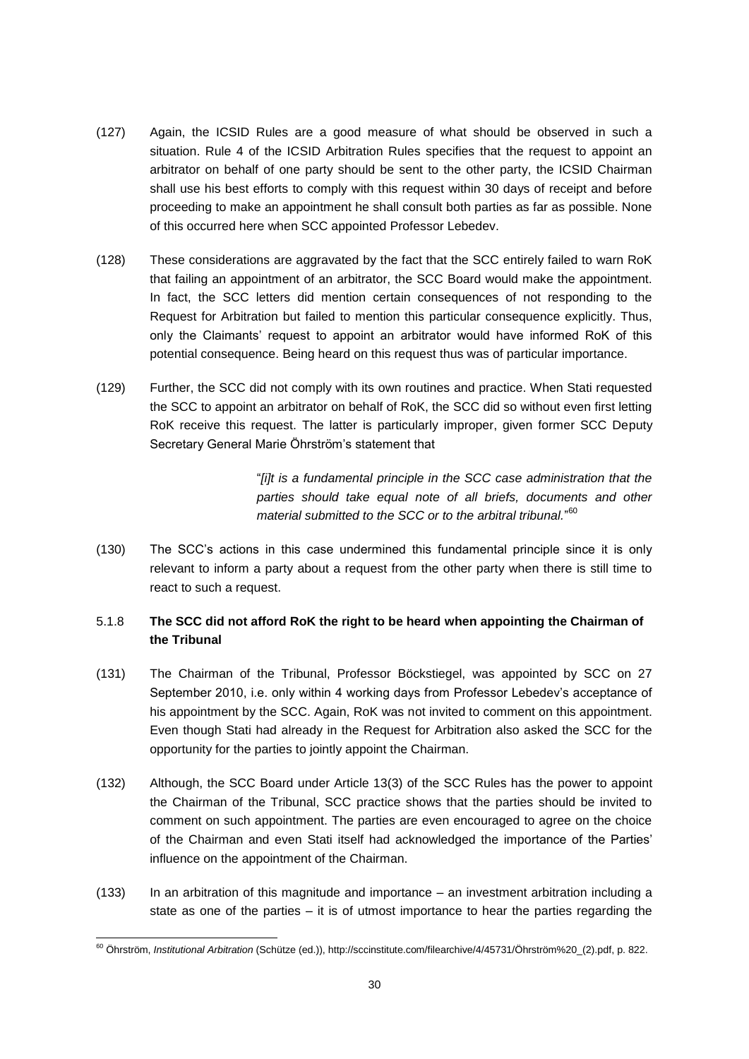(127) Again, the ICSID Rules are a good measure of what should be observed in such a situation. Rule 4 of the ICSID Arbitration Rules specifies that the request to appoint an arbitrator on behalf of one party should be sent to the other party, the ICSID Chairman shall use his best efforts to comply with this request within 30 days of receipt and before proceeding to make an appointment he shall consult both parties as far as possible. None of this occurred here when SCC appointed Professor Lebedev.

(128) These considerations are aggravated by the fact that the SCC entirely failed to warn RoK that failing an appointment of an arbitrator, the SCC Board would make the appointment. In fact, the SCC letters did mention certain consequences of not responding to the Request for Arbitration but failed to mention this particular consequence explicitly. Thus, only the Claimants' request to appoint an arbitrator would have informed RoK of this potential consequence. Being heard on this request thus was of particular importance.

(129) Further, the SCC did not comply with its own routines and practice. When Stati requested the SCC to appoint an arbitrator on behalf of RoK, the SCC did so without even first letting RoK receive this request. The latter is particularly improper, given former SCC Deputy Secretary General Marie Öhrström's statement that

> "*[i]t is a fundamental principle in the SCC case administration that the parties should take equal note of all briefs, documents and other material submitted to the SCC or to the arbitral tribunal.*"[60]

(130) The SCC's actions in this case undermined this fundamental principle since it is only relevant to inform a party about a request from the other party when there is still time to react to such a request.

### 5.1.8 The SCC did not afford RoK the right to be heard when appointing the Chairman of the Tribunal

(131) The Chairman of the Tribunal, Professor Böckstiegel, was appointed by SCC on 27 September 2010, i.e. only within 4 working days from Professor Lebedev's acceptance of his appointment by the SCC. Again, RoK was not invited to comment on this appointment. Even though Stati had already in the Request for Arbitration also asked the SCC for the opportunity for the parties to jointly appoint the Chairman.

(132) Although, the SCC Board under Article 13(3) of the SCC Rules has the power to appoint the Chairman of the Tribunal, SCC practice shows that the parties should be invited to comment on such appointment. The parties are even encouraged to agree on the choice of the Chairman and even Stati itself had acknowledged the importance of the Parties' influence on the appointment of the Chairman.

(133) In an arbitration of this magnitude and importance – an investment arbitration including a state as one of the parties – it is of utmost importance to hear the parties regarding the

---

[60] Öhrström, *Institutional Arbitration* (Schütze (ed.)), http://sccinstitute.com/filearchive/4/45731/Öhrström%20_(2).pdf, p. 822.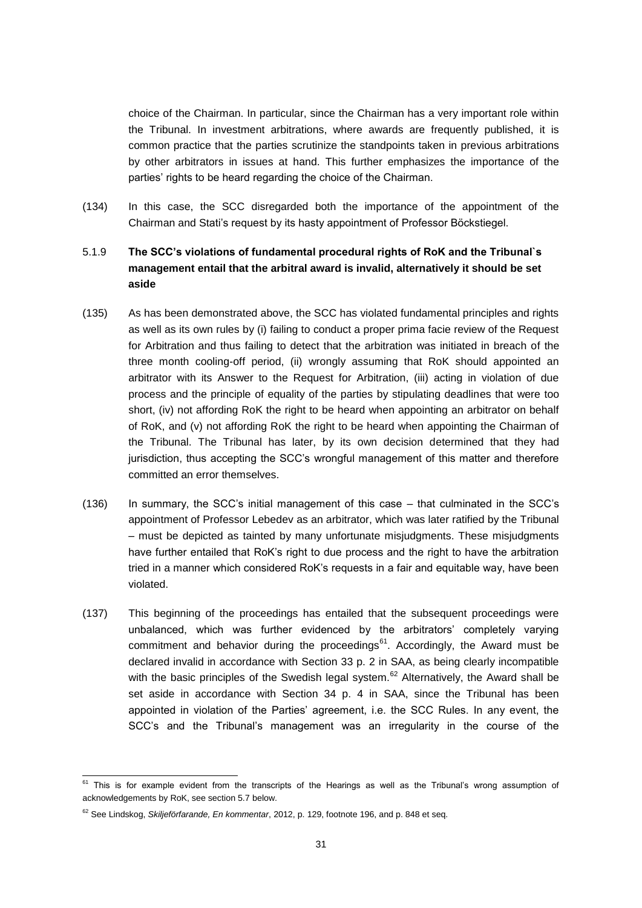choice of the Chairman. In particular, since the Chairman has a very important role within the Tribunal. In investment arbitrations, where awards are frequently published, it is common practice that the parties scrutinize the standpoints taken in previous arbitrations by other arbitrators in issues at hand. This further emphasizes the importance of the parties' rights to be heard regarding the choice of the Chairman.

(134) In this case, the SCC disregarded both the importance of the appointment of the Chairman and Stati's request by its hasty appointment of Professor Böckstiegel.

### 5.1.9 The SCC's violations of fundamental procedural rights of RoK and the Tribunal`s management entail that the arbitral award is invalid, alternatively it should be set aside

(135) As has been demonstrated above, the SCC has violated fundamental principles and rights as well as its own rules by (i) failing to conduct a proper prima facie review of the Request for Arbitration and thus failing to detect that the arbitration was initiated in breach of the three month cooling-off period, (ii) wrongly assuming that RoK should appointed an arbitrator with its Answer to the Request for Arbitration, (iii) acting in violation of due process and the principle of equality of the parties by stipulating deadlines that were too short, (iv) not affording RoK the right to be heard when appointing an arbitrator on behalf of RoK, and (v) not affording RoK the right to be heard when appointing the Chairman of the Tribunal. The Tribunal has later, by its own decision determined that they had jurisdiction, thus accepting the SCC's wrongful management of this matter and therefore committed an error themselves.

(136) In summary, the SCC's initial management of this case – that culminated in the SCC's appointment of Professor Lebedev as an arbitrator, which was later ratified by the Tribunal – must be depicted as tainted by many unfortunate misjudgments. These misjudgments have further entailed that RoK's right to due process and the right to have the arbitration tried in a manner which considered RoK's requests in a fair and equitable way, have been violated.

(137) This beginning of the proceedings has entailed that the subsequent proceedings were unbalanced, which was further evidenced by the arbitrators' completely varying commitment and behavior during the proceedings[61]. Accordingly, the Award must be declared invalid in accordance with Section 33 p. 2 in SAA, as being clearly incompatible with the basic principles of the Swedish legal system.[62] Alternatively, the Award shall be set aside in accordance with Section 34 p. 4 in SAA, since the Tribunal has been appointed in violation of the Parties' agreement, i.e. the SCC Rules. In any event, the SCC's and the Tribunal's management was an irregularity in the course of the

---

[61] This is for example evident from the transcripts of the Hearings as well as the Tribunal's wrong assumption of acknowledgements by RoK, see section 5.7 below.

[62] See Lindskog, *Skiljeförfarande, En kommentar*, 2012, p. 129, footnote 196, and p. 848 et seq.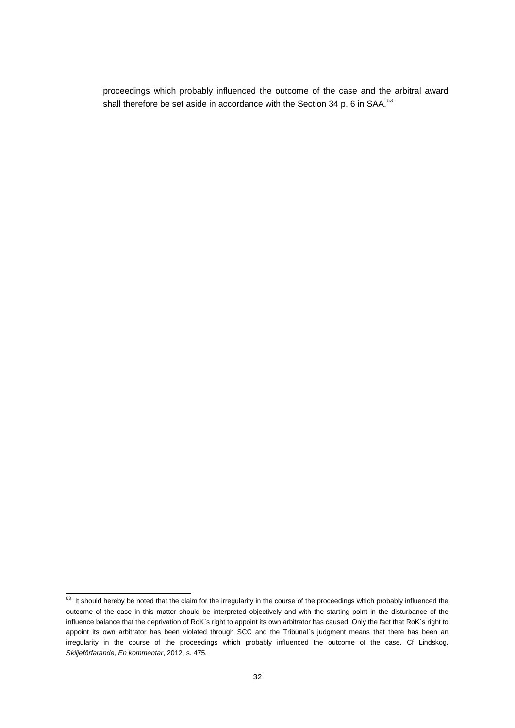proceedings which probably influenced the outcome of the case and the arbitral award shall therefore be set aside in accordance with the Section 34 p. 6 in SAA.[63]

---

[63] It should hereby be noted that the claim for the irregularity in the course of the proceedings which probably influenced the outcome of the case in this matter should be interpreted objectively and with the starting point in the disturbance of the influence balance that the deprivation of RoK`s right to appoint its own arbitrator has caused. Only the fact that RoK`s right to appoint its own arbitrator has been violated through SCC and the Tribunal`s judgment means that there has been an irregularity in the course of the proceedings which probably influenced the outcome of the case. Cf Lindskog, *Skiljeförfarande, En kommentar*, 2012, s. 475.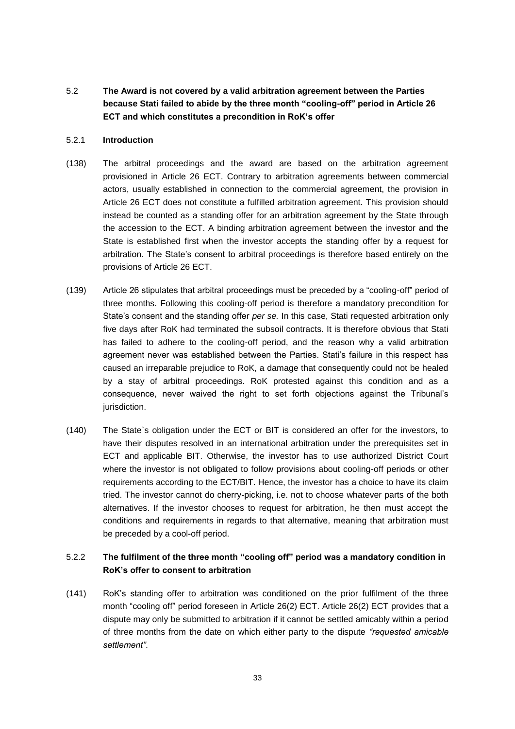## 5.2 The Award is not covered by a valid arbitration agreement between the Parties because Stati failed to abide by the three month "cooling-off" period in Article 26 ECT and which constitutes a precondition in RoK's offer

### 5.2.1 Introduction

(138) The arbitral proceedings and the award are based on the arbitration agreement provisioned in Article 26 ECT. Contrary to arbitration agreements between commercial actors, usually established in connection to the commercial agreement, the provision in Article 26 ECT does not constitute a fulfilled arbitration agreement. This provision should instead be counted as a standing offer for an arbitration agreement by the State through the accession to the ECT. A binding arbitration agreement between the investor and the State is established first when the investor accepts the standing offer by a request for arbitration. The State's consent to arbitral proceedings is therefore based entirely on the provisions of Article 26 ECT.

(139) Article 26 stipulates that arbitral proceedings must be preceded by a "cooling-off" period of three months. Following this cooling-off period is therefore a mandatory precondition for State's consent and the standing offer *per se.* In this case, Stati requested arbitration only five days after RoK had terminated the subsoil contracts. It is therefore obvious that Stati has failed to adhere to the cooling-off period, and the reason why a valid arbitration agreement never was established between the Parties. Stati's failure in this respect has caused an irreparable prejudice to RoK, a damage that consequently could not be healed by a stay of arbitral proceedings. RoK protested against this condition and as a consequence, never waived the right to set forth objections against the Tribunal's jurisdiction.

(140) The State`s obligation under the ECT or BIT is considered an offer for the investors, to have their disputes resolved in an international arbitration under the prerequisites set in ECT and applicable BIT. Otherwise, the investor has to use authorized District Court where the investor is not obligated to follow provisions about cooling-off periods or other requirements according to the ECT/BIT. Hence, the investor has a choice to have its claim tried. The investor cannot do cherry-picking, i.e. not to choose whatever parts of the both alternatives. If the investor chooses to request for arbitration, he then must accept the conditions and requirements in regards to that alternative, meaning that arbitration must be preceded by a cool-off period.

### 5.2.2 The fulfilment of the three month "cooling off" period was a mandatory condition in RoK's offer to consent to arbitration

(141) RoK's standing offer to arbitration was conditioned on the prior fulfilment of the three month "cooling off" period foreseen in Article 26(2) ECT. Article 26(2) ECT provides that a dispute may only be submitted to arbitration if it cannot be settled amicably within a period of three months from the date on which either party to the dispute *"requested amicable settlement"*.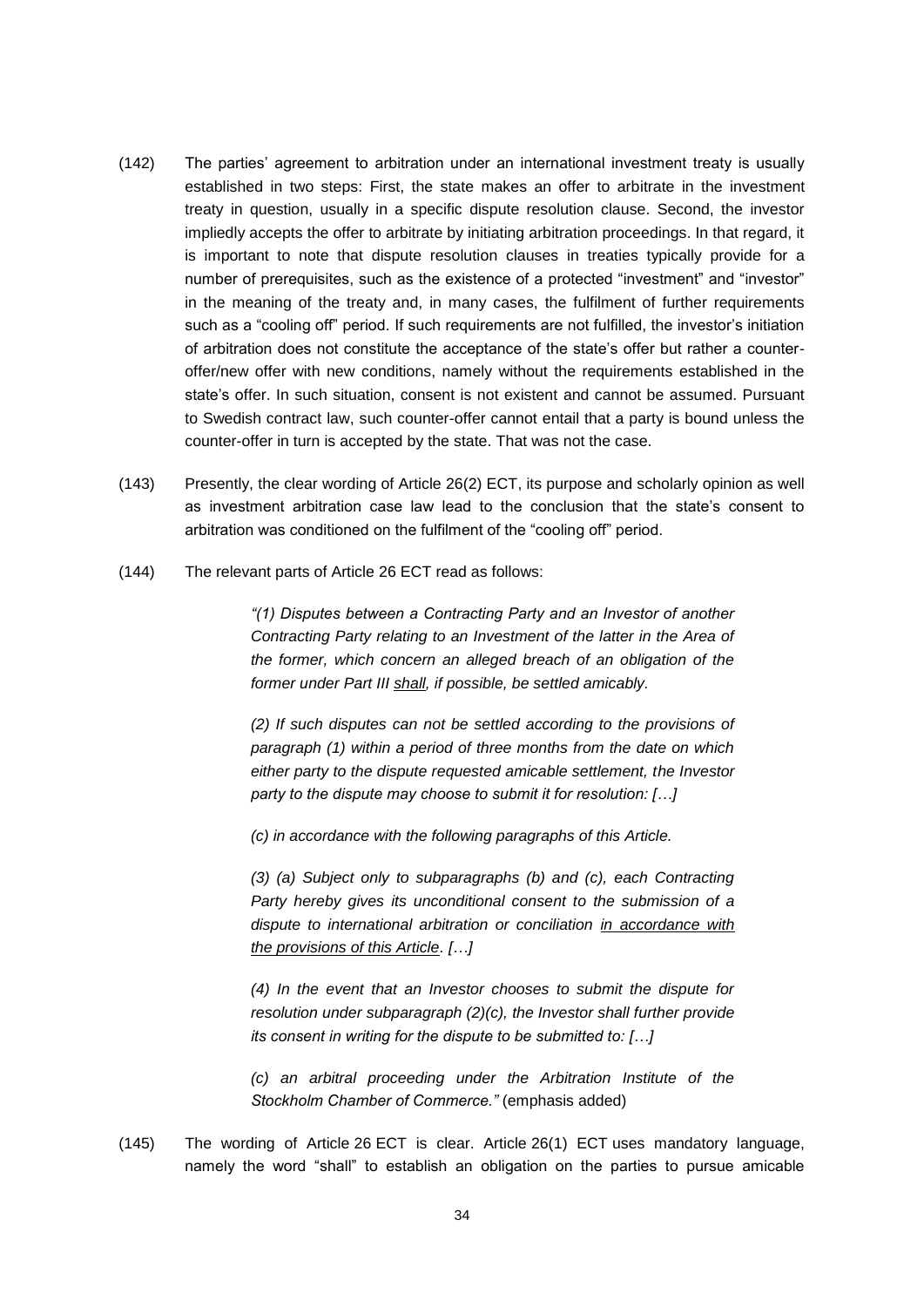(142) The parties' agreement to arbitration under an international investment treaty is usually established in two steps: First, the state makes an offer to arbitrate in the investment treaty in question, usually in a specific dispute resolution clause. Second, the investor impliedly accepts the offer to arbitrate by initiating arbitration proceedings. In that regard, it is important to note that dispute resolution clauses in treaties typically provide for a number of prerequisites, such as the existence of a protected "investment" and "investor" in the meaning of the treaty and, in many cases, the fulfilment of further requirements such as a "cooling off" period. If such requirements are not fulfilled, the investor's initiation of arbitration does not constitute the acceptance of the state's offer but rather a counter-offer/new offer with new conditions, namely without the requirements established in the state's offer. In such situation, consent is not existent and cannot be assumed. Pursuant to Swedish contract law, such counter-offer cannot entail that a party is bound unless the counter-offer in turn is accepted by the state. That was not the case.

(143) Presently, the clear wording of Article 26(2) ECT, its purpose and scholarly opinion as well as investment arbitration case law lead to the conclusion that the state's consent to arbitration was conditioned on the fulfilment of the "cooling off" period.

(144) The relevant parts of Article 26 ECT read as follows:

> *"(1) Disputes between a Contracting Party and an Investor of another Contracting Party relating to an Investment of the latter in the Area of the former, which concern an alleged breach of an obligation of the former under Part III* <u>*shall*</u>*, if possible, be settled amicably.*
>
> *(2) If such disputes can not be settled according to the provisions of paragraph (1) within a period of three months from the date on which either party to the dispute requested amicable settlement, the Investor party to the dispute may choose to submit it for resolution: […]*
>
> *(c) in accordance with the following paragraphs of this Article.*
>
> *(3) (a) Subject only to subparagraphs (b) and (c), each Contracting Party hereby gives its unconditional consent to the submission of a dispute to international arbitration or conciliation* <u>*in accordance with the provisions of this Article*</u>*. […]*
>
> *(4) In the event that an Investor chooses to submit the dispute for resolution under subparagraph (2)(c), the Investor shall further provide its consent in writing for the dispute to be submitted to: […]*
>
> *(c) an arbitral proceeding under the Arbitration Institute of the Stockholm Chamber of Commerce."* (emphasis added)

(145) The wording of Article 26 ECT is clear. Article 26(1) ECT uses mandatory language, namely the word "shall" to establish an obligation on the parties to pursue amicable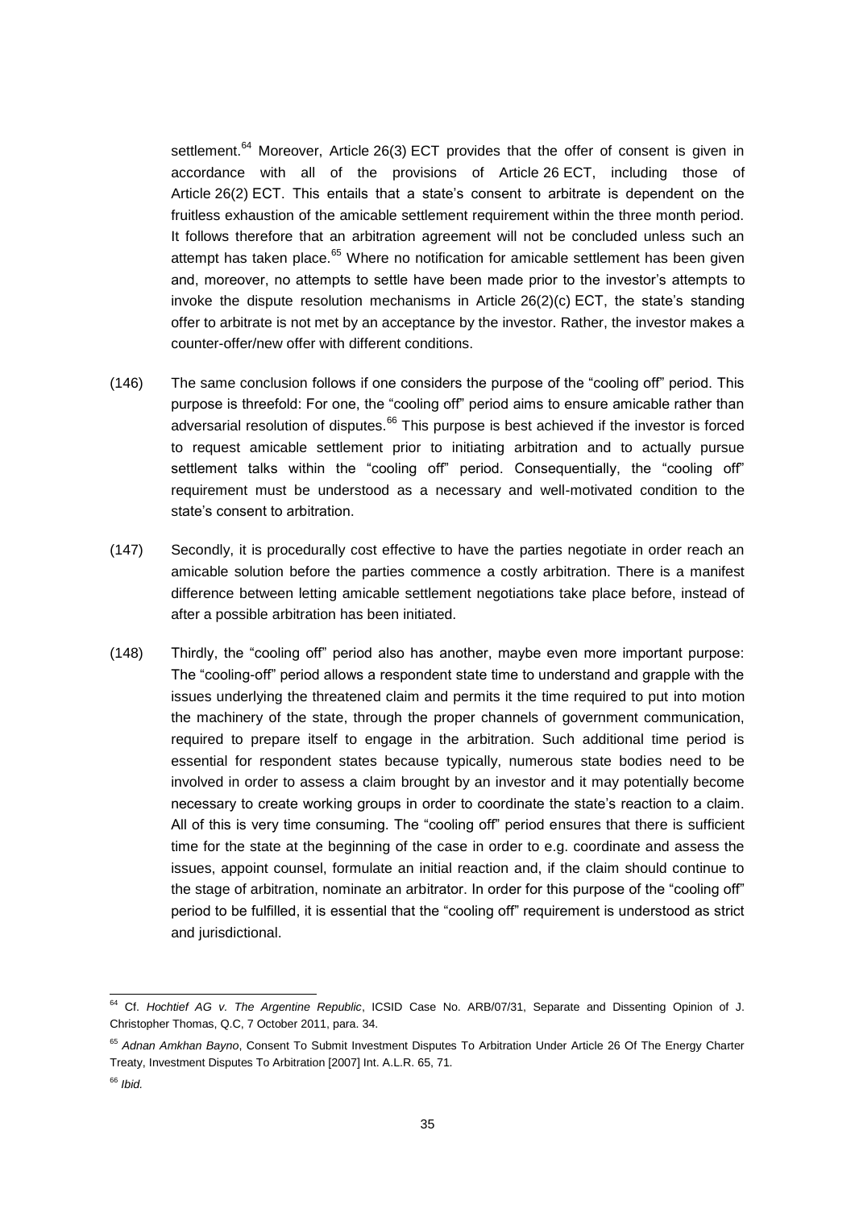settlement.[64] Moreover, Article 26(3) ECT provides that the offer of consent is given in accordance with all of the provisions of Article 26 ECT, including those of Article 26(2) ECT. This entails that a state's consent to arbitrate is dependent on the fruitless exhaustion of the amicable settlement requirement within the three month period. It follows therefore that an arbitration agreement will not be concluded unless such an attempt has taken place.[65] Where no notification for amicable settlement has been given and, moreover, no attempts to settle have been made prior to the investor's attempts to invoke the dispute resolution mechanisms in Article 26(2)(c) ECT, the state's standing offer to arbitrate is not met by an acceptance by the investor. Rather, the investor makes a counter-offer/new offer with different conditions.

(146) The same conclusion follows if one considers the purpose of the "cooling off" period. This purpose is threefold: For one, the "cooling off" period aims to ensure amicable rather than adversarial resolution of disputes.[66] This purpose is best achieved if the investor is forced to request amicable settlement prior to initiating arbitration and to actually pursue settlement talks within the "cooling off" period. Consequentially, the "cooling off" requirement must be understood as a necessary and well-motivated condition to the state's consent to arbitration.

(147) Secondly, it is procedurally cost effective to have the parties negotiate in order reach an amicable solution before the parties commence a costly arbitration. There is a manifest difference between letting amicable settlement negotiations take place before, instead of after a possible arbitration has been initiated.

(148) Thirdly, the "cooling off" period also has another, maybe even more important purpose: The "cooling-off" period allows a respondent state time to understand and grapple with the issues underlying the threatened claim and permits it the time required to put into motion the machinery of the state, through the proper channels of government communication, required to prepare itself to engage in the arbitration. Such additional time period is essential for respondent states because typically, numerous state bodies need to be involved in order to assess a claim brought by an investor and it may potentially become necessary to create working groups in order to coordinate the state's reaction to a claim. All of this is very time consuming. The "cooling off" period ensures that there is sufficient time for the state at the beginning of the case in order to e.g. coordinate and assess the issues, appoint counsel, formulate an initial reaction and, if the claim should continue to the stage of arbitration, nominate an arbitrator. In order for this purpose of the "cooling off" period to be fulfilled, it is essential that the "cooling off" requirement is understood as strict and jurisdictional.

---

[64] Cf. *Hochtief AG v. The Argentine Republic*, ICSID Case No. ARB/07/31, Separate and Dissenting Opinion of J. Christopher Thomas, Q.C, 7 October 2011, para. 34.

[65] *Adnan Amkhan Bayno*, Consent To Submit Investment Disputes To Arbitration Under Article 26 Of The Energy Charter Treaty, Investment Disputes To Arbitration [2007] Int. A.L.R. 65, 71.

[66] *Ibid.*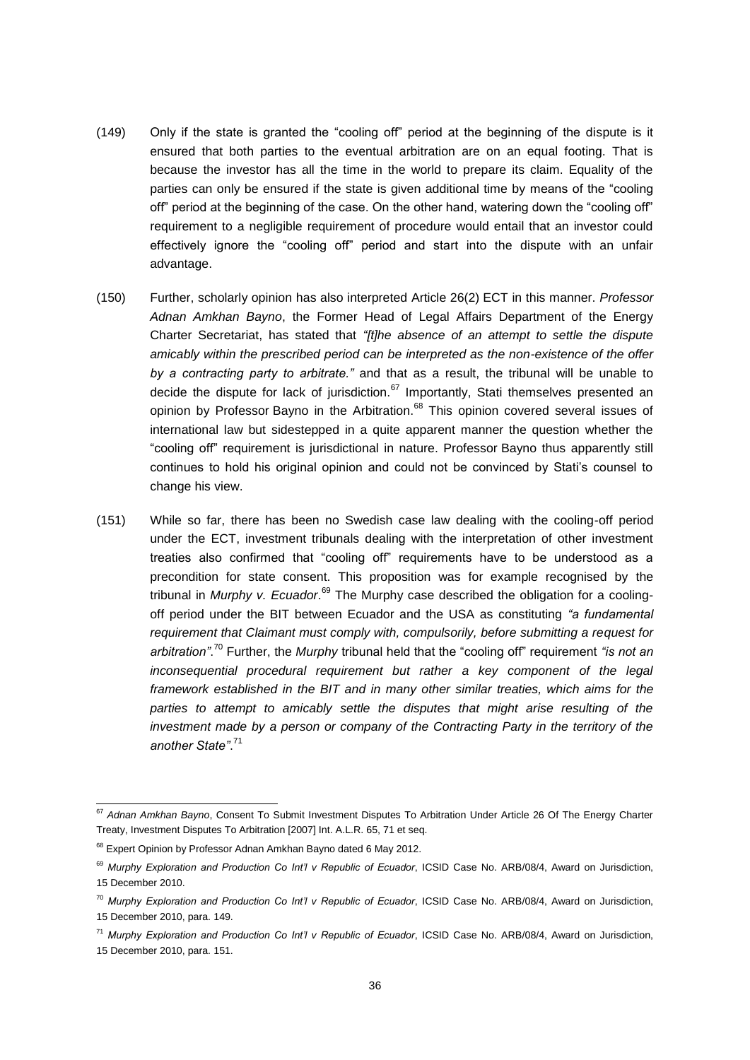(149) Only if the state is granted the "cooling off" period at the beginning of the dispute is it ensured that both parties to the eventual arbitration are on an equal footing. That is because the investor has all the time in the world to prepare its claim. Equality of the parties can only be ensured if the state is given additional time by means of the "cooling off" period at the beginning of the case. On the other hand, watering down the "cooling off" requirement to a negligible requirement of procedure would entail that an investor could effectively ignore the "cooling off" period and start into the dispute with an unfair advantage.

(150) Further, scholarly opinion has also interpreted Article 26(2) ECT in this manner. *Professor Adnan Amkhan Bayno*, the Former Head of Legal Affairs Department of the Energy Charter Secretariat, has stated that *"[t]he absence of an attempt to settle the dispute amicably within the prescribed period can be interpreted as the non-existence of the offer by a contracting party to arbitrate."* and that as a result, the tribunal will be unable to decide the dispute for lack of jurisdiction.[67] Importantly, Stati themselves presented an opinion by Professor Bayno in the Arbitration.[68] This opinion covered several issues of international law but sidestepped in a quite apparent manner the question whether the "cooling off" requirement is jurisdictional in nature. Professor Bayno thus apparently still continues to hold his original opinion and could not be convinced by Stati's counsel to change his view.

(151) While so far, there has been no Swedish case law dealing with the cooling-off period under the ECT, investment tribunals dealing with the interpretation of other investment treaties also confirmed that "cooling off" requirements have to be understood as a precondition for state consent. This proposition was for example recognised by the tribunal in *Murphy v. Ecuador*.[69] The Murphy case described the obligation for a cooling-off period under the BIT between Ecuador and the USA as constituting *"a fundamental requirement that Claimant must comply with, compulsorily, before submitting a request for arbitration"*.[70] Further, the *Murphy* tribunal held that the "cooling off" requirement *"is not an inconsequential procedural requirement but rather a key component of the legal framework established in the BIT and in many other similar treaties, which aims for the parties to attempt to amicably settle the disputes that might arise resulting of the investment made by a person or company of the Contracting Party in the territory of the another State"*.[71]

---

[67] *Adnan Amkhan Bayno*, Consent To Submit Investment Disputes To Arbitration Under Article 26 Of The Energy Charter Treaty, Investment Disputes To Arbitration [2007] Int. A.L.R. 65, 71 et seq.

[68] Expert Opinion by Professor Adnan Amkhan Bayno dated 6 May 2012.

[69] *Murphy Exploration and Production Co Int'l v Republic of Ecuador*, ICSID Case No. ARB/08/4, Award on Jurisdiction, 15 December 2010.

[70] *Murphy Exploration and Production Co Int'l v Republic of Ecuador*, ICSID Case No. ARB/08/4, Award on Jurisdiction, 15 December 2010, para. 149.

[71] *Murphy Exploration and Production Co Int'l v Republic of Ecuador*, ICSID Case No. ARB/08/4, Award on Jurisdiction, 15 December 2010, para. 151.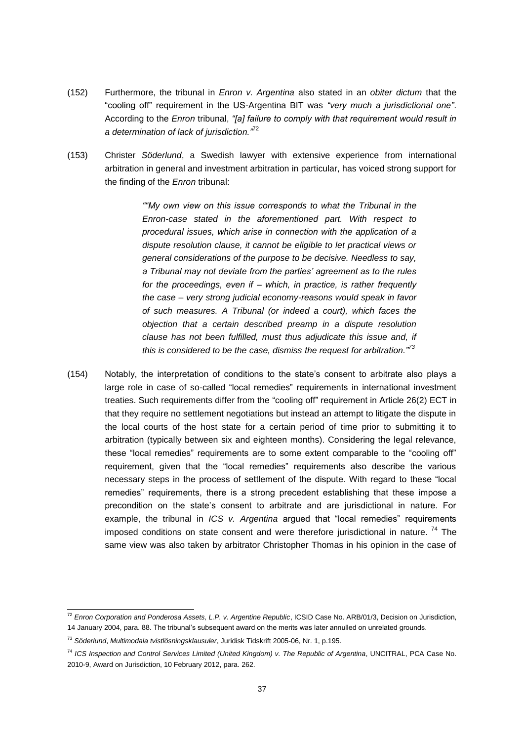(152) Furthermore, the tribunal in *Enron v. Argentina* also stated in an *obiter dictum* that the "cooling off" requirement in the US-Argentina BIT was *"very much a jurisdictional one"*. According to the *Enron* tribunal, *"[a] failure to comply with that requirement would result in a determination of lack of jurisdiction."*[72]

(153) Christer *Söderlund*, a Swedish lawyer with extensive experience from international arbitration in general and investment arbitration in particular, has voiced strong support for the finding of the *Enron* tribunal:

> *""My own view on this issue corresponds to what the Tribunal in the Enron-case stated in the aforementioned part. With respect to procedural issues, which arise in connection with the application of a dispute resolution clause, it cannot be eligible to let practical views or general considerations of the purpose to be decisive. Needless to say, a Tribunal may not deviate from the parties' agreement as to the rules for the proceedings, even if – which, in practice, is rather frequently the case – very strong judicial economy-reasons would speak in favor of such measures. A Tribunal (or indeed a court), which faces the objection that a certain described preamp in a dispute resolution clause has not been fulfilled, must thus adjudicate this issue and, if this is considered to be the case, dismiss the request for arbitration."*[73]

(154) Notably, the interpretation of conditions to the state's consent to arbitrate also plays a large role in case of so-called "local remedies" requirements in international investment treaties. Such requirements differ from the "cooling off" requirement in Article 26(2) ECT in that they require no settlement negotiations but instead an attempt to litigate the dispute in the local courts of the host state for a certain period of time prior to submitting it to arbitration (typically between six and eighteen months). Considering the legal relevance, these "local remedies" requirements are to some extent comparable to the "cooling off" requirement, given that the "local remedies" requirements also describe the various necessary steps in the process of settlement of the dispute. With regard to these "local remedies" requirements, there is a strong precedent establishing that these impose a precondition on the state's consent to arbitrate and are jurisdictional in nature. For example, the tribunal in *ICS v. Argentina* argued that "local remedies" requirements imposed conditions on state consent and were therefore jurisdictional in nature. [74] The same view was also taken by arbitrator Christopher Thomas in his opinion in the case of

---

[72] *Enron Corporation and Ponderosa Assets, L.P. v. Argentine Republic*, ICSID Case No. ARB/01/3, Decision on Jurisdiction, 14 January 2004, para. 88. The tribunal's subsequent award on the merits was later annulled on unrelated grounds.

[73] *Söderlund*, *Multimodala tvistlösningsklausuler*, Juridisk Tidskrift 2005-06, Nr. 1, p.195.

[74] *ICS Inspection and Control Services Limited (United Kingdom) v. The Republic of Argentina*, UNCITRAL, PCA Case No. 2010-9, Award on Jurisdiction, 10 February 2012, para. 262.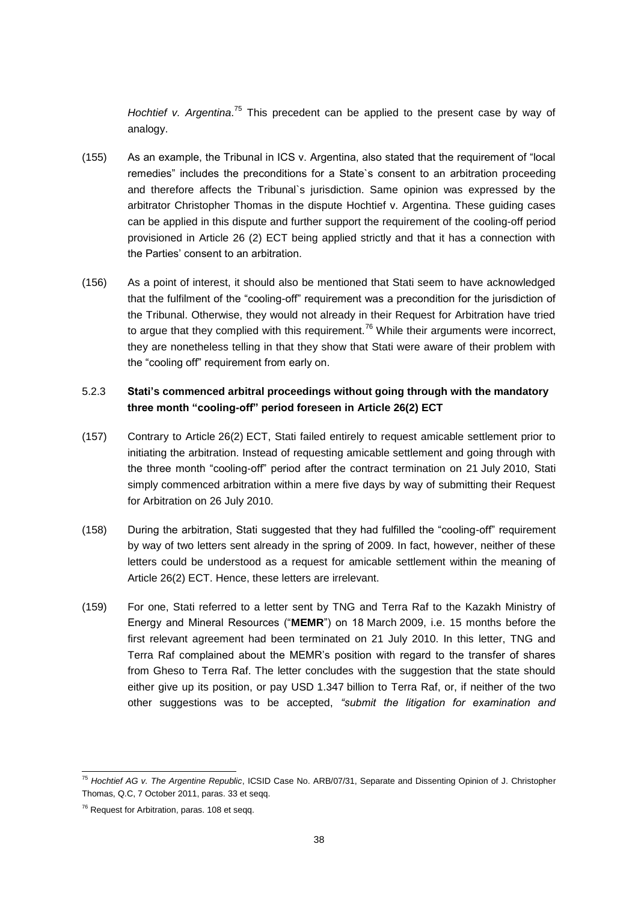*Hochtief v. Argentina*.[75] This precedent can be applied to the present case by way of analogy.

(155) As an example, the Tribunal in ICS v. Argentina, also stated that the requirement of "local remedies" includes the preconditions for a State`s consent to an arbitration proceeding and therefore affects the Tribunal`s jurisdiction. Same opinion was expressed by the arbitrator Christopher Thomas in the dispute Hochtief v. Argentina. These guiding cases can be applied in this dispute and further support the requirement of the cooling-off period provisioned in Article 26 (2) ECT being applied strictly and that it has a connection with the Parties' consent to an arbitration.

(156) As a point of interest, it should also be mentioned that Stati seem to have acknowledged that the fulfilment of the "cooling-off" requirement was a precondition for the jurisdiction of the Tribunal. Otherwise, they would not already in their Request for Arbitration have tried to argue that they complied with this requirement.[76] While their arguments were incorrect, they are nonetheless telling in that they show that Stati were aware of their problem with the "cooling off" requirement from early on.

### 5.2.3 Stati's commenced arbitral proceedings without going through with the mandatory three month "cooling-off" period foreseen in Article 26(2) ECT

(157) Contrary to Article 26(2) ECT, Stati failed entirely to request amicable settlement prior to initiating the arbitration. Instead of requesting amicable settlement and going through with the three month "cooling-off" period after the contract termination on 21 July 2010, Stati simply commenced arbitration within a mere five days by way of submitting their Request for Arbitration on 26 July 2010.

(158) During the arbitration, Stati suggested that they had fulfilled the "cooling-off" requirement by way of two letters sent already in the spring of 2009. In fact, however, neither of these letters could be understood as a request for amicable settlement within the meaning of Article 26(2) ECT. Hence, these letters are irrelevant.

(159) For one, Stati referred to a letter sent by TNG and Terra Raf to the Kazakh Ministry of Energy and Mineral Resources ("**MEMR**") on 18 March 2009, i.e. 15 months before the first relevant agreement had been terminated on 21 July 2010. In this letter, TNG and Terra Raf complained about the MEMR's position with regard to the transfer of shares from Gheso to Terra Raf. The letter concludes with the suggestion that the state should either give up its position, or pay USD 1.347 billion to Terra Raf, or, if neither of the two other suggestions was to be accepted, *"submit the litigation for examination and*

---

[75] *Hochtief AG v. The Argentine Republic*, ICSID Case No. ARB/07/31, Separate and Dissenting Opinion of J. Christopher Thomas, Q.C, 7 October 2011, paras. 33 et seqq.

[76] Request for Arbitration, paras. 108 et seqq.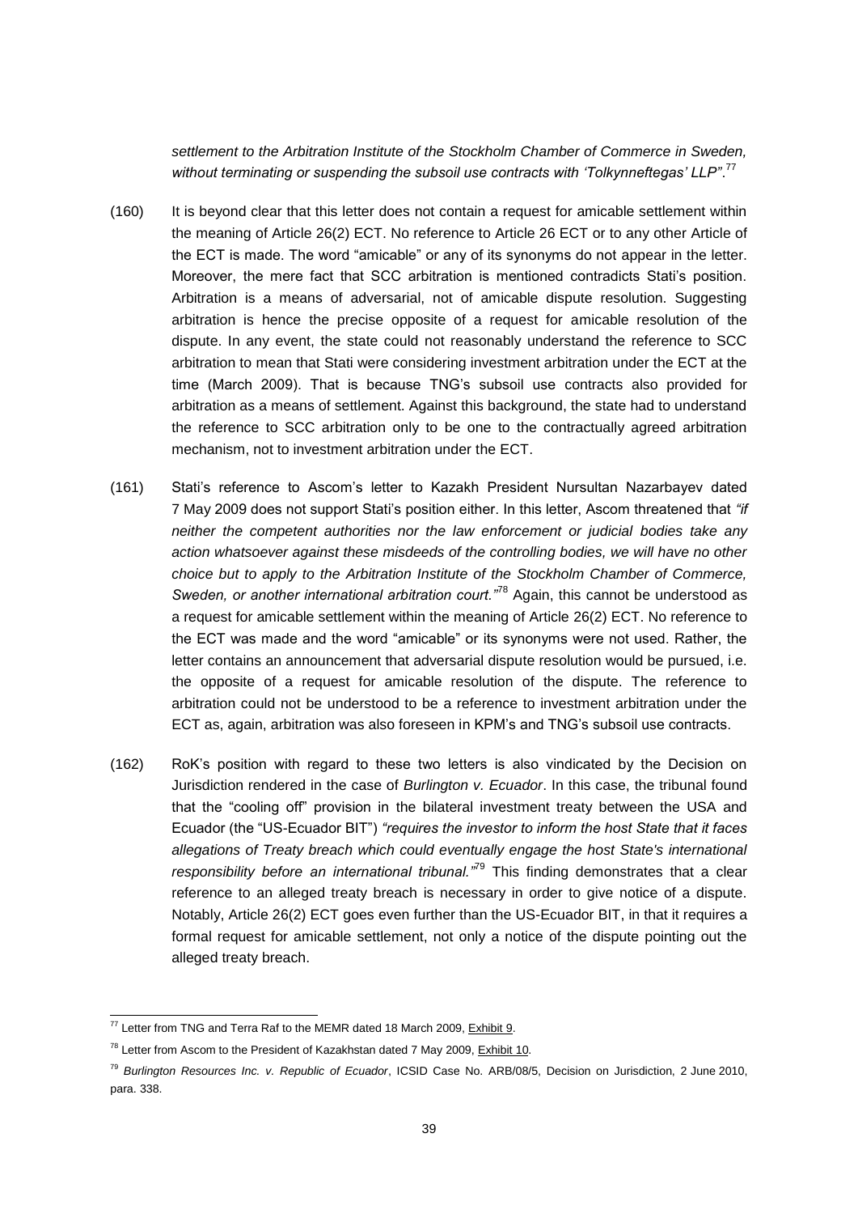*settlement to the Arbitration Institute of the Stockholm Chamber of Commerce in Sweden, without terminating or suspending the subsoil use contracts with 'Tolkynneftegas' LLP"*.[77]

(160) It is beyond clear that this letter does not contain a request for amicable settlement within the meaning of Article 26(2) ECT. No reference to Article 26 ECT or to any other Article of the ECT is made. The word "amicable" or any of its synonyms do not appear in the letter. Moreover, the mere fact that SCC arbitration is mentioned contradicts Stati's position. Arbitration is a means of adversarial, not of amicable dispute resolution. Suggesting arbitration is hence the precise opposite of a request for amicable resolution of the dispute. In any event, the state could not reasonably understand the reference to SCC arbitration to mean that Stati were considering investment arbitration under the ECT at the time (March 2009). That is because TNG's subsoil use contracts also provided for arbitration as a means of settlement. Against this background, the state had to understand the reference to SCC arbitration only to be one to the contractually agreed arbitration mechanism, not to investment arbitration under the ECT.

(161) Stati's reference to Ascom's letter to Kazakh President Nursultan Nazarbayev dated 7 May 2009 does not support Stati's position either. In this letter, Ascom threatened that *"if neither the competent authorities nor the law enforcement or judicial bodies take any action whatsoever against these misdeeds of the controlling bodies, we will have no other choice but to apply to the Arbitration Institute of the Stockholm Chamber of Commerce, Sweden, or another international arbitration court."*[78] Again, this cannot be understood as a request for amicable settlement within the meaning of Article 26(2) ECT. No reference to the ECT was made and the word "amicable" or its synonyms were not used. Rather, the letter contains an announcement that adversarial dispute resolution would be pursued, i.e. the opposite of a request for amicable resolution of the dispute. The reference to arbitration could not be understood to be a reference to investment arbitration under the ECT as, again, arbitration was also foreseen in KPM's and TNG's subsoil use contracts.

(162) RoK's position with regard to these two letters is also vindicated by the Decision on Jurisdiction rendered in the case of *Burlington v. Ecuador*. In this case, the tribunal found that the "cooling off" provision in the bilateral investment treaty between the USA and Ecuador (the "US-Ecuador BIT") *"requires the investor to inform the host State that it faces allegations of Treaty breach which could eventually engage the host State's international responsibility before an international tribunal."*[79] This finding demonstrates that a clear reference to an alleged treaty breach is necessary in order to give notice of a dispute. Notably, Article 26(2) ECT goes even further than the US-Ecuador BIT, in that it requires a formal request for amicable settlement, not only a notice of the dispute pointing out the alleged treaty breach.

---

[77] Letter from TNG and Terra Raf to the MEMR dated 18 March 2009, Exhibit 9.

[78] Letter from Ascom to the President of Kazakhstan dated 7 May 2009, Exhibit 10.

[79] *Burlington Resources Inc. v. Republic of Ecuador*, ICSID Case No. ARB/08/5, Decision on Jurisdiction, 2 June 2010, para. 338.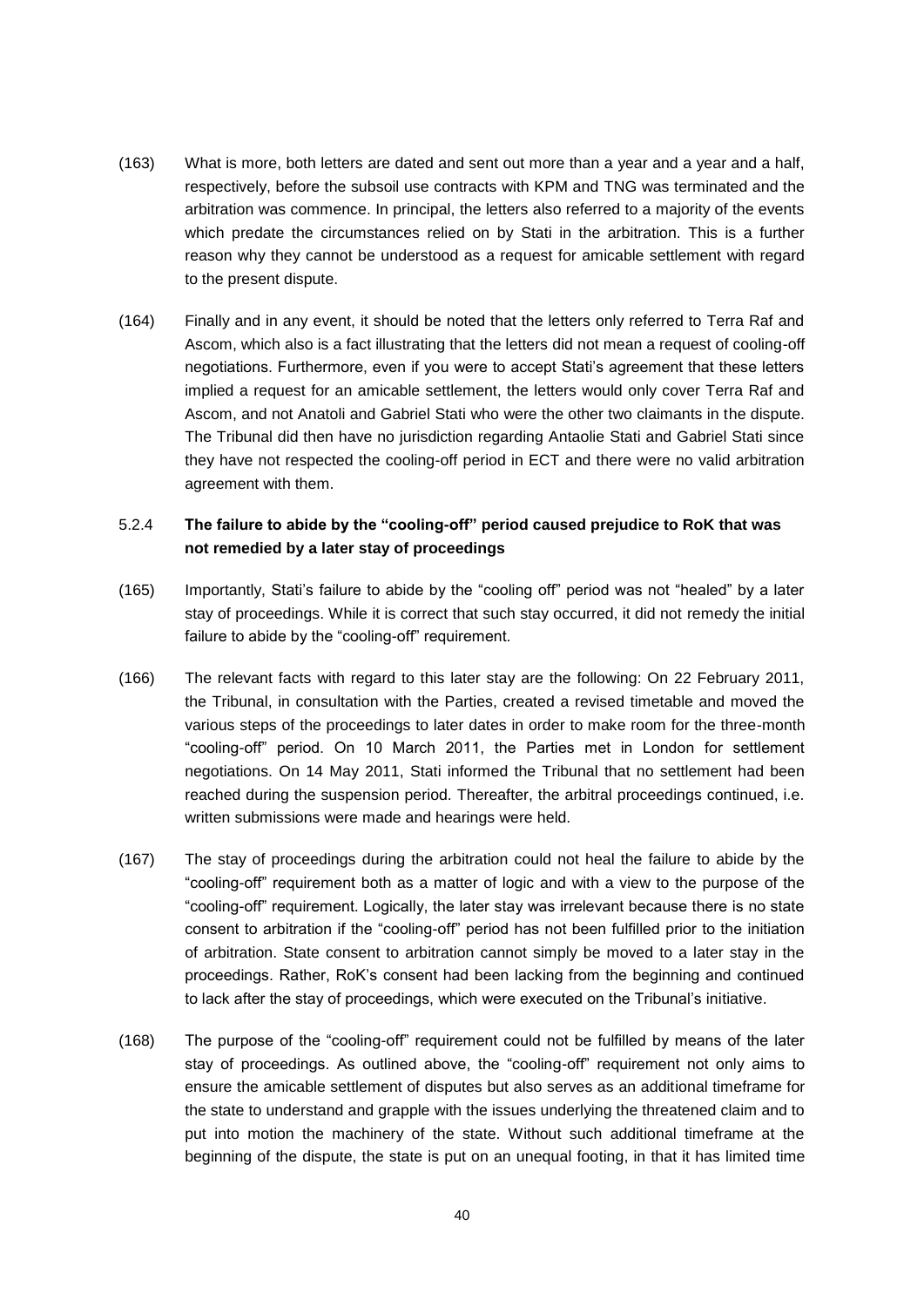(163) What is more, both letters are dated and sent out more than a year and a year and a half, respectively, before the subsoil use contracts with KPM and TNG was terminated and the arbitration was commence. In principal, the letters also referred to a majority of the events which predate the circumstances relied on by Stati in the arbitration. This is a further reason why they cannot be understood as a request for amicable settlement with regard to the present dispute.

(164) Finally and in any event, it should be noted that the letters only referred to Terra Raf and Ascom, which also is a fact illustrating that the letters did not mean a request of cooling-off negotiations. Furthermore, even if you were to accept Stati's agreement that these letters implied a request for an amicable settlement, the letters would only cover Terra Raf and Ascom, and not Anatoli and Gabriel Stati who were the other two claimants in the dispute. The Tribunal did then have no jurisdiction regarding Antaolie Stati and Gabriel Stati since they have not respected the cooling-off period in ECT and there were no valid arbitration agreement with them.

### 5.2.4 The failure to abide by the "cooling-off" period caused prejudice to RoK that was not remedied by a later stay of proceedings

(165) Importantly, Stati's failure to abide by the "cooling off" period was not "healed" by a later stay of proceedings. While it is correct that such stay occurred, it did not remedy the initial failure to abide by the "cooling-off" requirement.

(166) The relevant facts with regard to this later stay are the following: On 22 February 2011, the Tribunal, in consultation with the Parties, created a revised timetable and moved the various steps of the proceedings to later dates in order to make room for the three-month "cooling-off" period. On 10 March 2011, the Parties met in London for settlement negotiations. On 14 May 2011, Stati informed the Tribunal that no settlement had been reached during the suspension period. Thereafter, the arbitral proceedings continued, i.e. written submissions were made and hearings were held.

(167) The stay of proceedings during the arbitration could not heal the failure to abide by the "cooling-off" requirement both as a matter of logic and with a view to the purpose of the "cooling-off" requirement. Logically, the later stay was irrelevant because there is no state consent to arbitration if the "cooling-off" period has not been fulfilled prior to the initiation of arbitration. State consent to arbitration cannot simply be moved to a later stay in the proceedings. Rather, RoK's consent had been lacking from the beginning and continued to lack after the stay of proceedings, which were executed on the Tribunal's initiative.

(168) The purpose of the "cooling-off" requirement could not be fulfilled by means of the later stay of proceedings. As outlined above, the "cooling-off" requirement not only aims to ensure the amicable settlement of disputes but also serves as an additional timeframe for the state to understand and grapple with the issues underlying the threatened claim and to put into motion the machinery of the state. Without such additional timeframe at the beginning of the dispute, the state is put on an unequal footing, in that it has limited time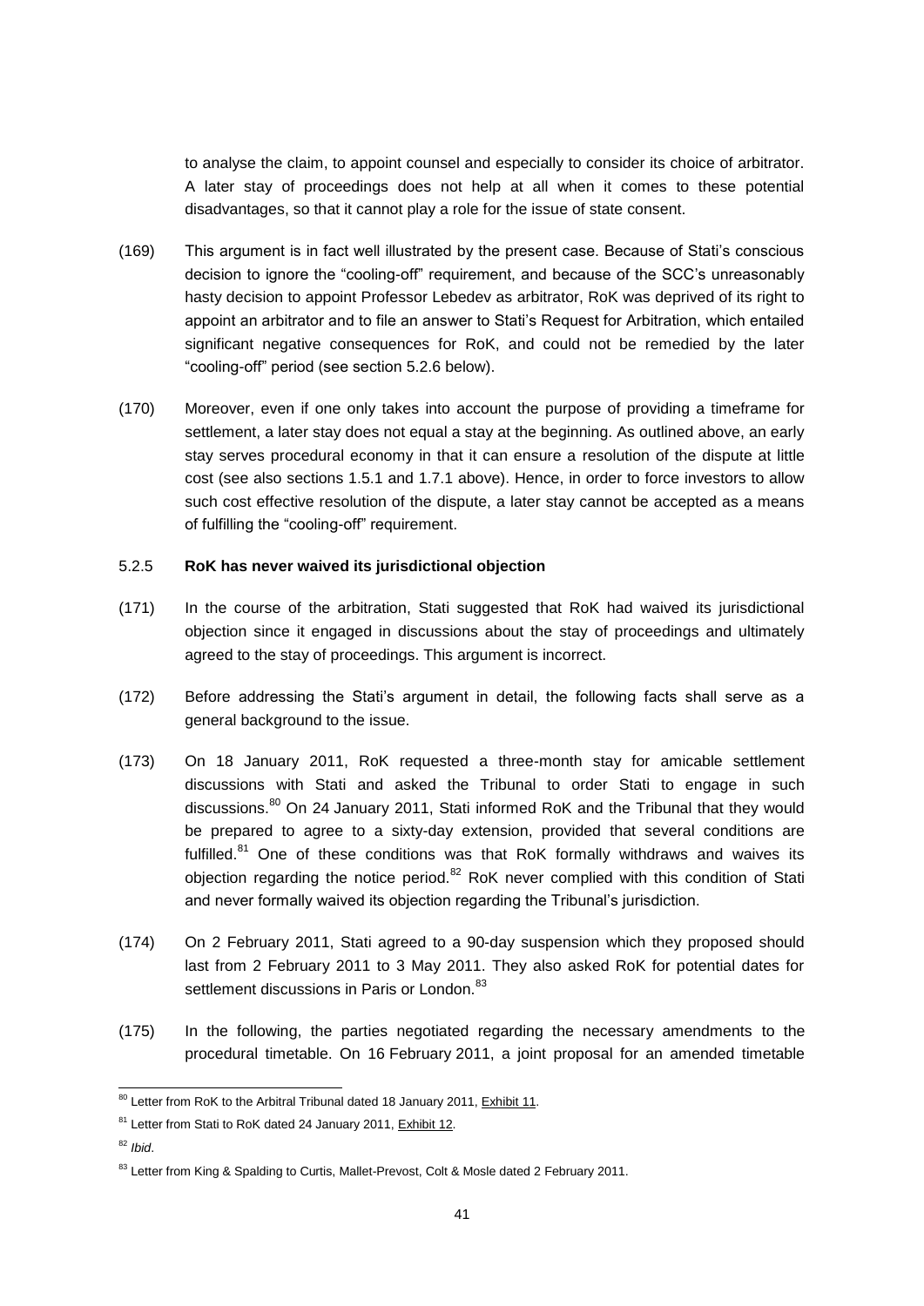to analyse the claim, to appoint counsel and especially to consider its choice of arbitrator. A later stay of proceedings does not help at all when it comes to these potential disadvantages, so that it cannot play a role for the issue of state consent.

(169) This argument is in fact well illustrated by the present case. Because of Stati's conscious decision to ignore the "cooling-off" requirement, and because of the SCC's unreasonably hasty decision to appoint Professor Lebedev as arbitrator, RoK was deprived of its right to appoint an arbitrator and to file an answer to Stati's Request for Arbitration, which entailed significant negative consequences for RoK, and could not be remedied by the later "cooling-off" period (see section 5.2.6 below).

(170) Moreover, even if one only takes into account the purpose of providing a timeframe for settlement, a later stay does not equal a stay at the beginning. As outlined above, an early stay serves procedural economy in that it can ensure a resolution of the dispute at little cost (see also sections 1.5.1 and 1.7.1 above). Hence, in order to force investors to allow such cost effective resolution of the dispute, a later stay cannot be accepted as a means of fulfilling the "cooling-off" requirement.

### 5.2.5 **RoK has never waived its jurisdictional objection**

(171) In the course of the arbitration, Stati suggested that RoK had waived its jurisdictional objection since it engaged in discussions about the stay of proceedings and ultimately agreed to the stay of proceedings. This argument is incorrect.

(172) Before addressing the Stati's argument in detail, the following facts shall serve as a general background to the issue.

(173) On 18 January 2011, RoK requested a three-month stay for amicable settlement discussions with Stati and asked the Tribunal to order Stati to engage in such discussions.[80] On 24 January 2011, Stati informed RoK and the Tribunal that they would be prepared to agree to a sixty-day extension, provided that several conditions are fulfilled.[81] One of these conditions was that RoK formally withdraws and waives its objection regarding the notice period.[82] RoK never complied with this condition of Stati and never formally waived its objection regarding the Tribunal's jurisdiction.

(174) On 2 February 2011, Stati agreed to a 90-day suspension which they proposed should last from 2 February 2011 to 3 May 2011. They also asked RoK for potential dates for settlement discussions in Paris or London.[83]

(175) In the following, the parties negotiated regarding the necessary amendments to the procedural timetable. On 16 February 2011, a joint proposal for an amended timetable

---

[80] Letter from RoK to the Arbitral Tribunal dated 18 January 2011, Exhibit 11.

[81] Letter from Stati to RoK dated 24 January 2011, Exhibit 12.

[82] *Ibid*.

[83] Letter from King & Spalding to Curtis, Mallet-Prevost, Colt & Mosle dated 2 February 2011.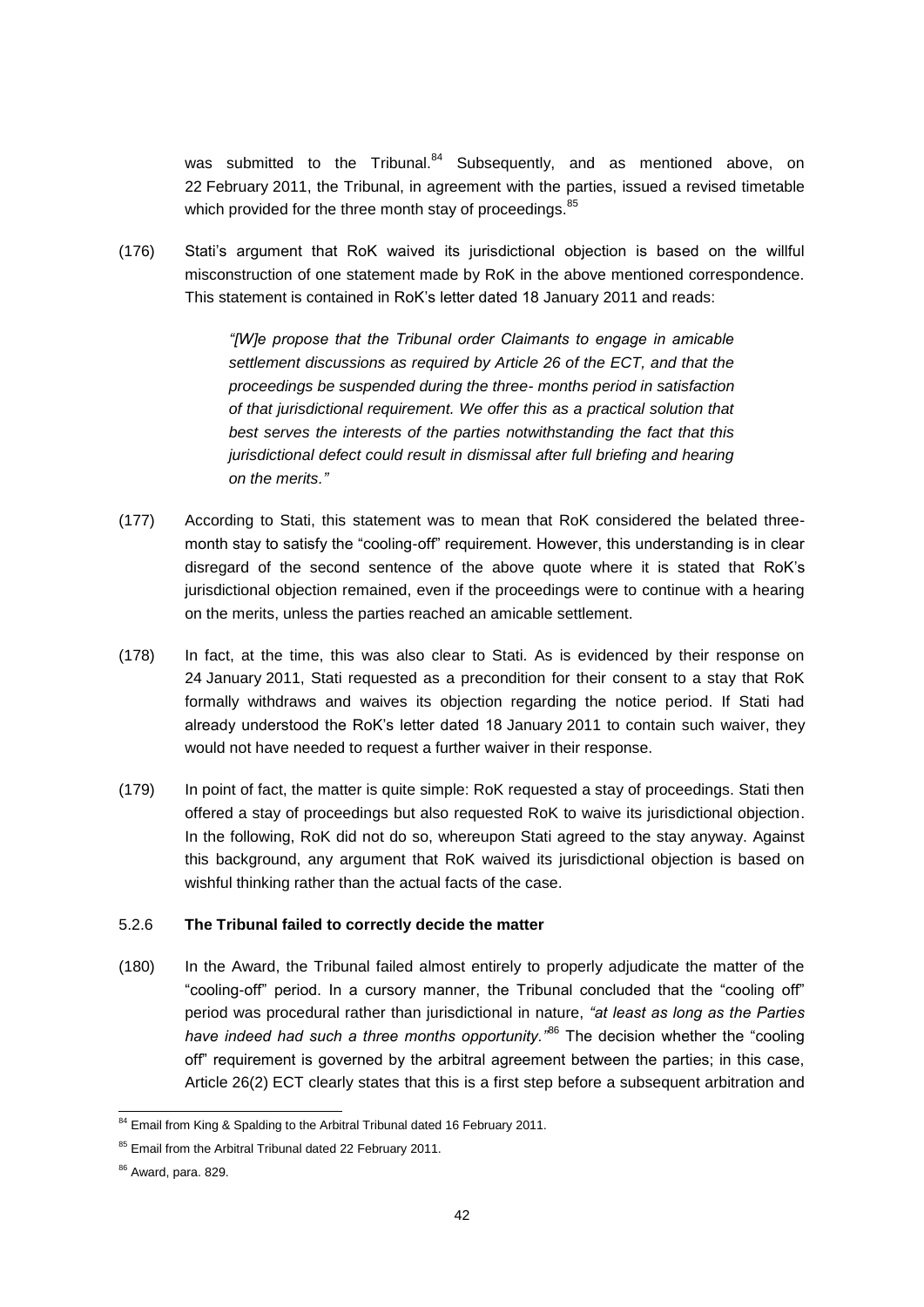was submitted to the Tribunal.[84] Subsequently, and as mentioned above, on 22 February 2011, the Tribunal, in agreement with the parties, issued a revised timetable which provided for the three month stay of proceedings.[85]

(176) Stati's argument that RoK waived its jurisdictional objection is based on the willful misconstruction of one statement made by RoK in the above mentioned correspondence. This statement is contained in RoK's letter dated 18 January 2011 and reads:

> *"[W]e propose that the Tribunal order Claimants to engage in amicable settlement discussions as required by Article 26 of the ECT, and that the proceedings be suspended during the three- months period in satisfaction of that jurisdictional requirement. We offer this as a practical solution that best serves the interests of the parties notwithstanding the fact that this jurisdictional defect could result in dismissal after full briefing and hearing on the merits."*

(177) According to Stati, this statement was to mean that RoK considered the belated three-month stay to satisfy the "cooling-off" requirement. However, this understanding is in clear disregard of the second sentence of the above quote where it is stated that RoK's jurisdictional objection remained, even if the proceedings were to continue with a hearing on the merits, unless the parties reached an amicable settlement.

(178) In fact, at the time, this was also clear to Stati. As is evidenced by their response on 24 January 2011, Stati requested as a precondition for their consent to a stay that RoK formally withdraws and waives its objection regarding the notice period. If Stati had already understood the RoK's letter dated 18 January 2011 to contain such waiver, they would not have needed to request a further waiver in their response.

(179) In point of fact, the matter is quite simple: RoK requested a stay of proceedings. Stati then offered a stay of proceedings but also requested RoK to waive its jurisdictional objection. In the following, RoK did not do so, whereupon Stati agreed to the stay anyway. Against this background, any argument that RoK waived its jurisdictional objection is based on wishful thinking rather than the actual facts of the case.

### 5.2.6 **The Tribunal failed to correctly decide the matter**

(180) In the Award, the Tribunal failed almost entirely to properly adjudicate the matter of the "cooling-off" period. In a cursory manner, the Tribunal concluded that the "cooling off" period was procedural rather than jurisdictional in nature, *"at least as long as the Parties have indeed had such a three months opportunity."*[86] The decision whether the "cooling off" requirement is governed by the arbitral agreement between the parties; in this case, Article 26(2) ECT clearly states that this is a first step before a subsequent arbitration and

---

[84] Email from King & Spalding to the Arbitral Tribunal dated 16 February 2011.

[85] Email from the Arbitral Tribunal dated 22 February 2011.

[86] Award, para. 829.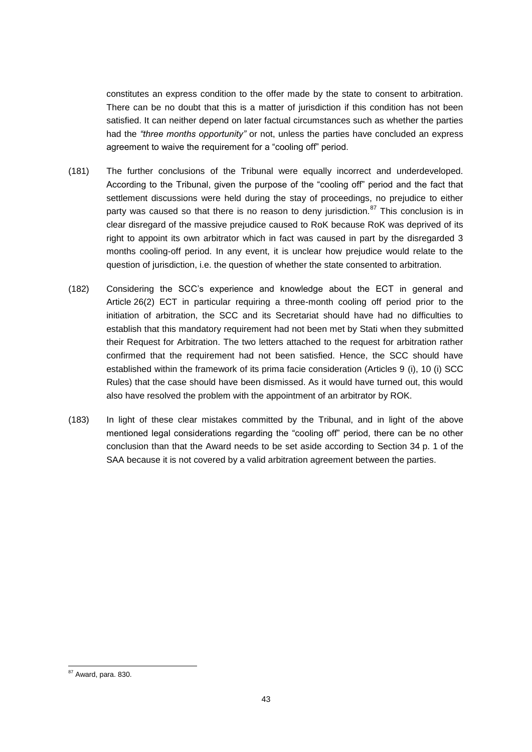constitutes an express condition to the offer made by the state to consent to arbitration. There can be no doubt that this is a matter of jurisdiction if this condition has not been satisfied. It can neither depend on later factual circumstances such as whether the parties had the *"three months opportunity"* or not, unless the parties have concluded an express agreement to waive the requirement for a "cooling off" period.

(181) The further conclusions of the Tribunal were equally incorrect and underdeveloped. According to the Tribunal, given the purpose of the "cooling off" period and the fact that settlement discussions were held during the stay of proceedings, no prejudice to either party was caused so that there is no reason to deny jurisdiction.[87] This conclusion is in clear disregard of the massive prejudice caused to RoK because RoK was deprived of its right to appoint its own arbitrator which in fact was caused in part by the disregarded 3 months cooling-off period. In any event, it is unclear how prejudice would relate to the question of jurisdiction, i.e. the question of whether the state consented to arbitration.

(182) Considering the SCC's experience and knowledge about the ECT in general and Article 26(2) ECT in particular requiring a three-month cooling off period prior to the initiation of arbitration, the SCC and its Secretariat should have had no difficulties to establish that this mandatory requirement had not been met by Stati when they submitted their Request for Arbitration. The two letters attached to the request for arbitration rather confirmed that the requirement had not been satisfied. Hence, the SCC should have established within the framework of its prima facie consideration (Articles 9 (i), 10 (i) SCC Rules) that the case should have been dismissed. As it would have turned out, this would also have resolved the problem with the appointment of an arbitrator by ROK.

(183) In light of these clear mistakes committed by the Tribunal, and in light of the above mentioned legal considerations regarding the "cooling off" period, there can be no other conclusion than that the Award needs to be set aside according to Section 34 p. 1 of the SAA because it is not covered by a valid arbitration agreement between the parties.

[87] Award, para. 830.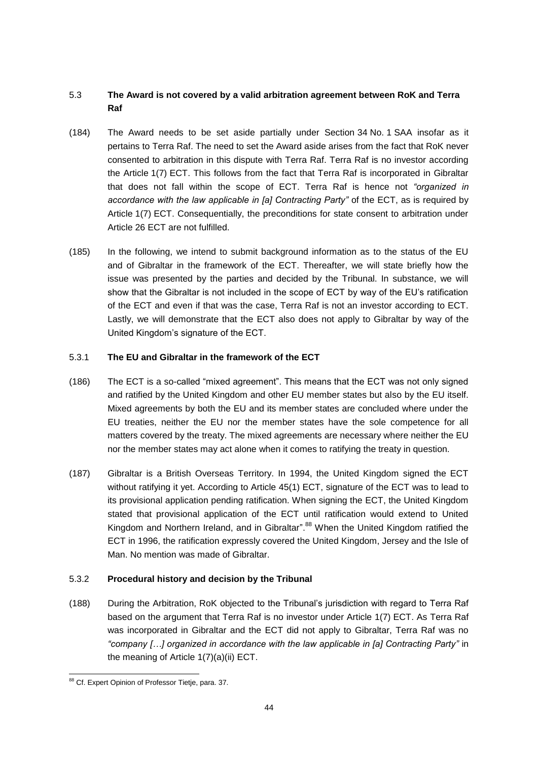## 5.3 **The Award is not covered by a valid arbitration agreement between RoK and Terra Raf**

(184) The Award needs to be set aside partially under Section 34 No. 1 SAA insofar as it pertains to Terra Raf. The need to set the Award aside arises from the fact that RoK never consented to arbitration in this dispute with Terra Raf. Terra Raf is no investor according the Article 1(7) ECT. This follows from the fact that Terra Raf is incorporated in Gibraltar that does not fall within the scope of ECT. Terra Raf is hence not *"organized in accordance with the law applicable in [a] Contracting Party"* of the ECT, as is required by Article 1(7) ECT. Consequentially, the preconditions for state consent to arbitration under Article 26 ECT are not fulfilled.

(185) In the following, we intend to submit background information as to the status of the EU and of Gibraltar in the framework of the ECT. Thereafter, we will state briefly how the issue was presented by the parties and decided by the Tribunal. In substance, we will show that the Gibraltar is not included in the scope of ECT by way of the EU's ratification of the ECT and even if that was the case, Terra Raf is not an investor according to ECT. Lastly, we will demonstrate that the ECT also does not apply to Gibraltar by way of the United Kingdom's signature of the ECT.

### 5.3.1 **The EU and Gibraltar in the framework of the ECT**

(186) The ECT is a so-called "mixed agreement". This means that the ECT was not only signed and ratified by the United Kingdom and other EU member states but also by the EU itself. Mixed agreements by both the EU and its member states are concluded where under the EU treaties, neither the EU nor the member states have the sole competence for all matters covered by the treaty. The mixed agreements are necessary where neither the EU nor the member states may act alone when it comes to ratifying the treaty in question.

(187) Gibraltar is a British Overseas Territory. In 1994, the United Kingdom signed the ECT without ratifying it yet. According to Article 45(1) ECT, signature of the ECT was to lead to its provisional application pending ratification. When signing the ECT, the United Kingdom stated that provisional application of the ECT until ratification would extend to United Kingdom and Northern Ireland, and in Gibraltar".[88] When the United Kingdom ratified the ECT in 1996, the ratification expressly covered the United Kingdom, Jersey and the Isle of Man. No mention was made of Gibraltar.

### 5.3.2 **Procedural history and decision by the Tribunal**

(188) During the Arbitration, RoK objected to the Tribunal's jurisdiction with regard to Terra Raf based on the argument that Terra Raf is no investor under Article 1(7) ECT. As Terra Raf was incorporated in Gibraltar and the ECT did not apply to Gibraltar, Terra Raf was no *"company […] organized in accordance with the law applicable in [a] Contracting Party"* in the meaning of Article 1(7)(a)(ii) ECT.

---

[88] Cf. Expert Opinion of Professor Tietje, para. 37.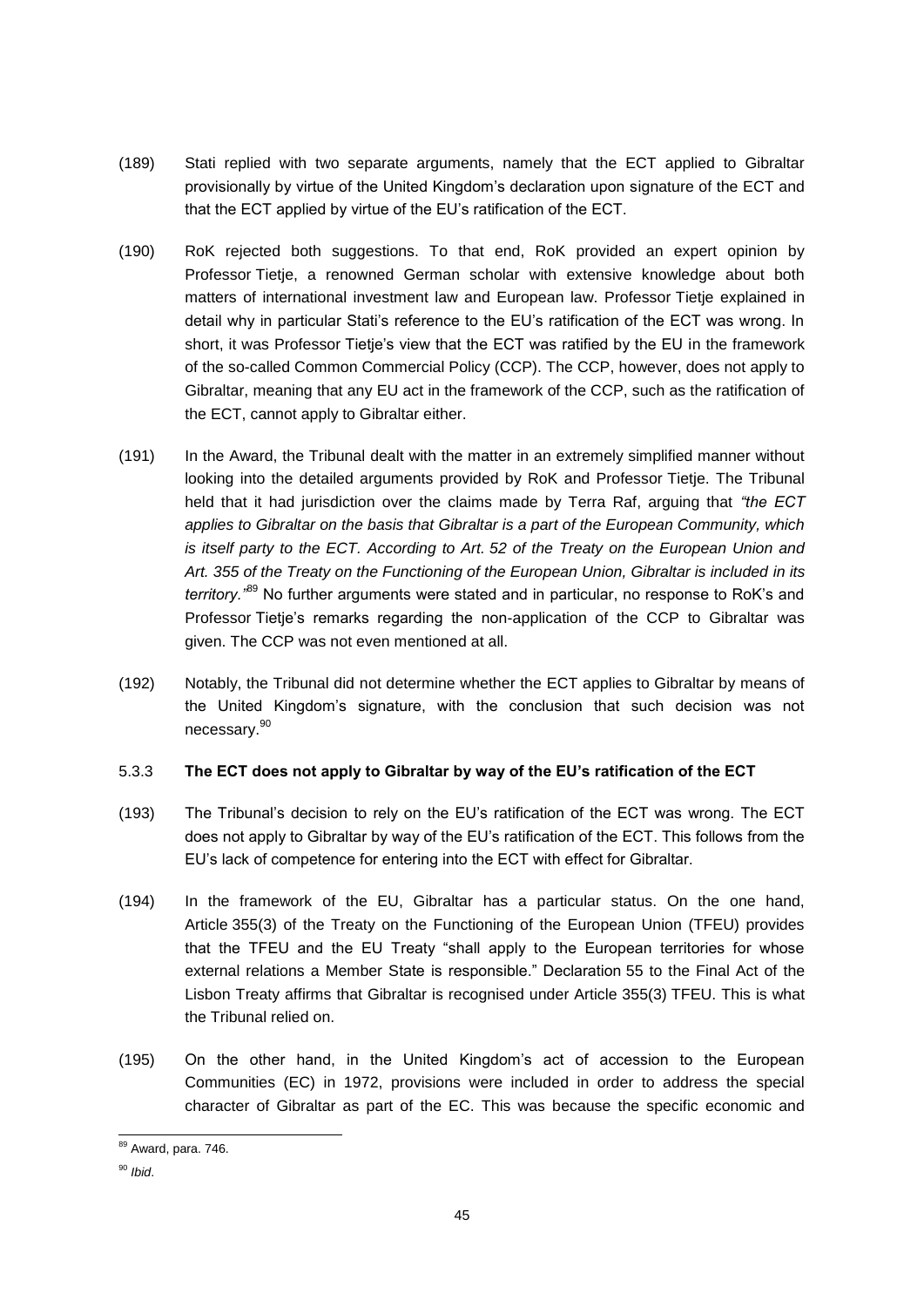(189) Stati replied with two separate arguments, namely that the ECT applied to Gibraltar provisionally by virtue of the United Kingdom's declaration upon signature of the ECT and that the ECT applied by virtue of the EU's ratification of the ECT.

(190) RoK rejected both suggestions. To that end, RoK provided an expert opinion by Professor Tietje, a renowned German scholar with extensive knowledge about both matters of international investment law and European law. Professor Tietje explained in detail why in particular Stati's reference to the EU's ratification of the ECT was wrong. In short, it was Professor Tietje's view that the ECT was ratified by the EU in the framework of the so-called Common Commercial Policy (CCP). The CCP, however, does not apply to Gibraltar, meaning that any EU act in the framework of the CCP, such as the ratification of the ECT, cannot apply to Gibraltar either.

(191) In the Award, the Tribunal dealt with the matter in an extremely simplified manner without looking into the detailed arguments provided by RoK and Professor Tietje. The Tribunal held that it had jurisdiction over the claims made by Terra Raf, arguing that *"the ECT applies to Gibraltar on the basis that Gibraltar is a part of the European Community, which is itself party to the ECT. According to Art. 52 of the Treaty on the European Union and Art. 355 of the Treaty on the Functioning of the European Union, Gibraltar is included in its territory."*[89] No further arguments were stated and in particular, no response to RoK's and Professor Tietje's remarks regarding the non-application of the CCP to Gibraltar was given. The CCP was not even mentioned at all.

(192) Notably, the Tribunal did not determine whether the ECT applies to Gibraltar by means of the United Kingdom's signature, with the conclusion that such decision was not necessary.[90]

### 5.3.3 The ECT does not apply to Gibraltar by way of the EU's ratification of the ECT

(193) The Tribunal's decision to rely on the EU's ratification of the ECT was wrong. The ECT does not apply to Gibraltar by way of the EU's ratification of the ECT. This follows from the EU's lack of competence for entering into the ECT with effect for Gibraltar.

(194) In the framework of the EU, Gibraltar has a particular status. On the one hand, Article 355(3) of the Treaty on the Functioning of the European Union (TFEU) provides that the TFEU and the EU Treaty "shall apply to the European territories for whose external relations a Member State is responsible." Declaration 55 to the Final Act of the Lisbon Treaty affirms that Gibraltar is recognised under Article 355(3) TFEU. This is what the Tribunal relied on.

(195) On the other hand, in the United Kingdom's act of accession to the European Communities (EC) in 1972, provisions were included in order to address the special character of Gibraltar as part of the EC. This was because the specific economic and

[89] Award, para. 746.

[90] *Ibid*.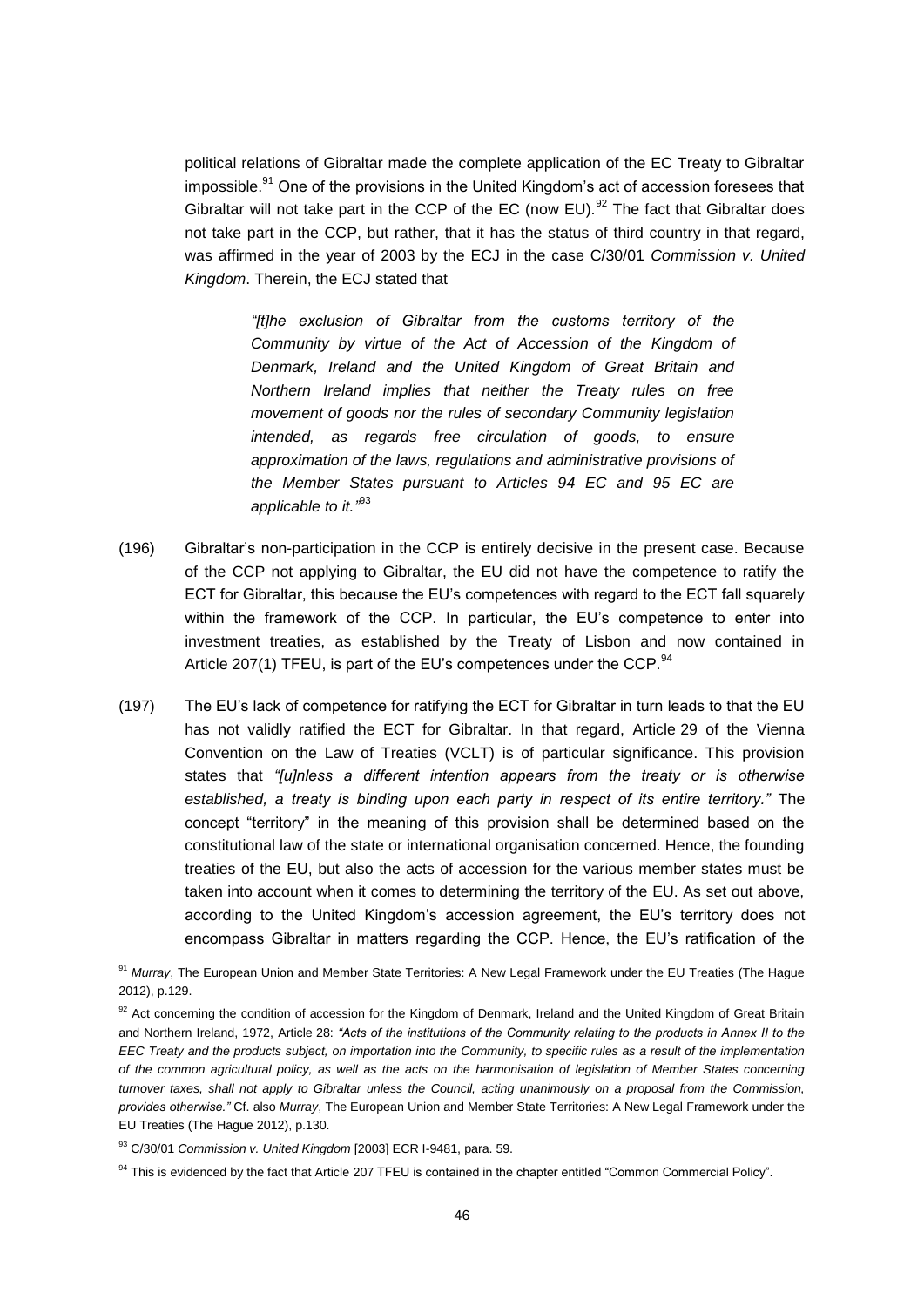political relations of Gibraltar made the complete application of the EC Treaty to Gibraltar impossible.[91] One of the provisions in the United Kingdom's act of accession foresees that Gibraltar will not take part in the CCP of the EC (now EU).[92] The fact that Gibraltar does not take part in the CCP, but rather, that it has the status of third country in that regard, was affirmed in the year of 2003 by the ECJ in the case C/30/01 *Commission v. United Kingdom*. Therein, the ECJ stated that

> *"[t]he exclusion of Gibraltar from the customs territory of the Community by virtue of the Act of Accession of the Kingdom of Denmark, Ireland and the United Kingdom of Great Britain and Northern Ireland implies that neither the Treaty rules on free movement of goods nor the rules of secondary Community legislation intended, as regards free circulation of goods, to ensure approximation of the laws, regulations and administrative provisions of the Member States pursuant to Articles 94 EC and 95 EC are applicable to it."*[93]

(196) Gibraltar's non-participation in the CCP is entirely decisive in the present case. Because of the CCP not applying to Gibraltar, the EU did not have the competence to ratify the ECT for Gibraltar, this because the EU's competences with regard to the ECT fall squarely within the framework of the CCP. In particular, the EU's competence to enter into investment treaties, as established by the Treaty of Lisbon and now contained in Article 207(1) TFEU, is part of the EU's competences under the CCP.[94]

(197) The EU's lack of competence for ratifying the ECT for Gibraltar in turn leads to that the EU has not validly ratified the ECT for Gibraltar. In that regard, Article 29 of the Vienna Convention on the Law of Treaties (VCLT) is of particular significance. This provision states that *"[u]nless a different intention appears from the treaty or is otherwise established, a treaty is binding upon each party in respect of its entire territory."* The concept "territory" in the meaning of this provision shall be determined based on the constitutional law of the state or international organisation concerned. Hence, the founding treaties of the EU, but also the acts of accession for the various member states must be taken into account when it comes to determining the territory of the EU. As set out above, according to the United Kingdom's accession agreement, the EU's territory does not encompass Gibraltar in matters regarding the CCP. Hence, the EU's ratification of the

---

[91] *Murray*, The European Union and Member State Territories: A New Legal Framework under the EU Treaties (The Hague 2012), p.129.

[92] Act concerning the condition of accession for the Kingdom of Denmark, Ireland and the United Kingdom of Great Britain and Northern Ireland, 1972, Article 28: *"Acts of the institutions of the Community relating to the products in Annex II to the EEC Treaty and the products subject, on importation into the Community, to specific rules as a result of the implementation of the common agricultural policy, as well as the acts on the harmonisation of legislation of Member States concerning turnover taxes, shall not apply to Gibraltar unless the Council, acting unanimously on a proposal from the Commission, provides otherwise."* Cf. also *Murray*, The European Union and Member State Territories: A New Legal Framework under the EU Treaties (The Hague 2012), p.130.

[93] C/30/01 *Commission v. United Kingdom* [2003] ECR I-9481, para. 59.

[94] This is evidenced by the fact that Article 207 TFEU is contained in the chapter entitled "Common Commercial Policy".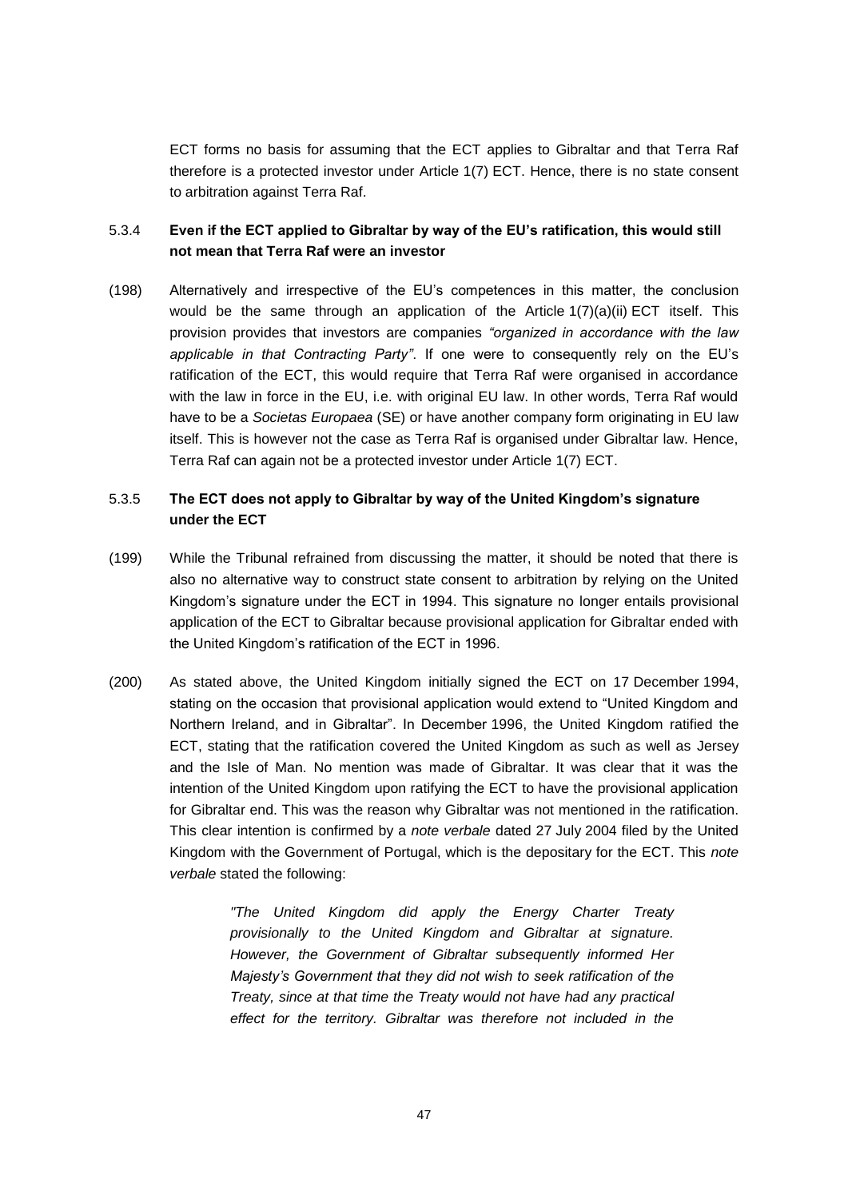ECT forms no basis for assuming that the ECT applies to Gibraltar and that Terra Raf therefore is a protected investor under Article 1(7) ECT. Hence, there is no state consent to arbitration against Terra Raf.

### 5.3.4 Even if the ECT applied to Gibraltar by way of the EU's ratification, this would still not mean that Terra Raf were an investor

(198) Alternatively and irrespective of the EU's competences in this matter, the conclusion would be the same through an application of the Article 1(7)(a)(ii) ECT itself. This provision provides that investors are companies *"organized in accordance with the law applicable in that Contracting Party"*. If one were to consequently rely on the EU's ratification of the ECT, this would require that Terra Raf were organised in accordance with the law in force in the EU, i.e. with original EU law. In other words, Terra Raf would have to be a *Societas Europaea* (SE) or have another company form originating in EU law itself. This is however not the case as Terra Raf is organised under Gibraltar law. Hence, Terra Raf can again not be a protected investor under Article 1(7) ECT.

### 5.3.5 The ECT does not apply to Gibraltar by way of the United Kingdom's signature under the ECT

(199) While the Tribunal refrained from discussing the matter, it should be noted that there is also no alternative way to construct state consent to arbitration by relying on the United Kingdom's signature under the ECT in 1994. This signature no longer entails provisional application of the ECT to Gibraltar because provisional application for Gibraltar ended with the United Kingdom's ratification of the ECT in 1996.

(200) As stated above, the United Kingdom initially signed the ECT on 17 December 1994, stating on the occasion that provisional application would extend to "United Kingdom and Northern Ireland, and in Gibraltar". In December 1996, the United Kingdom ratified the ECT, stating that the ratification covered the United Kingdom as such as well as Jersey and the Isle of Man. No mention was made of Gibraltar. It was clear that it was the intention of the United Kingdom upon ratifying the ECT to have the provisional application for Gibraltar end. This was the reason why Gibraltar was not mentioned in the ratification. This clear intention is confirmed by a *note verbale* dated 27 July 2004 filed by the United Kingdom with the Government of Portugal, which is the depositary for the ECT. This *note verbale* stated the following:

> *"The United Kingdom did apply the Energy Charter Treaty provisionally to the United Kingdom and Gibraltar at signature. However, the Government of Gibraltar subsequently informed Her Majesty's Government that they did not wish to seek ratification of the Treaty, since at that time the Treaty would not have had any practical effect for the territory. Gibraltar was therefore not included in the*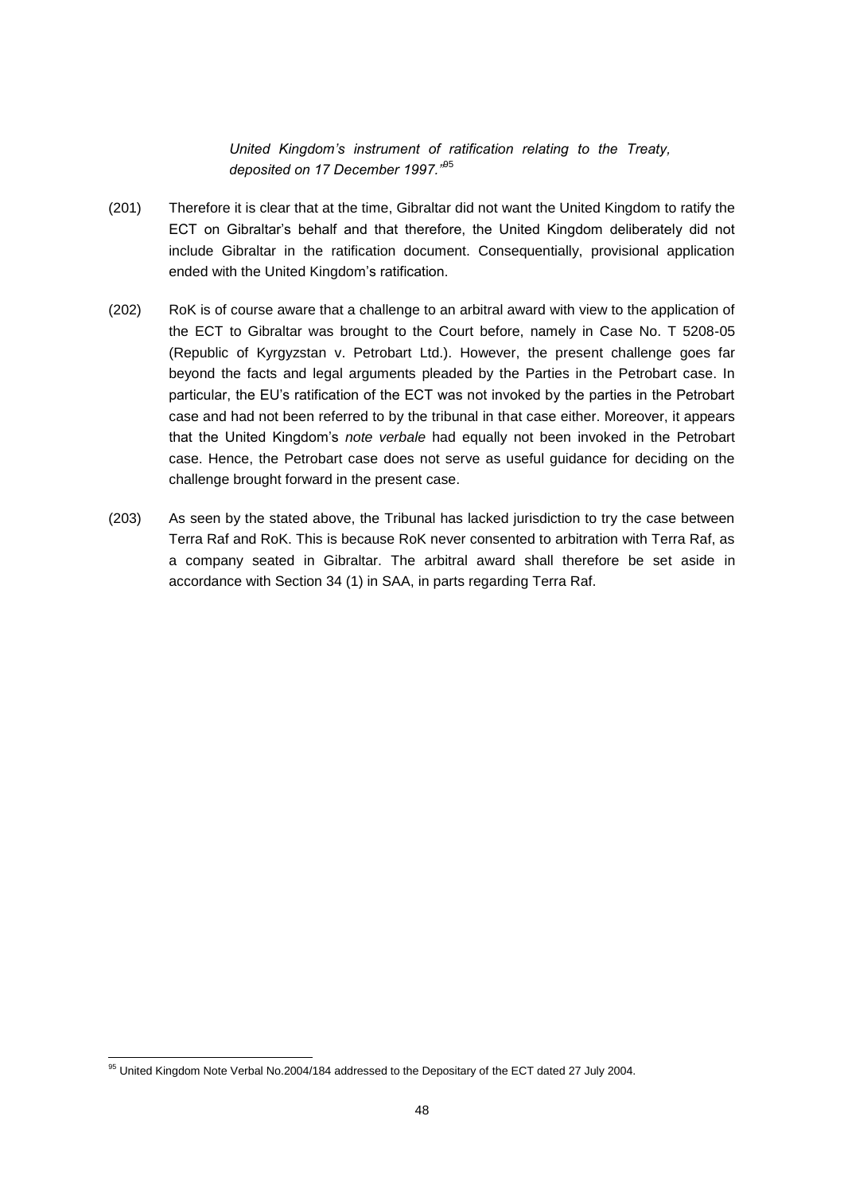> *United Kingdom's instrument of ratification relating to the Treaty, deposited on 17 December 1997."*[95]

(201) Therefore it is clear that at the time, Gibraltar did not want the United Kingdom to ratify the ECT on Gibraltar's behalf and that therefore, the United Kingdom deliberately did not include Gibraltar in the ratification document. Consequentially, provisional application ended with the United Kingdom's ratification.

(202) RoK is of course aware that a challenge to an arbitral award with view to the application of the ECT to Gibraltar was brought to the Court before, namely in Case No. T 5208-05 (Republic of Kyrgyzstan v. Petrobart Ltd.). However, the present challenge goes far beyond the facts and legal arguments pleaded by the Parties in the Petrobart case. In particular, the EU's ratification of the ECT was not invoked by the parties in the Petrobart case and had not been referred to by the tribunal in that case either. Moreover, it appears that the United Kingdom's *note verbale* had equally not been invoked in the Petrobart case. Hence, the Petrobart case does not serve as useful guidance for deciding on the challenge brought forward in the present case.

(203) As seen by the stated above, the Tribunal has lacked jurisdiction to try the case between Terra Raf and RoK. This is because RoK never consented to arbitration with Terra Raf, as a company seated in Gibraltar. The arbitral award shall therefore be set aside in accordance with Section 34 (1) in SAA, in parts regarding Terra Raf.

---

[95] United Kingdom Note Verbal No.2004/184 addressed to the Depositary of the ECT dated 27 July 2004.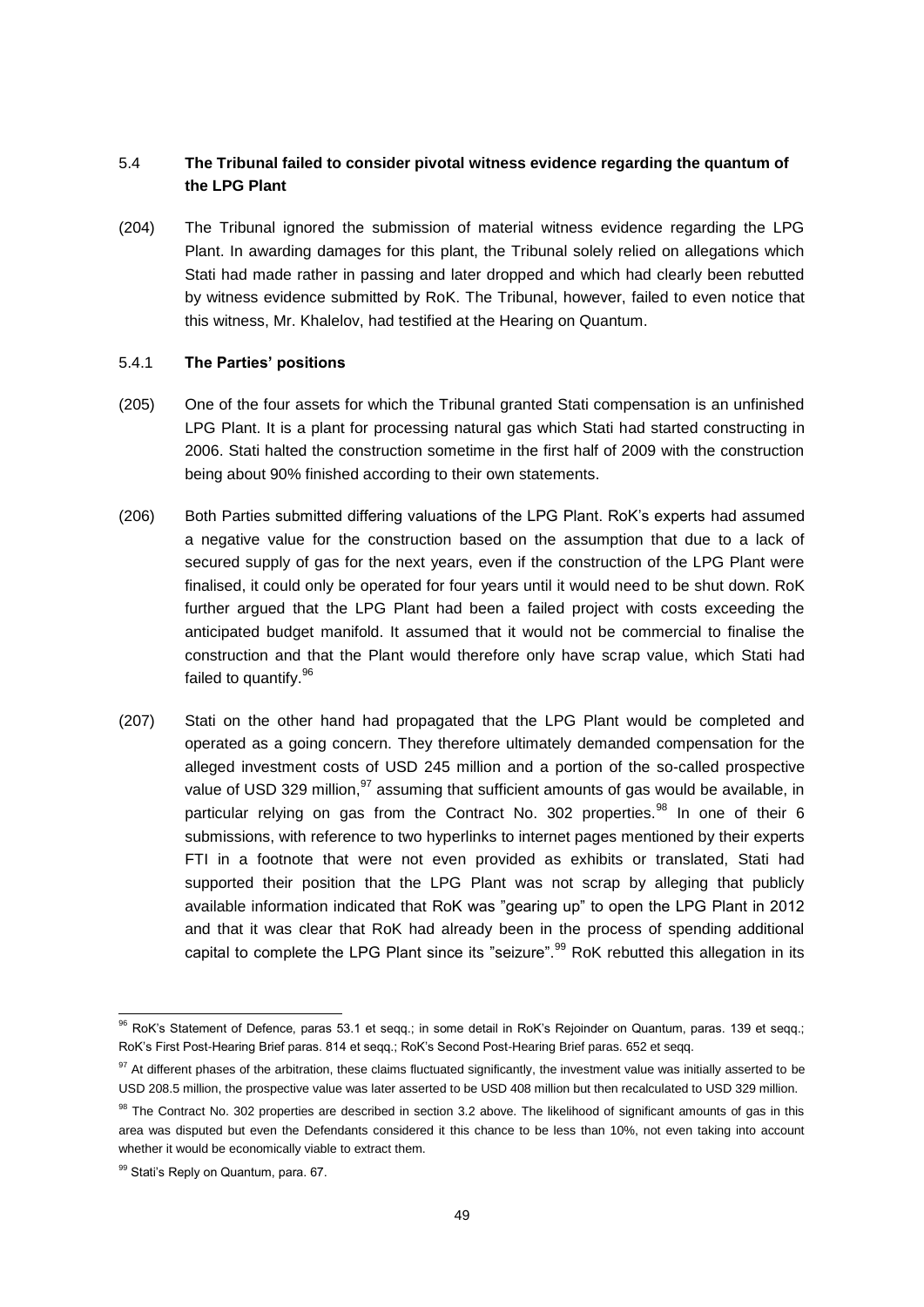## 5.4 **The Tribunal failed to consider pivotal witness evidence regarding the quantum of the LPG Plant**

(204) The Tribunal ignored the submission of material witness evidence regarding the LPG Plant. In awarding damages for this plant, the Tribunal solely relied on allegations which Stati had made rather in passing and later dropped and which had clearly been rebutted by witness evidence submitted by RoK. The Tribunal, however, failed to even notice that this witness, Mr. Khalelov, had testified at the Hearing on Quantum.

### 5.4.1 **The Parties' positions**

(205) One of the four assets for which the Tribunal granted Stati compensation is an unfinished LPG Plant. It is a plant for processing natural gas which Stati had started constructing in 2006. Stati halted the construction sometime in the first half of 2009 with the construction being about 90% finished according to their own statements.

(206) Both Parties submitted differing valuations of the LPG Plant. RoK's experts had assumed a negative value for the construction based on the assumption that due to a lack of secured supply of gas for the next years, even if the construction of the LPG Plant were finalised, it could only be operated for four years until it would need to be shut down. RoK further argued that the LPG Plant had been a failed project with costs exceeding the anticipated budget manifold. It assumed that it would not be commercial to finalise the construction and that the Plant would therefore only have scrap value, which Stati had failed to quantify.[96]

(207) Stati on the other hand had propagated that the LPG Plant would be completed and operated as a going concern. They therefore ultimately demanded compensation for the alleged investment costs of USD 245 million and a portion of the so-called prospective value of USD 329 million,[97] assuming that sufficient amounts of gas would be available, in particular relying on gas from the Contract No. 302 properties.[98] In one of their 6 submissions, with reference to two hyperlinks to internet pages mentioned by their experts FTI in a footnote that were not even provided as exhibits or translated, Stati had supported their position that the LPG Plant was not scrap by alleging that publicly available information indicated that RoK was "gearing up" to open the LPG Plant in 2012 and that it was clear that RoK had already been in the process of spending additional capital to complete the LPG Plant since its "seizure".[99] RoK rebutted this allegation in its

---

[96] RoK's Statement of Defence, paras 53.1 et seqq.; in some detail in RoK's Rejoinder on Quantum, paras. 139 et seqq.; RoK's First Post-Hearing Brief paras. 814 et seqq.; RoK's Second Post-Hearing Brief paras. 652 et seqq.

[97] At different phases of the arbitration, these claims fluctuated significantly, the investment value was initially asserted to be USD 208.5 million, the prospective value was later asserted to be USD 408 million but then recalculated to USD 329 million.

[98] The Contract No. 302 properties are described in section 3.2 above. The likelihood of significant amounts of gas in this area was disputed but even the Defendants considered it this chance to be less than 10%, not even taking into account whether it would be economically viable to extract them.

[99] Stati's Reply on Quantum, para. 67.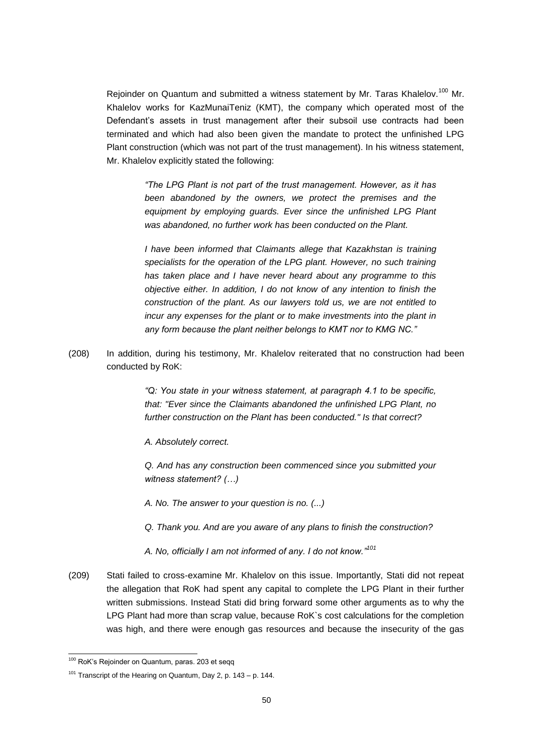Rejoinder on Quantum and submitted a witness statement by Mr. Taras Khalelov.[100] Mr. Khalelov works for KazMunaiTeniz (KMT), the company which operated most of the Defendant's assets in trust management after their subsoil use contracts had been terminated and which had also been given the mandate to protect the unfinished LPG Plant construction (which was not part of the trust management). In his witness statement, Mr. Khalelov explicitly stated the following:

> *"The LPG Plant is not part of the trust management. However, as it has been abandoned by the owners, we protect the premises and the equipment by employing guards. Ever since the unfinished LPG Plant was abandoned, no further work has been conducted on the Plant.*
>
> *I have been informed that Claimants allege that Kazakhstan is training specialists for the operation of the LPG plant. However, no such training has taken place and I have never heard about any programme to this objective either. In addition, I do not know of any intention to finish the construction of the plant. As our lawyers told us, we are not entitled to incur any expenses for the plant or to make investments into the plant in any form because the plant neither belongs to KMT nor to KMG NC."*

(208) In addition, during his testimony, Mr. Khalelov reiterated that no construction had been conducted by RoK:

> *"Q: You state in your witness statement, at paragraph 4.1 to be specific, that: "Ever since the Claimants abandoned the unfinished LPG Plant, no further construction on the Plant has been conducted." Is that correct?*
>
> *A. Absolutely correct.*
>
> *Q. And has any construction been commenced since you submitted your witness statement? (…)*
>
> *A. No. The answer to your question is no. (...)*
>
> *Q. Thank you. And are you aware of any plans to finish the construction?*
>
> *A. No, officially I am not informed of any. I do not know."*[101]

(209) Stati failed to cross-examine Mr. Khalelov on this issue. Importantly, Stati did not repeat the allegation that RoK had spent any capital to complete the LPG Plant in their further written submissions. Instead Stati did bring forward some other arguments as to why the LPG Plant had more than scrap value, because RoK`s cost calculations for the completion was high, and there were enough gas resources and because the insecurity of the gas

---

[100] RoK's Rejoinder on Quantum, paras. 203 et seqq

[101] Transcript of the Hearing on Quantum, Day 2, p. 143 – p. 144.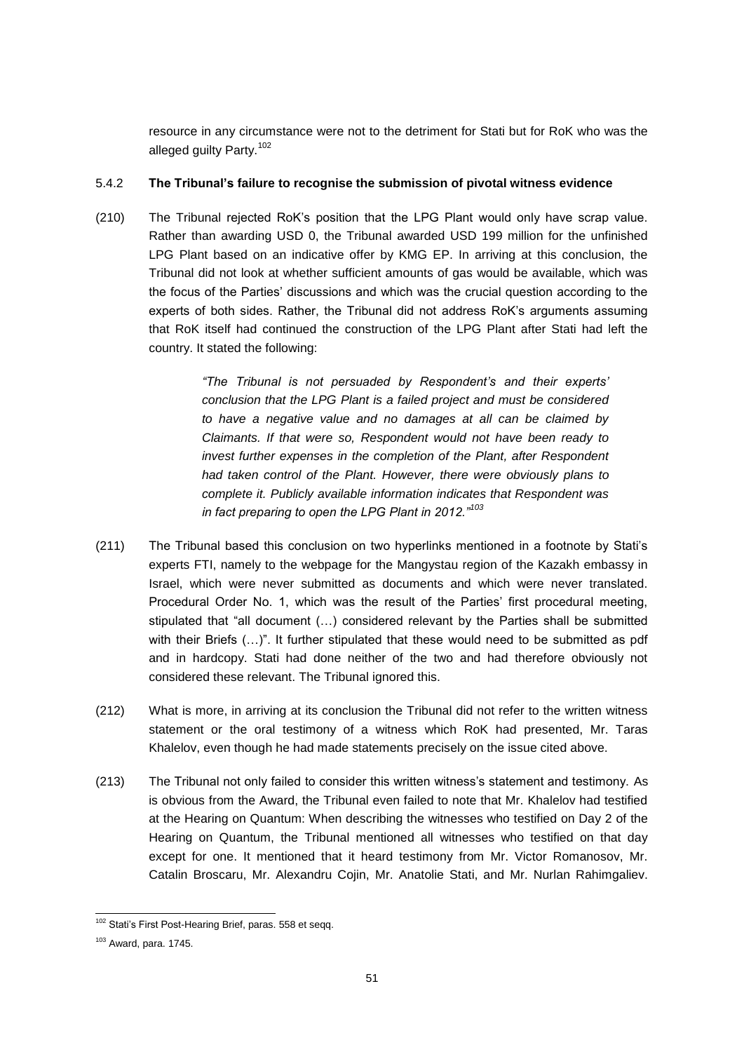resource in any circumstance were not to the detriment for Stati but for RoK who was the alleged guilty Party.[102]

### 5.4.2 **The Tribunal's failure to recognise the submission of pivotal witness evidence**

(210) The Tribunal rejected RoK's position that the LPG Plant would only have scrap value. Rather than awarding USD 0, the Tribunal awarded USD 199 million for the unfinished LPG Plant based on an indicative offer by KMG EP. In arriving at this conclusion, the Tribunal did not look at whether sufficient amounts of gas would be available, which was the focus of the Parties' discussions and which was the crucial question according to the experts of both sides. Rather, the Tribunal did not address RoK's arguments assuming that RoK itself had continued the construction of the LPG Plant after Stati had left the country. It stated the following:

> *"The Tribunal is not persuaded by Respondent's and their experts' conclusion that the LPG Plant is a failed project and must be considered to have a negative value and no damages at all can be claimed by Claimants. If that were so, Respondent would not have been ready to invest further expenses in the completion of the Plant, after Respondent had taken control of the Plant. However, there were obviously plans to complete it. Publicly available information indicates that Respondent was in fact preparing to open the LPG Plant in 2012."*[103]

(211) The Tribunal based this conclusion on two hyperlinks mentioned in a footnote by Stati's experts FTI, namely to the webpage for the Mangystau region of the Kazakh embassy in Israel, which were never submitted as documents and which were never translated. Procedural Order No. 1, which was the result of the Parties' first procedural meeting, stipulated that "all document (…) considered relevant by the Parties shall be submitted with their Briefs (…)". It further stipulated that these would need to be submitted as pdf and in hardcopy. Stati had done neither of the two and had therefore obviously not considered these relevant. The Tribunal ignored this.

(212) What is more, in arriving at its conclusion the Tribunal did not refer to the written witness statement or the oral testimony of a witness which RoK had presented, Mr. Taras Khalelov, even though he had made statements precisely on the issue cited above.

(213) The Tribunal not only failed to consider this written witness's statement and testimony. As is obvious from the Award, the Tribunal even failed to note that Mr. Khalelov had testified at the Hearing on Quantum: When describing the witnesses who testified on Day 2 of the Hearing on Quantum, the Tribunal mentioned all witnesses who testified on that day except for one. It mentioned that it heard testimony from Mr. Victor Romanosov, Mr. Catalin Broscaru, Mr. Alexandru Cojin, Mr. Anatolie Stati, and Mr. Nurlan Rahimgaliev.

---

[102] Stati's First Post-Hearing Brief, paras. 558 et seqq.

[103] Award, para. 1745.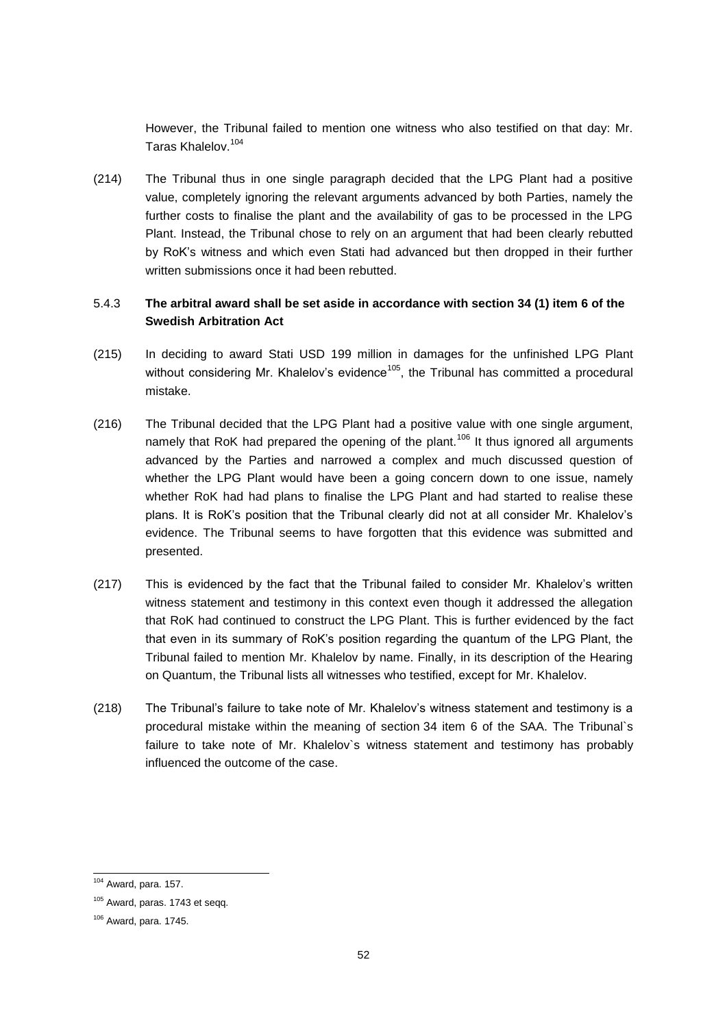However, the Tribunal failed to mention one witness who also testified on that day: Mr. Taras Khalelov.[104]

(214) The Tribunal thus in one single paragraph decided that the LPG Plant had a positive value, completely ignoring the relevant arguments advanced by both Parties, namely the further costs to finalise the plant and the availability of gas to be processed in the LPG Plant. Instead, the Tribunal chose to rely on an argument that had been clearly rebutted by RoK's witness and which even Stati had advanced but then dropped in their further written submissions once it had been rebutted.

### 5.4.3 **The arbitral award shall be set aside in accordance with section 34 (1) item 6 of the Swedish Arbitration Act**

(215) In deciding to award Stati USD 199 million in damages for the unfinished LPG Plant without considering Mr. Khalelov's evidence[105], the Tribunal has committed a procedural mistake.

(216) The Tribunal decided that the LPG Plant had a positive value with one single argument, namely that RoK had prepared the opening of the plant.[106] It thus ignored all arguments advanced by the Parties and narrowed a complex and much discussed question of whether the LPG Plant would have been a going concern down to one issue, namely whether RoK had had plans to finalise the LPG Plant and had started to realise these plans. It is RoK's position that the Tribunal clearly did not at all consider Mr. Khalelov's evidence. The Tribunal seems to have forgotten that this evidence was submitted and presented.

(217) This is evidenced by the fact that the Tribunal failed to consider Mr. Khalelov's written witness statement and testimony in this context even though it addressed the allegation that RoK had continued to construct the LPG Plant. This is further evidenced by the fact that even in its summary of RoK's position regarding the quantum of the LPG Plant, the Tribunal failed to mention Mr. Khalelov by name. Finally, in its description of the Hearing on Quantum, the Tribunal lists all witnesses who testified, except for Mr. Khalelov.

(218) The Tribunal's failure to take note of Mr. Khalelov's witness statement and testimony is a procedural mistake within the meaning of section 34 item 6 of the SAA. The Tribunal`s failure to take note of Mr. Khalelov`s witness statement and testimony has probably influenced the outcome of the case.

---

[104] Award, para. 157.

[105] Award, paras. 1743 et seqq.

[106] Award, para. 1745.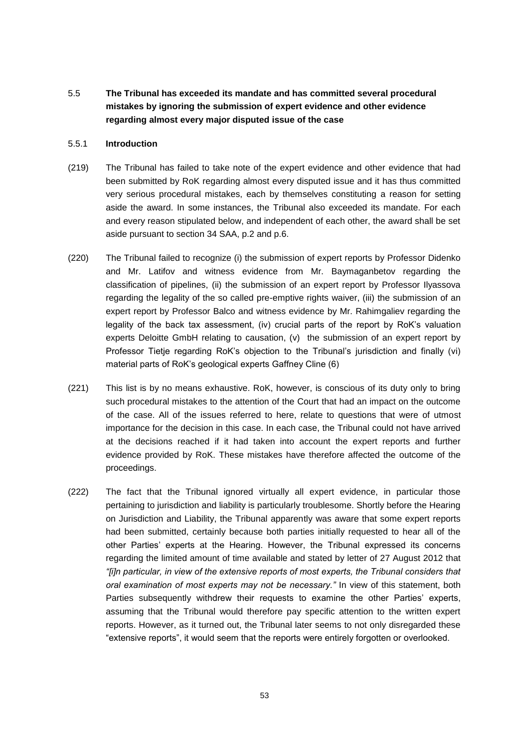## 5.5 The Tribunal has exceeded its mandate and has committed several procedural mistakes by ignoring the submission of expert evidence and other evidence regarding almost every major disputed issue of the case

### 5.5.1 Introduction

(219) The Tribunal has failed to take note of the expert evidence and other evidence that had been submitted by RoK regarding almost every disputed issue and it has thus committed very serious procedural mistakes, each by themselves constituting a reason for setting aside the award. In some instances, the Tribunal also exceeded its mandate. For each and every reason stipulated below, and independent of each other, the award shall be set aside pursuant to section 34 SAA, p.2 and p.6.

(220) The Tribunal failed to recognize (i) the submission of expert reports by Professor Didenko and Mr. Latifov and witness evidence from Mr. Baymaganbetov regarding the classification of pipelines, (ii) the submission of an expert report by Professor Ilyassova regarding the legality of the so called pre-emptive rights waiver, (iii) the submission of an expert report by Professor Balco and witness evidence by Mr. Rahimgaliev regarding the legality of the back tax assessment, (iv) crucial parts of the report by RoK's valuation experts Deloitte GmbH relating to causation, (v) the submission of an expert report by Professor Tietje regarding RoK's objection to the Tribunal's jurisdiction and finally (vi) material parts of RoK's geological experts Gaffney Cline (6)

(221) This list is by no means exhaustive. RoK, however, is conscious of its duty only to bring such procedural mistakes to the attention of the Court that had an impact on the outcome of the case. All of the issues referred to here, relate to questions that were of utmost importance for the decision in this case. In each case, the Tribunal could not have arrived at the decisions reached if it had taken into account the expert reports and further evidence provided by RoK. These mistakes have therefore affected the outcome of the proceedings.

(222) The fact that the Tribunal ignored virtually all expert evidence, in particular those pertaining to jurisdiction and liability is particularly troublesome. Shortly before the Hearing on Jurisdiction and Liability, the Tribunal apparently was aware that some expert reports had been submitted, certainly because both parties initially requested to hear all of the other Parties' experts at the Hearing. However, the Tribunal expressed its concerns regarding the limited amount of time available and stated by letter of 27 August 2012 that *"[i]n particular, in view of the extensive reports of most experts, the Tribunal considers that oral examination of most experts may not be necessary."* In view of this statement, both Parties subsequently withdrew their requests to examine the other Parties' experts, assuming that the Tribunal would therefore pay specific attention to the written expert reports. However, as it turned out, the Tribunal later seems to not only disregarded these "extensive reports", it would seem that the reports were entirely forgotten or overlooked.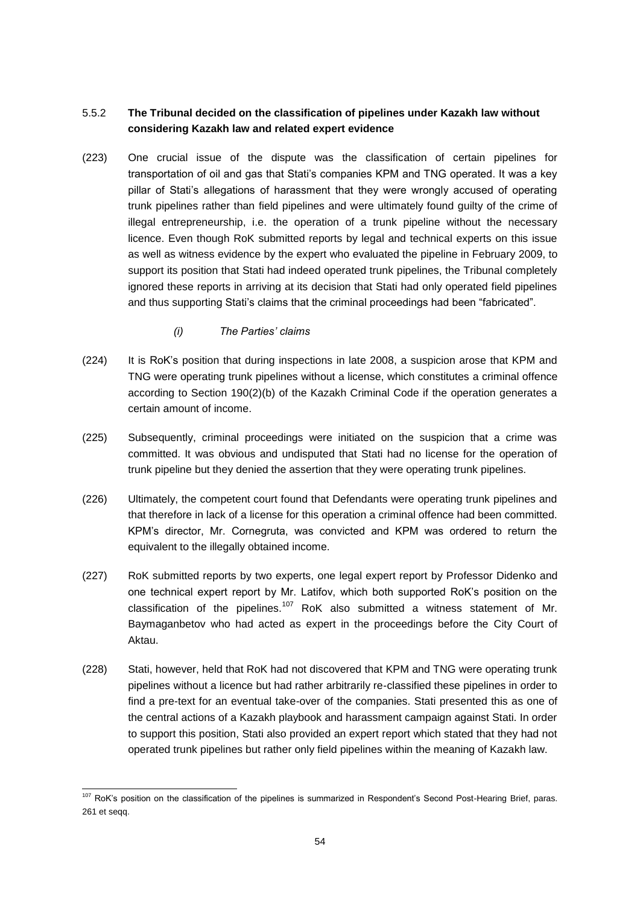### 5.5.2 **The Tribunal decided on the classification of pipelines under Kazakh law without considering Kazakh law and related expert evidence**

(223) One crucial issue of the dispute was the classification of certain pipelines for transportation of oil and gas that Stati's companies KPM and TNG operated. It was a key pillar of Stati's allegations of harassment that they were wrongly accused of operating trunk pipelines rather than field pipelines and were ultimately found guilty of the crime of illegal entrepreneurship, i.e. the operation of a trunk pipeline without the necessary licence. Even though RoK submitted reports by legal and technical experts on this issue as well as witness evidence by the expert who evaluated the pipeline in February 2009, to support its position that Stati had indeed operated trunk pipelines, the Tribunal completely ignored these reports in arriving at its decision that Stati had only operated field pipelines and thus supporting Stati's claims that the criminal proceedings had been "fabricated".

*(i) The Parties' claims*

(224) It is RoK's position that during inspections in late 2008, a suspicion arose that KPM and TNG were operating trunk pipelines without a license, which constitutes a criminal offence according to Section 190(2)(b) of the Kazakh Criminal Code if the operation generates a certain amount of income.

(225) Subsequently, criminal proceedings were initiated on the suspicion that a crime was committed. It was obvious and undisputed that Stati had no license for the operation of trunk pipeline but they denied the assertion that they were operating trunk pipelines.

(226) Ultimately, the competent court found that Defendants were operating trunk pipelines and that therefore in lack of a license for this operation a criminal offence had been committed. KPM's director, Mr. Cornegruta, was convicted and KPM was ordered to return the equivalent to the illegally obtained income.

(227) RoK submitted reports by two experts, one legal expert report by Professor Didenko and one technical expert report by Mr. Latifov, which both supported RoK's position on the classification of the pipelines.[107] RoK also submitted a witness statement of Mr. Baymaganbetov who had acted as expert in the proceedings before the City Court of Aktau.

(228) Stati, however, held that RoK had not discovered that KPM and TNG were operating trunk pipelines without a licence but had rather arbitrarily re-classified these pipelines in order to find a pre-text for an eventual take-over of the companies. Stati presented this as one of the central actions of a Kazakh playbook and harassment campaign against Stati. In order to support this position, Stati also provided an expert report which stated that they had not operated trunk pipelines but rather only field pipelines within the meaning of Kazakh law.

---

[107] RoK's position on the classification of the pipelines is summarized in Respondent's Second Post-Hearing Brief, paras. 261 et seqq.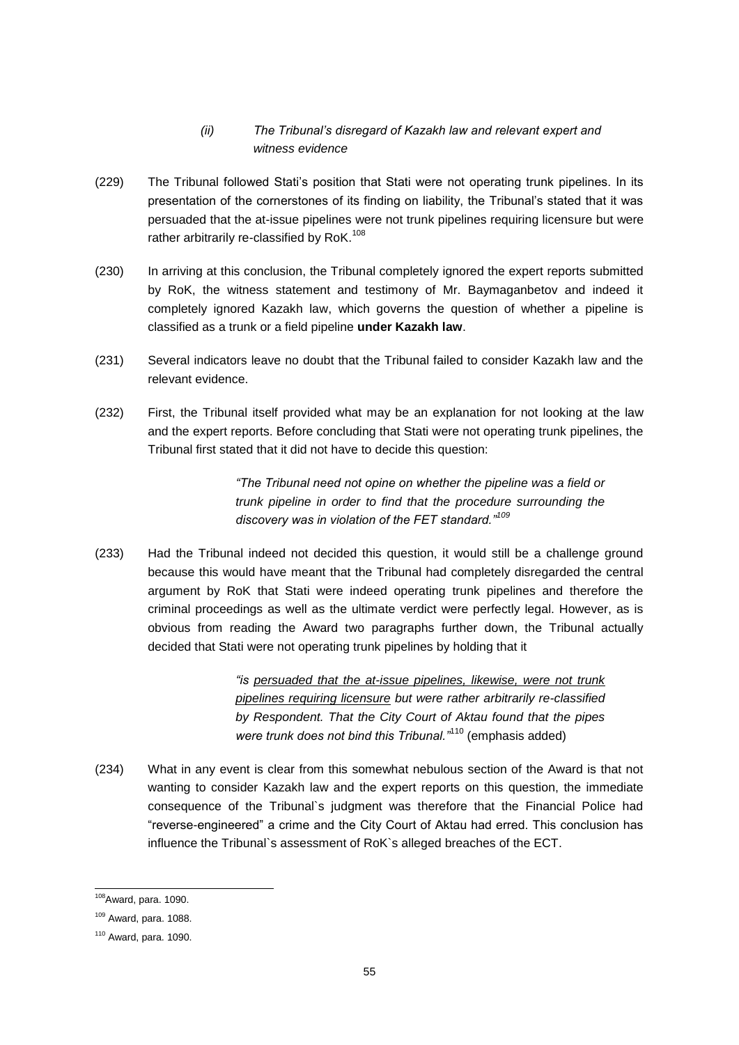### *(ii) The Tribunal's disregard of Kazakh law and relevant expert and witness evidence*

(229) The Tribunal followed Stati's position that Stati were not operating trunk pipelines. In its presentation of the cornerstones of its finding on liability, the Tribunal's stated that it was persuaded that the at-issue pipelines were not trunk pipelines requiring licensure but were rather arbitrarily re-classified by RoK.[108]

(230) In arriving at this conclusion, the Tribunal completely ignored the expert reports submitted by RoK, the witness statement and testimony of Mr. Baymaganbetov and indeed it completely ignored Kazakh law, which governs the question of whether a pipeline is classified as a trunk or a field pipeline **under Kazakh law**.

(231) Several indicators leave no doubt that the Tribunal failed to consider Kazakh law and the relevant evidence.

(232) First, the Tribunal itself provided what may be an explanation for not looking at the law and the expert reports. Before concluding that Stati were not operating trunk pipelines, the Tribunal first stated that it did not have to decide this question:

> *"The Tribunal need not opine on whether the pipeline was a field or trunk pipeline in order to find that the procedure surrounding the discovery was in violation of the FET standard."*[109]

(233) Had the Tribunal indeed not decided this question, it would still be a challenge ground because this would have meant that the Tribunal had completely disregarded the central argument by RoK that Stati were indeed operating trunk pipelines and therefore the criminal proceedings as well as the ultimate verdict were perfectly legal. However, as is obvious from reading the Award two paragraphs further down, the Tribunal actually decided that Stati were not operating trunk pipelines by holding that it

> *"is <u>persuaded that the at-issue pipelines, likewise, were not trunk pipelines requiring licensure</u> but were rather arbitrarily re-classified by Respondent. That the City Court of Aktau found that the pipes were trunk does not bind this Tribunal."*[110] (emphasis added)

(234) What in any event is clear from this somewhat nebulous section of the Award is that not wanting to consider Kazakh law and the expert reports on this question, the immediate consequence of the Tribunal`s judgment was therefore that the Financial Police had "reverse-engineered" a crime and the City Court of Aktau had erred. This conclusion has influence the Tribunal`s assessment of RoK`s alleged breaches of the ECT.

---

[108] Award, para. 1090.

[109] Award, para. 1088.

[110] Award, para. 1090.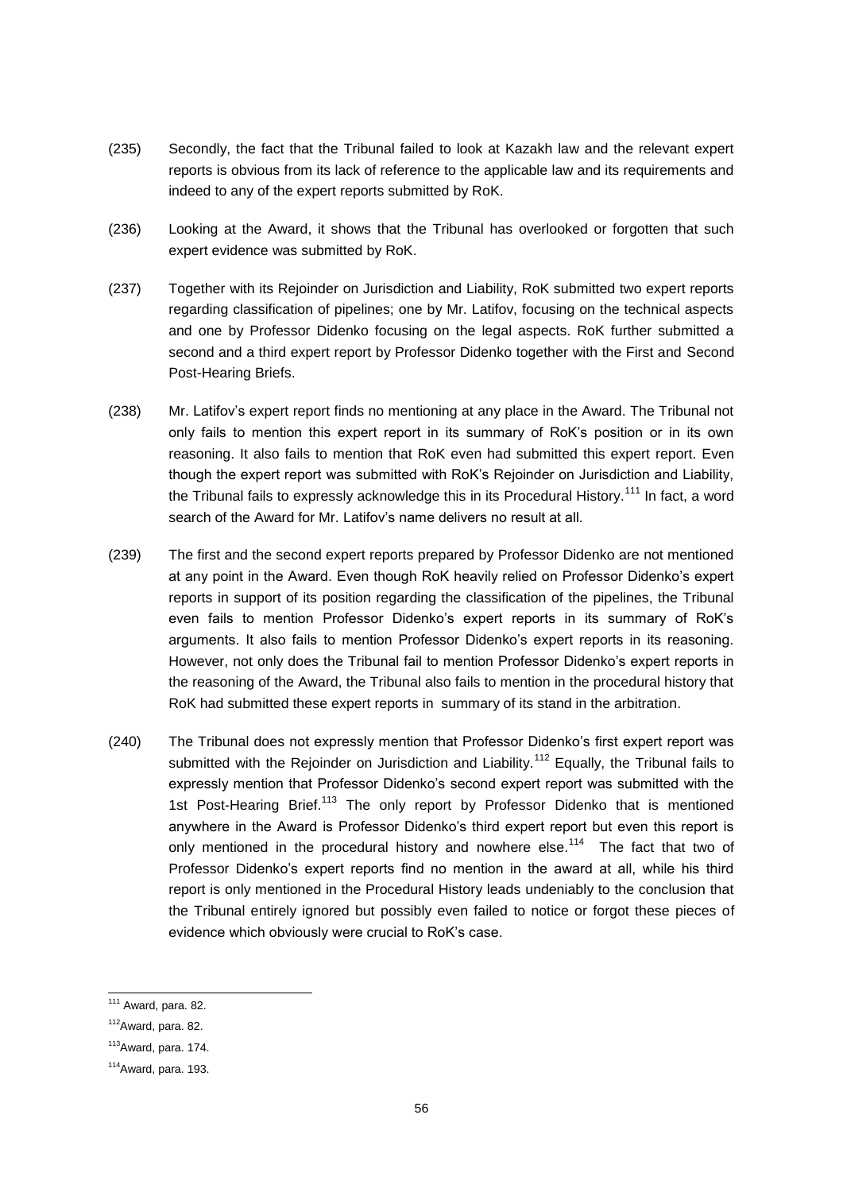(235) Secondly, the fact that the Tribunal failed to look at Kazakh law and the relevant expert reports is obvious from its lack of reference to the applicable law and its requirements and indeed to any of the expert reports submitted by RoK.

(236) Looking at the Award, it shows that the Tribunal has overlooked or forgotten that such expert evidence was submitted by RoK.

(237) Together with its Rejoinder on Jurisdiction and Liability, RoK submitted two expert reports regarding classification of pipelines; one by Mr. Latifov, focusing on the technical aspects and one by Professor Didenko focusing on the legal aspects. RoK further submitted a second and a third expert report by Professor Didenko together with the First and Second Post-Hearing Briefs.

(238) Mr. Latifov's expert report finds no mentioning at any place in the Award. The Tribunal not only fails to mention this expert report in its summary of RoK's position or in its own reasoning. It also fails to mention that RoK even had submitted this expert report. Even though the expert report was submitted with RoK's Rejoinder on Jurisdiction and Liability, the Tribunal fails to expressly acknowledge this in its Procedural History.[111] In fact, a word search of the Award for Mr. Latifov's name delivers no result at all.

(239) The first and the second expert reports prepared by Professor Didenko are not mentioned at any point in the Award. Even though RoK heavily relied on Professor Didenko's expert reports in support of its position regarding the classification of the pipelines, the Tribunal even fails to mention Professor Didenko's expert reports in its summary of RoK's arguments. It also fails to mention Professor Didenko's expert reports in its reasoning. However, not only does the Tribunal fail to mention Professor Didenko's expert reports in the reasoning of the Award, the Tribunal also fails to mention in the procedural history that RoK had submitted these expert reports in summary of its stand in the arbitration.

(240) The Tribunal does not expressly mention that Professor Didenko's first expert report was submitted with the Rejoinder on Jurisdiction and Liability.[112] Equally, the Tribunal fails to expressly mention that Professor Didenko's second expert report was submitted with the 1st Post-Hearing Brief.[113] The only report by Professor Didenko that is mentioned anywhere in the Award is Professor Didenko's third expert report but even this report is only mentioned in the procedural history and nowhere else.[114] The fact that two of Professor Didenko's expert reports find no mention in the award at all, while his third report is only mentioned in the Procedural History leads undeniably to the conclusion that the Tribunal entirely ignored but possibly even failed to notice or forgot these pieces of evidence which obviously were crucial to RoK's case.

---

[111] Award, para. 82.

[112] Award, para. 82.

[113] Award, para. 174.

[114] Award, para. 193.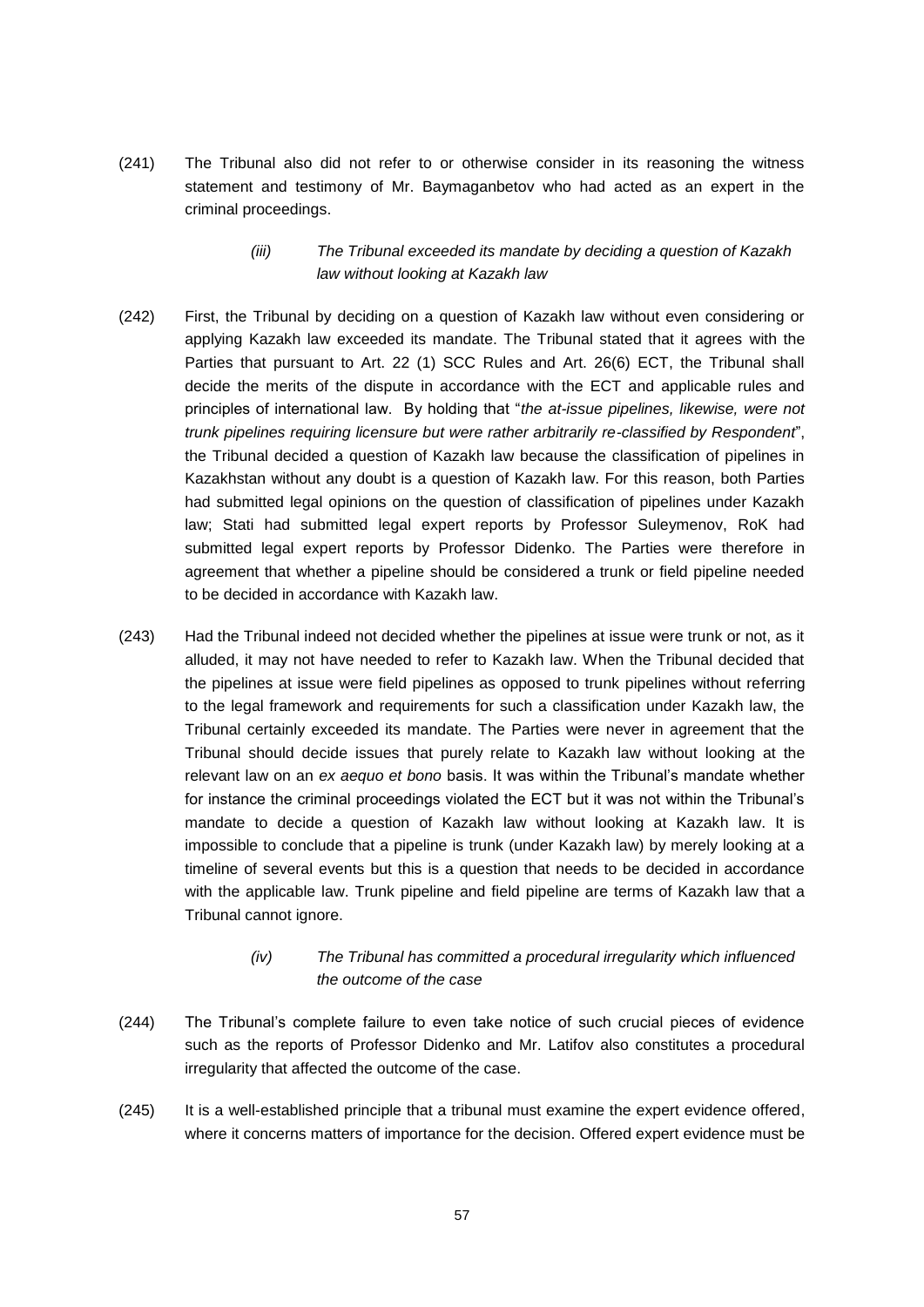(241) The Tribunal also did not refer to or otherwise consider in its reasoning the witness statement and testimony of Mr. Baymaganbetov who had acted as an expert in the criminal proceedings.

*(iii) The Tribunal exceeded its mandate by deciding a question of Kazakh law without looking at Kazakh law*

(242) First, the Tribunal by deciding on a question of Kazakh law without even considering or applying Kazakh law exceeded its mandate. The Tribunal stated that it agrees with the Parties that pursuant to Art. 22 (1) SCC Rules and Art. 26(6) ECT, the Tribunal shall decide the merits of the dispute in accordance with the ECT and applicable rules and principles of international law. By holding that "*the at-issue pipelines, likewise, were not trunk pipelines requiring licensure but were rather arbitrarily re-classified by Respondent*", the Tribunal decided a question of Kazakh law because the classification of pipelines in Kazakhstan without any doubt is a question of Kazakh law. For this reason, both Parties had submitted legal opinions on the question of classification of pipelines under Kazakh law; Stati had submitted legal expert reports by Professor Suleymenov, RoK had submitted legal expert reports by Professor Didenko. The Parties were therefore in agreement that whether a pipeline should be considered a trunk or field pipeline needed to be decided in accordance with Kazakh law.

(243) Had the Tribunal indeed not decided whether the pipelines at issue were trunk or not, as it alluded, it may not have needed to refer to Kazakh law. When the Tribunal decided that the pipelines at issue were field pipelines as opposed to trunk pipelines without referring to the legal framework and requirements for such a classification under Kazakh law, the Tribunal certainly exceeded its mandate. The Parties were never in agreement that the Tribunal should decide issues that purely relate to Kazakh law without looking at the relevant law on an *ex aequo et bono* basis. It was within the Tribunal's mandate whether for instance the criminal proceedings violated the ECT but it was not within the Tribunal's mandate to decide a question of Kazakh law without looking at Kazakh law. It is impossible to conclude that a pipeline is trunk (under Kazakh law) by merely looking at a timeline of several events but this is a question that needs to be decided in accordance with the applicable law. Trunk pipeline and field pipeline are terms of Kazakh law that a Tribunal cannot ignore.

*(iv) The Tribunal has committed a procedural irregularity which influenced the outcome of the case*

(244) The Tribunal's complete failure to even take notice of such crucial pieces of evidence such as the reports of Professor Didenko and Mr. Latifov also constitutes a procedural irregularity that affected the outcome of the case.

(245) It is a well-established principle that a tribunal must examine the expert evidence offered, where it concerns matters of importance for the decision. Offered expert evidence must be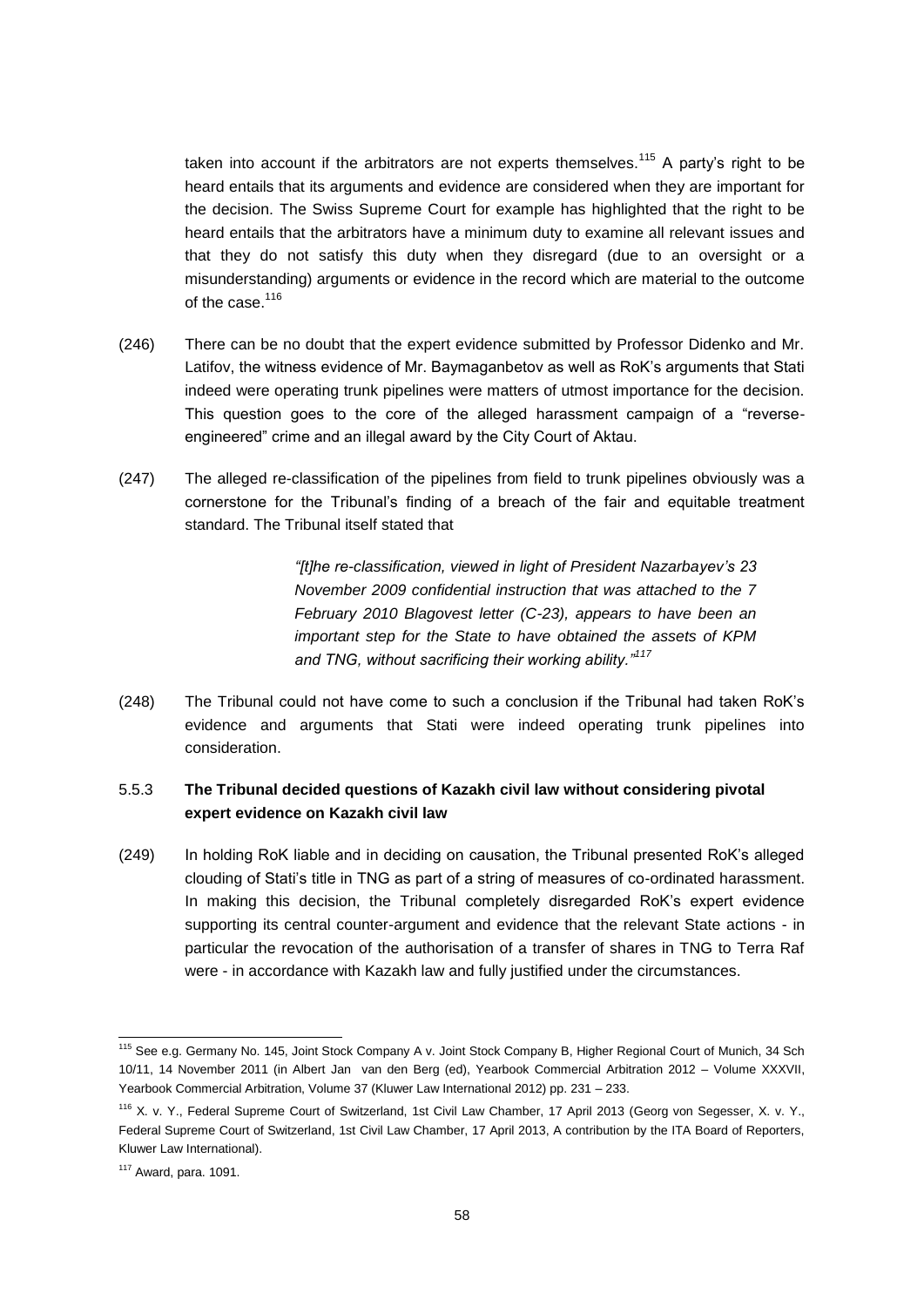taken into account if the arbitrators are not experts themselves.[115] A party's right to be heard entails that its arguments and evidence are considered when they are important for the decision. The Swiss Supreme Court for example has highlighted that the right to be heard entails that the arbitrators have a minimum duty to examine all relevant issues and that they do not satisfy this duty when they disregard (due to an oversight or a misunderstanding) arguments or evidence in the record which are material to the outcome of the case.[116]

(246) There can be no doubt that the expert evidence submitted by Professor Didenko and Mr. Latifov, the witness evidence of Mr. Baymaganbetov as well as RoK's arguments that Stati indeed were operating trunk pipelines were matters of utmost importance for the decision. This question goes to the core of the alleged harassment campaign of a "reverse-engineered" crime and an illegal award by the City Court of Aktau.

(247) The alleged re-classification of the pipelines from field to trunk pipelines obviously was a cornerstone for the Tribunal's finding of a breach of the fair and equitable treatment standard. The Tribunal itself stated that

> *"[t]he re-classification, viewed in light of President Nazarbayev's 23 November 2009 confidential instruction that was attached to the 7 February 2010 Blagovest letter (C-23), appears to have been an important step for the State to have obtained the assets of KPM and TNG, without sacrificing their working ability."*[117]

(248) The Tribunal could not have come to such a conclusion if the Tribunal had taken RoK's evidence and arguments that Stati were indeed operating trunk pipelines into consideration.

### 5.5.3 The Tribunal decided questions of Kazakh civil law without considering pivotal expert evidence on Kazakh civil law

(249) In holding RoK liable and in deciding on causation, the Tribunal presented RoK's alleged clouding of Stati's title in TNG as part of a string of measures of co-ordinated harassment. In making this decision, the Tribunal completely disregarded RoK's expert evidence supporting its central counter-argument and evidence that the relevant State actions - in particular the revocation of the authorisation of a transfer of shares in TNG to Terra Raf were - in accordance with Kazakh law and fully justified under the circumstances.

---

[115] See e.g. Germany No. 145, Joint Stock Company A v. Joint Stock Company B, Higher Regional Court of Munich, 34 Sch 10/11, 14 November 2011 (in Albert Jan van den Berg (ed), Yearbook Commercial Arbitration 2012 – Volume XXXVII, Yearbook Commercial Arbitration, Volume 37 (Kluwer Law International 2012) pp. 231 – 233.

[116] X. v. Y., Federal Supreme Court of Switzerland, 1st Civil Law Chamber, 17 April 2013 (Georg von Segesser, X. v. Y., Federal Supreme Court of Switzerland, 1st Civil Law Chamber, 17 April 2013, A contribution by the ITA Board of Reporters, Kluwer Law International).

[117] Award, para. 1091.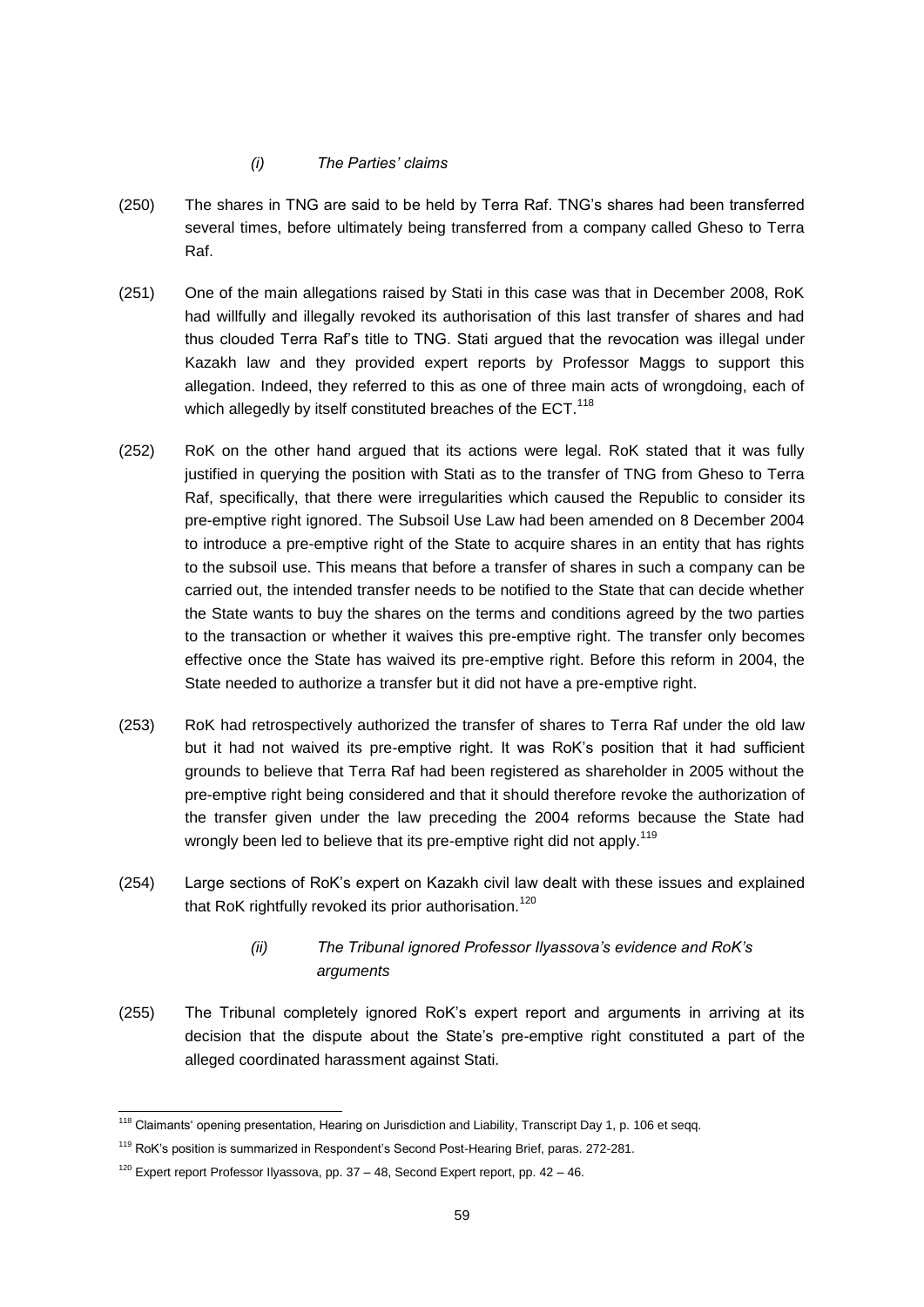*(i) The Parties' claims*

(250) The shares in TNG are said to be held by Terra Raf. TNG's shares had been transferred several times, before ultimately being transferred from a company called Gheso to Terra Raf.

(251) One of the main allegations raised by Stati in this case was that in December 2008, RoK had willfully and illegally revoked its authorisation of this last transfer of shares and had thus clouded Terra Raf's title to TNG. Stati argued that the revocation was illegal under Kazakh law and they provided expert reports by Professor Maggs to support this allegation. Indeed, they referred to this as one of three main acts of wrongdoing, each of which allegedly by itself constituted breaches of the ECT.[118]

(252) RoK on the other hand argued that its actions were legal. RoK stated that it was fully justified in querying the position with Stati as to the transfer of TNG from Gheso to Terra Raf, specifically, that there were irregularities which caused the Republic to consider its pre-emptive right ignored. The Subsoil Use Law had been amended on 8 December 2004 to introduce a pre-emptive right of the State to acquire shares in an entity that has rights to the subsoil use. This means that before a transfer of shares in such a company can be carried out, the intended transfer needs to be notified to the State that can decide whether the State wants to buy the shares on the terms and conditions agreed by the two parties to the transaction or whether it waives this pre-emptive right. The transfer only becomes effective once the State has waived its pre-emptive right. Before this reform in 2004, the State needed to authorize a transfer but it did not have a pre-emptive right.

(253) RoK had retrospectively authorized the transfer of shares to Terra Raf under the old law but it had not waived its pre-emptive right. It was RoK's position that it had sufficient grounds to believe that Terra Raf had been registered as shareholder in 2005 without the pre-emptive right being considered and that it should therefore revoke the authorization of the transfer given under the law preceding the 2004 reforms because the State had wrongly been led to believe that its pre-emptive right did not apply.[119]

(254) Large sections of RoK's expert on Kazakh civil law dealt with these issues and explained that RoK rightfully revoked its prior authorisation.[120]

*(ii) The Tribunal ignored Professor Ilyassova's evidence and RoK's arguments*

(255) The Tribunal completely ignored RoK's expert report and arguments in arriving at its decision that the dispute about the State's pre-emptive right constituted a part of the alleged coordinated harassment against Stati.

---

[118] Claimants' opening presentation, Hearing on Jurisdiction and Liability, Transcript Day 1, p. 106 et seqq.

[119] RoK's position is summarized in Respondent's Second Post-Hearing Brief, paras. 272-281.

[120] Expert report Professor Ilyassova, pp. 37 – 48, Second Expert report, pp. 42 – 46.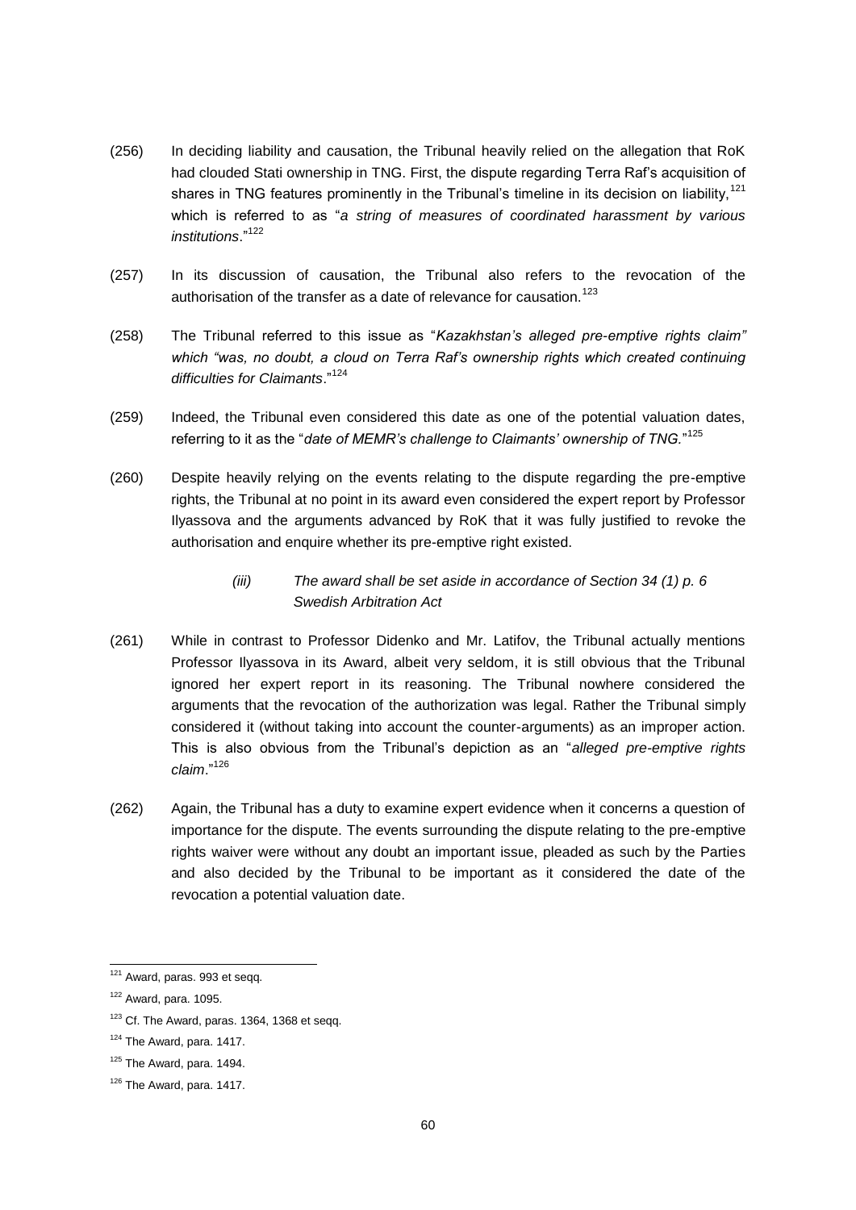(256) In deciding liability and causation, the Tribunal heavily relied on the allegation that RoK had clouded Stati ownership in TNG. First, the dispute regarding Terra Raf's acquisition of shares in TNG features prominently in the Tribunal's timeline in its decision on liability,[121] which is referred to as "*a string of measures of coordinated harassment by various institutions*."[122]

(257) In its discussion of causation, the Tribunal also refers to the revocation of the authorisation of the transfer as a date of relevance for causation.[123]

(258) The Tribunal referred to this issue as "*Kazakhstan's alleged pre-emptive rights claim" which "was, no doubt, a cloud on Terra Raf's ownership rights which created continuing difficulties for Claimants*."[124]

(259) Indeed, the Tribunal even considered this date as one of the potential valuation dates, referring to it as the "*date of MEMR's challenge to Claimants' ownership of TNG.*"[125]

(260) Despite heavily relying on the events relating to the dispute regarding the pre-emptive rights, the Tribunal at no point in its award even considered the expert report by Professor Ilyassova and the arguments advanced by RoK that it was fully justified to revoke the authorisation and enquire whether its pre-emptive right existed.

*(iii) The award shall be set aside in accordance of Section 34 (1) p. 6 Swedish Arbitration Act*

(261) While in contrast to Professor Didenko and Mr. Latifov, the Tribunal actually mentions Professor Ilyassova in its Award, albeit very seldom, it is still obvious that the Tribunal ignored her expert report in its reasoning. The Tribunal nowhere considered the arguments that the revocation of the authorization was legal. Rather the Tribunal simply considered it (without taking into account the counter-arguments) as an improper action. This is also obvious from the Tribunal's depiction as an "*alleged pre-emptive rights claim*."[126]

(262) Again, the Tribunal has a duty to examine expert evidence when it concerns a question of importance for the dispute. The events surrounding the dispute relating to the pre-emptive rights waiver were without any doubt an important issue, pleaded as such by the Parties and also decided by the Tribunal to be important as it considered the date of the revocation a potential valuation date.

---

[121] Award, paras. 993 et seqq.

[122] Award, para. 1095.

[123] Cf. The Award, paras. 1364, 1368 et seqq.

[124] The Award, para. 1417.

[125] The Award, para. 1494.

[126] The Award, para. 1417.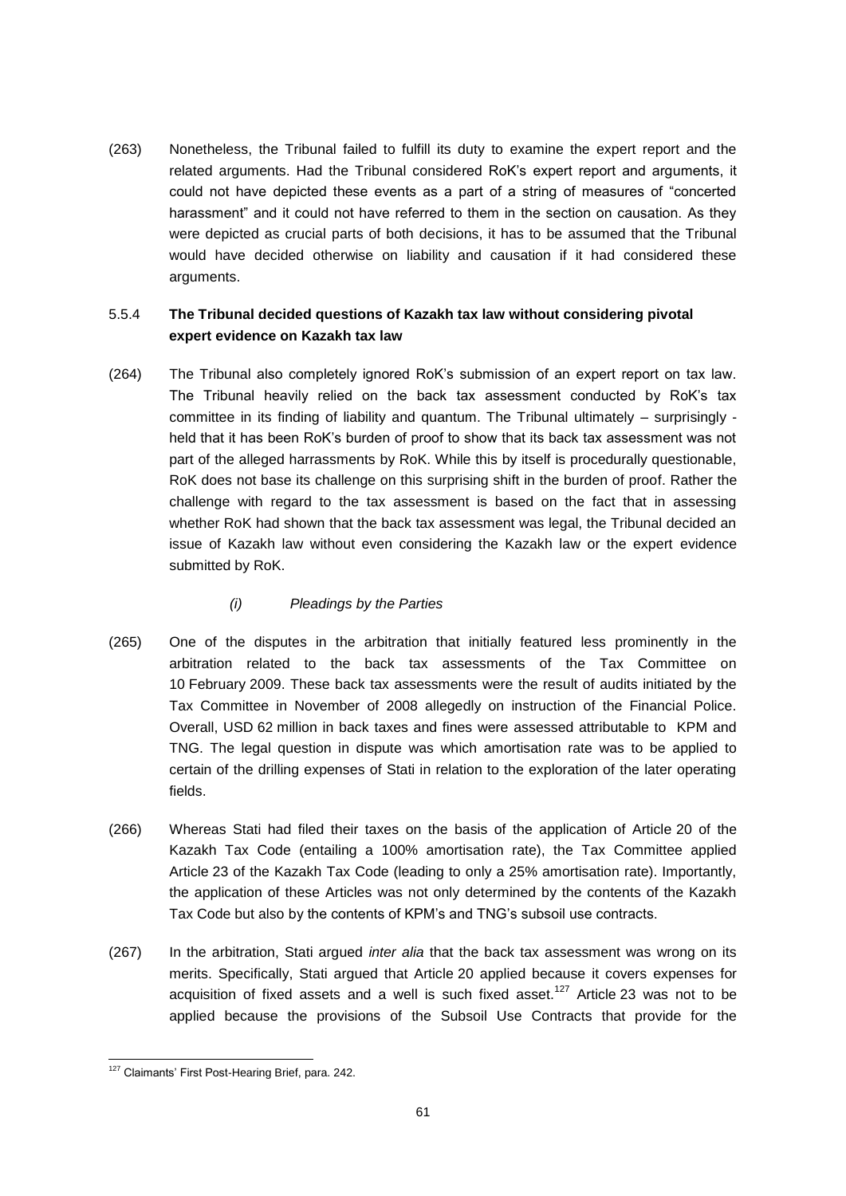(263) Nonetheless, the Tribunal failed to fulfill its duty to examine the expert report and the related arguments. Had the Tribunal considered RoK's expert report and arguments, it could not have depicted these events as a part of a string of measures of "concerted harassment" and it could not have referred to them in the section on causation. As they were depicted as crucial parts of both decisions, it has to be assumed that the Tribunal would have decided otherwise on liability and causation if it had considered these arguments.

### 5.5.4 The Tribunal decided questions of Kazakh tax law without considering pivotal expert evidence on Kazakh tax law

(264) The Tribunal also completely ignored RoK's submission of an expert report on tax law. The Tribunal heavily relied on the back tax assessment conducted by RoK's tax committee in its finding of liability and quantum. The Tribunal ultimately – surprisingly - held that it has been RoK's burden of proof to show that its back tax assessment was not part of the alleged harrassments by RoK. While this by itself is procedurally questionable, RoK does not base its challenge on this surprising shift in the burden of proof. Rather the challenge with regard to the tax assessment is based on the fact that in assessing whether RoK had shown that the back tax assessment was legal, the Tribunal decided an issue of Kazakh law without even considering the Kazakh law or the expert evidence submitted by RoK.

*(i) Pleadings by the Parties*

(265) One of the disputes in the arbitration that initially featured less prominently in the arbitration related to the back tax assessments of the Tax Committee on 10 February 2009. These back tax assessments were the result of audits initiated by the Tax Committee in November of 2008 allegedly on instruction of the Financial Police. Overall, USD 62 million in back taxes and fines were assessed attributable to KPM and TNG. The legal question in dispute was which amortisation rate was to be applied to certain of the drilling expenses of Stati in relation to the exploration of the later operating fields.

(266) Whereas Stati had filed their taxes on the basis of the application of Article 20 of the Kazakh Tax Code (entailing a 100% amortisation rate), the Tax Committee applied Article 23 of the Kazakh Tax Code (leading to only a 25% amortisation rate). Importantly, the application of these Articles was not only determined by the contents of the Kazakh Tax Code but also by the contents of KPM's and TNG's subsoil use contracts.

(267) In the arbitration, Stati argued *inter alia* that the back tax assessment was wrong on its merits. Specifically, Stati argued that Article 20 applied because it covers expenses for acquisition of fixed assets and a well is such fixed asset.[127] Article 23 was not to be applied because the provisions of the Subsoil Use Contracts that provide for the

---

[127] Claimants' First Post-Hearing Brief, para. 242.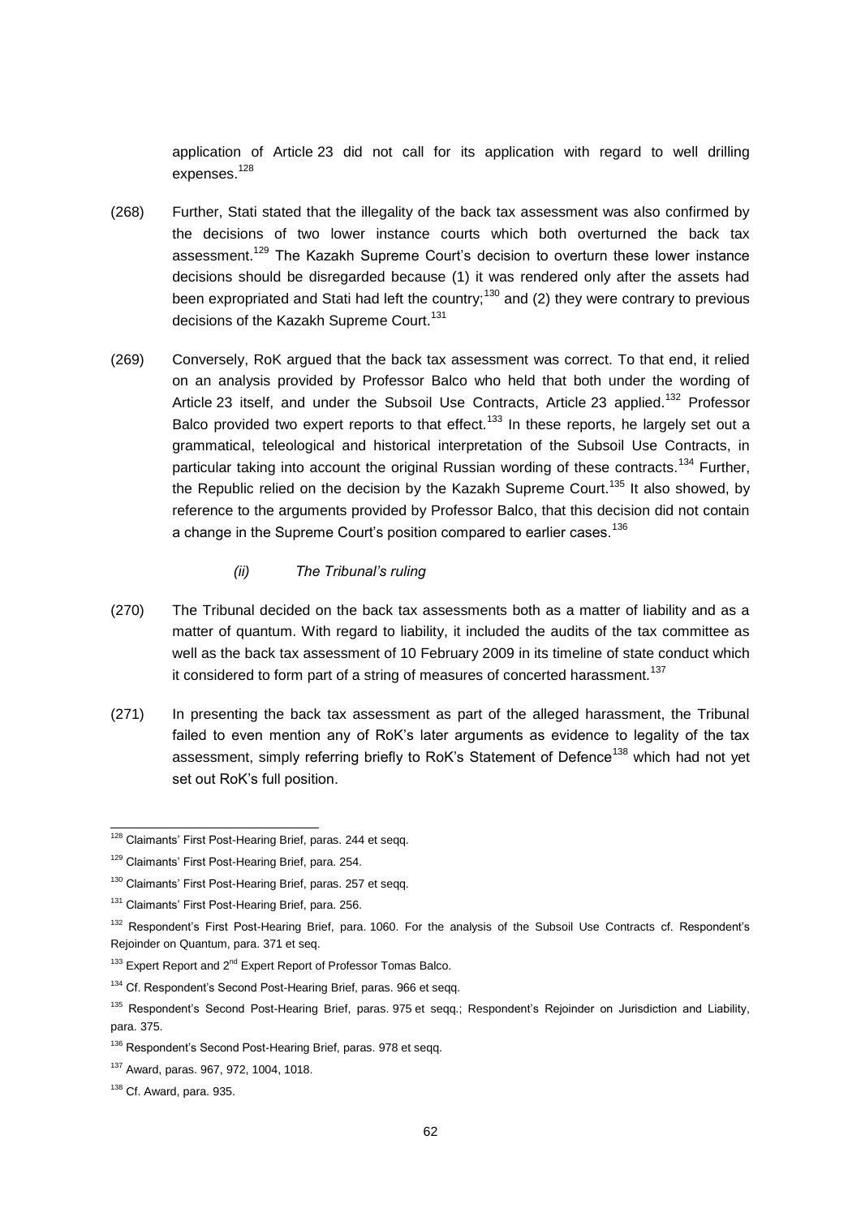application of Article 23 did not call for its application with regard to well drilling expenses.[128]

(268) Further, Stati stated that the illegality of the back tax assessment was also confirmed by the decisions of two lower instance courts which both overturned the back tax assessment.[129] The Kazakh Supreme Court's decision to overturn these lower instance decisions should be disregarded because (1) it was rendered only after the assets had been expropriated and Stati had left the country;[130] and (2) they were contrary to previous decisions of the Kazakh Supreme Court.[131]

(269) Conversely, RoK argued that the back tax assessment was correct. To that end, it relied on an analysis provided by Professor Balco who held that both under the wording of Article 23 itself, and under the Subsoil Use Contracts, Article 23 applied.[132] Professor Balco provided two expert reports to that effect.[133] In these reports, he largely set out a grammatical, teleological and historical interpretation of the Subsoil Use Contracts, in particular taking into account the original Russian wording of these contracts.[134] Further, the Republic relied on the decision by the Kazakh Supreme Court.[135] It also showed, by reference to the arguments provided by Professor Balco, that this decision did not contain a change in the Supreme Court's position compared to earlier cases.[136]

*(ii) The Tribunal's ruling*

(270) The Tribunal decided on the back tax assessments both as a matter of liability and as a matter of quantum. With regard to liability, it included the audits of the tax committee as well as the back tax assessment of 10 February 2009 in its timeline of state conduct which it considered to form part of a string of measures of concerted harassment.[137]

(271) In presenting the back tax assessment as part of the alleged harassment, the Tribunal failed to even mention any of RoK's later arguments as evidence to legality of the tax assessment, simply referring briefly to RoK's Statement of Defence[138] which had not yet set out RoK's full position.

---

[128] Claimants' First Post-Hearing Brief, paras. 244 et seqq.

[129] Claimants' First Post-Hearing Brief, para. 254.

[130] Claimants' First Post-Hearing Brief, paras. 257 et seqq.

[131] Claimants' First Post-Hearing Brief, para. 256.

[132] Respondent's First Post-Hearing Brief, para. 1060. For the analysis of the Subsoil Use Contracts cf. Respondent's Rejoinder on Quantum, para. 371 et seq.

[133] Expert Report and 2nd Expert Report of Professor Tomas Balco.

[134] Cf. Respondent's Second Post-Hearing Brief, paras. 966 et seqq.

[135] Respondent's Second Post-Hearing Brief, paras. 975 et seqq.; Respondent's Rejoinder on Jurisdiction and Liability, para. 375.

[136] Respondent's Second Post-Hearing Brief, paras. 978 et seqq.

[137] Award, paras. 967, 972, 1004, 1018.

[138] Cf. Award, para. 935.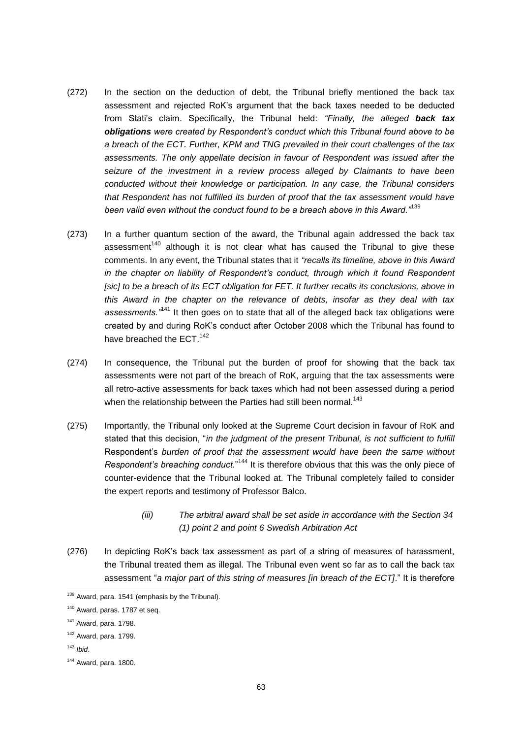(272) In the section on the deduction of debt, the Tribunal briefly mentioned the back tax assessment and rejected RoK's argument that the back taxes needed to be deducted from Stati's claim. Specifically, the Tribunal held: *"Finally, the alleged **back tax obligations** were created by Respondent's conduct which this Tribunal found above to be a breach of the ECT. Further, KPM and TNG prevailed in their court challenges of the tax assessments. The only appellate decision in favour of Respondent was issued after the seizure of the investment in a review process alleged by Claimants to have been conducted without their knowledge or participation. In any case, the Tribunal considers that Respondent has not fulfilled its burden of proof that the tax assessment would have been valid even without the conduct found to be a breach above in this Award."*[139]

(273) In a further quantum section of the award, the Tribunal again addressed the back tax assessment[140] although it is not clear what has caused the Tribunal to give these comments. In any event, the Tribunal states that it *"recalls its timeline, above in this Award in the chapter on liability of Respondent's conduct, through which it found Respondent [sic] to be a breach of its ECT obligation for FET. It further recalls its conclusions, above in this Award in the chapter on the relevance of debts, insofar as they deal with tax assessments."*[141] It then goes on to state that all of the alleged back tax obligations were created by and during RoK's conduct after October 2008 which the Tribunal has found to have breached the ECT.[142]

(274) In consequence, the Tribunal put the burden of proof for showing that the back tax assessments were not part of the breach of RoK, arguing that the tax assessments were all retro-active assessments for back taxes which had not been assessed during a period when the relationship between the Parties had still been normal.[143]

(275) Importantly, the Tribunal only looked at the Supreme Court decision in favour of RoK and stated that this decision, "*in the judgment of the present Tribunal, is not sufficient to fulfill* Respondent's *burden of proof that the assessment would have been the same without Respondent's breaching conduct.*"[144] It is therefore obvious that this was the only piece of counter-evidence that the Tribunal looked at. The Tribunal completely failed to consider the expert reports and testimony of Professor Balco.

*(iii) The arbitral award shall be set aside in accordance with the Section 34 (1) point 2 and point 6 Swedish Arbitration Act*

(276) In depicting RoK's back tax assessment as part of a string of measures of harassment, the Tribunal treated them as illegal. The Tribunal even went so far as to call the back tax assessment "*a major part of this string of measures [in breach of the ECT]*." It is therefore

---

[139] Award, para. 1541 (emphasis by the Tribunal).

[140] Award, paras. 1787 et seq.

[141] Award, para. 1798.

[142] Award, para. 1799.

[143] *Ibid*.

[144] Award, para. 1800.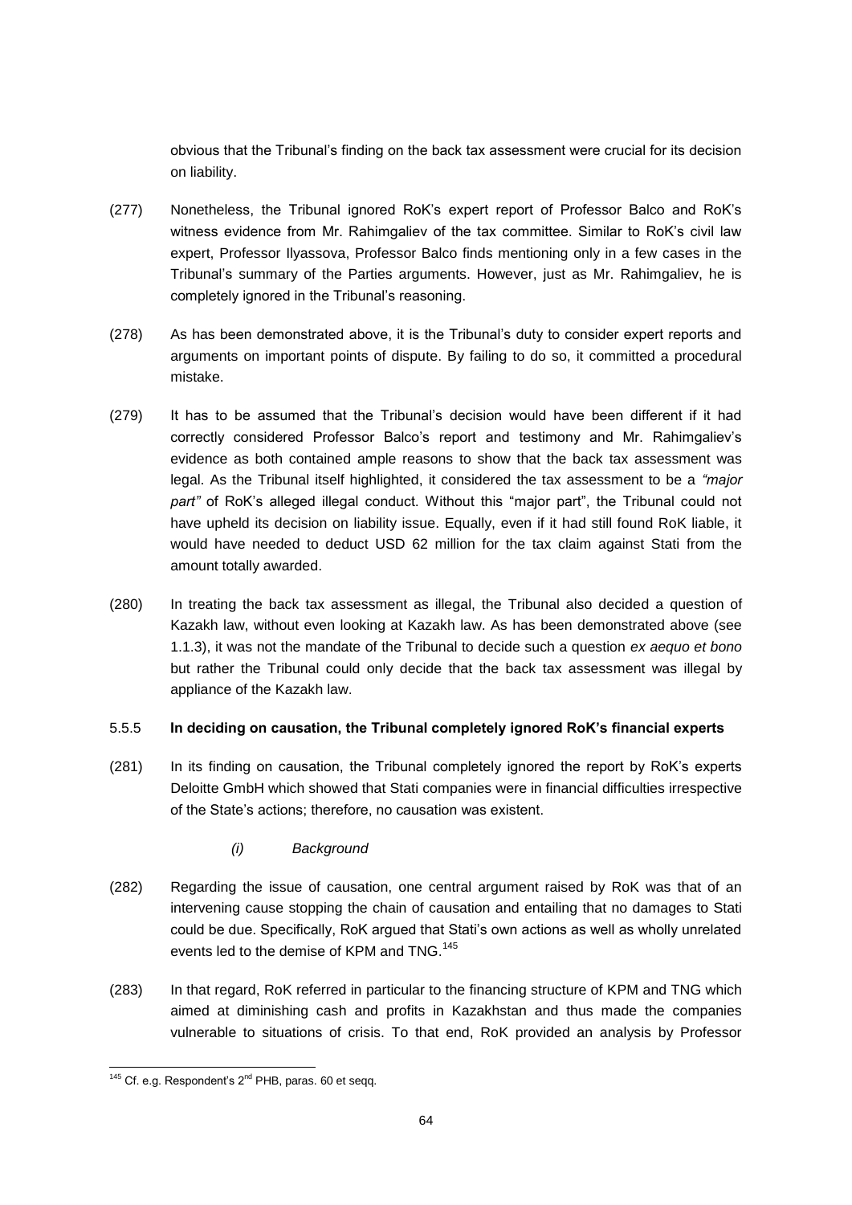obvious that the Tribunal's finding on the back tax assessment were crucial for its decision on liability.

(277) Nonetheless, the Tribunal ignored RoK's expert report of Professor Balco and RoK's witness evidence from Mr. Rahimgaliev of the tax committee. Similar to RoK's civil law expert, Professor Ilyassova, Professor Balco finds mentioning only in a few cases in the Tribunal's summary of the Parties arguments. However, just as Mr. Rahimgaliev, he is completely ignored in the Tribunal's reasoning.

(278) As has been demonstrated above, it is the Tribunal's duty to consider expert reports and arguments on important points of dispute. By failing to do so, it committed a procedural mistake.

(279) It has to be assumed that the Tribunal's decision would have been different if it had correctly considered Professor Balco's report and testimony and Mr. Rahimgaliev's evidence as both contained ample reasons to show that the back tax assessment was legal. As the Tribunal itself highlighted, it considered the tax assessment to be a *"major part"* of RoK's alleged illegal conduct. Without this "major part", the Tribunal could not have upheld its decision on liability issue. Equally, even if it had still found RoK liable, it would have needed to deduct USD 62 million for the tax claim against Stati from the amount totally awarded.

(280) In treating the back tax assessment as illegal, the Tribunal also decided a question of Kazakh law, without even looking at Kazakh law. As has been demonstrated above (see 1.1.3), it was not the mandate of the Tribunal to decide such a question *ex aequo et bono* but rather the Tribunal could only decide that the back tax assessment was illegal by appliance of the Kazakh law.

### 5.5.5 In deciding on causation, the Tribunal completely ignored RoK's financial experts

(281) In its finding on causation, the Tribunal completely ignored the report by RoK's experts Deloitte GmbH which showed that Stati companies were in financial difficulties irrespective of the State's actions; therefore, no causation was existent.

*(i) Background*

(282) Regarding the issue of causation, one central argument raised by RoK was that of an intervening cause stopping the chain of causation and entailing that no damages to Stati could be due. Specifically, RoK argued that Stati's own actions as well as wholly unrelated events led to the demise of KPM and TNG.[145]

(283) In that regard, RoK referred in particular to the financing structure of KPM and TNG which aimed at diminishing cash and profits in Kazakhstan and thus made the companies vulnerable to situations of crisis. To that end, RoK provided an analysis by Professor

[145] Cf. e.g. Respondent's 2nd PHB, paras. 60 et seqq.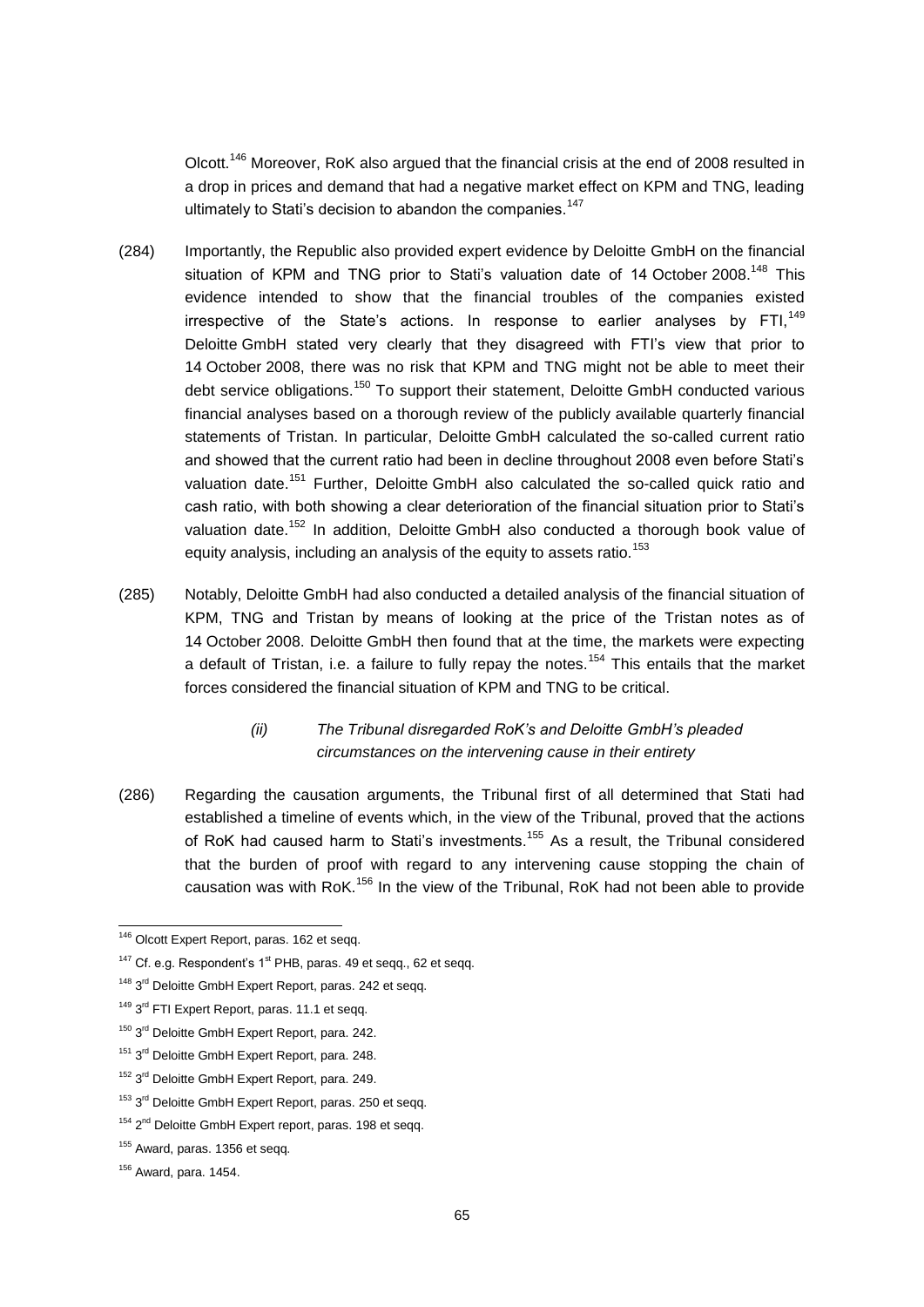Olcott.[146] Moreover, RoK also argued that the financial crisis at the end of 2008 resulted in a drop in prices and demand that had a negative market effect on KPM and TNG, leading ultimately to Stati's decision to abandon the companies.[147]

(284) Importantly, the Republic also provided expert evidence by Deloitte GmbH on the financial situation of KPM and TNG prior to Stati's valuation date of 14 October 2008.[148] This evidence intended to show that the financial troubles of the companies existed irrespective of the State's actions. In response to earlier analyses by FTI,[149] Deloitte GmbH stated very clearly that they disagreed with FTI's view that prior to 14 October 2008, there was no risk that KPM and TNG might not be able to meet their debt service obligations.[150] To support their statement, Deloitte GmbH conducted various financial analyses based on a thorough review of the publicly available quarterly financial statements of Tristan. In particular, Deloitte GmbH calculated the so-called current ratio and showed that the current ratio had been in decline throughout 2008 even before Stati's valuation date.[151] Further, Deloitte GmbH also calculated the so-called quick ratio and cash ratio, with both showing a clear deterioration of the financial situation prior to Stati's valuation date.[152] In addition, Deloitte GmbH also conducted a thorough book value of equity analysis, including an analysis of the equity to assets ratio.[153]

(285) Notably, Deloitte GmbH had also conducted a detailed analysis of the financial situation of KPM, TNG and Tristan by means of looking at the price of the Tristan notes as of 14 October 2008. Deloitte GmbH then found that at the time, the markets were expecting a default of Tristan, i.e. a failure to fully repay the notes.[154] This entails that the market forces considered the financial situation of KPM and TNG to be critical.

*(ii) The Tribunal disregarded RoK's and Deloitte GmbH's pleaded circumstances on the intervening cause in their entirety*

(286) Regarding the causation arguments, the Tribunal first of all determined that Stati had established a timeline of events which, in the view of the Tribunal, proved that the actions of RoK had caused harm to Stati's investments.[155] As a result, the Tribunal considered that the burden of proof with regard to any intervening cause stopping the chain of causation was with RoK.[156] In the view of the Tribunal, RoK had not been able to provide

---

[146] Olcott Expert Report, paras. 162 et seqq.

[147] Cf. e.g. Respondent's 1st PHB, paras. 49 et seqq., 62 et seqq.

[148] 3rd Deloitte GmbH Expert Report, paras. 242 et seqq.

[149] 3rd FTI Expert Report, paras. 11.1 et seqq.

[150] 3rd Deloitte GmbH Expert Report, para. 242.

[151] 3rd Deloitte GmbH Expert Report, para. 248.

[152] 3rd Deloitte GmbH Expert Report, para. 249.

[153] 3rd Deloitte GmbH Expert Report, paras. 250 et seqq.

[154] 2nd Deloitte GmbH Expert report, paras. 198 et seqq.

[155] Award, paras. 1356 et seqq.

[156] Award, para. 1454.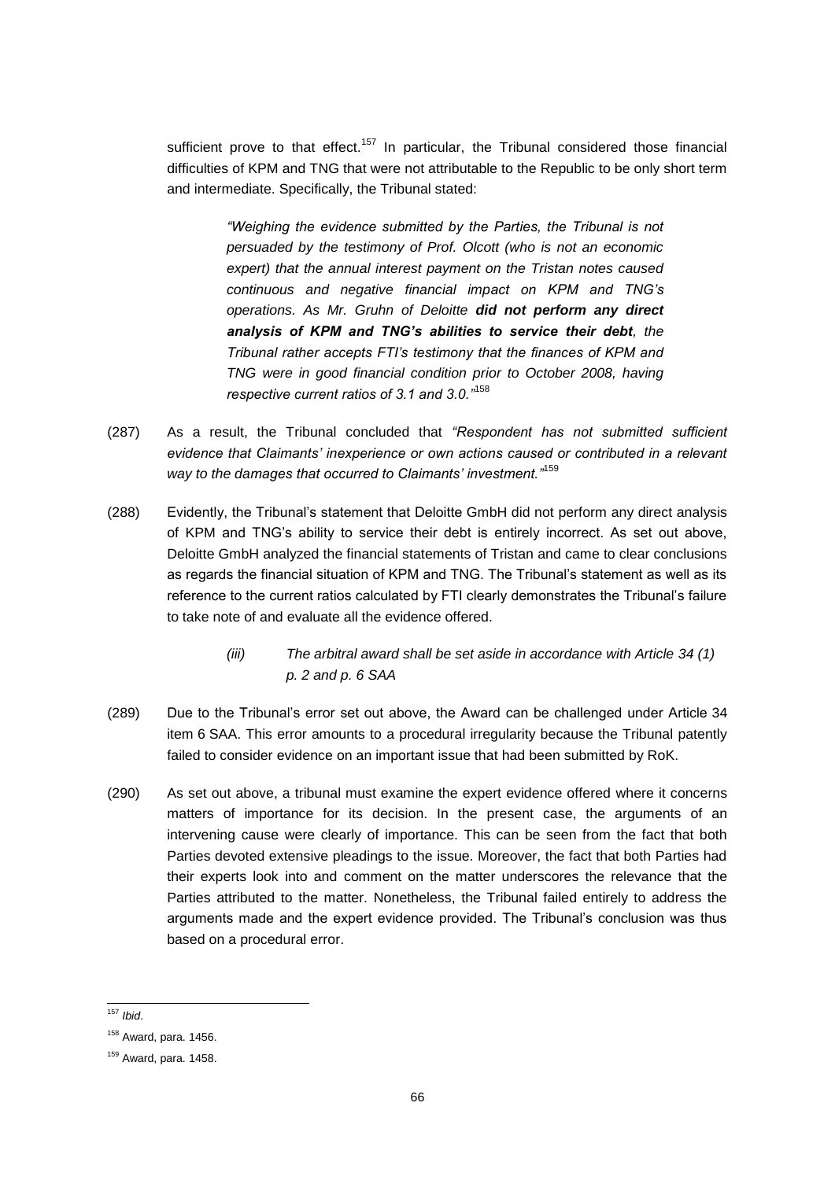sufficient prove to that effect.[157] In particular, the Tribunal considered those financial difficulties of KPM and TNG that were not attributable to the Republic to be only short term and intermediate. Specifically, the Tribunal stated:

> *"Weighing the evidence submitted by the Parties, the Tribunal is not persuaded by the testimony of Prof. Olcott (who is not an economic expert) that the annual interest payment on the Tristan notes caused continuous and negative financial impact on KPM and TNG's operations. As Mr. Gruhn of Deloitte* ***did not perform any direct analysis of KPM and TNG's abilities to service their debt****, the Tribunal rather accepts FTI's testimony that the finances of KPM and TNG were in good financial condition prior to October 2008, having respective current ratios of 3.1 and 3.0."*[158]

(287) As a result, the Tribunal concluded that *"Respondent has not submitted sufficient evidence that Claimants' inexperience or own actions caused or contributed in a relevant way to the damages that occurred to Claimants' investment."*[159]

(288) Evidently, the Tribunal's statement that Deloitte GmbH did not perform any direct analysis of KPM and TNG's ability to service their debt is entirely incorrect. As set out above, Deloitte GmbH analyzed the financial statements of Tristan and came to clear conclusions as regards the financial situation of KPM and TNG. The Tribunal's statement as well as its reference to the current ratios calculated by FTI clearly demonstrates the Tribunal's failure to take note of and evaluate all the evidence offered.

*(iii) The arbitral award shall be set aside in accordance with Article 34 (1) p. 2 and p. 6 SAA*

(289) Due to the Tribunal's error set out above, the Award can be challenged under Article 34 item 6 SAA. This error amounts to a procedural irregularity because the Tribunal patently failed to consider evidence on an important issue that had been submitted by RoK.

(290) As set out above, a tribunal must examine the expert evidence offered where it concerns matters of importance for its decision. In the present case, the arguments of an intervening cause were clearly of importance. This can be seen from the fact that both Parties devoted extensive pleadings to the issue. Moreover, the fact that both Parties had their experts look into and comment on the matter underscores the relevance that the Parties attributed to the matter. Nonetheless, the Tribunal failed entirely to address the arguments made and the expert evidence provided. The Tribunal's conclusion was thus based on a procedural error.

---

[157] *Ibid*.

[158] Award, para. 1456.

[159] Award, para. 1458.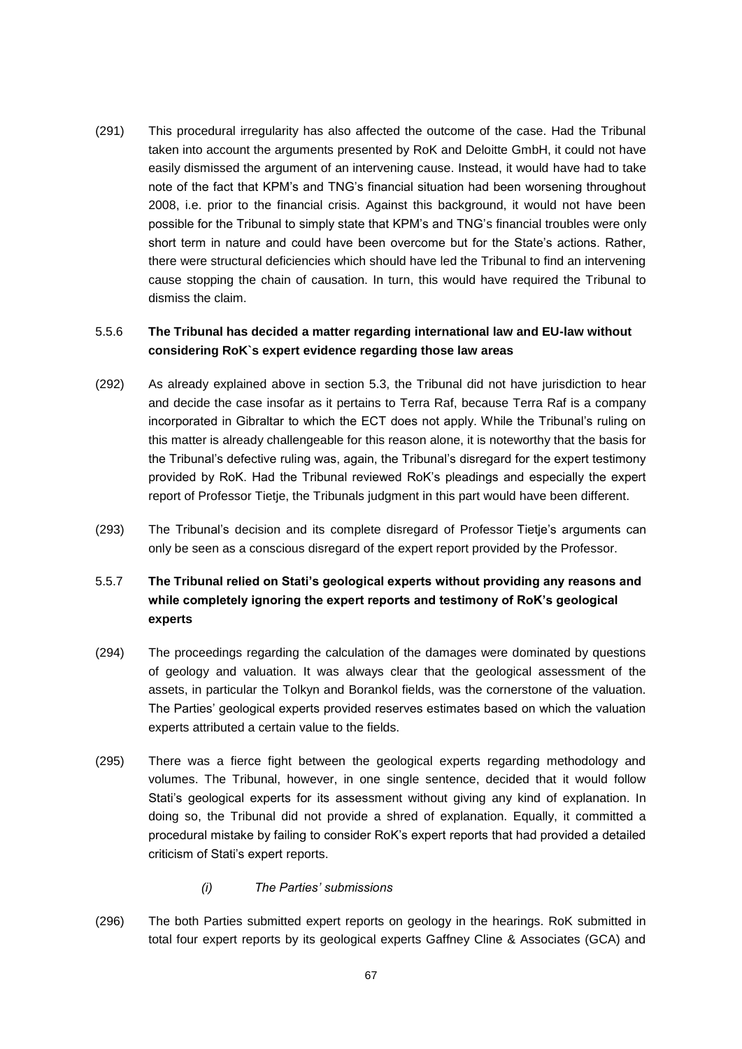(291) This procedural irregularity has also affected the outcome of the case. Had the Tribunal taken into account the arguments presented by RoK and Deloitte GmbH, it could not have easily dismissed the argument of an intervening cause. Instead, it would have had to take note of the fact that KPM's and TNG's financial situation had been worsening throughout 2008, i.e. prior to the financial crisis. Against this background, it would not have been possible for the Tribunal to simply state that KPM's and TNG's financial troubles were only short term in nature and could have been overcome but for the State's actions. Rather, there were structural deficiencies which should have led the Tribunal to find an intervening cause stopping the chain of causation. In turn, this would have required the Tribunal to dismiss the claim.

### 5.5.6 **The Tribunal has decided a matter regarding international law and EU-law without considering RoK`s expert evidence regarding those law areas**

(292) As already explained above in section 5.3, the Tribunal did not have jurisdiction to hear and decide the case insofar as it pertains to Terra Raf, because Terra Raf is a company incorporated in Gibraltar to which the ECT does not apply. While the Tribunal's ruling on this matter is already challengeable for this reason alone, it is noteworthy that the basis for the Tribunal's defective ruling was, again, the Tribunal's disregard for the expert testimony provided by RoK. Had the Tribunal reviewed RoK's pleadings and especially the expert report of Professor Tietje, the Tribunals judgment in this part would have been different.

(293) The Tribunal's decision and its complete disregard of Professor Tietje's arguments can only be seen as a conscious disregard of the expert report provided by the Professor.

### 5.5.7 **The Tribunal relied on Stati's geological experts without providing any reasons and while completely ignoring the expert reports and testimony of RoK's geological experts**

(294) The proceedings regarding the calculation of the damages were dominated by questions of geology and valuation. It was always clear that the geological assessment of the assets, in particular the Tolkyn and Borankol fields, was the cornerstone of the valuation. The Parties' geological experts provided reserves estimates based on which the valuation experts attributed a certain value to the fields.

(295) There was a fierce fight between the geological experts regarding methodology and volumes. The Tribunal, however, in one single sentence, decided that it would follow Stati's geological experts for its assessment without giving any kind of explanation. In doing so, the Tribunal did not provide a shred of explanation. Equally, it committed a procedural mistake by failing to consider RoK's expert reports that had provided a detailed criticism of Stati's expert reports.

*(i) The Parties' submissions*

(296) The both Parties submitted expert reports on geology in the hearings. RoK submitted in total four expert reports by its geological experts Gaffney Cline & Associates (GCA) and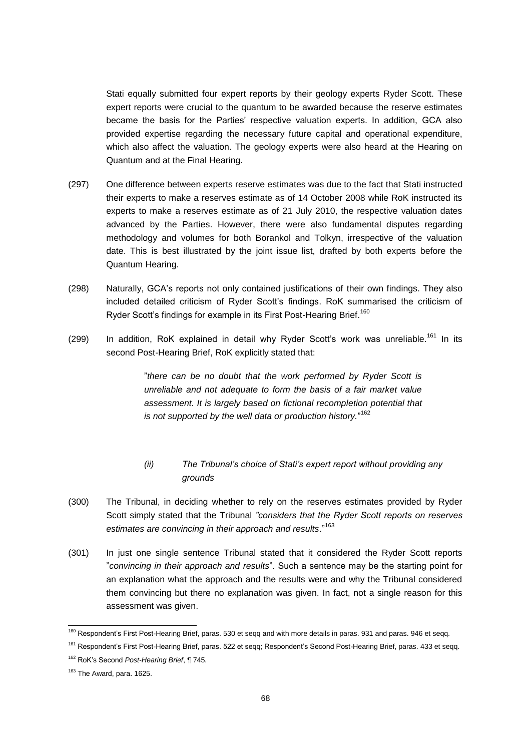Stati equally submitted four expert reports by their geology experts Ryder Scott. These expert reports were crucial to the quantum to be awarded because the reserve estimates became the basis for the Parties' respective valuation experts. In addition, GCA also provided expertise regarding the necessary future capital and operational expenditure, which also affect the valuation. The geology experts were also heard at the Hearing on Quantum and at the Final Hearing.

(297) One difference between experts reserve estimates was due to the fact that Stati instructed their experts to make a reserves estimate as of 14 October 2008 while RoK instructed its experts to make a reserves estimate as of 21 July 2010, the respective valuation dates advanced by the Parties. However, there were also fundamental disputes regarding methodology and volumes for both Borankol and Tolkyn, irrespective of the valuation date. This is best illustrated by the joint issue list, drafted by both experts before the Quantum Hearing.

(298) Naturally, GCA's reports not only contained justifications of their own findings. They also included detailed criticism of Ryder Scott's findings. RoK summarised the criticism of Ryder Scott's findings for example in its First Post-Hearing Brief.[160]

(299) In addition, RoK explained in detail why Ryder Scott's work was unreliable.[161] In its second Post-Hearing Brief, RoK explicitly stated that:

> "*there can be no doubt that the work performed by Ryder Scott is unreliable and not adequate to form the basis of a fair market value assessment. It is largely based on fictional recompletion potential that is not supported by the well data or production history.*"[162]

*(ii) The Tribunal's choice of Stati's expert report without providing any grounds*

(300) The Tribunal, in deciding whether to rely on the reserves estimates provided by Ryder Scott simply stated that the Tribunal *"considers that the Ryder Scott reports on reserves estimates are convincing in their approach and results*."[163]

(301) In just one single sentence Tribunal stated that it considered the Ryder Scott reports "*convincing in their approach and results*". Such a sentence may be the starting point for an explanation what the approach and the results were and why the Tribunal considered them convincing but there no explanation was given. In fact, not a single reason for this assessment was given.

---

[160] Respondent's First Post-Hearing Brief, paras. 530 et seqq and with more details in paras. 931 and paras. 946 et seqq.

[161] Respondent's First Post-Hearing Brief, paras. 522 et seqq; Respondent's Second Post-Hearing Brief, paras. 433 et seqq.

[162] RoK's Second *Post-Hearing Brief*, ¶ 745.

[163] The Award, para. 1625.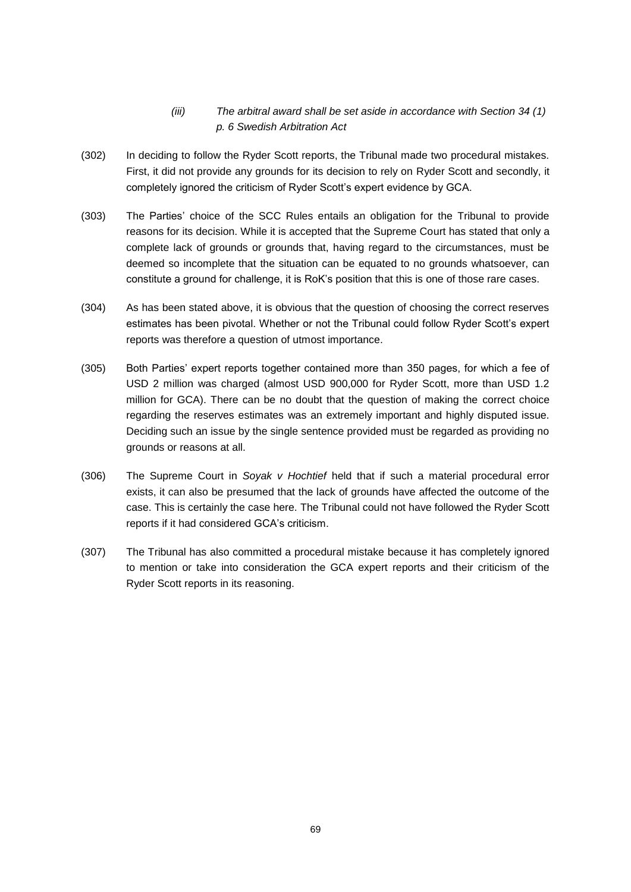*(iii) The arbitral award shall be set aside in accordance with Section 34 (1) p. 6 Swedish Arbitration Act*

(302) In deciding to follow the Ryder Scott reports, the Tribunal made two procedural mistakes. First, it did not provide any grounds for its decision to rely on Ryder Scott and secondly, it completely ignored the criticism of Ryder Scott's expert evidence by GCA.

(303) The Parties' choice of the SCC Rules entails an obligation for the Tribunal to provide reasons for its decision. While it is accepted that the Supreme Court has stated that only a complete lack of grounds or grounds that, having regard to the circumstances, must be deemed so incomplete that the situation can be equated to no grounds whatsoever, can constitute a ground for challenge, it is RoK's position that this is one of those rare cases.

(304) As has been stated above, it is obvious that the question of choosing the correct reserves estimates has been pivotal. Whether or not the Tribunal could follow Ryder Scott's expert reports was therefore a question of utmost importance.

(305) Both Parties' expert reports together contained more than 350 pages, for which a fee of USD 2 million was charged (almost USD 900,000 for Ryder Scott, more than USD 1.2 million for GCA). There can be no doubt that the question of making the correct choice regarding the reserves estimates was an extremely important and highly disputed issue. Deciding such an issue by the single sentence provided must be regarded as providing no grounds or reasons at all.

(306) The Supreme Court in *Soyak v Hochtief* held that if such a material procedural error exists, it can also be presumed that the lack of grounds have affected the outcome of the case. This is certainly the case here. The Tribunal could not have followed the Ryder Scott reports if it had considered GCA's criticism.

(307) The Tribunal has also committed a procedural mistake because it has completely ignored to mention or take into consideration the GCA expert reports and their criticism of the Ryder Scott reports in its reasoning.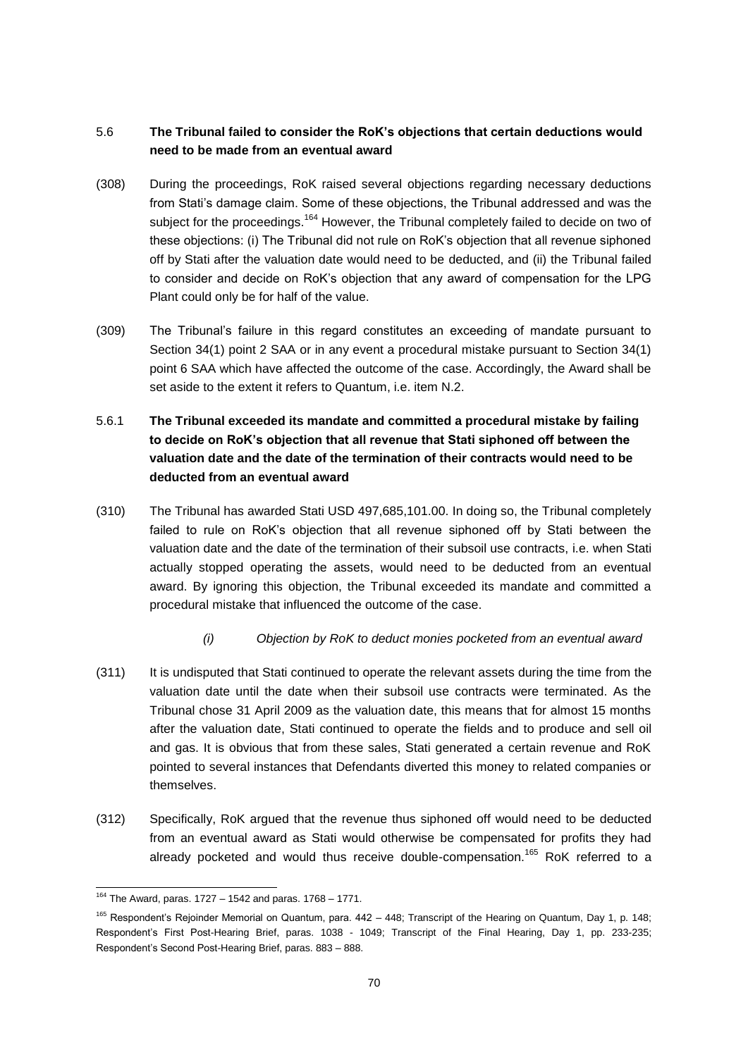## 5.6 **The Tribunal failed to consider the RoK's objections that certain deductions would need to be made from an eventual award**

(308) During the proceedings, RoK raised several objections regarding necessary deductions from Stati's damage claim. Some of these objections, the Tribunal addressed and was the subject for the proceedings.[164] However, the Tribunal completely failed to decide on two of these objections: (i) The Tribunal did not rule on RoK's objection that all revenue siphoned off by Stati after the valuation date would need to be deducted, and (ii) the Tribunal failed to consider and decide on RoK's objection that any award of compensation for the LPG Plant could only be for half of the value.

(309) The Tribunal's failure in this regard constitutes an exceeding of mandate pursuant to Section 34(1) point 2 SAA or in any event a procedural mistake pursuant to Section 34(1) point 6 SAA which have affected the outcome of the case. Accordingly, the Award shall be set aside to the extent it refers to Quantum, i.e. item N.2.

### 5.6.1 **The Tribunal exceeded its mandate and committed a procedural mistake by failing to decide on RoK's objection that all revenue that Stati siphoned off between the valuation date and the date of the termination of their contracts would need to be deducted from an eventual award**

(310) The Tribunal has awarded Stati USD 497,685,101.00. In doing so, the Tribunal completely failed to rule on RoK's objection that all revenue siphoned off by Stati between the valuation date and the date of the termination of their subsoil use contracts, i.e. when Stati actually stopped operating the assets, would need to be deducted from an eventual award. By ignoring this objection, the Tribunal exceeded its mandate and committed a procedural mistake that influenced the outcome of the case.

*(i) Objection by RoK to deduct monies pocketed from an eventual award*

(311) It is undisputed that Stati continued to operate the relevant assets during the time from the valuation date until the date when their subsoil use contracts were terminated. As the Tribunal chose 31 April 2009 as the valuation date, this means that for almost 15 months after the valuation date, Stati continued to operate the fields and to produce and sell oil and gas. It is obvious that from these sales, Stati generated a certain revenue and RoK pointed to several instances that Defendants diverted this money to related companies or themselves.

(312) Specifically, RoK argued that the revenue thus siphoned off would need to be deducted from an eventual award as Stati would otherwise be compensated for profits they had already pocketed and would thus receive double-compensation.[165] RoK referred to a

---

[164] The Award, paras. 1727 – 1542 and paras. 1768 – 1771.

[165] Respondent's Rejoinder Memorial on Quantum, para. 442 – 448; Transcript of the Hearing on Quantum, Day 1, p. 148; Respondent's First Post-Hearing Brief, paras. 1038 - 1049; Transcript of the Final Hearing, Day 1, pp. 233-235; Respondent's Second Post-Hearing Brief, paras. 883 – 888.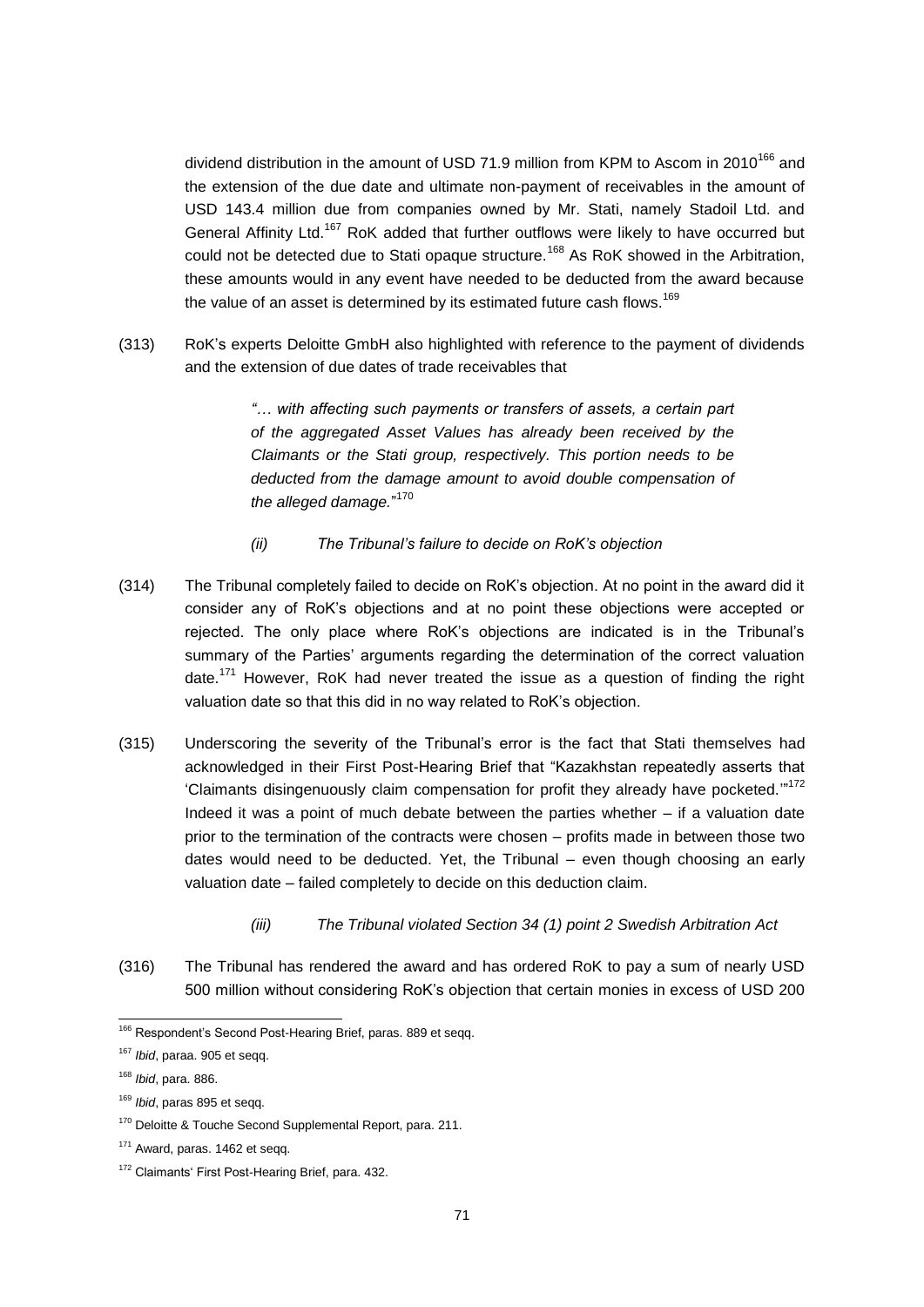dividend distribution in the amount of USD 71.9 million from KPM to Ascom in 2010[166] and the extension of the due date and ultimate non-payment of receivables in the amount of USD 143.4 million due from companies owned by Mr. Stati, namely Stadoil Ltd. and General Affinity Ltd.[167] RoK added that further outflows were likely to have occurred but could not be detected due to Stati opaque structure.[168] As RoK showed in the Arbitration, these amounts would in any event have needed to be deducted from the award because the value of an asset is determined by its estimated future cash flows.[169]

(313) RoK's experts Deloitte GmbH also highlighted with reference to the payment of dividends and the extension of due dates of trade receivables that

> *"… with affecting such payments or transfers of assets, a certain part of the aggregated Asset Values has already been received by the Claimants or the Stati group, respectively. This portion needs to be deducted from the damage amount to avoid double compensation of the alleged damage."*[170]

*(ii) The Tribunal's failure to decide on RoK's objection*

(314) The Tribunal completely failed to decide on RoK's objection. At no point in the award did it consider any of RoK's objections and at no point these objections were accepted or rejected. The only place where RoK's objections are indicated is in the Tribunal's summary of the Parties' arguments regarding the determination of the correct valuation date.[171] However, RoK had never treated the issue as a question of finding the right valuation date so that this did in no way related to RoK's objection.

(315) Underscoring the severity of the Tribunal's error is the fact that Stati themselves had acknowledged in their First Post-Hearing Brief that "Kazakhstan repeatedly asserts that 'Claimants disingenuously claim compensation for profit they already have pocketed.'"[172] Indeed it was a point of much debate between the parties whether – if a valuation date prior to the termination of the contracts were chosen – profits made in between those two dates would need to be deducted. Yet, the Tribunal – even though choosing an early valuation date – failed completely to decide on this deduction claim.

*(iii) The Tribunal violated Section 34 (1) point 2 Swedish Arbitration Act*

(316) The Tribunal has rendered the award and has ordered RoK to pay a sum of nearly USD 500 million without considering RoK's objection that certain monies in excess of USD 200

---

[166] Respondent's Second Post-Hearing Brief, paras. 889 et seqq.

[167] *Ibid*, paraa. 905 et seqq.

[168] *Ibid*, para. 886.

[169] *Ibid*, paras 895 et seqq.

[170] Deloitte & Touche Second Supplemental Report, para. 211.

[171] Award, paras. 1462 et seqq.

[172] Claimants' First Post-Hearing Brief, para. 432.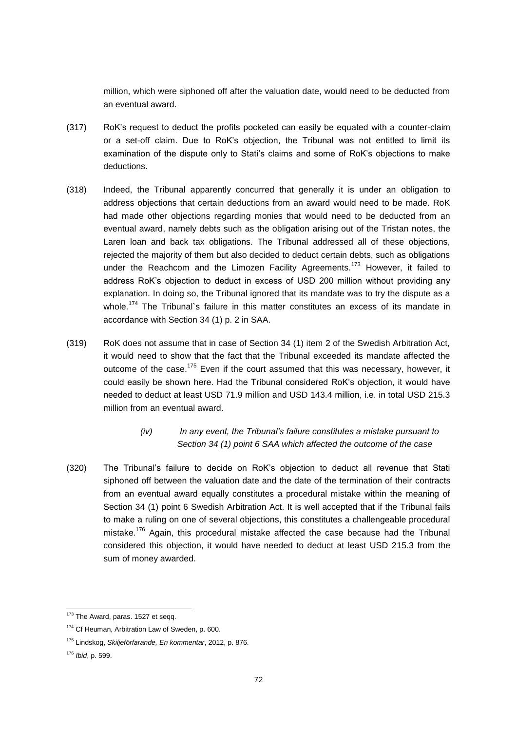million, which were siphoned off after the valuation date, would need to be deducted from an eventual award.

(317) RoK's request to deduct the profits pocketed can easily be equated with a counter-claim or a set-off claim. Due to RoK's objection, the Tribunal was not entitled to limit its examination of the dispute only to Stati's claims and some of RoK's objections to make deductions.

(318) Indeed, the Tribunal apparently concurred that generally it is under an obligation to address objections that certain deductions from an award would need to be made. RoK had made other objections regarding monies that would need to be deducted from an eventual award, namely debts such as the obligation arising out of the Tristan notes, the Laren loan and back tax obligations. The Tribunal addressed all of these objections, rejected the majority of them but also decided to deduct certain debts, such as obligations under the Reachcom and the Limozen Facility Agreements.[173] However, it failed to address RoK's objection to deduct in excess of USD 200 million without providing any explanation. In doing so, the Tribunal ignored that its mandate was to try the dispute as a whole.[174] The Tribunal`s failure in this matter constitutes an excess of its mandate in accordance with Section 34 (1) p. 2 in SAA.

(319) RoK does not assume that in case of Section 34 (1) item 2 of the Swedish Arbitration Act, it would need to show that the fact that the Tribunal exceeded its mandate affected the outcome of the case.[175] Even if the court assumed that this was necessary, however, it could easily be shown here. Had the Tribunal considered RoK's objection, it would have needed to deduct at least USD 71.9 million and USD 143.4 million, i.e. in total USD 215.3 million from an eventual award.

*(iv) In any event, the Tribunal's failure constitutes a mistake pursuant to Section 34 (1) point 6 SAA which affected the outcome of the case*

(320) The Tribunal's failure to decide on RoK's objection to deduct all revenue that Stati siphoned off between the valuation date and the date of the termination of their contracts from an eventual award equally constitutes a procedural mistake within the meaning of Section 34 (1) point 6 Swedish Arbitration Act. It is well accepted that if the Tribunal fails to make a ruling on one of several objections, this constitutes a challengeable procedural mistake.[176] Again, this procedural mistake affected the case because had the Tribunal considered this objection, it would have needed to deduct at least USD 215.3 from the sum of money awarded.

---

[173] The Award, paras. 1527 et seqq.

[174] Cf Heuman, Arbitration Law of Sweden, p. 600.

[175] Lindskog, *Skiljeförfarande, En kommentar*, 2012, p. 876.

[176] *Ibid*, p. 599.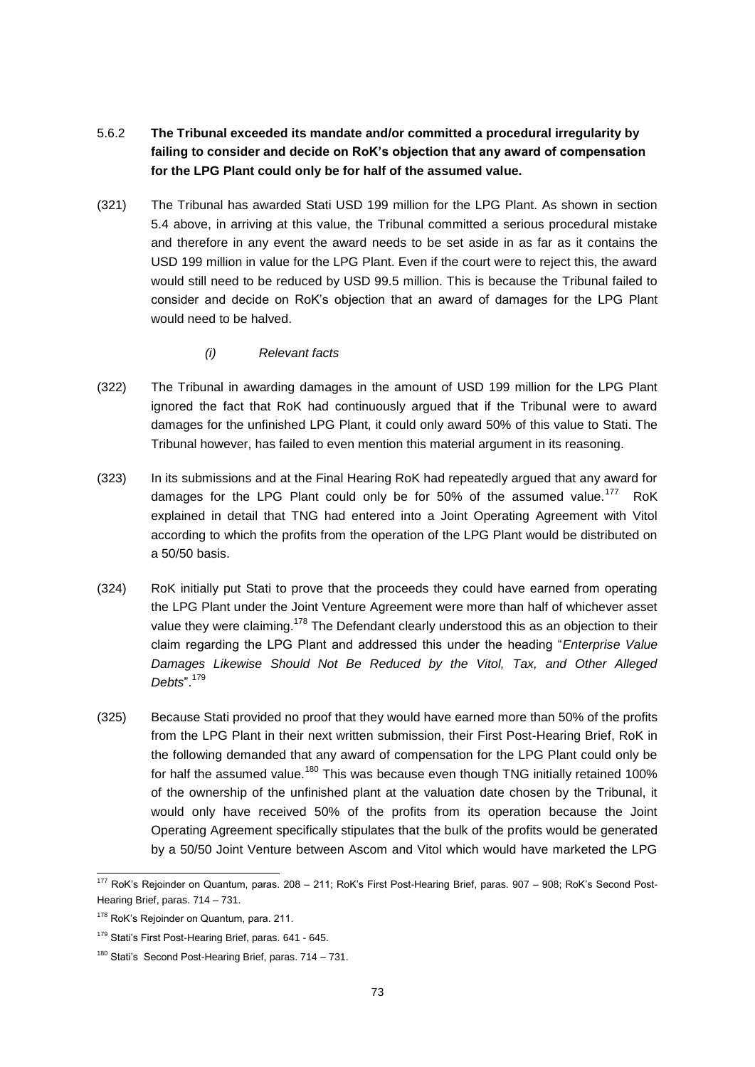5.6.2 **The Tribunal exceeded its mandate and/or committed a procedural irregularity by failing to consider and decide on RoK's objection that any award of compensation for the LPG Plant could only be for half of the assumed value.**

(321) The Tribunal has awarded Stati USD 199 million for the LPG Plant. As shown in section 5.4 above, in arriving at this value, the Tribunal committed a serious procedural mistake and therefore in any event the award needs to be set aside in as far as it contains the USD 199 million in value for the LPG Plant. Even if the court were to reject this, the award would still need to be reduced by USD 99.5 million. This is because the Tribunal failed to consider and decide on RoK's objection that an award of damages for the LPG Plant would need to be halved.

*(i) Relevant facts*

(322) The Tribunal in awarding damages in the amount of USD 199 million for the LPG Plant ignored the fact that RoK had continuously argued that if the Tribunal were to award damages for the unfinished LPG Plant, it could only award 50% of this value to Stati. The Tribunal however, has failed to even mention this material argument in its reasoning.

(323) In its submissions and at the Final Hearing RoK had repeatedly argued that any award for damages for the LPG Plant could only be for 50% of the assumed value.[177] RoK explained in detail that TNG had entered into a Joint Operating Agreement with Vitol according to which the profits from the operation of the LPG Plant would be distributed on a 50/50 basis.

(324) RoK initially put Stati to prove that the proceeds they could have earned from operating the LPG Plant under the Joint Venture Agreement were more than half of whichever asset value they were claiming.[178] The Defendant clearly understood this as an objection to their claim regarding the LPG Plant and addressed this under the heading "*Enterprise Value Damages Likewise Should Not Be Reduced by the Vitol, Tax, and Other Alleged Debts*".[179]

(325) Because Stati provided no proof that they would have earned more than 50% of the profits from the LPG Plant in their next written submission, their First Post-Hearing Brief, RoK in the following demanded that any award of compensation for the LPG Plant could only be for half the assumed value.[180] This was because even though TNG initially retained 100% of the ownership of the unfinished plant at the valuation date chosen by the Tribunal, it would only have received 50% of the profits from its operation because the Joint Operating Agreement specifically stipulates that the bulk of the profits would be generated by a 50/50 Joint Venture between Ascom and Vitol which would have marketed the LPG

---

[177] RoK's Rejoinder on Quantum, paras. 208 – 211; RoK's First Post-Hearing Brief, paras. 907 – 908; RoK's Second Post-Hearing Brief, paras. 714 – 731.

[178] RoK's Rejoinder on Quantum, para. 211.

[179] Stati's First Post-Hearing Brief, paras. 641 - 645.

[180] Stati's Second Post-Hearing Brief, paras. 714 – 731.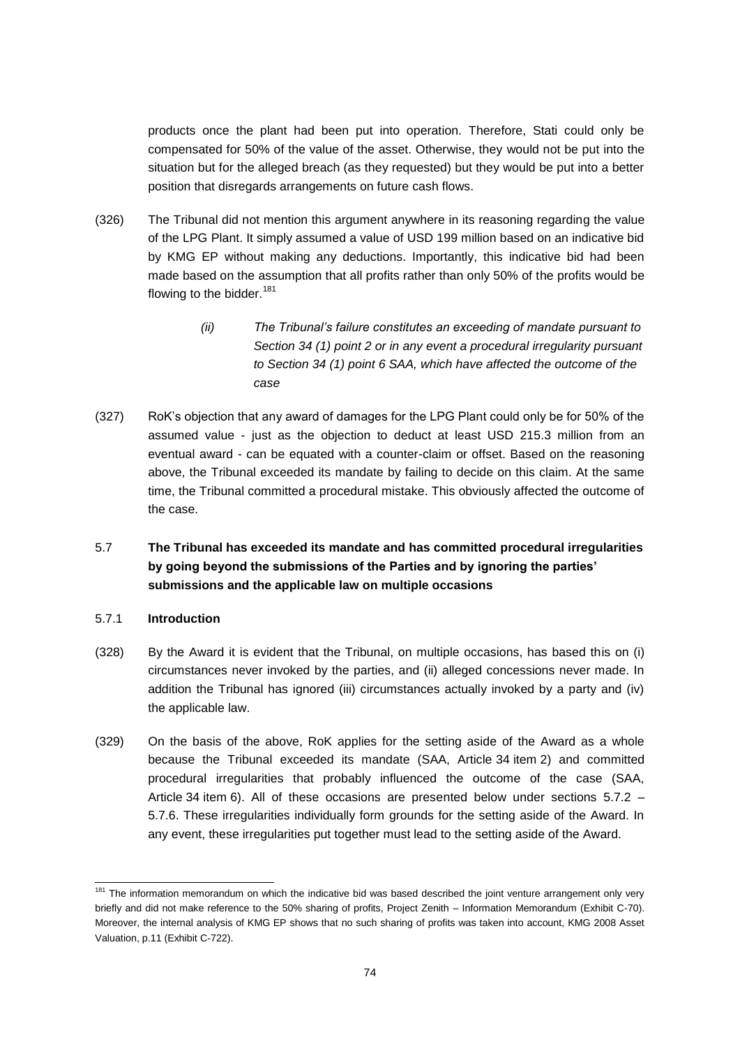products once the plant had been put into operation. Therefore, Stati could only be compensated for 50% of the value of the asset. Otherwise, they would not be put into the situation but for the alleged breach (as they requested) but they would be put into a better position that disregards arrangements on future cash flows.

(326) The Tribunal did not mention this argument anywhere in its reasoning regarding the value of the LPG Plant. It simply assumed a value of USD 199 million based on an indicative bid by KMG EP without making any deductions. Importantly, this indicative bid had been made based on the assumption that all profits rather than only 50% of the profits would be flowing to the bidder.[181]

*(ii) The Tribunal's failure constitutes an exceeding of mandate pursuant to Section 34 (1) point 2 or in any event a procedural irregularity pursuant to Section 34 (1) point 6 SAA, which have affected the outcome of the case*

(327) RoK's objection that any award of damages for the LPG Plant could only be for 50% of the assumed value - just as the objection to deduct at least USD 215.3 million from an eventual award - can be equated with a counter-claim or offset. Based on the reasoning above, the Tribunal exceeded its mandate by failing to decide on this claim. At the same time, the Tribunal committed a procedural mistake. This obviously affected the outcome of the case.

### 5.7 The Tribunal has exceeded its mandate and has committed procedural irregularities by going beyond the submissions of the Parties and by ignoring the parties' submissions and the applicable law on multiple occasions

#### 5.7.1 Introduction

(328) By the Award it is evident that the Tribunal, on multiple occasions, has based this on (i) circumstances never invoked by the parties, and (ii) alleged concessions never made. In addition the Tribunal has ignored (iii) circumstances actually invoked by a party and (iv) the applicable law.

(329) On the basis of the above, RoK applies for the setting aside of the Award as a whole because the Tribunal exceeded its mandate (SAA, Article 34 item 2) and committed procedural irregularities that probably influenced the outcome of the case (SAA, Article 34 item 6). All of these occasions are presented below under sections 5.7.2 – 5.7.6. These irregularities individually form grounds for the setting aside of the Award. In any event, these irregularities put together must lead to the setting aside of the Award.

---

[181] The information memorandum on which the indicative bid was based described the joint venture arrangement only very briefly and did not make reference to the 50% sharing of profits, Project Zenith – Information Memorandum (Exhibit C-70). Moreover, the internal analysis of KMG EP shows that no such sharing of profits was taken into account, KMG 2008 Asset Valuation, p.11 (Exhibit C-722).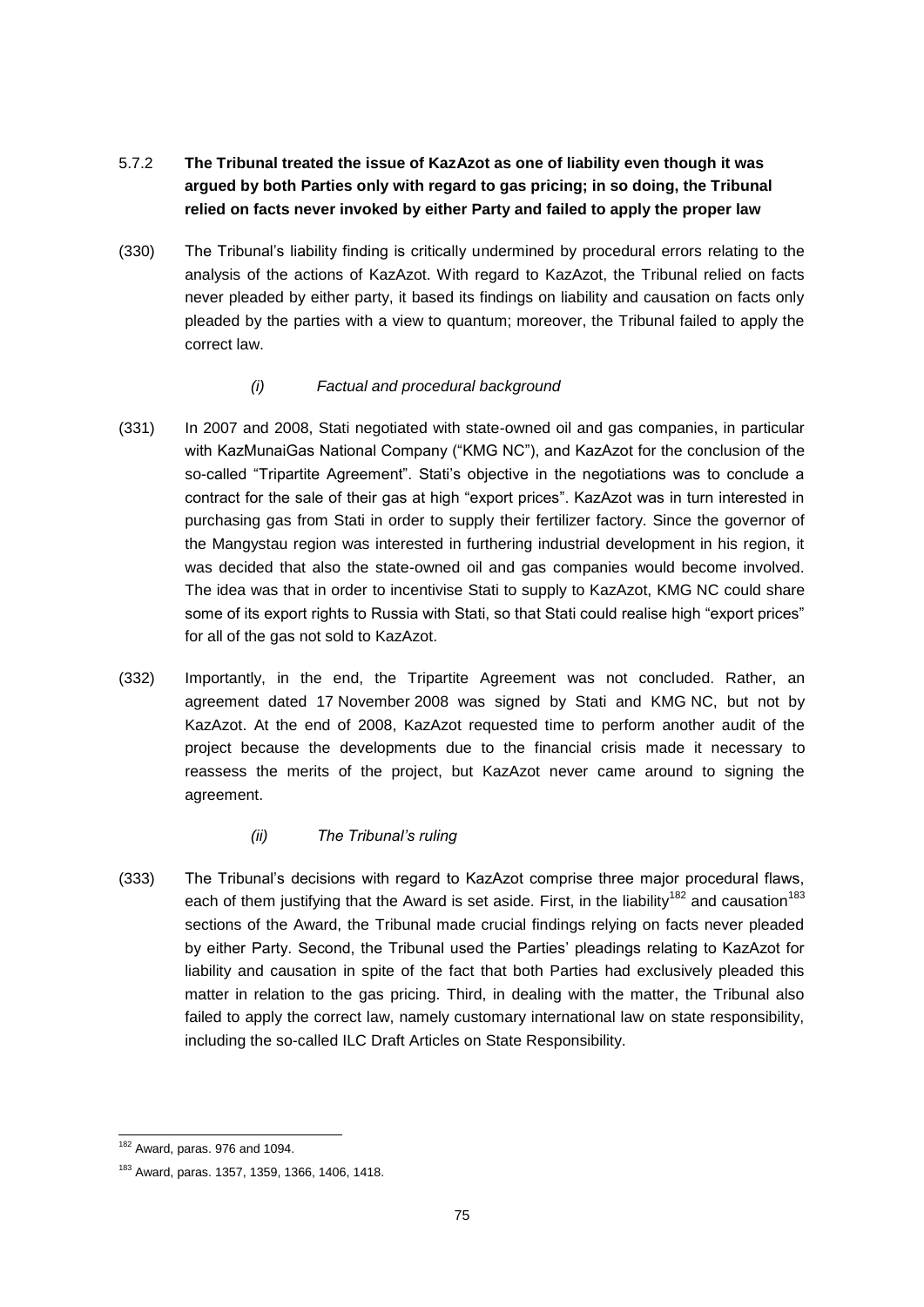### 5.7.2 **The Tribunal treated the issue of KazAzot as one of liability even though it was argued by both Parties only with regard to gas pricing; in so doing, the Tribunal relied on facts never invoked by either Party and failed to apply the proper law**

(330) The Tribunal's liability finding is critically undermined by procedural errors relating to the analysis of the actions of KazAzot. With regard to KazAzot, the Tribunal relied on facts never pleaded by either party, it based its findings on liability and causation on facts only pleaded by the parties with a view to quantum; moreover, the Tribunal failed to apply the correct law.

#### *(i) Factual and procedural background*

(331) In 2007 and 2008, Stati negotiated with state-owned oil and gas companies, in particular with KazMunaiGas National Company ("KMG NC"), and KazAzot for the conclusion of the so-called "Tripartite Agreement". Stati's objective in the negotiations was to conclude a contract for the sale of their gas at high "export prices". KazAzot was in turn interested in purchasing gas from Stati in order to supply their fertilizer factory. Since the governor of the Mangystau region was interested in furthering industrial development in his region, it was decided that also the state-owned oil and gas companies would become involved. The idea was that in order to incentivise Stati to supply to KazAzot, KMG NC could share some of its export rights to Russia with Stati, so that Stati could realise high "export prices" for all of the gas not sold to KazAzot.

(332) Importantly, in the end, the Tripartite Agreement was not concluded. Rather, an agreement dated 17 November 2008 was signed by Stati and KMG NC, but not by KazAzot. At the end of 2008, KazAzot requested time to perform another audit of the project because the developments due to the financial crisis made it necessary to reassess the merits of the project, but KazAzot never came around to signing the agreement.

#### *(ii) The Tribunal's ruling*

(333) The Tribunal's decisions with regard to KazAzot comprise three major procedural flaws, each of them justifying that the Award is set aside. First, in the liability[182] and causation[183] sections of the Award, the Tribunal made crucial findings relying on facts never pleaded by either Party. Second, the Tribunal used the Parties' pleadings relating to KazAzot for liability and causation in spite of the fact that both Parties had exclusively pleaded this matter in relation to the gas pricing. Third, in dealing with the matter, the Tribunal also failed to apply the correct law, namely customary international law on state responsibility, including the so-called ILC Draft Articles on State Responsibility.

---

[182] Award, paras. 976 and 1094.

[183] Award, paras. 1357, 1359, 1366, 1406, 1418.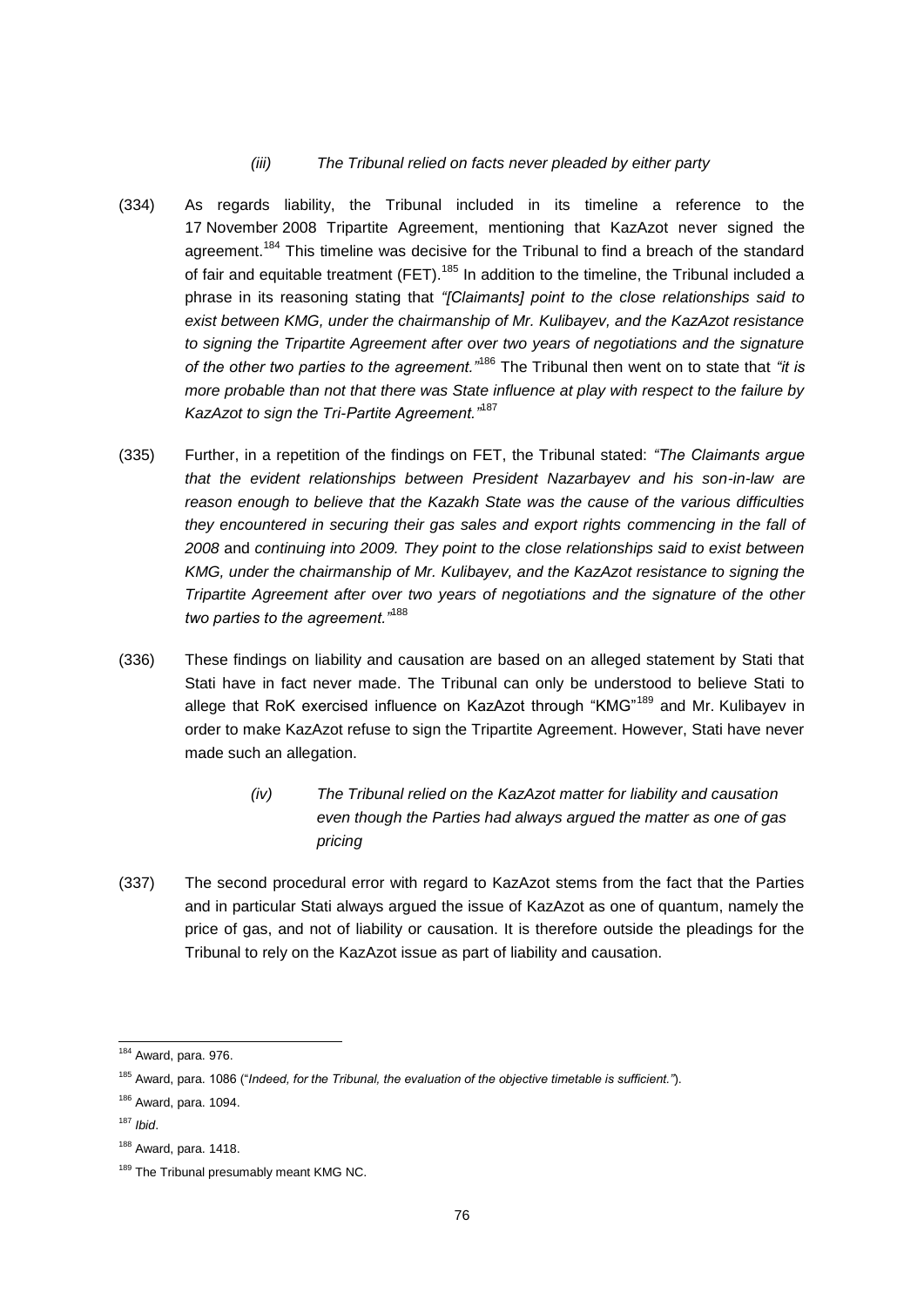*(iii) The Tribunal relied on facts never pleaded by either party*

(334) As regards liability, the Tribunal included in its timeline a reference to the 17 November 2008 Tripartite Agreement, mentioning that KazAzot never signed the agreement.[184] This timeline was decisive for the Tribunal to find a breach of the standard of fair and equitable treatment (FET).[185] In addition to the timeline, the Tribunal included a phrase in its reasoning stating that *"[Claimants] point to the close relationships said to exist between KMG, under the chairmanship of Mr. Kulibayev, and the KazAzot resistance to signing the Tripartite Agreement after over two years of negotiations and the signature of the other two parties to the agreement."*[186] The Tribunal then went on to state that *"it is more probable than not that there was State influence at play with respect to the failure by KazAzot to sign the Tri-Partite Agreement."*[187]

(335) Further, in a repetition of the findings on FET, the Tribunal stated: *"The Claimants argue that the evident relationships between President Nazarbayev and his son-in-law are reason enough to believe that the Kazakh State was the cause of the various difficulties they encountered in securing their gas sales and export rights commencing in the fall of 2008* and *continuing into 2009. They point to the close relationships said to exist between KMG, under the chairmanship of Mr. Kulibayev, and the KazAzot resistance to signing the Tripartite Agreement after over two years of negotiations and the signature of the other two parties to the agreement."*[188]

(336) These findings on liability and causation are based on an alleged statement by Stati that Stati have in fact never made. The Tribunal can only be understood to believe Stati to allege that RoK exercised influence on KazAzot through "KMG"[189] and Mr. Kulibayev in order to make KazAzot refuse to sign the Tripartite Agreement. However, Stati have never made such an allegation.

*(iv) The Tribunal relied on the KazAzot matter for liability and causation even though the Parties had always argued the matter as one of gas pricing*

(337) The second procedural error with regard to KazAzot stems from the fact that the Parties and in particular Stati always argued the issue of KazAzot as one of quantum, namely the price of gas, and not of liability or causation. It is therefore outside the pleadings for the Tribunal to rely on the KazAzot issue as part of liability and causation.

---

[184] Award, para. 976.

[185] Award, para. 1086 ("*Indeed, for the Tribunal, the evaluation of the objective timetable is sufficient.*").

[186] Award, para. 1094.

[187] *Ibid*.

[188] Award, para. 1418.

[189] The Tribunal presumably meant KMG NC.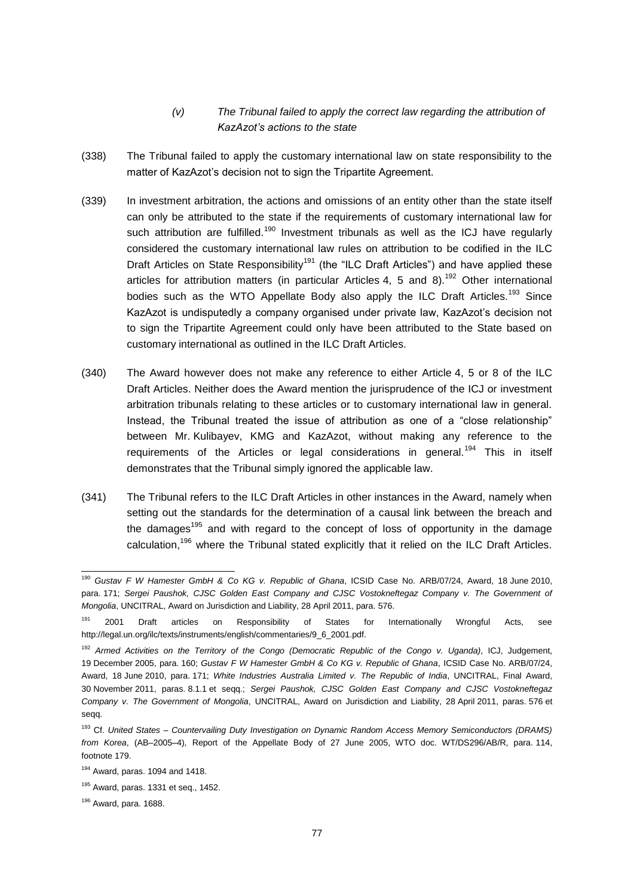*(v) The Tribunal failed to apply the correct law regarding the attribution of KazAzot's actions to the state*

(338) The Tribunal failed to apply the customary international law on state responsibility to the matter of KazAzot's decision not to sign the Tripartite Agreement.

(339) In investment arbitration, the actions and omissions of an entity other than the state itself can only be attributed to the state if the requirements of customary international law for such attribution are fulfilled.[190] Investment tribunals as well as the ICJ have regularly considered the customary international law rules on attribution to be codified in the ILC Draft Articles on State Responsibility[191] (the "ILC Draft Articles") and have applied these articles for attribution matters (in particular Articles 4, 5 and 8).[192] Other international bodies such as the WTO Appellate Body also apply the ILC Draft Articles.[193] Since KazAzot is undisputedly a company organised under private law, KazAzot's decision not to sign the Tripartite Agreement could only have been attributed to the State based on customary international as outlined in the ILC Draft Articles.

(340) The Award however does not make any reference to either Article 4, 5 or 8 of the ILC Draft Articles. Neither does the Award mention the jurisprudence of the ICJ or investment arbitration tribunals relating to these articles or to customary international law in general. Instead, the Tribunal treated the issue of attribution as one of a "close relationship" between Mr. Kulibayev, KMG and KazAzot, without making any reference to the requirements of the Articles or legal considerations in general.[194] This in itself demonstrates that the Tribunal simply ignored the applicable law.

(341) The Tribunal refers to the ILC Draft Articles in other instances in the Award, namely when setting out the standards for the determination of a causal link between the breach and the damages[195] and with regard to the concept of loss of opportunity in the damage calculation,[196] where the Tribunal stated explicitly that it relied on the ILC Draft Articles.

---

[190] *Gustav F W Hamester GmbH & Co KG v. Republic of Ghana*, ICSID Case No. ARB/07/24, Award, 18 June 2010, para. 171; *Sergei Paushok, CJSC Golden East Company and CJSC Vostokneftegaz Company v. The Government of Mongolia*, UNCITRAL, Award on Jurisdiction and Liability, 28 April 2011, para. 576.

[191] 2001 Draft articles on Responsibility of States for Internationally Wrongful Acts, see http://legal.un.org/ilc/texts/instruments/english/commentaries/9_6_2001.pdf.

[192] *Armed Activities on the Territory of the Congo (Democratic Republic of the Congo v. Uganda)*, ICJ, Judgement, 19 December 2005, para. 160; *Gustav F W Hamester GmbH & Co KG v. Republic of Ghana*, ICSID Case No. ARB/07/24, Award, 18 June 2010, para. 171; *White Industries Australia Limited v. The Republic of India*, UNCITRAL, Final Award, 30 November 2011, paras. 8.1.1 et seqq.; *Sergei Paushok, CJSC Golden East Company and CJSC Vostokneftegaz Company v. The Government of Mongolia*, UNCITRAL, Award on Jurisdiction and Liability, 28 April 2011, paras. 576 et seqq.

[193] Cf. *United States – Countervailing Duty Investigation on Dynamic Random Access Memory Semiconductors (DRAMS) from Korea*, (AB–2005–4), Report of the Appellate Body of 27 June 2005, WTO doc. WT/DS296/AB/R, para. 114, footnote 179.

[194] Award, paras. 1094 and 1418.

[195] Award, paras. 1331 et seq., 1452.

[196] Award, para. 1688.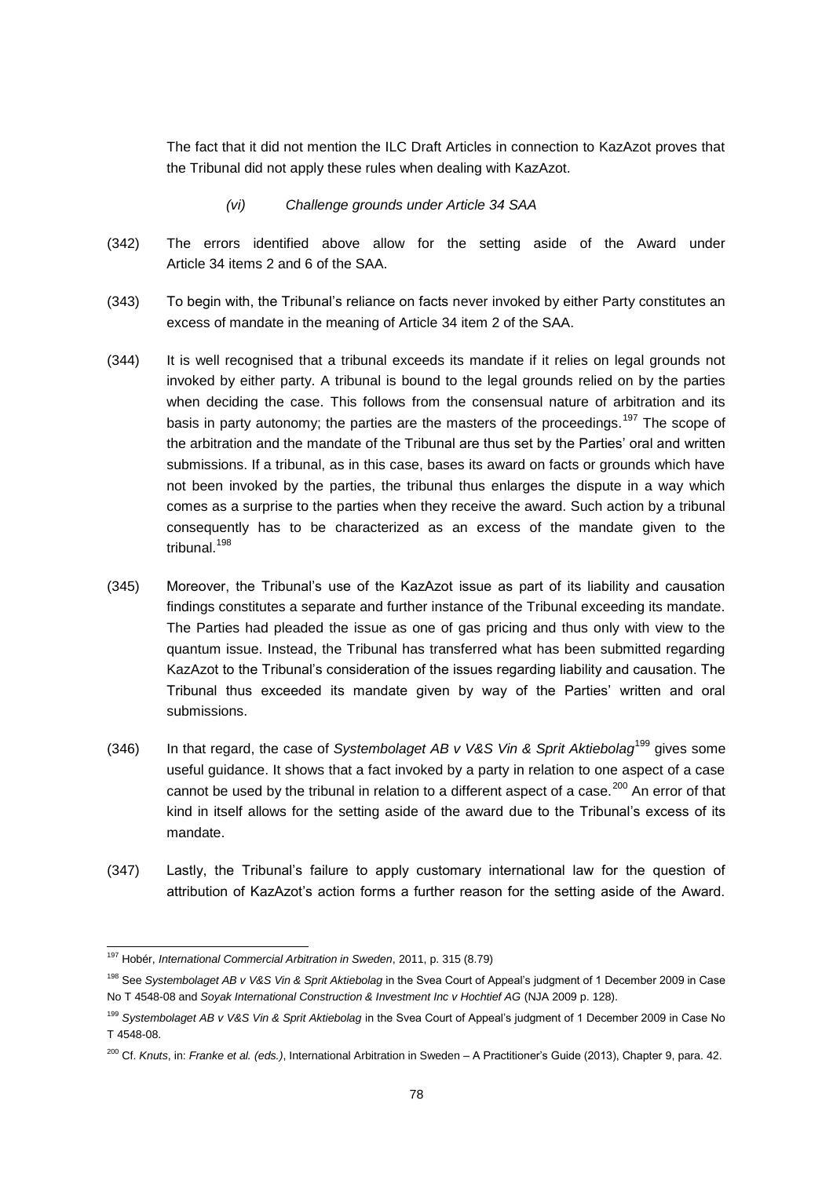The fact that it did not mention the ILC Draft Articles in connection to KazAzot proves that the Tribunal did not apply these rules when dealing with KazAzot.

*(vi) Challenge grounds under Article 34 SAA*

(342) The errors identified above allow for the setting aside of the Award under Article 34 items 2 and 6 of the SAA.

(343) To begin with, the Tribunal's reliance on facts never invoked by either Party constitutes an excess of mandate in the meaning of Article 34 item 2 of the SAA.

(344) It is well recognised that a tribunal exceeds its mandate if it relies on legal grounds not invoked by either party. A tribunal is bound to the legal grounds relied on by the parties when deciding the case. This follows from the consensual nature of arbitration and its basis in party autonomy; the parties are the masters of the proceedings.[197] The scope of the arbitration and the mandate of the Tribunal are thus set by the Parties' oral and written submissions. If a tribunal, as in this case, bases its award on facts or grounds which have not been invoked by the parties, the tribunal thus enlarges the dispute in a way which comes as a surprise to the parties when they receive the award. Such action by a tribunal consequently has to be characterized as an excess of the mandate given to the tribunal.[198]

(345) Moreover, the Tribunal's use of the KazAzot issue as part of its liability and causation findings constitutes a separate and further instance of the Tribunal exceeding its mandate. The Parties had pleaded the issue as one of gas pricing and thus only with view to the quantum issue. Instead, the Tribunal has transferred what has been submitted regarding KazAzot to the Tribunal's consideration of the issues regarding liability and causation. The Tribunal thus exceeded its mandate given by way of the Parties' written and oral submissions.

(346) In that regard, the case of *Systembolaget AB v V&S Vin & Sprit Aktiebolag*[199] gives some useful guidance. It shows that a fact invoked by a party in relation to one aspect of a case cannot be used by the tribunal in relation to a different aspect of a case.[200] An error of that kind in itself allows for the setting aside of the award due to the Tribunal's excess of its mandate.

(347) Lastly, the Tribunal's failure to apply customary international law for the question of attribution of KazAzot's action forms a further reason for the setting aside of the Award.

---

[197] Hobér, *International Commercial Arbitration in Sweden*, 2011, p. 315 (8.79)

[198] See *Systembolaget AB v V&S Vin & Sprit Aktiebolag* in the Svea Court of Appeal's judgment of 1 December 2009 in Case No T 4548-08 and *Soyak International Construction & Investment Inc v Hochtief AG* (NJA 2009 p. 128).

[199] *Systembolaget AB v V&S Vin & Sprit Aktiebolag* in the Svea Court of Appeal's judgment of 1 December 2009 in Case No T 4548-08.

[200] Cf. *Knuts*, in: *Franke et al. (eds.)*, International Arbitration in Sweden – A Practitioner's Guide (2013), Chapter 9, para. 42.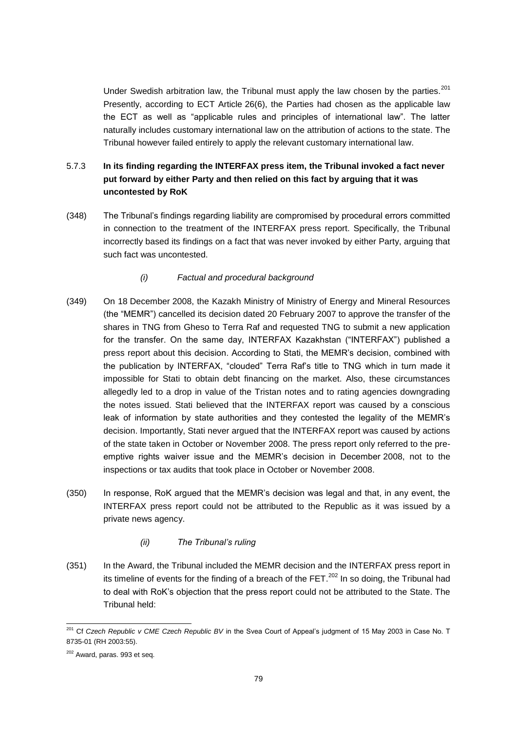Under Swedish arbitration law, the Tribunal must apply the law chosen by the parties.[201] Presently, according to ECT Article 26(6), the Parties had chosen as the applicable law the ECT as well as "applicable rules and principles of international law". The latter naturally includes customary international law on the attribution of actions to the state. The Tribunal however failed entirely to apply the relevant customary international law.

### 5.7.3 In its finding regarding the INTERFAX press item, the Tribunal invoked a fact never put forward by either Party and then relied on this fact by arguing that it was uncontested by RoK

(348) The Tribunal's findings regarding liability are compromised by procedural errors committed in connection to the treatment of the INTERFAX press report. Specifically, the Tribunal incorrectly based its findings on a fact that was never invoked by either Party, arguing that such fact was uncontested.

#### *(i) Factual and procedural background*

(349) On 18 December 2008, the Kazakh Ministry of Ministry of Energy and Mineral Resources (the "MEMR") cancelled its decision dated 20 February 2007 to approve the transfer of the shares in TNG from Gheso to Terra Raf and requested TNG to submit a new application for the transfer. On the same day, INTERFAX Kazakhstan ("INTERFAX") published a press report about this decision. According to Stati, the MEMR's decision, combined with the publication by INTERFAX, "clouded" Terra Raf's title to TNG which in turn made it impossible for Stati to obtain debt financing on the market. Also, these circumstances allegedly led to a drop in value of the Tristan notes and to rating agencies downgrading the notes issued. Stati believed that the INTERFAX report was caused by a conscious leak of information by state authorities and they contested the legality of the MEMR's decision. Importantly, Stati never argued that the INTERFAX report was caused by actions of the state taken in October or November 2008. The press report only referred to the pre-emptive rights waiver issue and the MEMR's decision in December 2008, not to the inspections or tax audits that took place in October or November 2008.

(350) In response, RoK argued that the MEMR's decision was legal and that, in any event, the INTERFAX press report could not be attributed to the Republic as it was issued by a private news agency.

#### *(ii) The Tribunal's ruling*

(351) In the Award, the Tribunal included the MEMR decision and the INTERFAX press report in its timeline of events for the finding of a breach of the FET.[202] In so doing, the Tribunal had to deal with RoK's objection that the press report could not be attributed to the State. The Tribunal held:

---

[201] Cf *Czech Republic v CME Czech Republic BV* in the Svea Court of Appeal's judgment of 15 May 2003 in Case No. T 8735-01 (RH 2003:55).

[202] Award, paras. 993 et seq.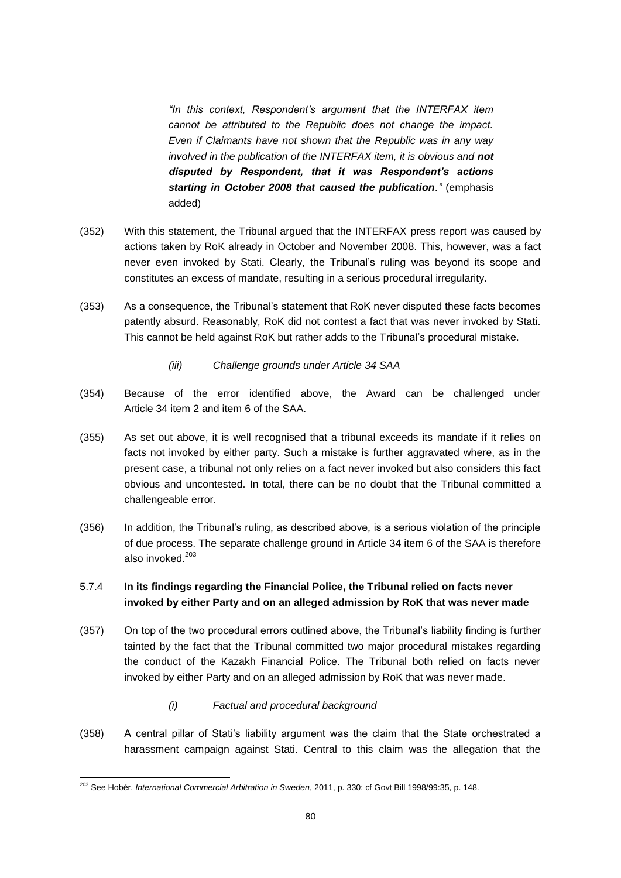> *"In this context, Respondent's argument that the INTERFAX item cannot be attributed to the Republic does not change the impact. Even if Claimants have not shown that the Republic was in any way involved in the publication of the INTERFAX item, it is obvious and **not disputed by Respondent, that it was Respondent's actions starting in October 2008 that caused the publication**."* (emphasis added)

(352) With this statement, the Tribunal argued that the INTERFAX press report was caused by actions taken by RoK already in October and November 2008. This, however, was a fact never even invoked by Stati. Clearly, the Tribunal's ruling was beyond its scope and constitutes an excess of mandate, resulting in a serious procedural irregularity.

(353) As a consequence, the Tribunal's statement that RoK never disputed these facts becomes patently absurd. Reasonably, RoK did not contest a fact that was never invoked by Stati. This cannot be held against RoK but rather adds to the Tribunal's procedural mistake.

*(iii) Challenge grounds under Article 34 SAA*

(354) Because of the error identified above, the Award can be challenged under Article 34 item 2 and item 6 of the SAA.

(355) As set out above, it is well recognised that a tribunal exceeds its mandate if it relies on facts not invoked by either party. Such a mistake is further aggravated where, as in the present case, a tribunal not only relies on a fact never invoked but also considers this fact obvious and uncontested. In total, there can be no doubt that the Tribunal committed a challengeable error.

(356) In addition, the Tribunal's ruling, as described above, is a serious violation of the principle of due process. The separate challenge ground in Article 34 item 6 of the SAA is therefore also invoked.[203]

### 5.7.4 In its findings regarding the Financial Police, the Tribunal relied on facts never invoked by either Party and on an alleged admission by RoK that was never made

(357) On top of the two procedural errors outlined above, the Tribunal's liability finding is further tainted by the fact that the Tribunal committed two major procedural mistakes regarding the conduct of the Kazakh Financial Police. The Tribunal both relied on facts never invoked by either Party and on an alleged admission by RoK that was never made.

*(i) Factual and procedural background*

(358) A central pillar of Stati's liability argument was the claim that the State orchestrated a harassment campaign against Stati. Central to this claim was the allegation that the

---

[203] See Hobér, *International Commercial Arbitration in Sweden*, 2011, p. 330; cf Govt Bill 1998/99:35, p. 148.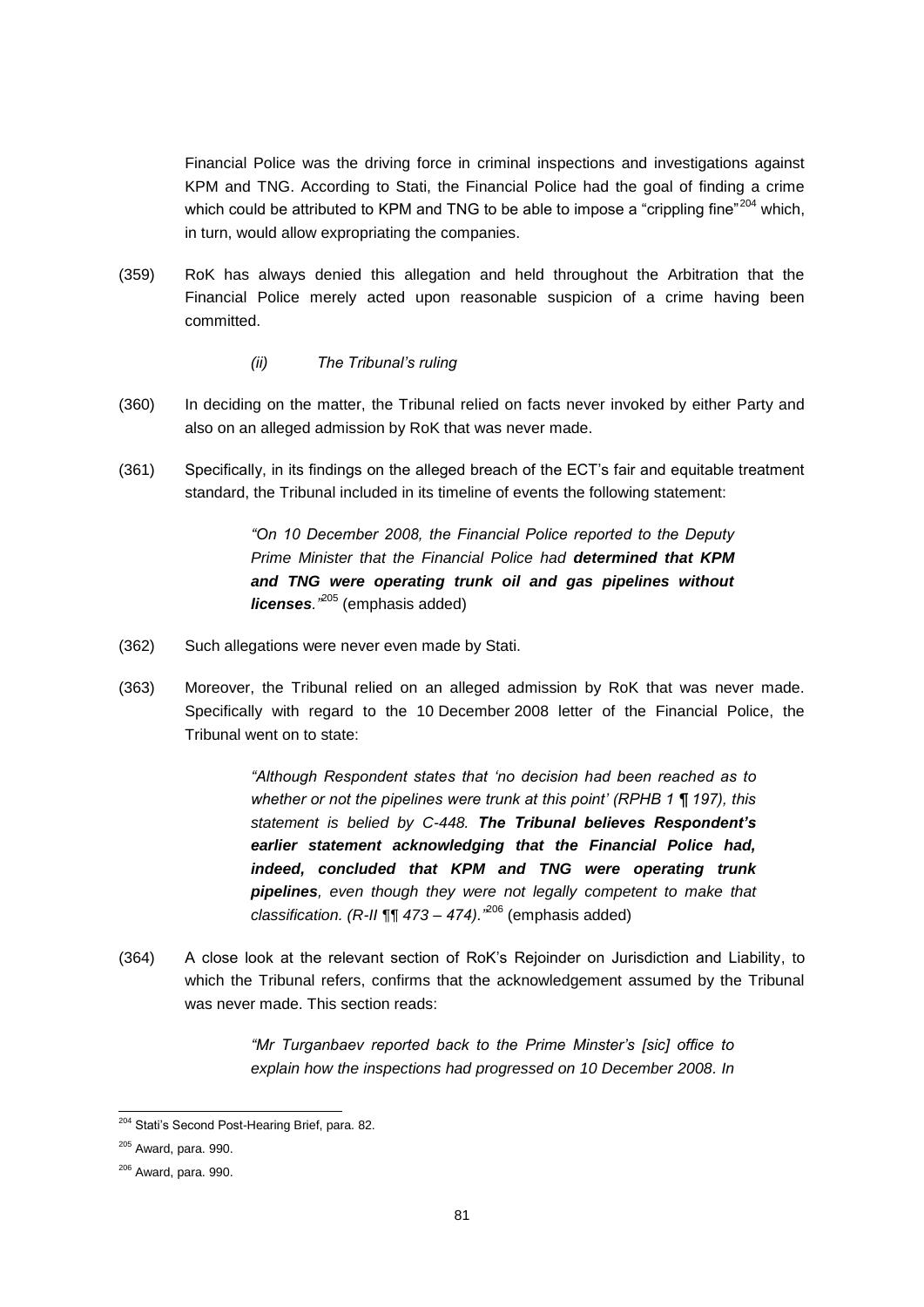Financial Police was the driving force in criminal inspections and investigations against KPM and TNG. According to Stati, the Financial Police had the goal of finding a crime which could be attributed to KPM and TNG to be able to impose a "crippling fine"[204] which, in turn, would allow expropriating the companies.

(359) RoK has always denied this allegation and held throughout the Arbitration that the Financial Police merely acted upon reasonable suspicion of a crime having been committed.

*(ii) The Tribunal's ruling*

(360) In deciding on the matter, the Tribunal relied on facts never invoked by either Party and also on an alleged admission by RoK that was never made.

(361) Specifically, in its findings on the alleged breach of the ECT's fair and equitable treatment standard, the Tribunal included in its timeline of events the following statement:

> *"On 10 December 2008, the Financial Police reported to the Deputy Prime Minister that the Financial Police had **determined that KPM and TNG were operating trunk oil and gas pipelines without licenses**."*[205] (emphasis added)

(362) Such allegations were never even made by Stati.

(363) Moreover, the Tribunal relied on an alleged admission by RoK that was never made. Specifically with regard to the 10 December 2008 letter of the Financial Police, the Tribunal went on to state:

> *"Although Respondent states that 'no decision had been reached as to whether or not the pipelines were trunk at this point' (RPHB 1 ¶ 197), this statement is belied by C-448. **The Tribunal believes Respondent's earlier statement acknowledging that the Financial Police had, indeed, concluded that KPM and TNG were operating trunk pipelines**, even though they were not legally competent to make that classification. (R-II ¶¶ 473 – 474)."*[206] (emphasis added)

(364) A close look at the relevant section of RoK's Rejoinder on Jurisdiction and Liability, to which the Tribunal refers, confirms that the acknowledgement assumed by the Tribunal was never made. This section reads:

> *"Mr Turganbaev reported back to the Prime Minster's [sic] office to explain how the inspections had progressed on 10 December 2008. In*

---

[204] Stati's Second Post-Hearing Brief, para. 82.

[205] Award, para. 990.

[206] Award, para. 990.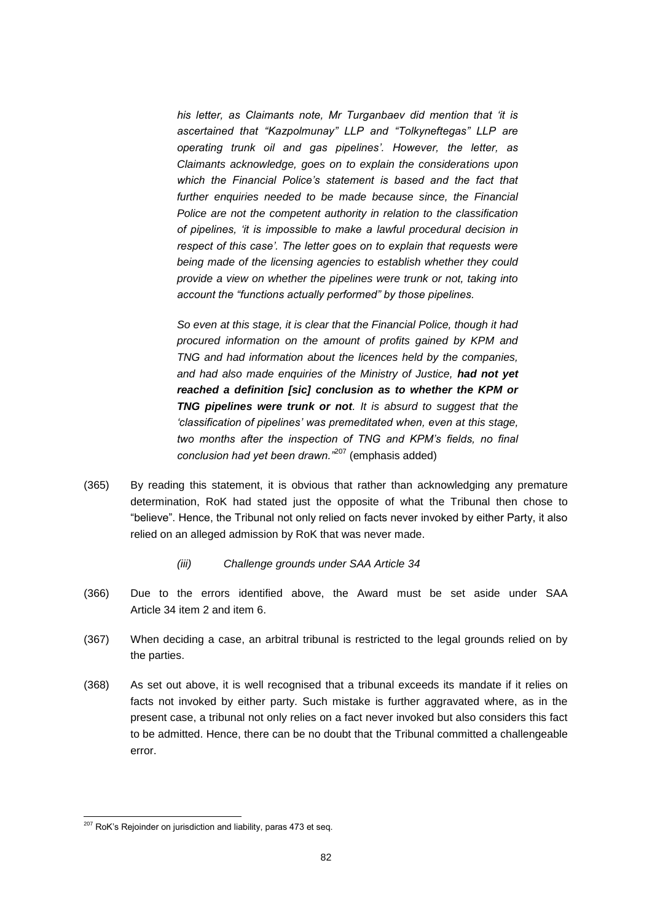> *his letter, as Claimants note, Mr Turganbaev did mention that 'it is ascertained that "Kazpolmunay" LLP and "Tolkyneftegas" LLP are operating trunk oil and gas pipelines'. However, the letter, as Claimants acknowledge, goes on to explain the considerations upon which the Financial Police's statement is based and the fact that further enquiries needed to be made because since, the Financial Police are not the competent authority in relation to the classification of pipelines, 'it is impossible to make a lawful procedural decision in respect of this case'. The letter goes on to explain that requests were being made of the licensing agencies to establish whether they could provide a view on whether the pipelines were trunk or not, taking into account the "functions actually performed" by those pipelines.*
>
> *So even at this stage, it is clear that the Financial Police, though it had procured information on the amount of profits gained by KPM and TNG and had information about the licences held by the companies, and had also made enquiries of the Ministry of Justice, **had not yet reached a definition [sic] conclusion as to whether the KPM or TNG pipelines were trunk or not**. It is absurd to suggest that the 'classification of pipelines' was premeditated when, even at this stage, two months after the inspection of TNG and KPM's fields, no final conclusion had yet been drawn."*[207] (emphasis added)

(365) By reading this statement, it is obvious that rather than acknowledging any premature determination, RoK had stated just the opposite of what the Tribunal then chose to "believe". Hence, the Tribunal not only relied on facts never invoked by either Party, it also relied on an alleged admission by RoK that was never made.

*(iii) Challenge grounds under SAA Article 34*

(366) Due to the errors identified above, the Award must be set aside under SAA Article 34 item 2 and item 6.

(367) When deciding a case, an arbitral tribunal is restricted to the legal grounds relied on by the parties.

(368) As set out above, it is well recognised that a tribunal exceeds its mandate if it relies on facts not invoked by either party. Such mistake is further aggravated where, as in the present case, a tribunal not only relies on a fact never invoked but also considers this fact to be admitted. Hence, there can be no doubt that the Tribunal committed a challengeable error.

[207] RoK's Rejoinder on jurisdiction and liability, paras 473 et seq.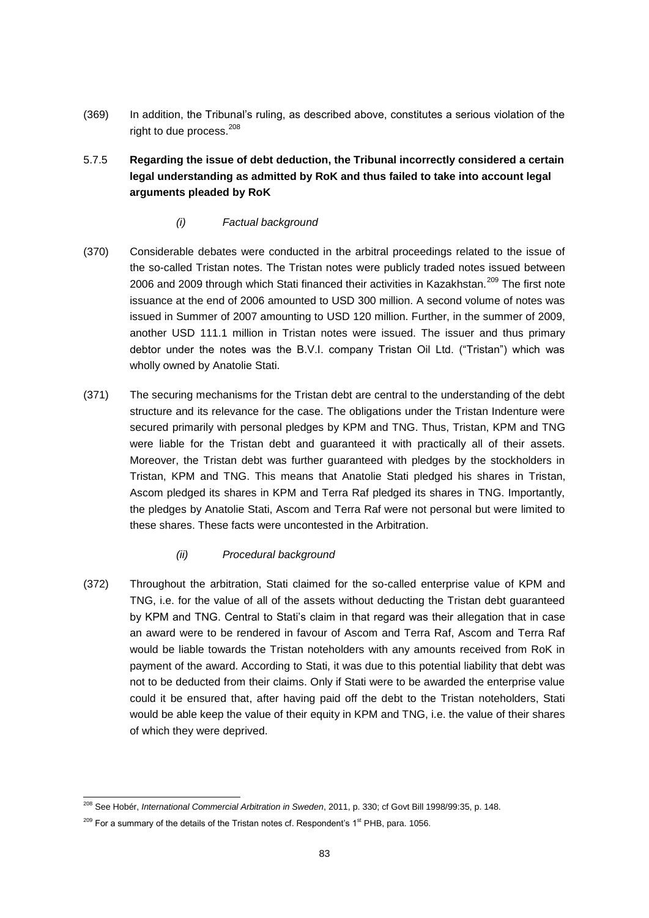(369) In addition, the Tribunal's ruling, as described above, constitutes a serious violation of the right to due process.[208]

### 5.7.5 Regarding the issue of debt deduction, the Tribunal incorrectly considered a certain legal understanding as admitted by RoK and thus failed to take into account legal arguments pleaded by RoK

#### *(i) Factual background*

(370) Considerable debates were conducted in the arbitral proceedings related to the issue of the so-called Tristan notes. The Tristan notes were publicly traded notes issued between 2006 and 2009 through which Stati financed their activities in Kazakhstan.[209] The first note issuance at the end of 2006 amounted to USD 300 million. A second volume of notes was issued in Summer of 2007 amounting to USD 120 million. Further, in the summer of 2009, another USD 111.1 million in Tristan notes were issued. The issuer and thus primary debtor under the notes was the B.V.I. company Tristan Oil Ltd. ("Tristan") which was wholly owned by Anatolie Stati.

(371) The securing mechanisms for the Tristan debt are central to the understanding of the debt structure and its relevance for the case. The obligations under the Tristan Indenture were secured primarily with personal pledges by KPM and TNG. Thus, Tristan, KPM and TNG were liable for the Tristan debt and guaranteed it with practically all of their assets. Moreover, the Tristan debt was further guaranteed with pledges by the stockholders in Tristan, KPM and TNG. This means that Anatolie Stati pledged his shares in Tristan, Ascom pledged its shares in KPM and Terra Raf pledged its shares in TNG. Importantly, the pledges by Anatolie Stati, Ascom and Terra Raf were not personal but were limited to these shares. These facts were uncontested in the Arbitration.

#### *(ii) Procedural background*

(372) Throughout the arbitration, Stati claimed for the so-called enterprise value of KPM and TNG, i.e. for the value of all of the assets without deducting the Tristan debt guaranteed by KPM and TNG. Central to Stati's claim in that regard was their allegation that in case an award were to be rendered in favour of Ascom and Terra Raf, Ascom and Terra Raf would be liable towards the Tristan noteholders with any amounts received from RoK in payment of the award. According to Stati, it was due to this potential liability that debt was not to be deducted from their claims. Only if Stati were to be awarded the enterprise value could it be ensured that, after having paid off the debt to the Tristan noteholders, Stati would be able keep the value of their equity in KPM and TNG, i.e. the value of their shares of which they were deprived.

---

[208] See Hobér, *International Commercial Arbitration in Sweden*, 2011, p. 330; cf Govt Bill 1998/99:35, p. 148.

[209] For a summary of the details of the Tristan notes cf. Respondent's 1st PHB, para. 1056.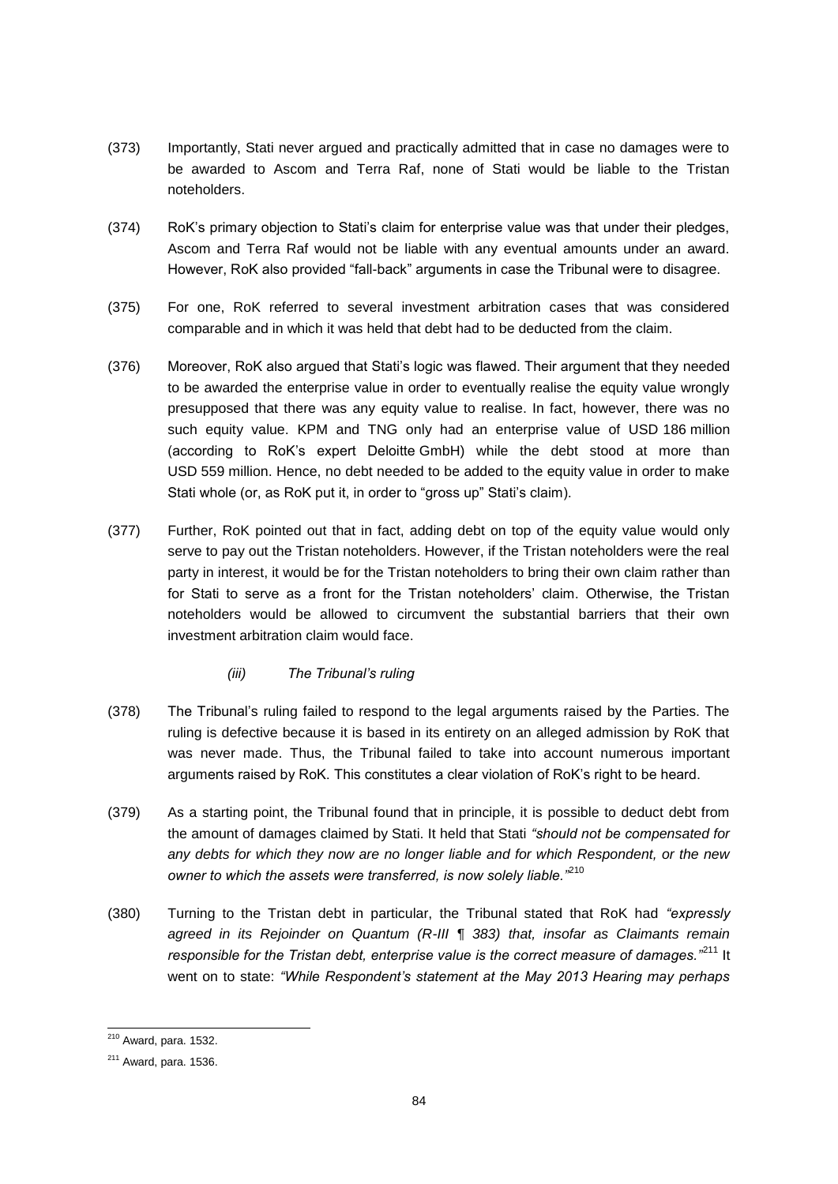(373) Importantly, Stati never argued and practically admitted that in case no damages were to be awarded to Ascom and Terra Raf, none of Stati would be liable to the Tristan noteholders.

(374) RoK's primary objection to Stati's claim for enterprise value was that under their pledges, Ascom and Terra Raf would not be liable with any eventual amounts under an award. However, RoK also provided "fall-back" arguments in case the Tribunal were to disagree.

(375) For one, RoK referred to several investment arbitration cases that was considered comparable and in which it was held that debt had to be deducted from the claim.

(376) Moreover, RoK also argued that Stati's logic was flawed. Their argument that they needed to be awarded the enterprise value in order to eventually realise the equity value wrongly presupposed that there was any equity value to realise. In fact, however, there was no such equity value. KPM and TNG only had an enterprise value of USD 186 million (according to RoK's expert Deloitte GmbH) while the debt stood at more than USD 559 million. Hence, no debt needed to be added to the equity value in order to make Stati whole (or, as RoK put it, in order to "gross up" Stati's claim).

(377) Further, RoK pointed out that in fact, adding debt on top of the equity value would only serve to pay out the Tristan noteholders. However, if the Tristan noteholders were the real party in interest, it would be for the Tristan noteholders to bring their own claim rather than for Stati to serve as a front for the Tristan noteholders' claim. Otherwise, the Tristan noteholders would be allowed to circumvent the substantial barriers that their own investment arbitration claim would face.

*(iii) The Tribunal's ruling*

(378) The Tribunal's ruling failed to respond to the legal arguments raised by the Parties. The ruling is defective because it is based in its entirety on an alleged admission by RoK that was never made. Thus, the Tribunal failed to take into account numerous important arguments raised by RoK. This constitutes a clear violation of RoK's right to be heard.

(379) As a starting point, the Tribunal found that in principle, it is possible to deduct debt from the amount of damages claimed by Stati. It held that Stati *"should not be compensated for any debts for which they now are no longer liable and for which Respondent, or the new owner to which the assets were transferred, is now solely liable."*[210]

(380) Turning to the Tristan debt in particular, the Tribunal stated that RoK had *"expressly agreed in its Rejoinder on Quantum (R-III ¶ 383) that, insofar as Claimants remain responsible for the Tristan debt, enterprise value is the correct measure of damages."*[211] It went on to state: *"While Respondent's statement at the May 2013 Hearing may perhaps*

[210] Award, para. 1532.

[211] Award, para. 1536.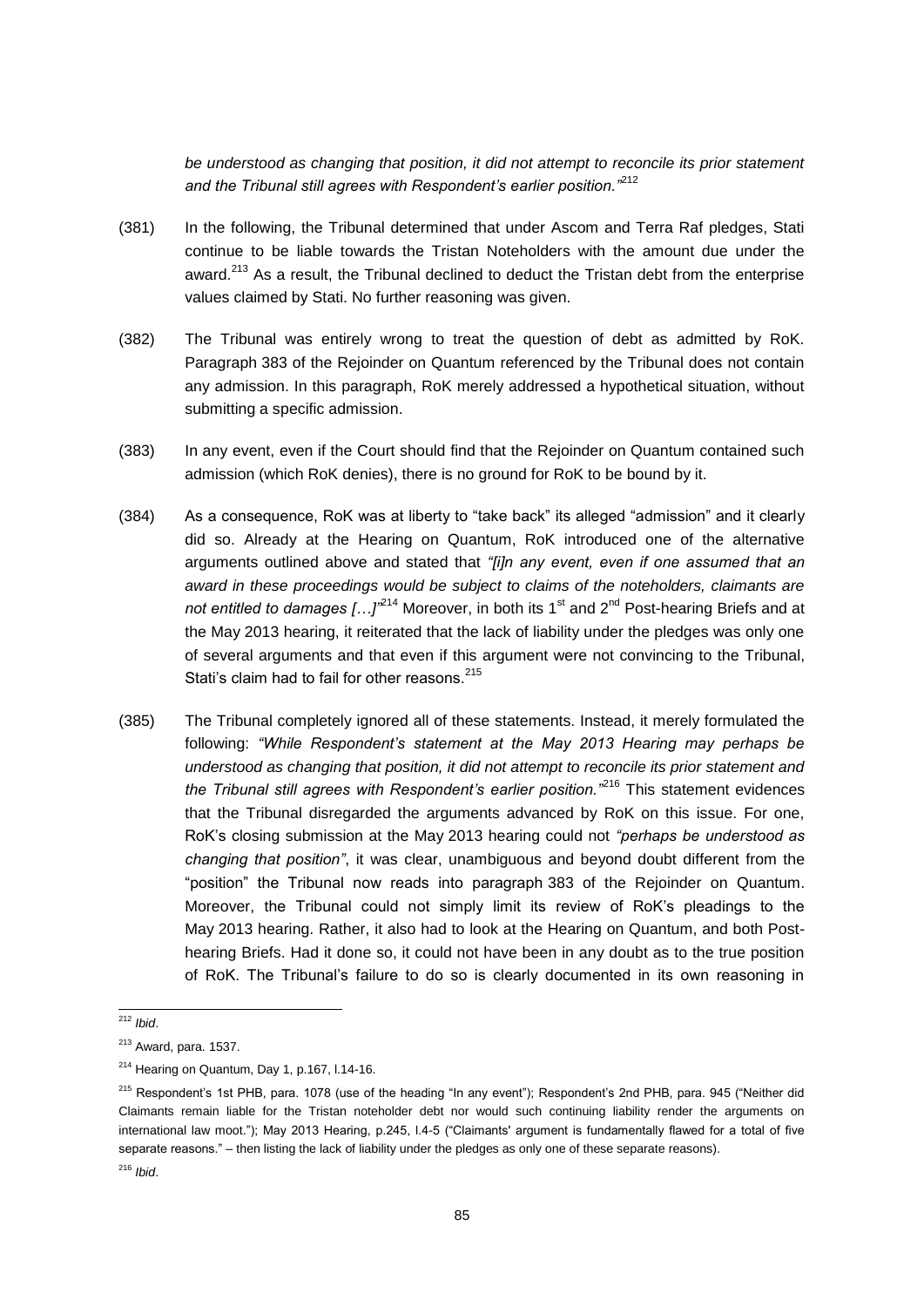*be understood as changing that position, it did not attempt to reconcile its prior statement and the Tribunal still agrees with Respondent's earlier position."*[212]

(381) In the following, the Tribunal determined that under Ascom and Terra Raf pledges, Stati continue to be liable towards the Tristan Noteholders with the amount due under the award.[213] As a result, the Tribunal declined to deduct the Tristan debt from the enterprise values claimed by Stati. No further reasoning was given.

(382) The Tribunal was entirely wrong to treat the question of debt as admitted by RoK. Paragraph 383 of the Rejoinder on Quantum referenced by the Tribunal does not contain any admission. In this paragraph, RoK merely addressed a hypothetical situation, without submitting a specific admission.

(383) In any event, even if the Court should find that the Rejoinder on Quantum contained such admission (which RoK denies), there is no ground for RoK to be bound by it.

(384) As a consequence, RoK was at liberty to "take back" its alleged "admission" and it clearly did so. Already at the Hearing on Quantum, RoK introduced one of the alternative arguments outlined above and stated that *"[i]n any event, even if one assumed that an award in these proceedings would be subject to claims of the noteholders, claimants are not entitled to damages […]"*[214] Moreover, in both its 1st and 2nd Post-hearing Briefs and at the May 2013 hearing, it reiterated that the lack of liability under the pledges was only one of several arguments and that even if this argument were not convincing to the Tribunal, Stati's claim had to fail for other reasons.[215]

(385) The Tribunal completely ignored all of these statements. Instead, it merely formulated the following: *"While Respondent's statement at the May 2013 Hearing may perhaps be understood as changing that position, it did not attempt to reconcile its prior statement and the Tribunal still agrees with Respondent's earlier position."*[216] This statement evidences that the Tribunal disregarded the arguments advanced by RoK on this issue. For one, RoK's closing submission at the May 2013 hearing could not *"perhaps be understood as changing that position"*, it was clear, unambiguous and beyond doubt different from the "position" the Tribunal now reads into paragraph 383 of the Rejoinder on Quantum. Moreover, the Tribunal could not simply limit its review of RoK's pleadings to the May 2013 hearing. Rather, it also had to look at the Hearing on Quantum, and both Post-hearing Briefs. Had it done so, it could not have been in any doubt as to the true position of RoK. The Tribunal's failure to do so is clearly documented in its own reasoning in

---

[212] *Ibid*.

[213] Award, para. 1537.

[214] Hearing on Quantum, Day 1, p.167, l.14-16.

[215] Respondent's 1st PHB, para. 1078 (use of the heading "In any event"); Respondent's 2nd PHB, para. 945 ("Neither did Claimants remain liable for the Tristan noteholder debt nor would such continuing liability render the arguments on international law moot."); May 2013 Hearing, p.245, l.4-5 ("Claimants' argument is fundamentally flawed for a total of five separate reasons." – then listing the lack of liability under the pledges as only one of these separate reasons).

[216] *Ibid*.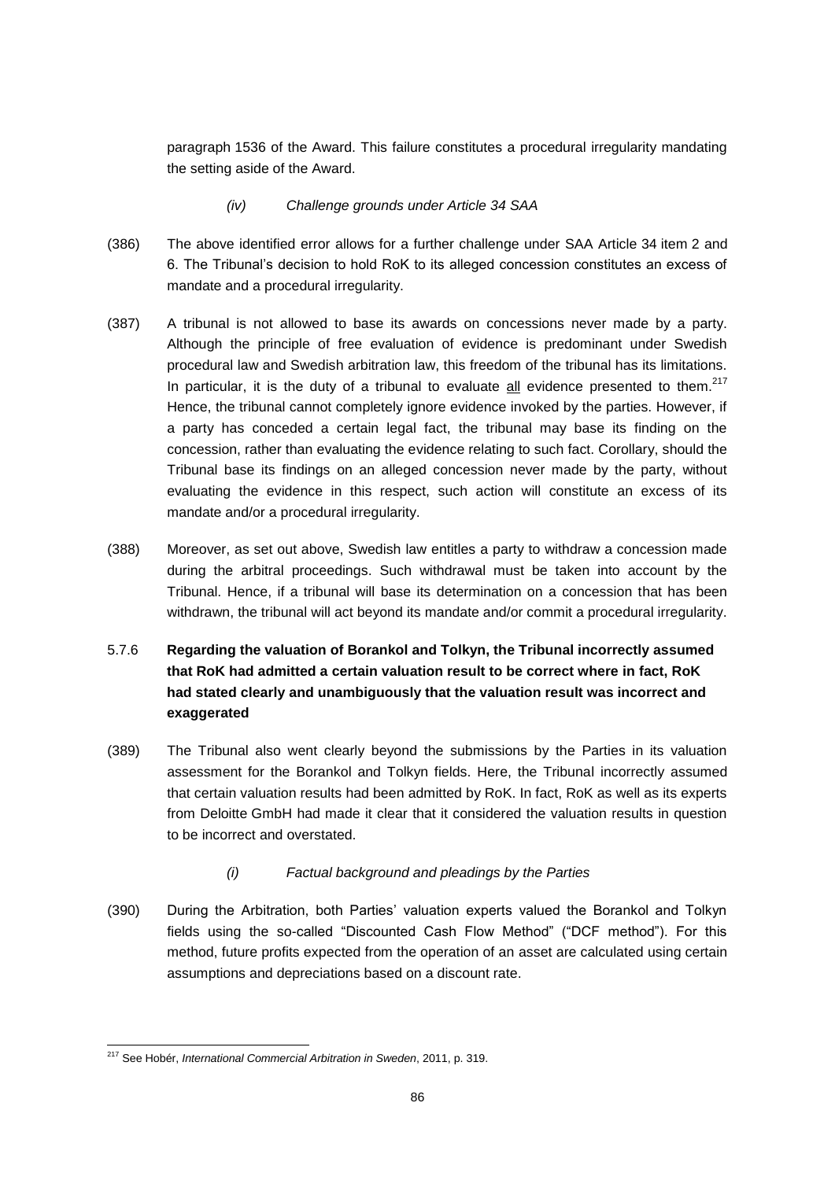paragraph 1536 of the Award. This failure constitutes a procedural irregularity mandating the setting aside of the Award.

*(iv) Challenge grounds under Article 34 SAA*

(386) The above identified error allows for a further challenge under SAA Article 34 item 2 and 6. The Tribunal's decision to hold RoK to its alleged concession constitutes an excess of mandate and a procedural irregularity.

(387) A tribunal is not allowed to base its awards on concessions never made by a party. Although the principle of free evaluation of evidence is predominant under Swedish procedural law and Swedish arbitration law, this freedom of the tribunal has its limitations. In particular, it is the duty of a tribunal to evaluate <u>all</u> evidence presented to them.[217] Hence, the tribunal cannot completely ignore evidence invoked by the parties. However, if a party has conceded a certain legal fact, the tribunal may base its finding on the concession, rather than evaluating the evidence relating to such fact. Corollary, should the Tribunal base its findings on an alleged concession never made by the party, without evaluating the evidence in this respect, such action will constitute an excess of its mandate and/or a procedural irregularity.

(388) Moreover, as set out above, Swedish law entitles a party to withdraw a concession made during the arbitral proceedings. Such withdrawal must be taken into account by the Tribunal. Hence, if a tribunal will base its determination on a concession that has been withdrawn, the tribunal will act beyond its mandate and/or commit a procedural irregularity.

### 5.7.6 Regarding the valuation of Borankol and Tolkyn, the Tribunal incorrectly assumed that RoK had admitted a certain valuation result to be correct where in fact, RoK had stated clearly and unambiguously that the valuation result was incorrect and exaggerated

(389) The Tribunal also went clearly beyond the submissions by the Parties in its valuation assessment for the Borankol and Tolkyn fields. Here, the Tribunal incorrectly assumed that certain valuation results had been admitted by RoK. In fact, RoK as well as its experts from Deloitte GmbH had made it clear that it considered the valuation results in question to be incorrect and overstated.

*(i) Factual background and pleadings by the Parties*

(390) During the Arbitration, both Parties' valuation experts valued the Borankol and Tolkyn fields using the so-called "Discounted Cash Flow Method" ("DCF method"). For this method, future profits expected from the operation of an asset are calculated using certain assumptions and depreciations based on a discount rate.

---

[217] See Hobér, *International Commercial Arbitration in Sweden*, 2011, p. 319.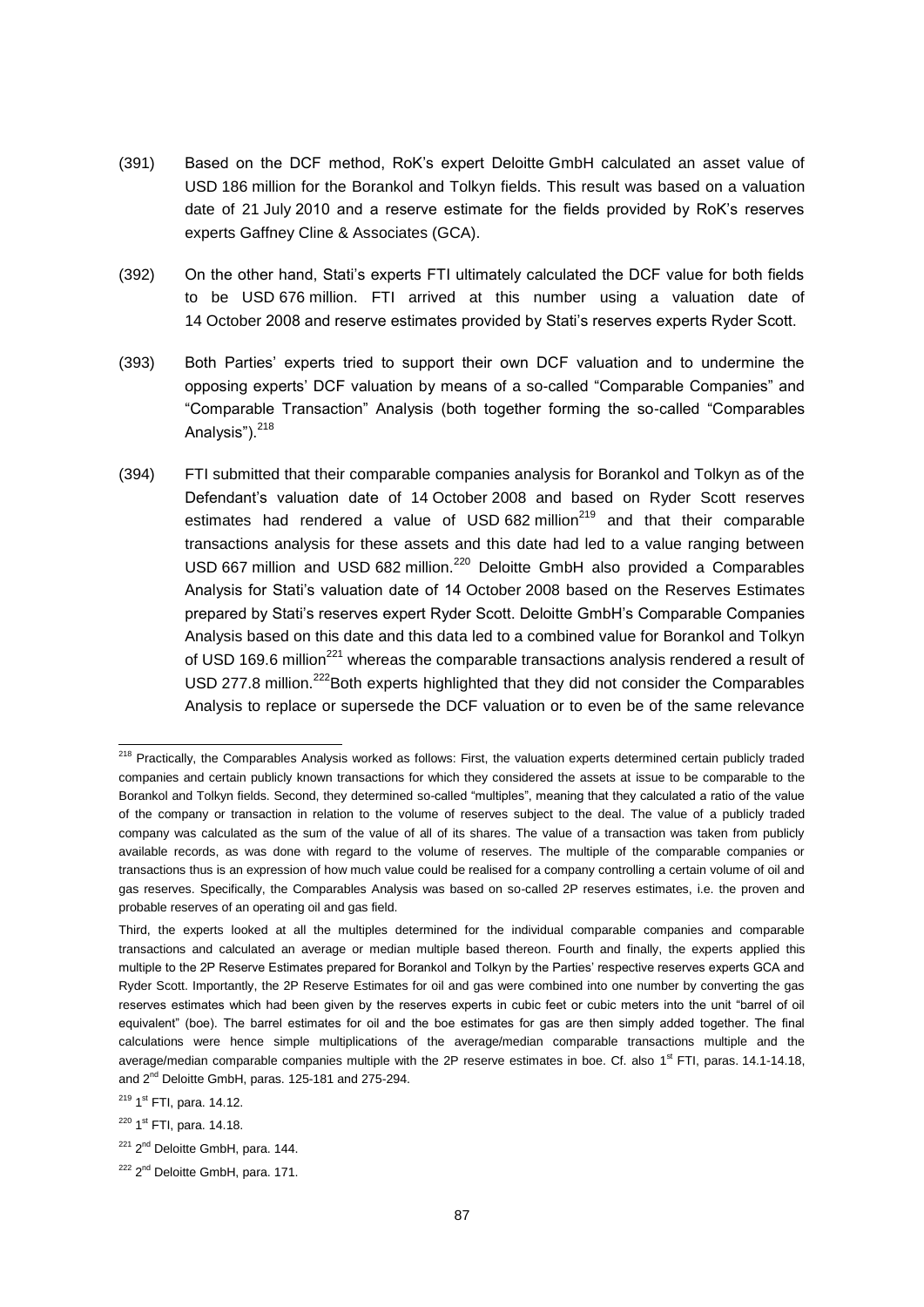(391) Based on the DCF method, RoK's expert Deloitte GmbH calculated an asset value of USD 186 million for the Borankol and Tolkyn fields. This result was based on a valuation date of 21 July 2010 and a reserve estimate for the fields provided by RoK's reserves experts Gaffney Cline & Associates (GCA).

(392) On the other hand, Stati's experts FTI ultimately calculated the DCF value for both fields to be USD 676 million. FTI arrived at this number using a valuation date of 14 October 2008 and reserve estimates provided by Stati's reserves experts Ryder Scott.

(393) Both Parties' experts tried to support their own DCF valuation and to undermine the opposing experts' DCF valuation by means of a so-called "Comparable Companies" and "Comparable Transaction" Analysis (both together forming the so-called "Comparables Analysis").[218]

(394) FTI submitted that their comparable companies analysis for Borankol and Tolkyn as of the Defendant's valuation date of 14 October 2008 and based on Ryder Scott reserves estimates had rendered a value of USD 682 million[219] and that their comparable transactions analysis for these assets and this date had led to a value ranging between USD 667 million and USD 682 million.[220] Deloitte GmbH also provided a Comparables Analysis for Stati's valuation date of 14 October 2008 based on the Reserves Estimates prepared by Stati's reserves expert Ryder Scott. Deloitte GmbH's Comparable Companies Analysis based on this date and this data led to a combined value for Borankol and Tolkyn of USD 169.6 million[221] whereas the comparable transactions analysis rendered a result of USD 277.8 million.[222]Both experts highlighted that they did not consider the Comparables Analysis to replace or supersede the DCF valuation or to even be of the same relevance

---

[218] Practically, the Comparables Analysis worked as follows: First, the valuation experts determined certain publicly traded companies and certain publicly known transactions for which they considered the assets at issue to be comparable to the Borankol and Tolkyn fields. Second, they determined so-called "multiples", meaning that they calculated a ratio of the value of the company or transaction in relation to the volume of reserves subject to the deal. The value of a publicly traded company was calculated as the sum of the value of all of its shares. The value of a transaction was taken from publicly available records, as was done with regard to the volume of reserves. The multiple of the comparable companies or transactions thus is an expression of how much value could be realised for a company controlling a certain volume of oil and gas reserves. Specifically, the Comparables Analysis was based on so-called 2P reserves estimates, i.e. the proven and probable reserves of an operating oil and gas field.

Third, the experts looked at all the multiples determined for the individual comparable companies and comparable transactions and calculated an average or median multiple based thereon. Fourth and finally, the experts applied this multiple to the 2P Reserve Estimates prepared for Borankol and Tolkyn by the Parties' respective reserves experts GCA and Ryder Scott. Importantly, the 2P Reserve Estimates for oil and gas were combined into one number by converting the gas reserves estimates which had been given by the reserves experts in cubic feet or cubic meters into the unit "barrel of oil equivalent" (boe). The barrel estimates for oil and the boe estimates for gas are then simply added together. The final calculations were hence simple multiplications of the average/median comparable transactions multiple and the average/median comparable companies multiple with the 2P reserve estimates in boe. Cf. also 1st FTI, paras. 14.1-14.18, and 2nd Deloitte GmbH, paras. 125-181 and 275-294.

[219] 1st FTI, para. 14.12.

[220] 1st FTI, para. 14.18.

[221] 2nd Deloitte GmbH, para. 144.

[222] 2nd Deloitte GmbH, para. 171.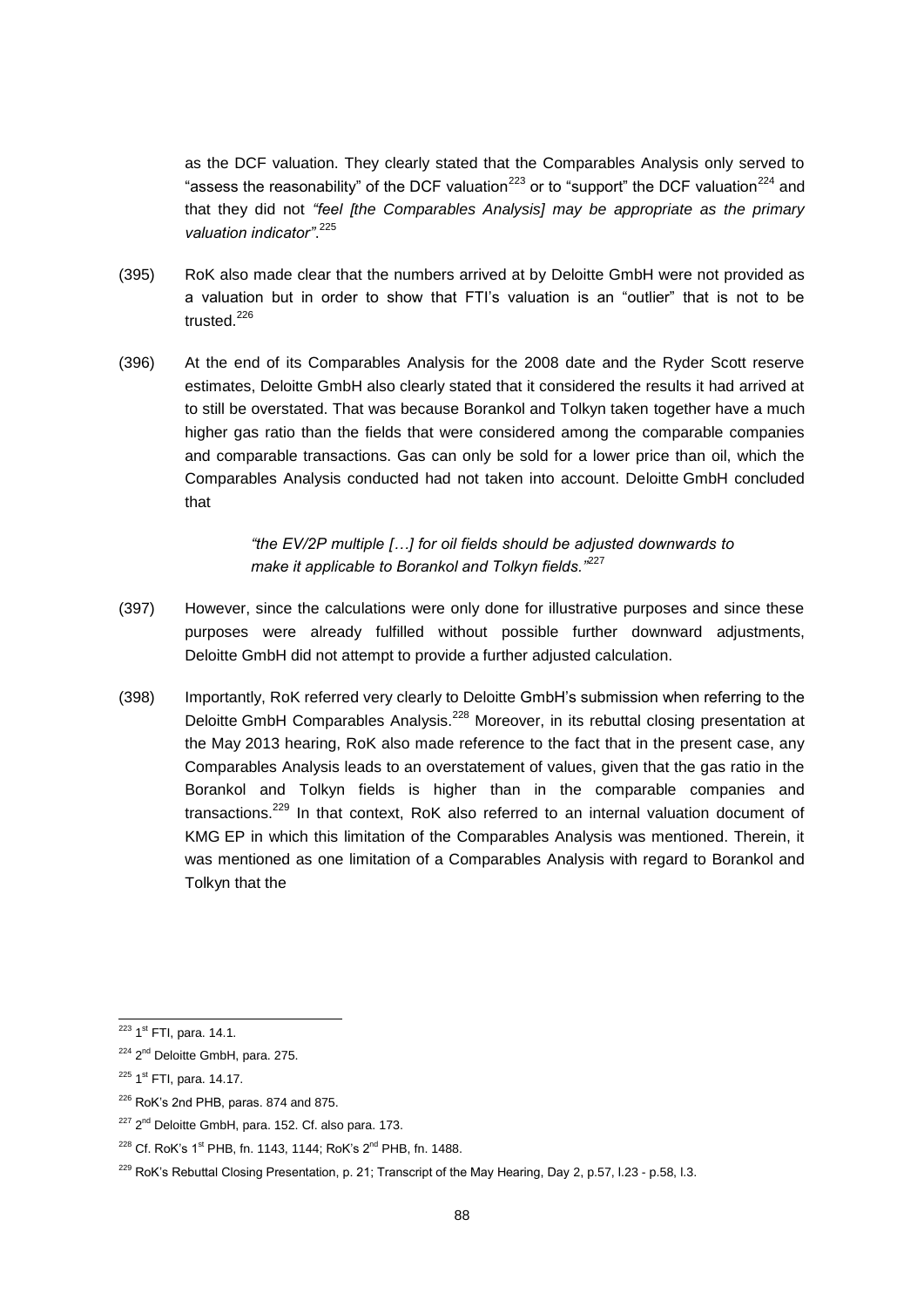as the DCF valuation. They clearly stated that the Comparables Analysis only served to "assess the reasonability" of the DCF valuation[223] or to "support" the DCF valuation[224] and that they did not *"feel [the Comparables Analysis] may be appropriate as the primary valuation indicator"*.[225]

(395) RoK also made clear that the numbers arrived at by Deloitte GmbH were not provided as a valuation but in order to show that FTI's valuation is an "outlier" that is not to be trusted.[226]

(396) At the end of its Comparables Analysis for the 2008 date and the Ryder Scott reserve estimates, Deloitte GmbH also clearly stated that it considered the results it had arrived at to still be overstated. That was because Borankol and Tolkyn taken together have a much higher gas ratio than the fields that were considered among the comparable companies and comparable transactions. Gas can only be sold for a lower price than oil, which the Comparables Analysis conducted had not taken into account. Deloitte GmbH concluded that

> *"the EV/2P multiple […] for oil fields should be adjusted downwards to make it applicable to Borankol and Tolkyn fields."*[227]

(397) However, since the calculations were only done for illustrative purposes and since these purposes were already fulfilled without possible further downward adjustments, Deloitte GmbH did not attempt to provide a further adjusted calculation.

(398) Importantly, RoK referred very clearly to Deloitte GmbH's submission when referring to the Deloitte GmbH Comparables Analysis.[228] Moreover, in its rebuttal closing presentation at the May 2013 hearing, RoK also made reference to the fact that in the present case, any Comparables Analysis leads to an overstatement of values, given that the gas ratio in the Borankol and Tolkyn fields is higher than in the comparable companies and transactions.[229] In that context, RoK also referred to an internal valuation document of KMG EP in which this limitation of the Comparables Analysis was mentioned. Therein, it was mentioned as one limitation of a Comparables Analysis with regard to Borankol and Tolkyn that the

---

[223] 1st FTI, para. 14.1.

[224] 2nd Deloitte GmbH, para. 275.

[225] 1st FTI, para. 14.17.

[226] RoK's 2nd PHB, paras. 874 and 875.

[227] 2nd Deloitte GmbH, para. 152. Cf. also para. 173.

[228] Cf. RoK's 1st PHB, fn. 1143, 1144; RoK's 2nd PHB, fn. 1488.

[229] RoK's Rebuttal Closing Presentation, p. 21; Transcript of the May Hearing, Day 2, p.57, l.23 - p.58, l.3.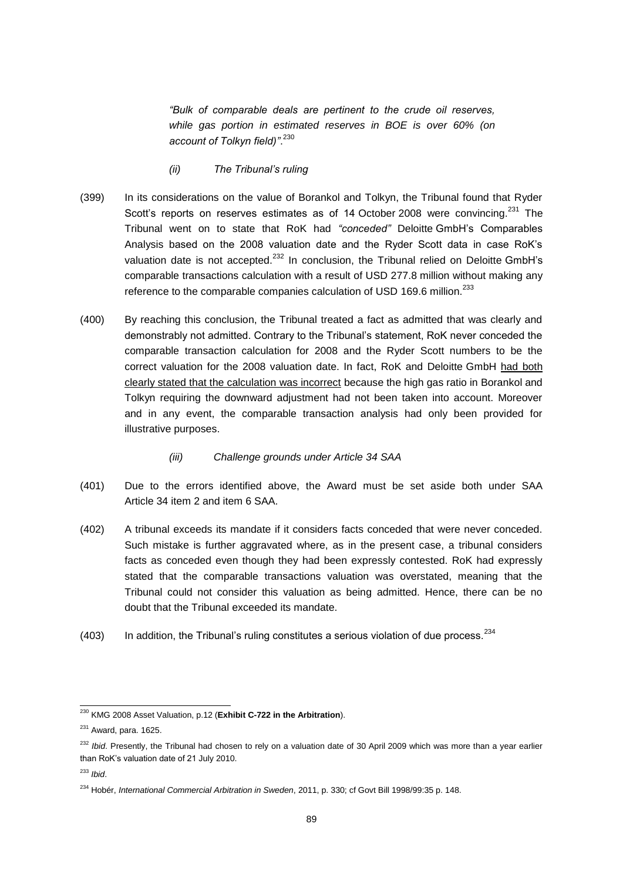> *"Bulk of comparable deals are pertinent to the crude oil reserves, while gas portion in estimated reserves in BOE is over 60% (on account of Tolkyn field)".*[230]

*(ii) The Tribunal's ruling*

(399) In its considerations on the value of Borankol and Tolkyn, the Tribunal found that Ryder Scott's reports on reserves estimates as of 14 October 2008 were convincing.[231] The Tribunal went on to state that RoK had *"conceded"* Deloitte GmbH's Comparables Analysis based on the 2008 valuation date and the Ryder Scott data in case RoK's valuation date is not accepted.[232] In conclusion, the Tribunal relied on Deloitte GmbH's comparable transactions calculation with a result of USD 277.8 million without making any reference to the comparable companies calculation of USD 169.6 million.[233]

(400) By reaching this conclusion, the Tribunal treated a fact as admitted that was clearly and demonstrably not admitted. Contrary to the Tribunal's statement, RoK never conceded the comparable transaction calculation for 2008 and the Ryder Scott numbers to be the correct valuation for the 2008 valuation date. In fact, RoK and Deloitte GmbH <u>had both clearly stated that the calculation was incorrect</u> because the high gas ratio in Borankol and Tolkyn requiring the downward adjustment had not been taken into account. Moreover and in any event, the comparable transaction analysis had only been provided for illustrative purposes.

*(iii) Challenge grounds under Article 34 SAA*

(401) Due to the errors identified above, the Award must be set aside both under SAA Article 34 item 2 and item 6 SAA.

(402) A tribunal exceeds its mandate if it considers facts conceded that were never conceded. Such mistake is further aggravated where, as in the present case, a tribunal considers facts as conceded even though they had been expressly contested. RoK had expressly stated that the comparable transactions valuation was overstated, meaning that the Tribunal could not consider this valuation as being admitted. Hence, there can be no doubt that the Tribunal exceeded its mandate.

(403) In addition, the Tribunal's ruling constitutes a serious violation of due process.[234]

---

[230] KMG 2008 Asset Valuation, p.12 (**Exhibit C-722 in the Arbitration**).

[231] Award, para. 1625.

[232] *Ibid*. Presently, the Tribunal had chosen to rely on a valuation date of 30 April 2009 which was more than a year earlier than RoK's valuation date of 21 July 2010.

[233] *Ibid*.

[234] Hobér, *International Commercial Arbitration in Sweden*, 2011, p. 330; cf Govt Bill 1998/99:35 p. 148.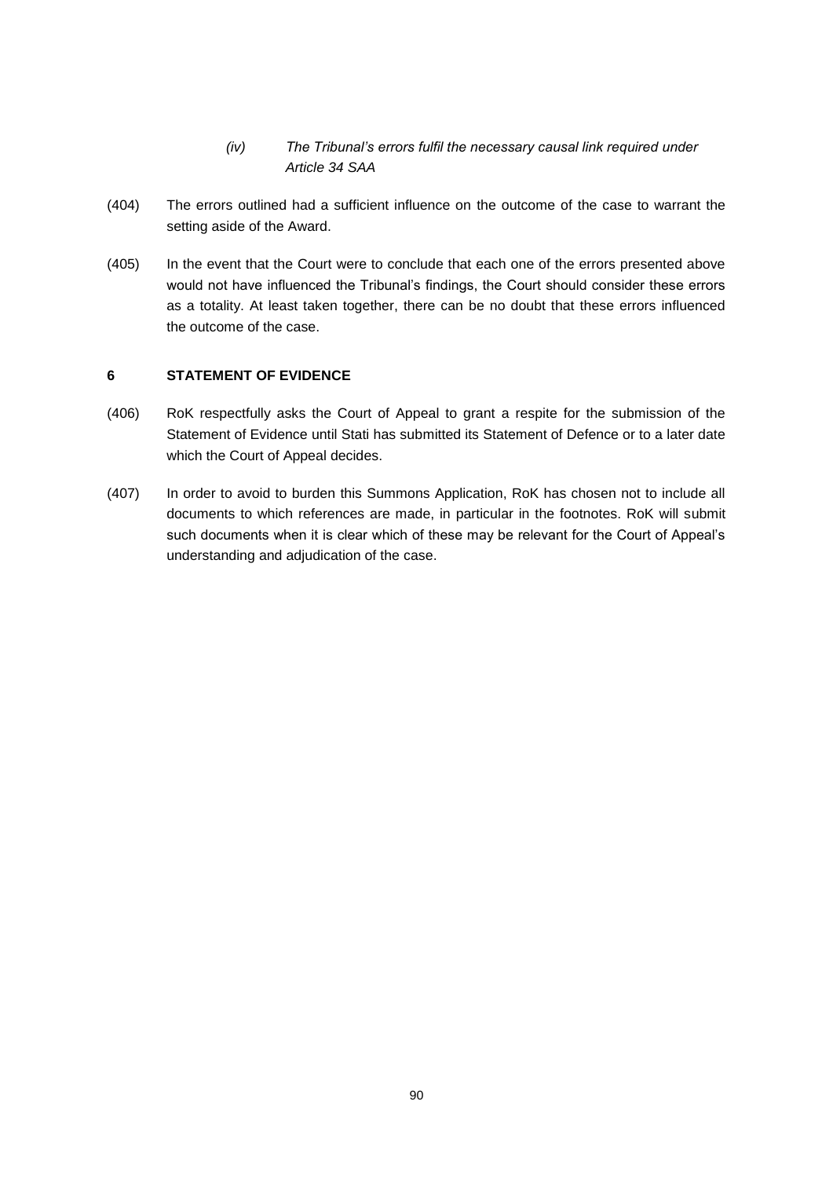*(iv) The Tribunal's errors fulfil the necessary causal link required under Article 34 SAA*

(404) The errors outlined had a sufficient influence on the outcome of the case to warrant the setting aside of the Award.

(405) In the event that the Court were to conclude that each one of the errors presented above would not have influenced the Tribunal's findings, the Court should consider these errors as a totality. At least taken together, there can be no doubt that these errors influenced the outcome of the case.

## 6 STATEMENT OF EVIDENCE

(406) RoK respectfully asks the Court of Appeal to grant a respite for the submission of the Statement of Evidence until Stati has submitted its Statement of Defence or to a later date which the Court of Appeal decides.

(407) In order to avoid to burden this Summons Application, RoK has chosen not to include all documents to which references are made, in particular in the footnotes. RoK will submit such documents when it is clear which of these may be relevant for the Court of Appeal's understanding and adjudication of the case.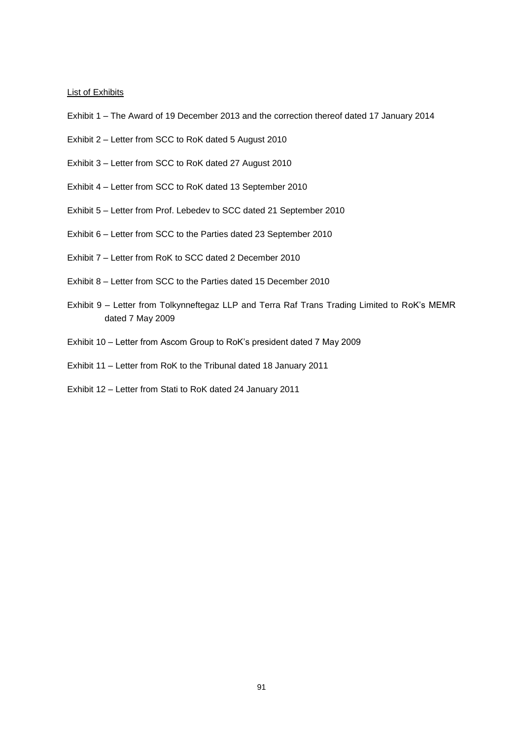List of Exhibits

Exhibit 1 – The Award of 19 December 2013 and the correction thereof dated 17 January 2014

Exhibit 2 – Letter from SCC to RoK dated 5 August 2010

Exhibit 3 – Letter from SCC to RoK dated 27 August 2010

Exhibit 4 – Letter from SCC to RoK dated 13 September 2010

Exhibit 5 – Letter from Prof. Lebedev to SCC dated 21 September 2010

Exhibit 6 – Letter from SCC to the Parties dated 23 September 2010

Exhibit 7 – Letter from RoK to SCC dated 2 December 2010

Exhibit 8 – Letter from SCC to the Parties dated 15 December 2010

Exhibit 9 – Letter from Tolkynneftegaz LLP and Terra Raf Trans Trading Limited to RoK's MEMR dated 7 May 2009

Exhibit 10 – Letter from Ascom Group to RoK's president dated 7 May 2009

Exhibit 11 – Letter from RoK to the Tribunal dated 18 January 2011

Exhibit 12 – Letter from Stati to RoK dated 24 January 2011